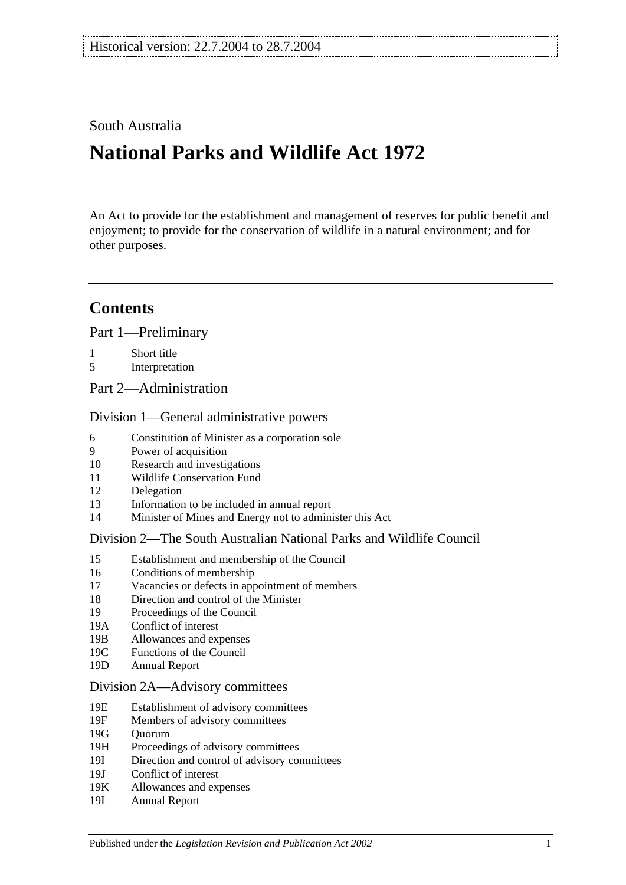Historical version: 22.7.2004 to 28.7.2004

South Australia

# National Parks and Wildlife Act 1972

An Act to provide for the establishment and management of reserves for public benefit and enjoyment; to provide for the conservation of wildlife in a natural environment; and for other purposes.

## Contents

Part 1—Preliminary

1 Short title
5 Interpretation

Part 2—Administration

Division 1—General administrative powers

6 Constitution of Minister as a corporation sole
9 Power of acquisition
10 Research and investigations
11 Wildlife Conservation Fund
12 Delegation
13 Information to be included in annual report
14 Minister of Mines and Energy not to administer this Act

Division 2—The South Australian National Parks and Wildlife Council

15 Establishment and membership of the Council
16 Conditions of membership
17 Vacancies or defects in appointment of members
18 Direction and control of the Minister
19 Proceedings of the Council
19A Conflict of interest
19B Allowances and expenses
19C Functions of the Council
19D Annual Report

Division 2A—Advisory committees

19E Establishment of advisory committees
19F Members of advisory committees
19G Quorum
19H Proceedings of advisory committees
19I Direction and control of advisory committees
19J Conflict of interest
19K Allowances and expenses
19L Annual Report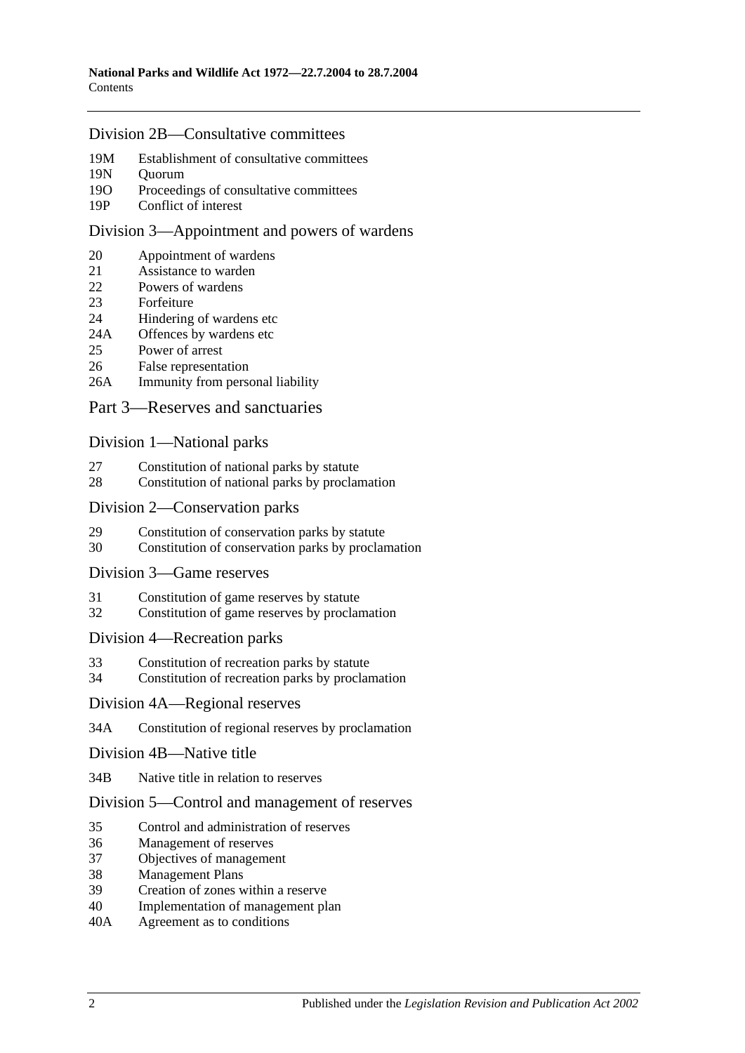## Division 2B—Consultative committees

19M Establishment of consultative committees
19N Quorum
19O Proceedings of consultative committees
19P Conflict of interest

## Division 3—Appointment and powers of wardens

20 Appointment of wardens
21 Assistance to warden
22 Powers of wardens
23 Forfeiture
24 Hindering of wardens etc
24A Offences by wardens etc
25 Power of arrest
26 False representation
26A Immunity from personal liability

# Part 3—Reserves and sanctuaries

## Division 1—National parks

27 Constitution of national parks by statute
28 Constitution of national parks by proclamation

## Division 2—Conservation parks

29 Constitution of conservation parks by statute
30 Constitution of conservation parks by proclamation

## Division 3—Game reserves

31 Constitution of game reserves by statute
32 Constitution of game reserves by proclamation

## Division 4—Recreation parks

33 Constitution of recreation parks by statute
34 Constitution of recreation parks by proclamation

## Division 4A—Regional reserves

34A Constitution of regional reserves by proclamation

## Division 4B—Native title

34B Native title in relation to reserves

## Division 5—Control and management of reserves

35 Control and administration of reserves
36 Management of reserves
37 Objectives of management
38 Management Plans
39 Creation of zones within a reserve
40 Implementation of management plan
40A Agreement as to conditions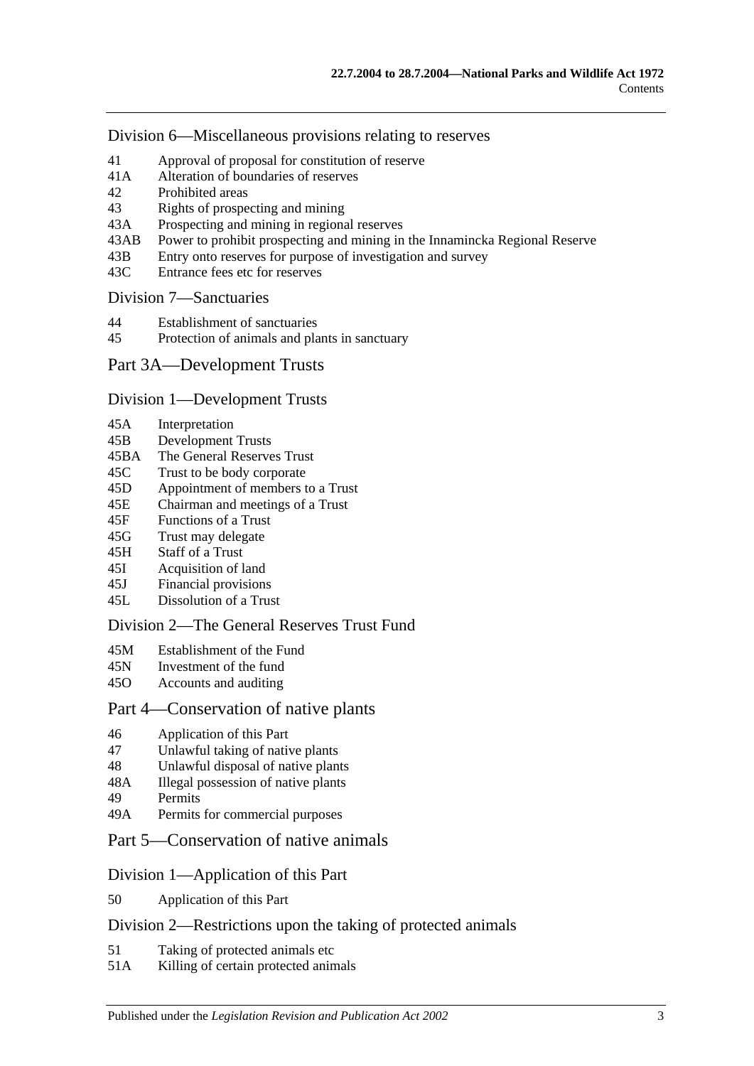## Division 6—Miscellaneous provisions relating to reserves

41 Approval of proposal for constitution of reserve
41A Alteration of boundaries of reserves
42 Prohibited areas
43 Rights of prospecting and mining
43A Prospecting and mining in regional reserves
43AB Power to prohibit prospecting and mining in the Innamincka Regional Reserve
43B Entry onto reserves for purpose of investigation and survey
43C Entrance fees etc for reserves

## Division 7—Sanctuaries

44 Establishment of sanctuaries
45 Protection of animals and plants in sanctuary

# Part 3A—Development Trusts

## Division 1—Development Trusts

45A Interpretation
45B Development Trusts
45BA The General Reserves Trust
45C Trust to be body corporate
45D Appointment of members to a Trust
45E Chairman and meetings of a Trust
45F Functions of a Trust
45G Trust may delegate
45H Staff of a Trust
45I Acquisition of land
45J Financial provisions
45L Dissolution of a Trust

## Division 2—The General Reserves Trust Fund

45M Establishment of the Fund
45N Investment of the fund
45O Accounts and auditing

# Part 4—Conservation of native plants

46 Application of this Part
47 Unlawful taking of native plants
48 Unlawful disposal of native plants
48A Illegal possession of native plants
49 Permits
49A Permits for commercial purposes

# Part 5—Conservation of native animals

## Division 1—Application of this Part

50 Application of this Part

## Division 2—Restrictions upon the taking of protected animals

51 Taking of protected animals etc
51A Killing of certain protected animals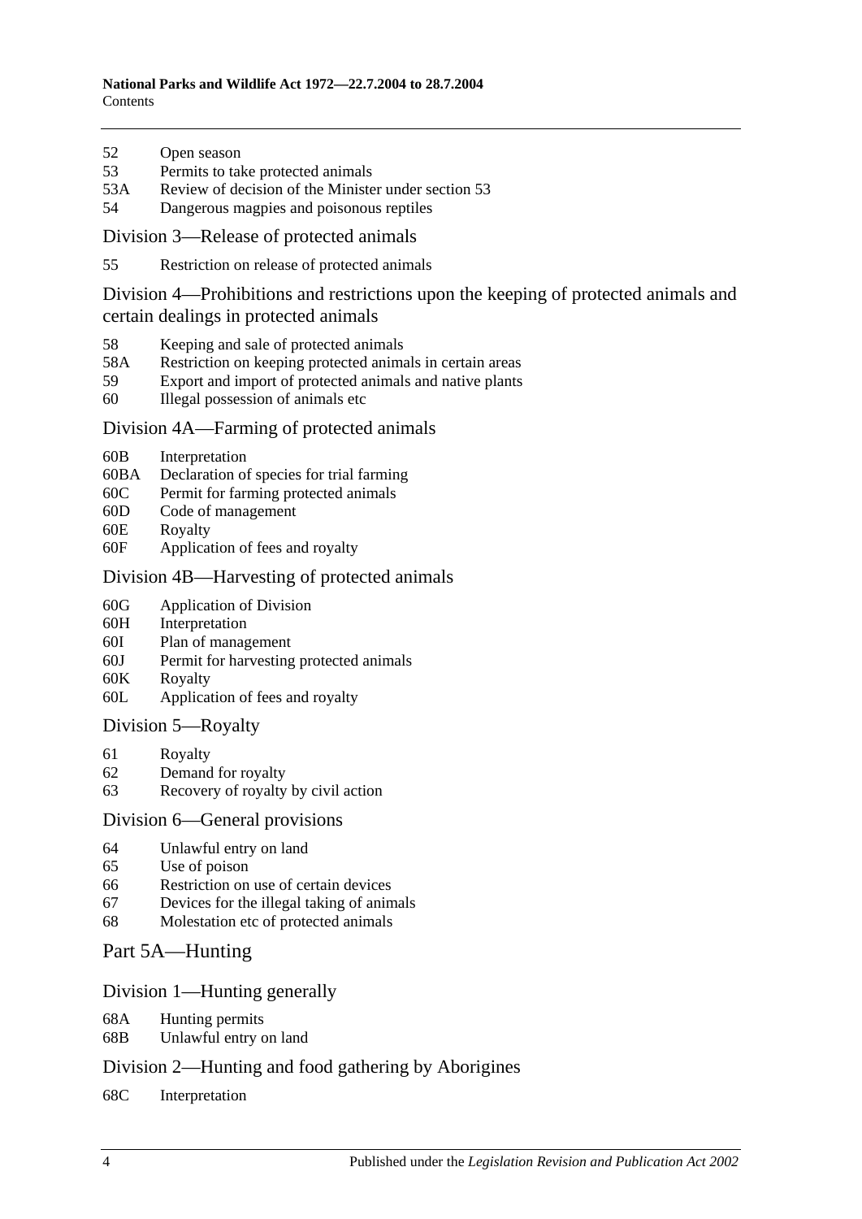52 Open season
53 Permits to take protected animals
53A Review of decision of the Minister under section 53
54 Dangerous magpies and poisonous reptiles

## Division 3—Release of protected animals

55 Restriction on release of protected animals

## Division 4—Prohibitions and restrictions upon the keeping of protected animals and certain dealings in protected animals

58 Keeping and sale of protected animals
58A Restriction on keeping protected animals in certain areas
59 Export and import of protected animals and native plants
60 Illegal possession of animals etc

## Division 4A—Farming of protected animals

60B Interpretation
60BA Declaration of species for trial farming
60C Permit for farming protected animals
60D Code of management
60E Royalty
60F Application of fees and royalty

## Division 4B—Harvesting of protected animals

60G Application of Division
60H Interpretation
60I Plan of management
60J Permit for harvesting protected animals
60K Royalty
60L Application of fees and royalty

## Division 5—Royalty

61 Royalty
62 Demand for royalty
63 Recovery of royalty by civil action

## Division 6—General provisions

64 Unlawful entry on land
65 Use of poison
66 Restriction on use of certain devices
67 Devices for the illegal taking of animals
68 Molestation etc of protected animals

# Part 5A—Hunting

## Division 1—Hunting generally

68A Hunting permits
68B Unlawful entry on land

## Division 2—Hunting and food gathering by Aborigines

68C Interpretation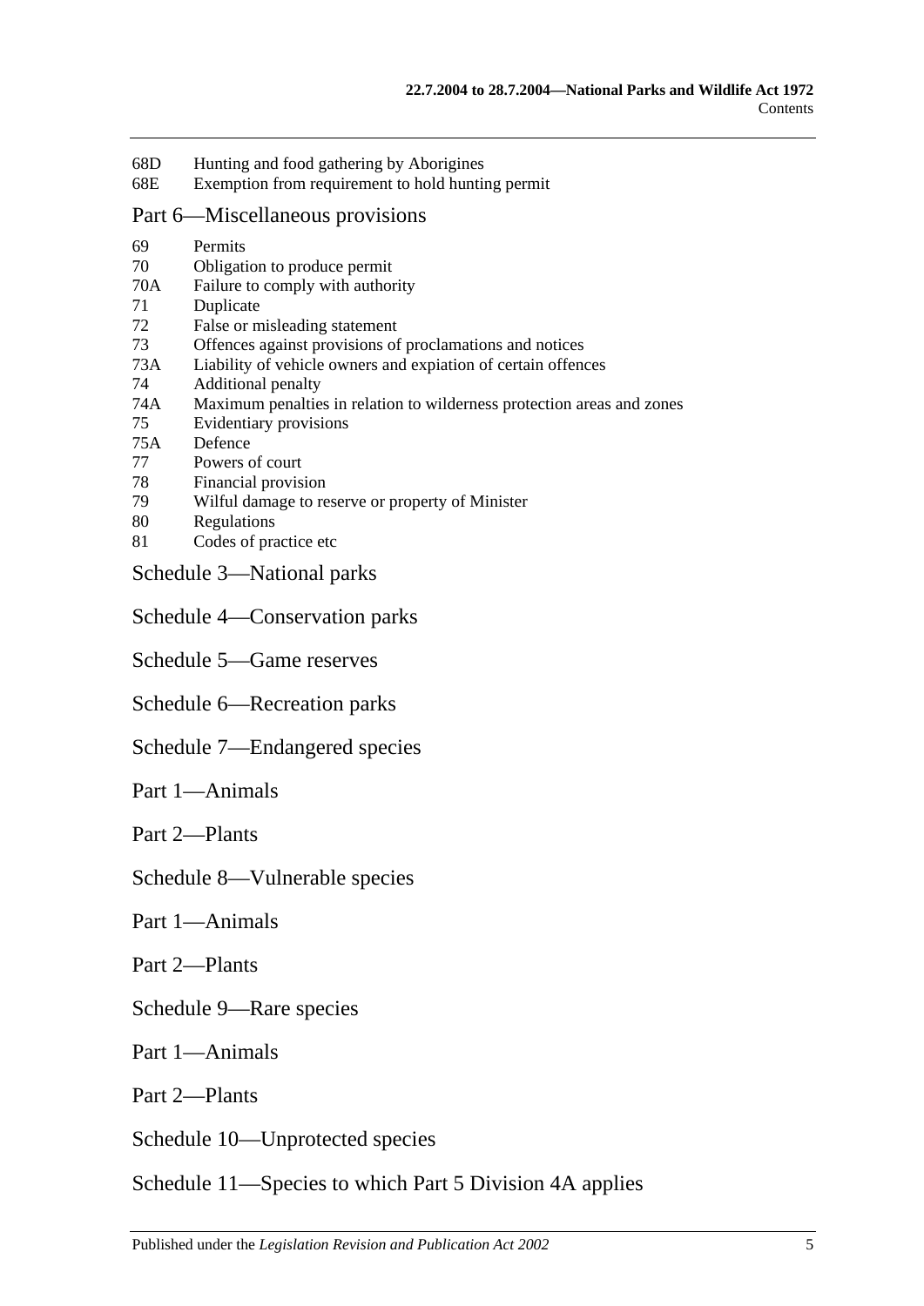68D Hunting and food gathering by Aborigines
68E Exemption from requirement to hold hunting permit

## Part 6—Miscellaneous provisions

69 Permits
70 Obligation to produce permit
70A Failure to comply with authority
71 Duplicate
72 False or misleading statement
73 Offences against provisions of proclamations and notices
73A Liability of vehicle owners and expiation of certain offences
74 Additional penalty
74A Maximum penalties in relation to wilderness protection areas and zones
75 Evidentiary provisions
75A Defence
77 Powers of court
78 Financial provision
79 Wilful damage to reserve or property of Minister
80 Regulations
81 Codes of practice etc

## Schedule 3—National parks

## Schedule 4—Conservation parks

## Schedule 5—Game reserves

## Schedule 6—Recreation parks

## Schedule 7—Endangered species

## Part 1—Animals

## Part 2—Plants

## Schedule 8—Vulnerable species

## Part 1—Animals

## Part 2—Plants

## Schedule 9—Rare species

## Part 1—Animals

## Part 2—Plants

## Schedule 10—Unprotected species

## Schedule 11—Species to which Part 5 Division 4A applies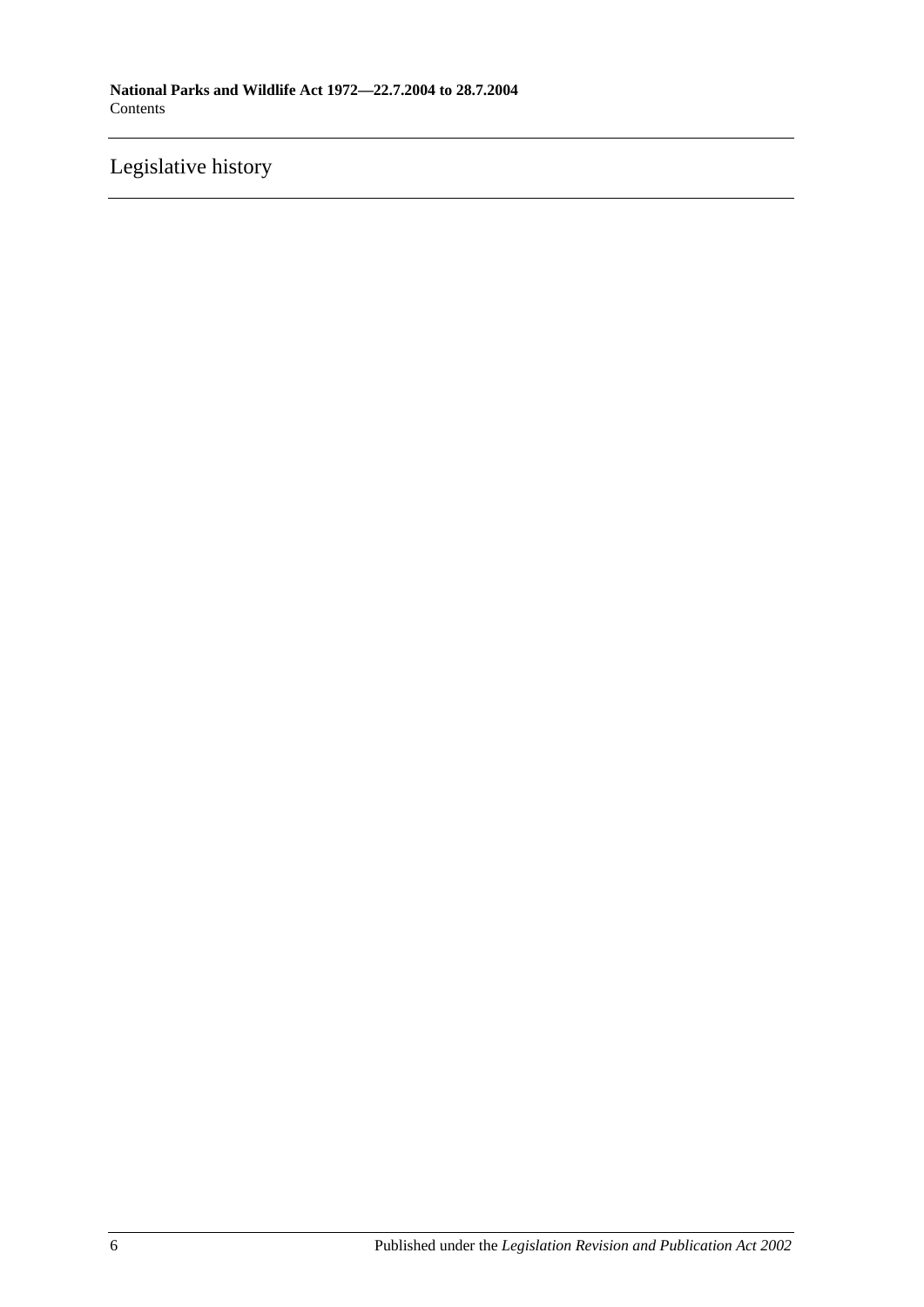Legislative history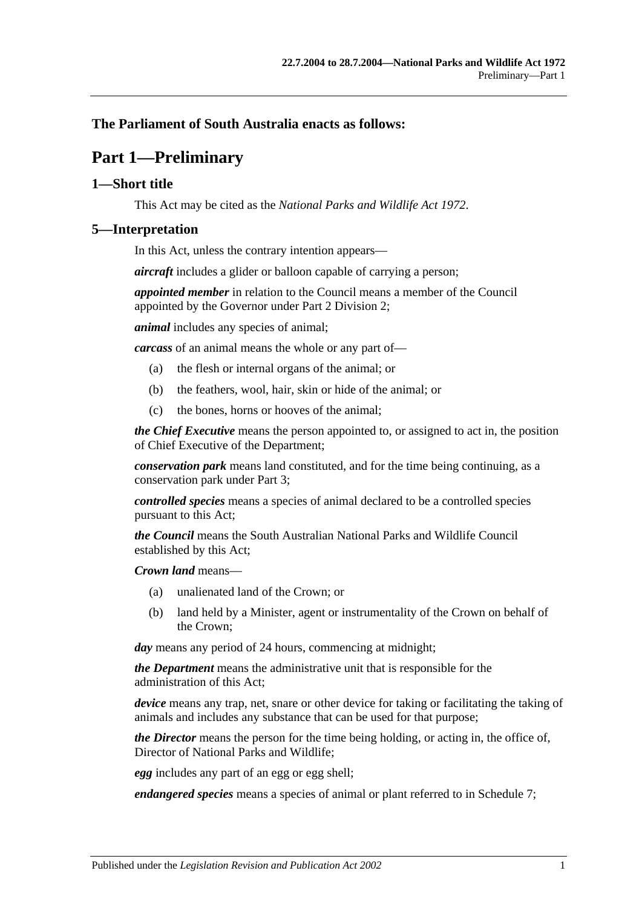**The Parliament of South Australia enacts as follows:**

# Part 1—Preliminary

## 1—Short title

This Act may be cited as the *National Parks and Wildlife Act 1972*.

## 5—Interpretation

In this Act, unless the contrary intention appears—

***aircraft*** includes a glider or balloon capable of carrying a person;

***appointed member*** in relation to the Council means a member of the Council appointed by the Governor under Part 2 Division 2;

***animal*** includes any species of animal;

***carcass*** of an animal means the whole or any part of—

(a) the flesh or internal organs of the animal; or

(b) the feathers, wool, hair, skin or hide of the animal; or

(c) the bones, horns or hooves of the animal;

***the Chief Executive*** means the person appointed to, or assigned to act in, the position of Chief Executive of the Department;

***conservation park*** means land constituted, and for the time being continuing, as a conservation park under Part 3;

***controlled species*** means a species of animal declared to be a controlled species pursuant to this Act;

***the Council*** means the South Australian National Parks and Wildlife Council established by this Act;

***Crown land*** means—

(a) unalienated land of the Crown; or

(b) land held by a Minister, agent or instrumentality of the Crown on behalf of the Crown;

***day*** means any period of 24 hours, commencing at midnight;

***the Department*** means the administrative unit that is responsible for the administration of this Act;

***device*** means any trap, net, snare or other device for taking or facilitating the taking of animals and includes any substance that can be used for that purpose;

***the Director*** means the person for the time being holding, or acting in, the office of, Director of National Parks and Wildlife;

***egg*** includes any part of an egg or egg shell;

***endangered species*** means a species of animal or plant referred to in Schedule 7;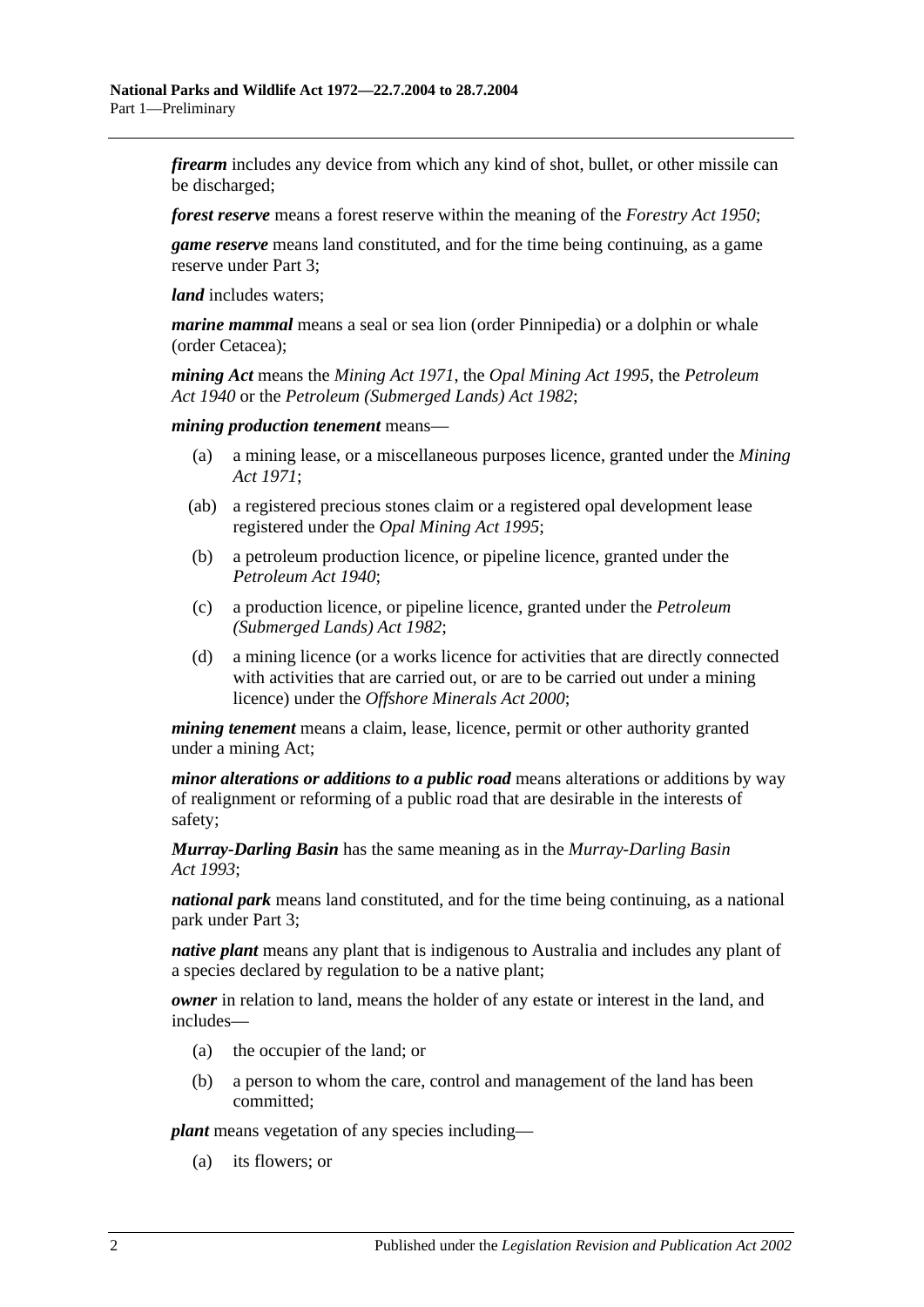***firearm*** includes any device from which any kind of shot, bullet, or other missile can be discharged;

***forest reserve*** means a forest reserve within the meaning of the *Forestry Act 1950*;

***game reserve*** means land constituted, and for the time being continuing, as a game reserve under Part 3;

***land*** includes waters;

***marine mammal*** means a seal or sea lion (order Pinnipedia) or a dolphin or whale (order Cetacea);

***mining Act*** means the *Mining Act 1971*, the *Opal Mining Act 1995*, the *Petroleum Act 1940* or the *Petroleum (Submerged Lands) Act 1982*;

***mining production tenement*** means—

- (a) a mining lease, or a miscellaneous purposes licence, granted under the *Mining Act 1971*;
- (ab) a registered precious stones claim or a registered opal development lease registered under the *Opal Mining Act 1995*;
- (b) a petroleum production licence, or pipeline licence, granted under the *Petroleum Act 1940*;
- (c) a production licence, or pipeline licence, granted under the *Petroleum (Submerged Lands) Act 1982*;
- (d) a mining licence (or a works licence for activities that are directly connected with activities that are carried out, or are to be carried out under a mining licence) under the *Offshore Minerals Act 2000*;

***mining tenement*** means a claim, lease, licence, permit or other authority granted under a mining Act;

***minor alterations or additions to a public road*** means alterations or additions by way of realignment or reforming of a public road that are desirable in the interests of safety;

***Murray-Darling Basin*** has the same meaning as in the *Murray-Darling Basin Act 1993*;

***national park*** means land constituted, and for the time being continuing, as a national park under Part 3;

***native plant*** means any plant that is indigenous to Australia and includes any plant of a species declared by regulation to be a native plant;

***owner*** in relation to land, means the holder of any estate or interest in the land, and includes—

- (a) the occupier of the land; or
- (b) a person to whom the care, control and management of the land has been committed;

***plant*** means vegetation of any species including—

- (a) its flowers; or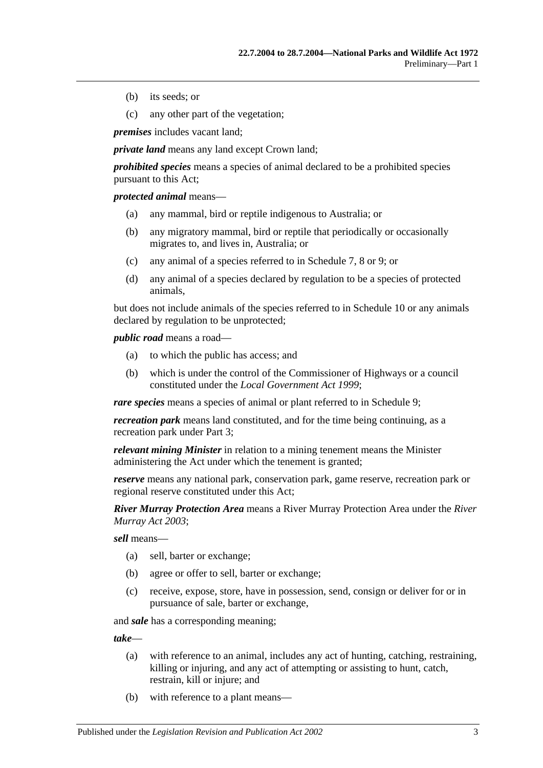(b) its seeds; or

(c) any other part of the vegetation;

***premises*** includes vacant land;

***private land*** means any land except Crown land;

***prohibited species*** means a species of animal declared to be a prohibited species pursuant to this Act;

***protected animal*** means—

(a) any mammal, bird or reptile indigenous to Australia; or

(b) any migratory mammal, bird or reptile that periodically or occasionally migrates to, and lives in, Australia; or

(c) any animal of a species referred to in Schedule 7, 8 or 9; or

(d) any animal of a species declared by regulation to be a species of protected animals,

but does not include animals of the species referred to in Schedule 10 or any animals declared by regulation to be unprotected;

***public road*** means a road—

(a) to which the public has access; and

(b) which is under the control of the Commissioner of Highways or a council constituted under the *Local Government Act 1999*;

***rare species*** means a species of animal or plant referred to in Schedule 9;

***recreation park*** means land constituted, and for the time being continuing, as a recreation park under Part 3;

***relevant mining Minister*** in relation to a mining tenement means the Minister administering the Act under which the tenement is granted;

***reserve*** means any national park, conservation park, game reserve, recreation park or regional reserve constituted under this Act;

***River Murray Protection Area*** means a River Murray Protection Area under the *River Murray Act 2003*;

***sell*** means—

(a) sell, barter or exchange;

(b) agree or offer to sell, barter or exchange;

(c) receive, expose, store, have in possession, send, consign or deliver for or in pursuance of sale, barter or exchange,

and ***sale*** has a corresponding meaning;

***take***—

(a) with reference to an animal, includes any act of hunting, catching, restraining, killing or injuring, and any act of attempting or assisting to hunt, catch, restrain, kill or injure; and

(b) with reference to a plant means—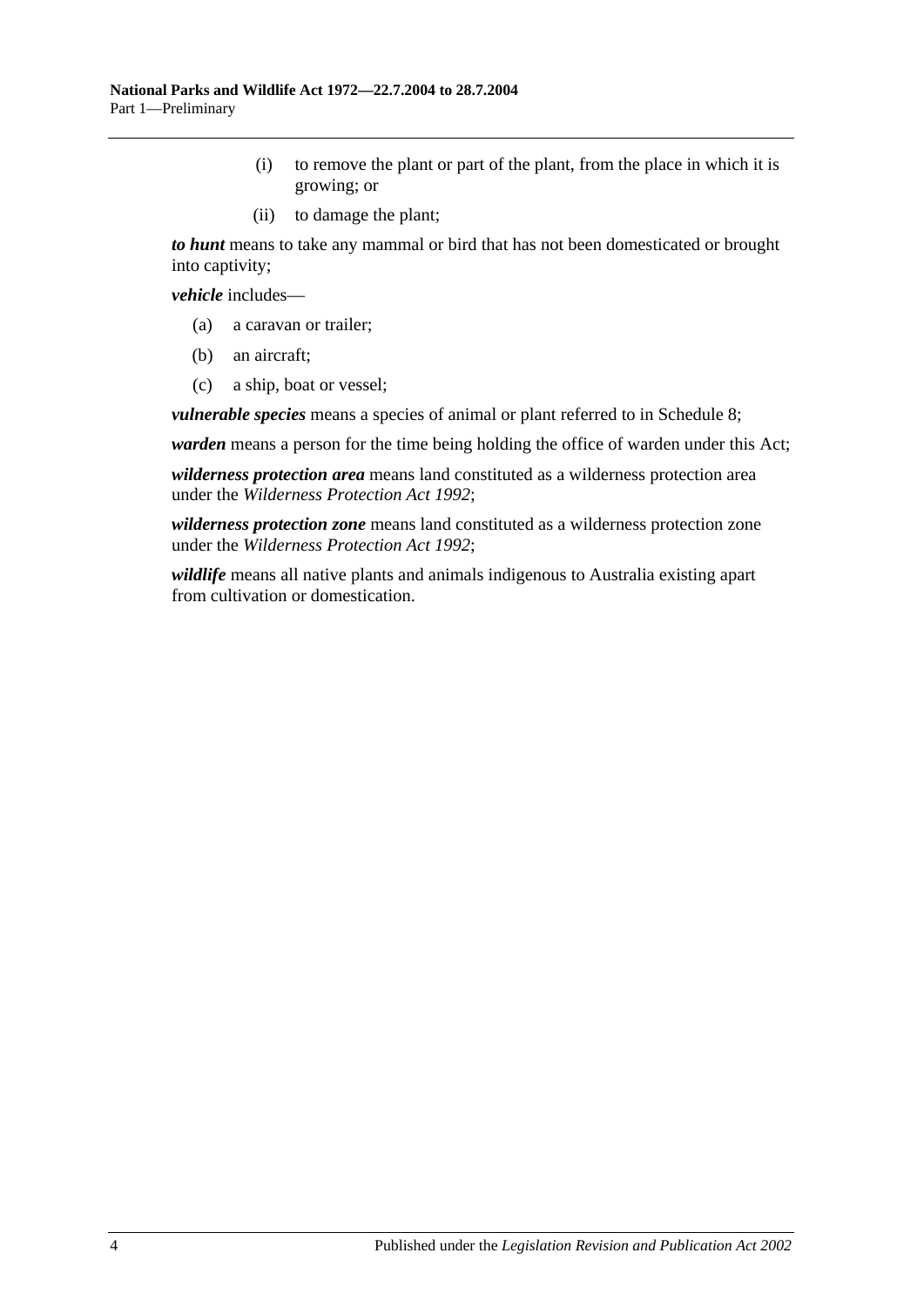(i) to remove the plant or part of the plant, from the place in which it is growing; or

(ii) to damage the plant;

***to hunt*** means to take any mammal or bird that has not been domesticated or brought into captivity;

***vehicle*** includes—

(a) a caravan or trailer;

(b) an aircraft;

(c) a ship, boat or vessel;

***vulnerable species*** means a species of animal or plant referred to in Schedule 8;

***warden*** means a person for the time being holding the office of warden under this Act;

***wilderness protection area*** means land constituted as a wilderness protection area under the *Wilderness Protection Act 1992*;

***wilderness protection zone*** means land constituted as a wilderness protection zone under the *Wilderness Protection Act 1992*;

***wildlife*** means all native plants and animals indigenous to Australia existing apart from cultivation or domestication.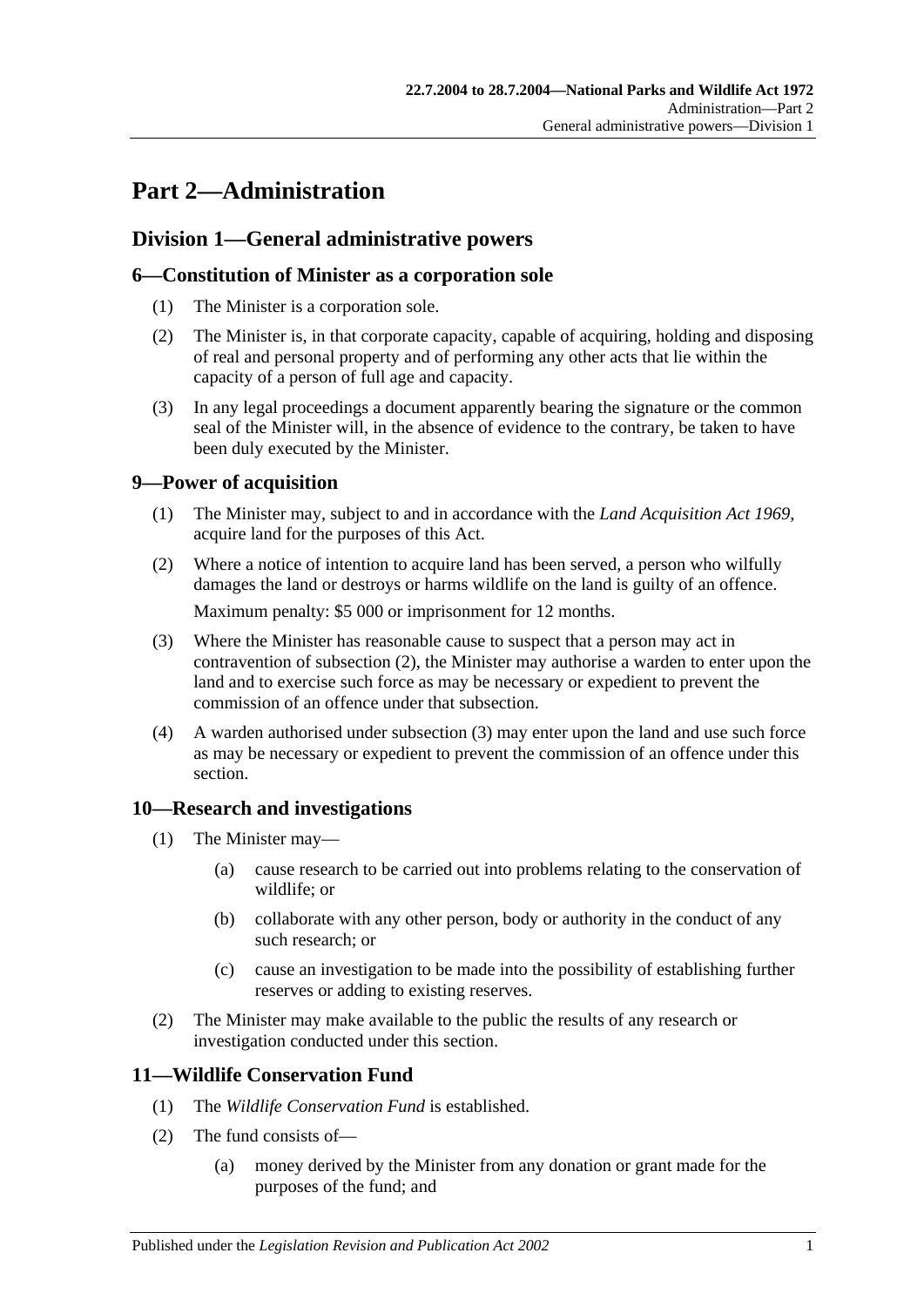# Part 2—Administration

## Division 1—General administrative powers

### 6—Constitution of Minister as a corporation sole

(1) The Minister is a corporation sole.

(2) The Minister is, in that corporate capacity, capable of acquiring, holding and disposing of real and personal property and of performing any other acts that lie within the capacity of a person of full age and capacity.

(3) In any legal proceedings a document apparently bearing the signature or the common seal of the Minister will, in the absence of evidence to the contrary, be taken to have been duly executed by the Minister.

### 9—Power of acquisition

(1) The Minister may, subject to and in accordance with the *Land Acquisition Act 1969*, acquire land for the purposes of this Act.

(2) Where a notice of intention to acquire land has been served, a person who wilfully damages the land or destroys or harms wildlife on the land is guilty of an offence.

Maximum penalty: $5 000 or imprisonment for 12 months.

(3) Where the Minister has reasonable cause to suspect that a person may act in contravention of subsection (2), the Minister may authorise a warden to enter upon the land and to exercise such force as may be necessary or expedient to prevent the commission of an offence under that subsection.

(4) A warden authorised under subsection (3) may enter upon the land and use such force as may be necessary or expedient to prevent the commission of an offence under this section.

### 10—Research and investigations

(1) The Minister may—

(a) cause research to be carried out into problems relating to the conservation of wildlife; or

(b) collaborate with any other person, body or authority in the conduct of any such research; or

(c) cause an investigation to be made into the possibility of establishing further reserves or adding to existing reserves.

(2) The Minister may make available to the public the results of any research or investigation conducted under this section.

### 11—Wildlife Conservation Fund

(1) The *Wildlife Conservation Fund* is established.

(2) The fund consists of—

(a) money derived by the Minister from any donation or grant made for the purposes of the fund; and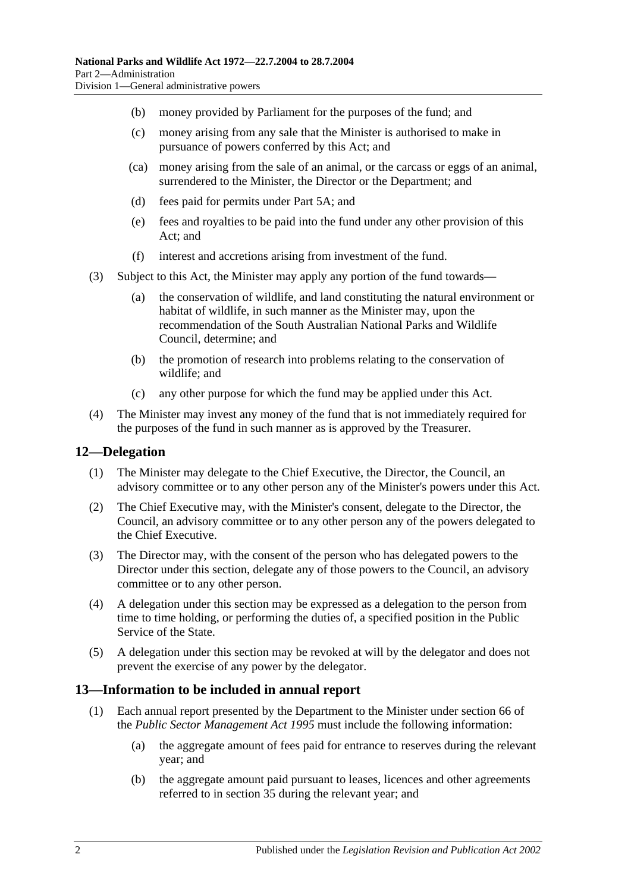(b) money provided by Parliament for the purposes of the fund; and

(c) money arising from any sale that the Minister is authorised to make in pursuance of powers conferred by this Act; and

(ca) money arising from the sale of an animal, or the carcass or eggs of an animal, surrendered to the Minister, the Director or the Department; and

(d) fees paid for permits under Part 5A; and

(e) fees and royalties to be paid into the fund under any other provision of this Act; and

(f) interest and accretions arising from investment of the fund.

(3) Subject to this Act, the Minister may apply any portion of the fund towards—

(a) the conservation of wildlife, and land constituting the natural environment or habitat of wildlife, in such manner as the Minister may, upon the recommendation of the South Australian National Parks and Wildlife Council, determine; and

(b) the promotion of research into problems relating to the conservation of wildlife; and

(c) any other purpose for which the fund may be applied under this Act.

(4) The Minister may invest any money of the fund that is not immediately required for the purposes of the fund in such manner as is approved by the Treasurer.

## 12—Delegation

(1) The Minister may delegate to the Chief Executive, the Director, the Council, an advisory committee or to any other person any of the Minister's powers under this Act.

(2) The Chief Executive may, with the Minister's consent, delegate to the Director, the Council, an advisory committee or to any other person any of the powers delegated to the Chief Executive.

(3) The Director may, with the consent of the person who has delegated powers to the Director under this section, delegate any of those powers to the Council, an advisory committee or to any other person.

(4) A delegation under this section may be expressed as a delegation to the person from time to time holding, or performing the duties of, a specified position in the Public Service of the State.

(5) A delegation under this section may be revoked at will by the delegator and does not prevent the exercise of any power by the delegator.

## 13—Information to be included in annual report

(1) Each annual report presented by the Department to the Minister under section 66 of the *Public Sector Management Act 1995* must include the following information:

(a) the aggregate amount of fees paid for entrance to reserves during the relevant year; and

(b) the aggregate amount paid pursuant to leases, licences and other agreements referred to in section 35 during the relevant year; and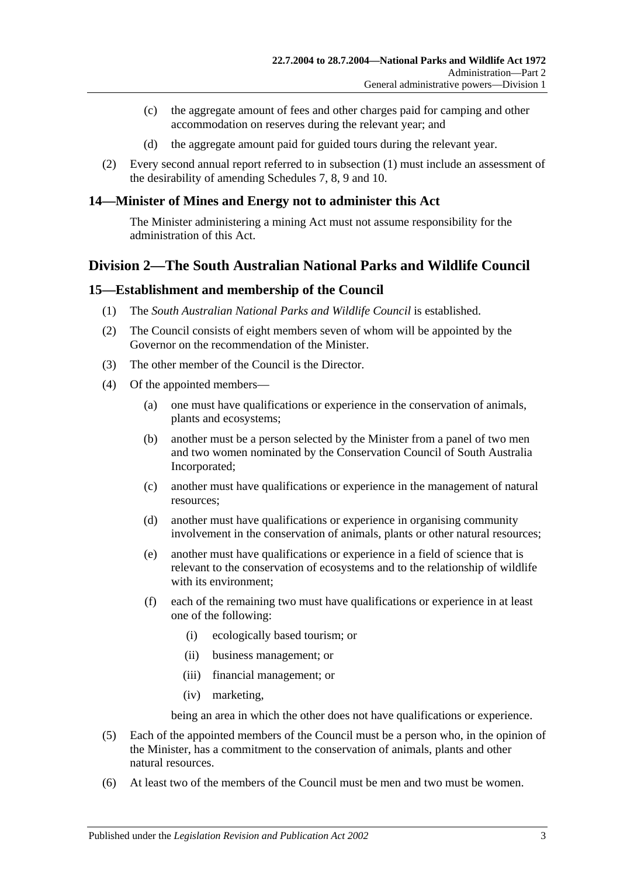(c) the aggregate amount of fees and other charges paid for camping and other accommodation on reserves during the relevant year; and

(d) the aggregate amount paid for guided tours during the relevant year.

(2) Every second annual report referred to in subsection (1) must include an assessment of the desirability of amending Schedules 7, 8, 9 and 10.

### 14—Minister of Mines and Energy not to administer this Act

The Minister administering a mining Act must not assume responsibility for the administration of this Act.

## Division 2—The South Australian National Parks and Wildlife Council

### 15—Establishment and membership of the Council

(1) The *South Australian National Parks and Wildlife Council* is established.

(2) The Council consists of eight members seven of whom will be appointed by the Governor on the recommendation of the Minister.

(3) The other member of the Council is the Director.

(4) Of the appointed members—

(a) one must have qualifications or experience in the conservation of animals, plants and ecosystems;

(b) another must be a person selected by the Minister from a panel of two men and two women nominated by the Conservation Council of South Australia Incorporated;

(c) another must have qualifications or experience in the management of natural resources;

(d) another must have qualifications or experience in organising community involvement in the conservation of animals, plants or other natural resources;

(e) another must have qualifications or experience in a field of science that is relevant to the conservation of ecosystems and to the relationship of wildlife with its environment;

(f) each of the remaining two must have qualifications or experience in at least one of the following:

(i) ecologically based tourism; or

(ii) business management; or

(iii) financial management; or

(iv) marketing,

being an area in which the other does not have qualifications or experience.

(5) Each of the appointed members of the Council must be a person who, in the opinion of the Minister, has a commitment to the conservation of animals, plants and other natural resources.

(6) At least two of the members of the Council must be men and two must be women.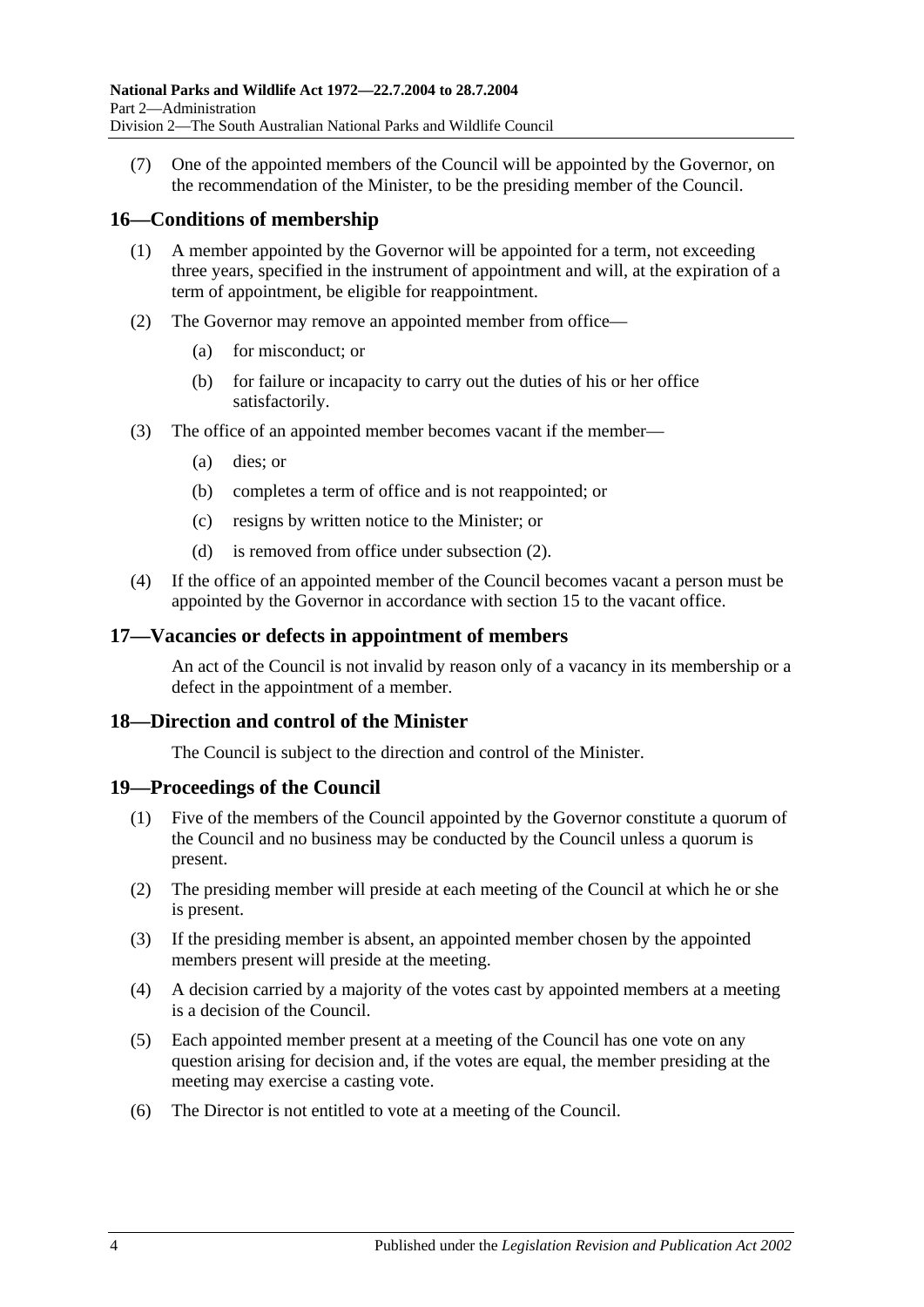(7) One of the appointed members of the Council will be appointed by the Governor, on the recommendation of the Minister, to be the presiding member of the Council.

## 16—Conditions of membership

(1) A member appointed by the Governor will be appointed for a term, not exceeding three years, specified in the instrument of appointment and will, at the expiration of a term of appointment, be eligible for reappointment.

(2) The Governor may remove an appointed member from office—

- (a) for misconduct; or
- (b) for failure or incapacity to carry out the duties of his or her office satisfactorily.

(3) The office of an appointed member becomes vacant if the member—

- (a) dies; or
- (b) completes a term of office and is not reappointed; or
- (c) resigns by written notice to the Minister; or
- (d) is removed from office under subsection (2).

(4) If the office of an appointed member of the Council becomes vacant a person must be appointed by the Governor in accordance with section 15 to the vacant office.

## 17—Vacancies or defects in appointment of members

An act of the Council is not invalid by reason only of a vacancy in its membership or a defect in the appointment of a member.

## 18—Direction and control of the Minister

The Council is subject to the direction and control of the Minister.

## 19—Proceedings of the Council

(1) Five of the members of the Council appointed by the Governor constitute a quorum of the Council and no business may be conducted by the Council unless a quorum is present.

(2) The presiding member will preside at each meeting of the Council at which he or she is present.

(3) If the presiding member is absent, an appointed member chosen by the appointed members present will preside at the meeting.

(4) A decision carried by a majority of the votes cast by appointed members at a meeting is a decision of the Council.

(5) Each appointed member present at a meeting of the Council has one vote on any question arising for decision and, if the votes are equal, the member presiding at the meeting may exercise a casting vote.

(6) The Director is not entitled to vote at a meeting of the Council.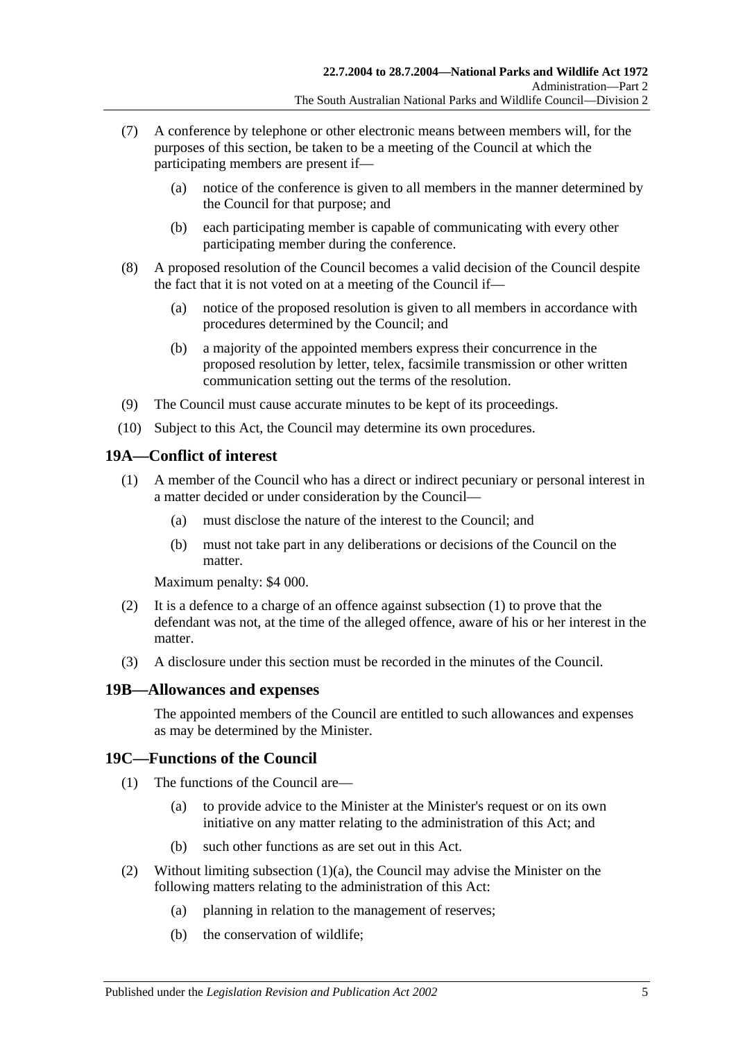(7) A conference by telephone or other electronic means between members will, for the purposes of this section, be taken to be a meeting of the Council at which the participating members are present if—

(a) notice of the conference is given to all members in the manner determined by the Council for that purpose; and

(b) each participating member is capable of communicating with every other participating member during the conference.

(8) A proposed resolution of the Council becomes a valid decision of the Council despite the fact that it is not voted on at a meeting of the Council if—

(a) notice of the proposed resolution is given to all members in accordance with procedures determined by the Council; and

(b) a majority of the appointed members express their concurrence in the proposed resolution by letter, telex, facsimile transmission or other written communication setting out the terms of the resolution.

(9) The Council must cause accurate minutes to be kept of its proceedings.

(10) Subject to this Act, the Council may determine its own procedures.

## 19A—Conflict of interest

(1) A member of the Council who has a direct or indirect pecuniary or personal interest in a matter decided or under consideration by the Council—

(a) must disclose the nature of the interest to the Council; and

(b) must not take part in any deliberations or decisions of the Council on the matter.

Maximum penalty: $4 000.

(2) It is a defence to a charge of an offence against subsection (1) to prove that the defendant was not, at the time of the alleged offence, aware of his or her interest in the matter.

(3) A disclosure under this section must be recorded in the minutes of the Council.

## 19B—Allowances and expenses

The appointed members of the Council are entitled to such allowances and expenses as may be determined by the Minister.

## 19C—Functions of the Council

(1) The functions of the Council are—

(a) to provide advice to the Minister at the Minister's request or on its own initiative on any matter relating to the administration of this Act; and

(b) such other functions as are set out in this Act.

(2) Without limiting subsection (1)(a), the Council may advise the Minister on the following matters relating to the administration of this Act:

(a) planning in relation to the management of reserves;

(b) the conservation of wildlife;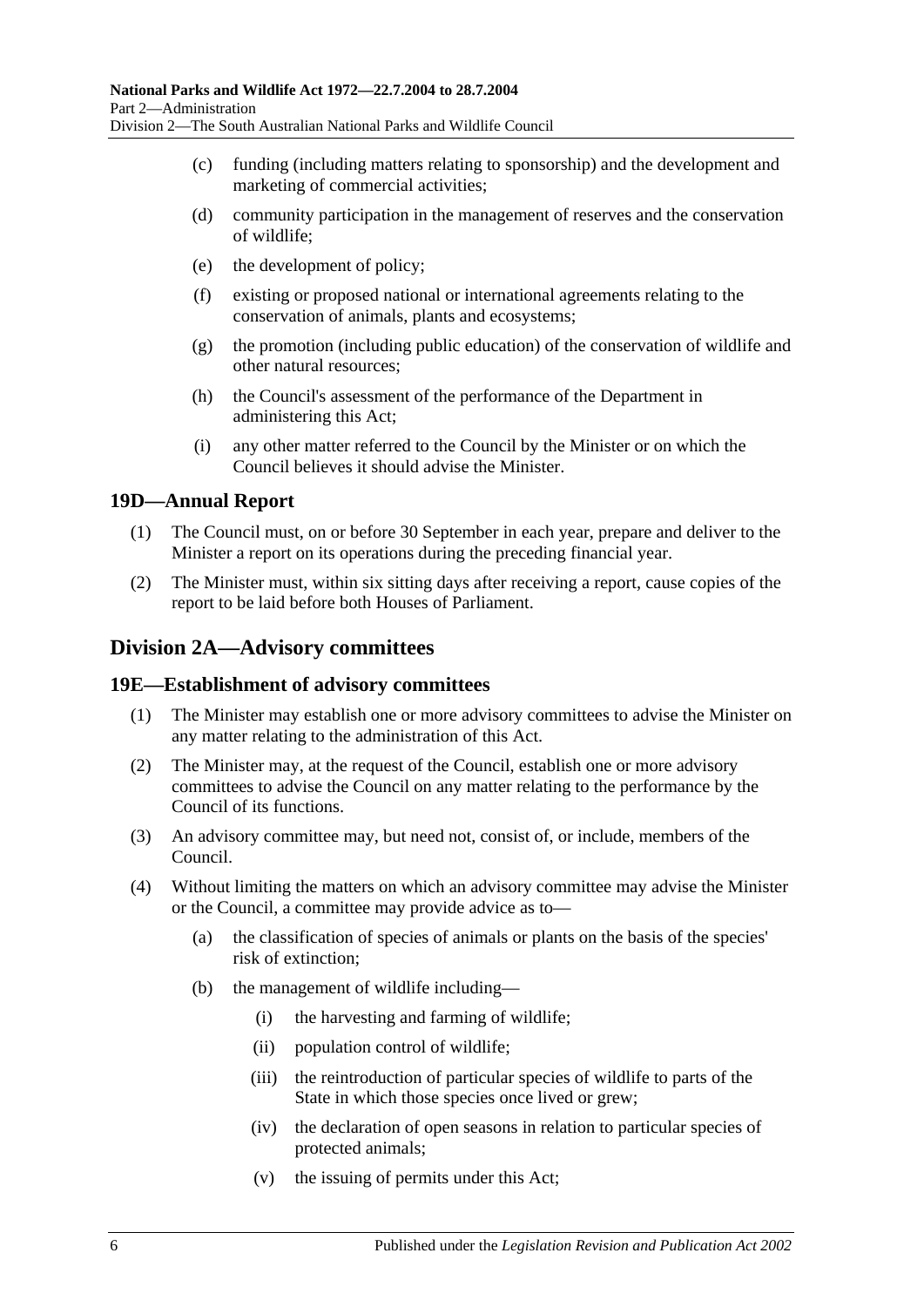(c) funding (including matters relating to sponsorship) and the development and marketing of commercial activities;

(d) community participation in the management of reserves and the conservation of wildlife;

(e) the development of policy;

(f) existing or proposed national or international agreements relating to the conservation of animals, plants and ecosystems;

(g) the promotion (including public education) of the conservation of wildlife and other natural resources;

(h) the Council's assessment of the performance of the Department in administering this Act;

(i) any other matter referred to the Council by the Minister or on which the Council believes it should advise the Minister.

### 19D—Annual Report

(1) The Council must, on or before 30 September in each year, prepare and deliver to the Minister a report on its operations during the preceding financial year.

(2) The Minister must, within six sitting days after receiving a report, cause copies of the report to be laid before both Houses of Parliament.

## Division 2A—Advisory committees

### 19E—Establishment of advisory committees

(1) The Minister may establish one or more advisory committees to advise the Minister on any matter relating to the administration of this Act.

(2) The Minister may, at the request of the Council, establish one or more advisory committees to advise the Council on any matter relating to the performance by the Council of its functions.

(3) An advisory committee may, but need not, consist of, or include, members of the Council.

(4) Without limiting the matters on which an advisory committee may advise the Minister or the Council, a committee may provide advice as to—

(a) the classification of species of animals or plants on the basis of the species' risk of extinction;

(b) the management of wildlife including—

(i) the harvesting and farming of wildlife;

(ii) population control of wildlife;

(iii) the reintroduction of particular species of wildlife to parts of the State in which those species once lived or grew;

(iv) the declaration of open seasons in relation to particular species of protected animals;

(v) the issuing of permits under this Act;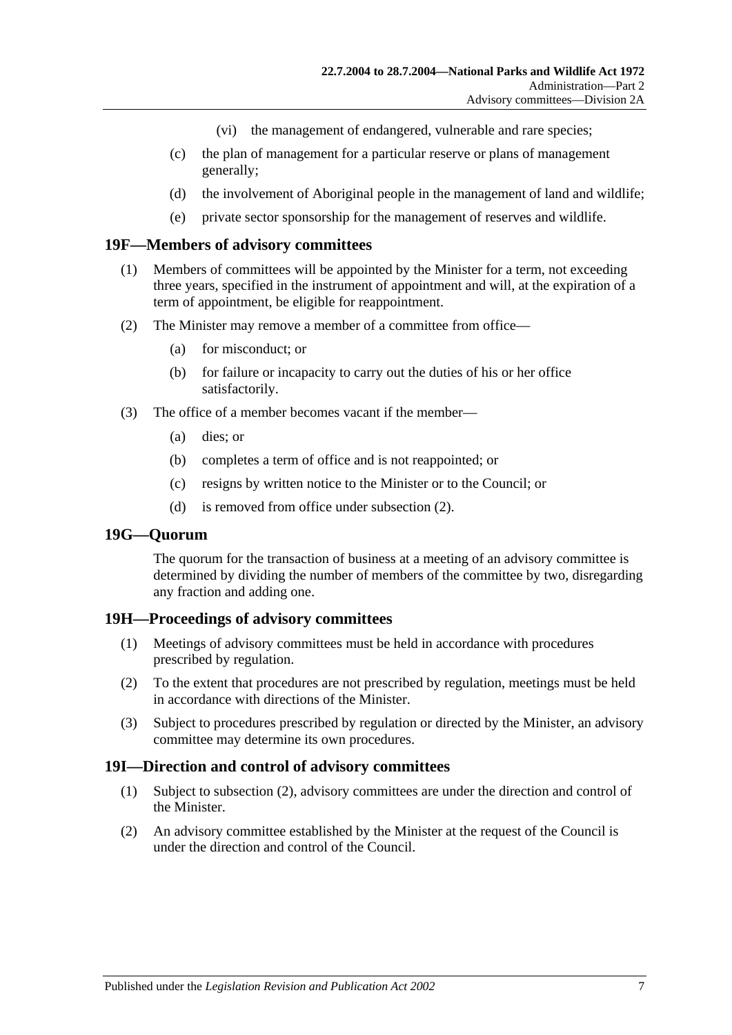(vi) the management of endangered, vulnerable and rare species;

(c) the plan of management for a particular reserve or plans of management generally;

(d) the involvement of Aboriginal people in the management of land and wildlife;

(e) private sector sponsorship for the management of reserves and wildlife.

## 19F—Members of advisory committees

(1) Members of committees will be appointed by the Minister for a term, not exceeding three years, specified in the instrument of appointment and will, at the expiration of a term of appointment, be eligible for reappointment.

(2) The Minister may remove a member of a committee from office—

(a) for misconduct; or

(b) for failure or incapacity to carry out the duties of his or her office satisfactorily.

(3) The office of a member becomes vacant if the member—

(a) dies; or

(b) completes a term of office and is not reappointed; or

(c) resigns by written notice to the Minister or to the Council; or

(d) is removed from office under subsection (2).

## 19G—Quorum

The quorum for the transaction of business at a meeting of an advisory committee is determined by dividing the number of members of the committee by two, disregarding any fraction and adding one.

## 19H—Proceedings of advisory committees

(1) Meetings of advisory committees must be held in accordance with procedures prescribed by regulation.

(2) To the extent that procedures are not prescribed by regulation, meetings must be held in accordance with directions of the Minister.

(3) Subject to procedures prescribed by regulation or directed by the Minister, an advisory committee may determine its own procedures.

## 19I—Direction and control of advisory committees

(1) Subject to subsection (2), advisory committees are under the direction and control of the Minister.

(2) An advisory committee established by the Minister at the request of the Council is under the direction and control of the Council.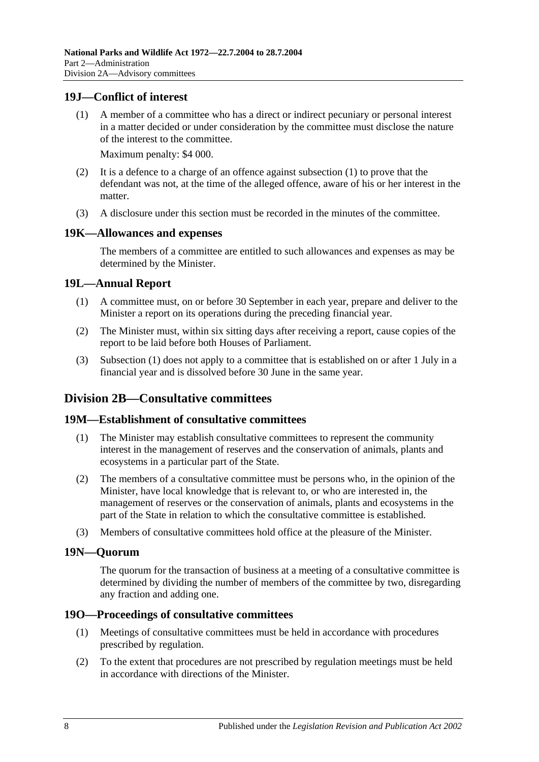## 19J—Conflict of interest

(1) A member of a committee who has a direct or indirect pecuniary or personal interest in a matter decided or under consideration by the committee must disclose the nature of the interest to the committee.

Maximum penalty: $4 000.

(2) It is a defence to a charge of an offence against subsection (1) to prove that the defendant was not, at the time of the alleged offence, aware of his or her interest in the matter.

(3) A disclosure under this section must be recorded in the minutes of the committee.

## 19K—Allowances and expenses

The members of a committee are entitled to such allowances and expenses as may be determined by the Minister.

## 19L—Annual Report

(1) A committee must, on or before 30 September in each year, prepare and deliver to the Minister a report on its operations during the preceding financial year.

(2) The Minister must, within six sitting days after receiving a report, cause copies of the report to be laid before both Houses of Parliament.

(3) Subsection (1) does not apply to a committee that is established on or after 1 July in a financial year and is dissolved before 30 June in the same year.

# Division 2B—Consultative committees

## 19M—Establishment of consultative committees

(1) The Minister may establish consultative committees to represent the community interest in the management of reserves and the conservation of animals, plants and ecosystems in a particular part of the State.

(2) The members of a consultative committee must be persons who, in the opinion of the Minister, have local knowledge that is relevant to, or who are interested in, the management of reserves or the conservation of animals, plants and ecosystems in the part of the State in relation to which the consultative committee is established.

(3) Members of consultative committees hold office at the pleasure of the Minister.

## 19N—Quorum

The quorum for the transaction of business at a meeting of a consultative committee is determined by dividing the number of members of the committee by two, disregarding any fraction and adding one.

## 19O—Proceedings of consultative committees

(1) Meetings of consultative committees must be held in accordance with procedures prescribed by regulation.

(2) To the extent that procedures are not prescribed by regulation meetings must be held in accordance with directions of the Minister.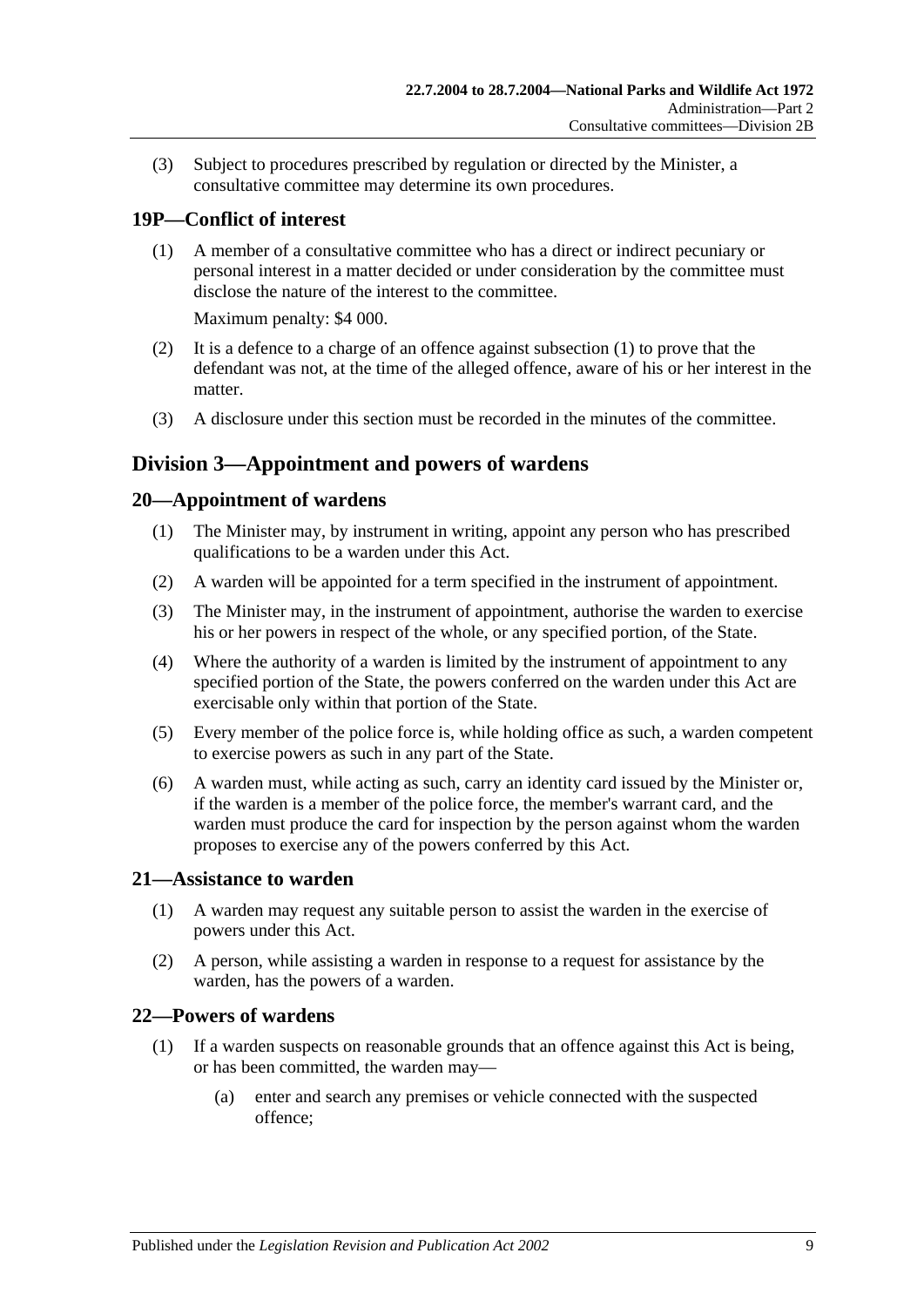(3) Subject to procedures prescribed by regulation or directed by the Minister, a consultative committee may determine its own procedures.

## 19P—Conflict of interest

(1) A member of a consultative committee who has a direct or indirect pecuniary or personal interest in a matter decided or under consideration by the committee must disclose the nature of the interest to the committee.

Maximum penalty: $4 000.

(2) It is a defence to a charge of an offence against subsection (1) to prove that the defendant was not, at the time of the alleged offence, aware of his or her interest in the matter.

(3) A disclosure under this section must be recorded in the minutes of the committee.

# Division 3—Appointment and powers of wardens

## 20—Appointment of wardens

(1) The Minister may, by instrument in writing, appoint any person who has prescribed qualifications to be a warden under this Act.

(2) A warden will be appointed for a term specified in the instrument of appointment.

(3) The Minister may, in the instrument of appointment, authorise the warden to exercise his or her powers in respect of the whole, or any specified portion, of the State.

(4) Where the authority of a warden is limited by the instrument of appointment to any specified portion of the State, the powers conferred on the warden under this Act are exercisable only within that portion of the State.

(5) Every member of the police force is, while holding office as such, a warden competent to exercise powers as such in any part of the State.

(6) A warden must, while acting as such, carry an identity card issued by the Minister or, if the warden is a member of the police force, the member's warrant card, and the warden must produce the card for inspection by the person against whom the warden proposes to exercise any of the powers conferred by this Act.

## 21—Assistance to warden

(1) A warden may request any suitable person to assist the warden in the exercise of powers under this Act.

(2) A person, while assisting a warden in response to a request for assistance by the warden, has the powers of a warden.

## 22—Powers of wardens

(1) If a warden suspects on reasonable grounds that an offence against this Act is being, or has been committed, the warden may—

(a) enter and search any premises or vehicle connected with the suspected offence;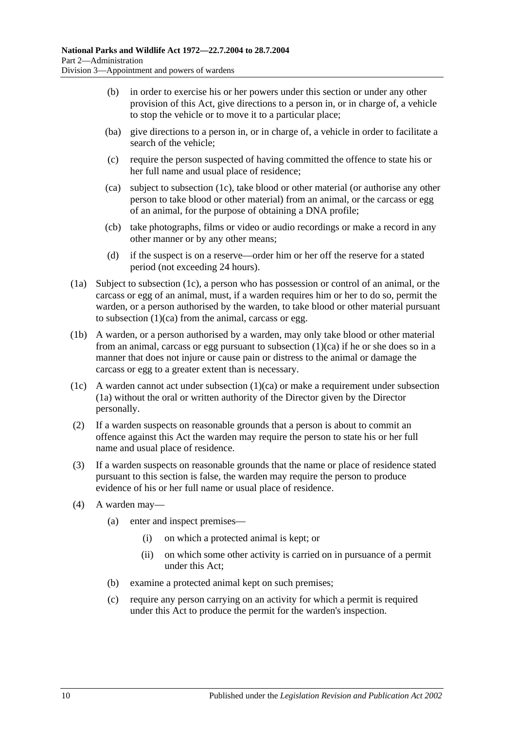(b) in order to exercise his or her powers under this section or under any other provision of this Act, give directions to a person in, or in charge of, a vehicle to stop the vehicle or to move it to a particular place;

(ba) give directions to a person in, or in charge of, a vehicle in order to facilitate a search of the vehicle;

(c) require the person suspected of having committed the offence to state his or her full name and usual place of residence;

(ca) subject to subsection (1c), take blood or other material (or authorise any other person to take blood or other material) from an animal, or the carcass or egg of an animal, for the purpose of obtaining a DNA profile;

(cb) take photographs, films or video or audio recordings or make a record in any other manner or by any other means;

(d) if the suspect is on a reserve—order him or her off the reserve for a stated period (not exceeding 24 hours).

(1a) Subject to subsection (1c), a person who has possession or control of an animal, or the carcass or egg of an animal, must, if a warden requires him or her to do so, permit the warden, or a person authorised by the warden, to take blood or other material pursuant to subsection (1)(ca) from the animal, carcass or egg.

(1b) A warden, or a person authorised by a warden, may only take blood or other material from an animal, carcass or egg pursuant to subsection (1)(ca) if he or she does so in a manner that does not injure or cause pain or distress to the animal or damage the carcass or egg to a greater extent than is necessary.

(1c) A warden cannot act under subsection (1)(ca) or make a requirement under subsection (1a) without the oral or written authority of the Director given by the Director personally.

(2) If a warden suspects on reasonable grounds that a person is about to commit an offence against this Act the warden may require the person to state his or her full name and usual place of residence.

(3) If a warden suspects on reasonable grounds that the name or place of residence stated pursuant to this section is false, the warden may require the person to produce evidence of his or her full name or usual place of residence.

(4) A warden may—

(a) enter and inspect premises—

(i) on which a protected animal is kept; or

(ii) on which some other activity is carried on in pursuance of a permit under this Act;

(b) examine a protected animal kept on such premises;

(c) require any person carrying on an activity for which a permit is required under this Act to produce the permit for the warden's inspection.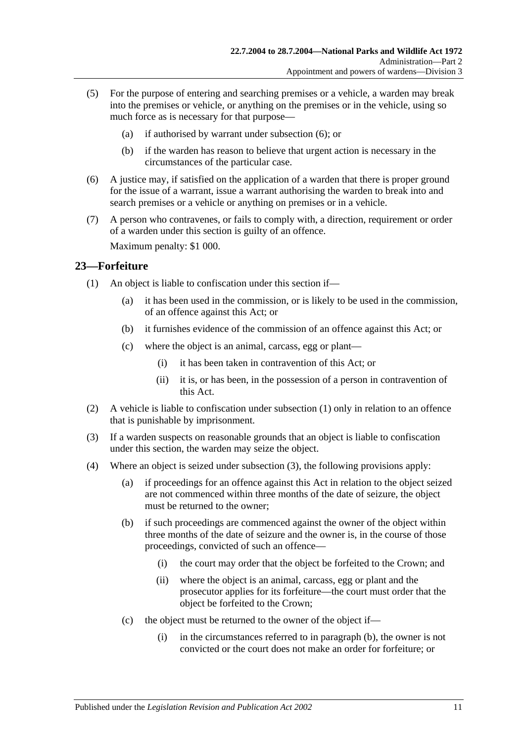(5) For the purpose of entering and searching premises or a vehicle, a warden may break into the premises or vehicle, or anything on the premises or in the vehicle, using so much force as is necessary for that purpose—

(a) if authorised by warrant under subsection (6); or

(b) if the warden has reason to believe that urgent action is necessary in the circumstances of the particular case.

(6) A justice may, if satisfied on the application of a warden that there is proper ground for the issue of a warrant, issue a warrant authorising the warden to break into and search premises or a vehicle or anything on premises or in a vehicle.

(7) A person who contravenes, or fails to comply with, a direction, requirement or order of a warden under this section is guilty of an offence.

Maximum penalty: $1 000.

## 23—Forfeiture

(1) An object is liable to confiscation under this section if—

(a) it has been used in the commission, or is likely to be used in the commission, of an offence against this Act; or

(b) it furnishes evidence of the commission of an offence against this Act; or

(c) where the object is an animal, carcass, egg or plant—

(i) it has been taken in contravention of this Act; or

(ii) it is, or has been, in the possession of a person in contravention of this Act.

(2) A vehicle is liable to confiscation under subsection (1) only in relation to an offence that is punishable by imprisonment.

(3) If a warden suspects on reasonable grounds that an object is liable to confiscation under this section, the warden may seize the object.

(4) Where an object is seized under subsection (3), the following provisions apply:

(a) if proceedings for an offence against this Act in relation to the object seized are not commenced within three months of the date of seizure, the object must be returned to the owner;

(b) if such proceedings are commenced against the owner of the object within three months of the date of seizure and the owner is, in the course of those proceedings, convicted of such an offence—

(i) the court may order that the object be forfeited to the Crown; and

(ii) where the object is an animal, carcass, egg or plant and the prosecutor applies for its forfeiture—the court must order that the object be forfeited to the Crown;

(c) the object must be returned to the owner of the object if—

(i) in the circumstances referred to in paragraph (b), the owner is not convicted or the court does not make an order for forfeiture; or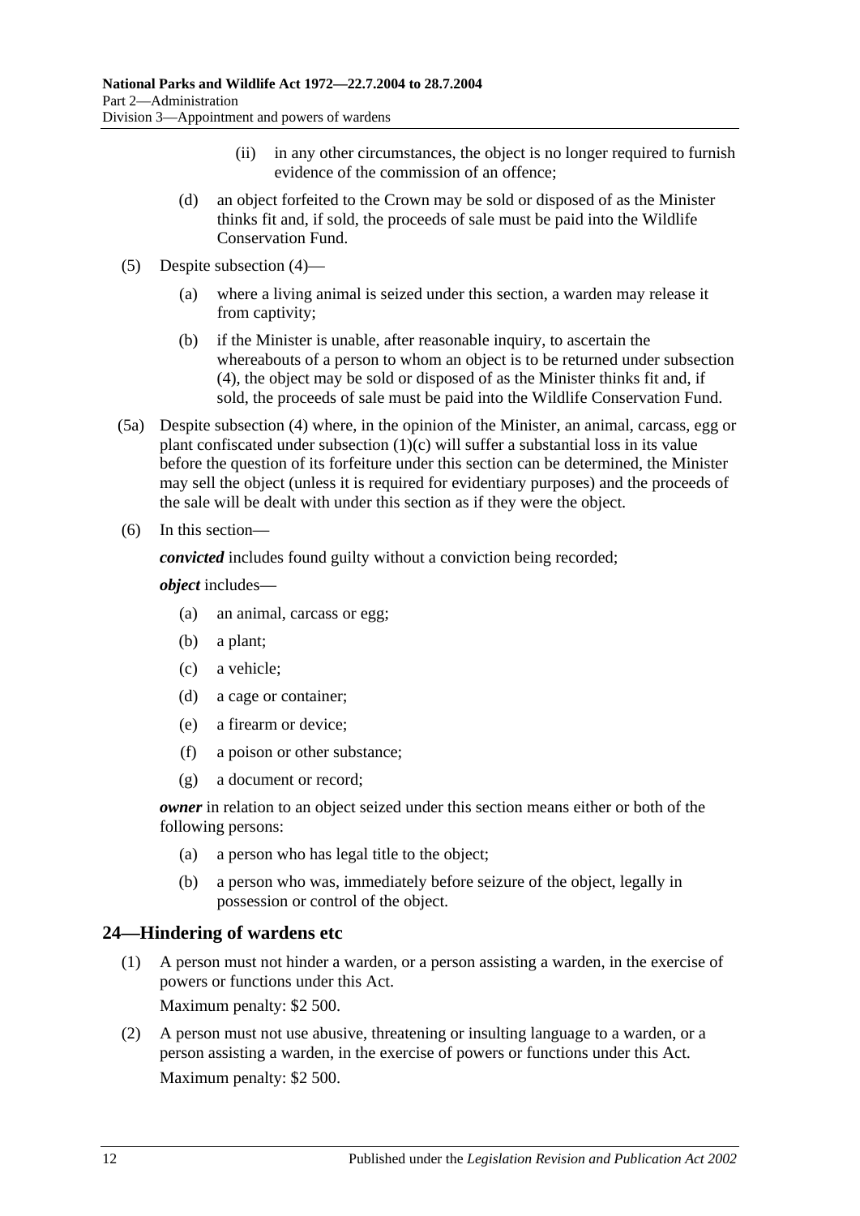(ii) in any other circumstances, the object is no longer required to furnish evidence of the commission of an offence;

(d) an object forfeited to the Crown may be sold or disposed of as the Minister thinks fit and, if sold, the proceeds of sale must be paid into the Wildlife Conservation Fund.

(5) Despite subsection (4)—

(a) where a living animal is seized under this section, a warden may release it from captivity;

(b) if the Minister is unable, after reasonable inquiry, to ascertain the whereabouts of a person to whom an object is to be returned under subsection (4), the object may be sold or disposed of as the Minister thinks fit and, if sold, the proceeds of sale must be paid into the Wildlife Conservation Fund.

(5a) Despite subsection (4) where, in the opinion of the Minister, an animal, carcass, egg or plant confiscated under subsection (1)(c) will suffer a substantial loss in its value before the question of its forfeiture under this section can be determined, the Minister may sell the object (unless it is required for evidentiary purposes) and the proceeds of the sale will be dealt with under this section as if they were the object.

(6) In this section—

***convicted*** includes found guilty without a conviction being recorded;

***object*** includes—

(a) an animal, carcass or egg;

(b) a plant;

(c) a vehicle;

(d) a cage or container;

(e) a firearm or device;

(f) a poison or other substance;

(g) a document or record;

***owner*** in relation to an object seized under this section means either or both of the following persons:

(a) a person who has legal title to the object;

(b) a person who was, immediately before seizure of the object, legally in possession or control of the object.

## 24—Hindering of wardens etc

(1) A person must not hinder a warden, or a person assisting a warden, in the exercise of powers or functions under this Act.

Maximum penalty: $2 500.

(2) A person must not use abusive, threatening or insulting language to a warden, or a person assisting a warden, in the exercise of powers or functions under this Act.

Maximum penalty: $2 500.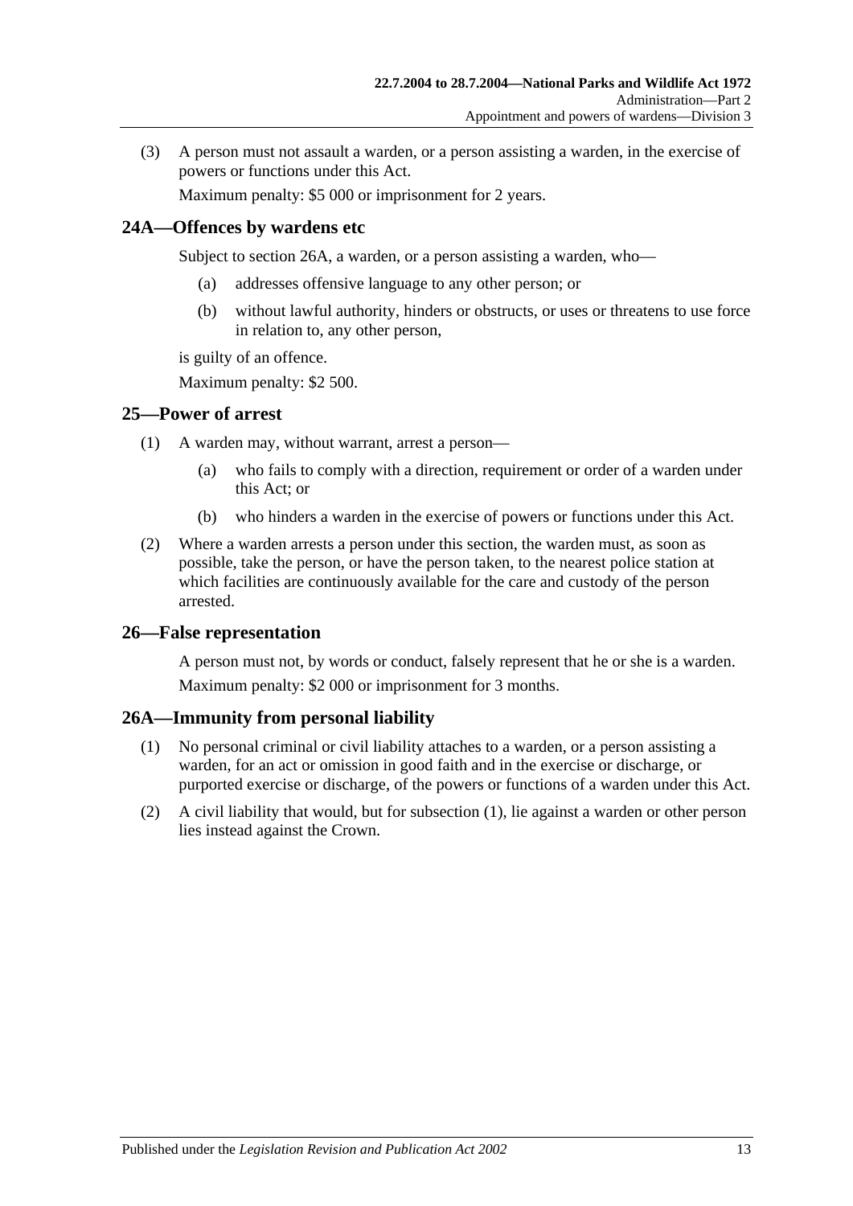(3) A person must not assault a warden, or a person assisting a warden, in the exercise of powers or functions under this Act.

Maximum penalty: $5 000 or imprisonment for 2 years.

## 24A—Offences by wardens etc

Subject to section 26A, a warden, or a person assisting a warden, who—

(a) addresses offensive language to any other person; or

(b) without lawful authority, hinders or obstructs, or uses or threatens to use force in relation to, any other person,

is guilty of an offence.

Maximum penalty: $2 500.

## 25—Power of arrest

(1) A warden may, without warrant, arrest a person—

(a) who fails to comply with a direction, requirement or order of a warden under this Act; or

(b) who hinders a warden in the exercise of powers or functions under this Act.

(2) Where a warden arrests a person under this section, the warden must, as soon as possible, take the person, or have the person taken, to the nearest police station at which facilities are continuously available for the care and custody of the person arrested.

## 26—False representation

A person must not, by words or conduct, falsely represent that he or she is a warden.

Maximum penalty: $2 000 or imprisonment for 3 months.

## 26A—Immunity from personal liability

(1) No personal criminal or civil liability attaches to a warden, or a person assisting a warden, for an act or omission in good faith and in the exercise or discharge, or purported exercise or discharge, of the powers or functions of a warden under this Act.

(2) A civil liability that would, but for subsection (1), lie against a warden or other person lies instead against the Crown.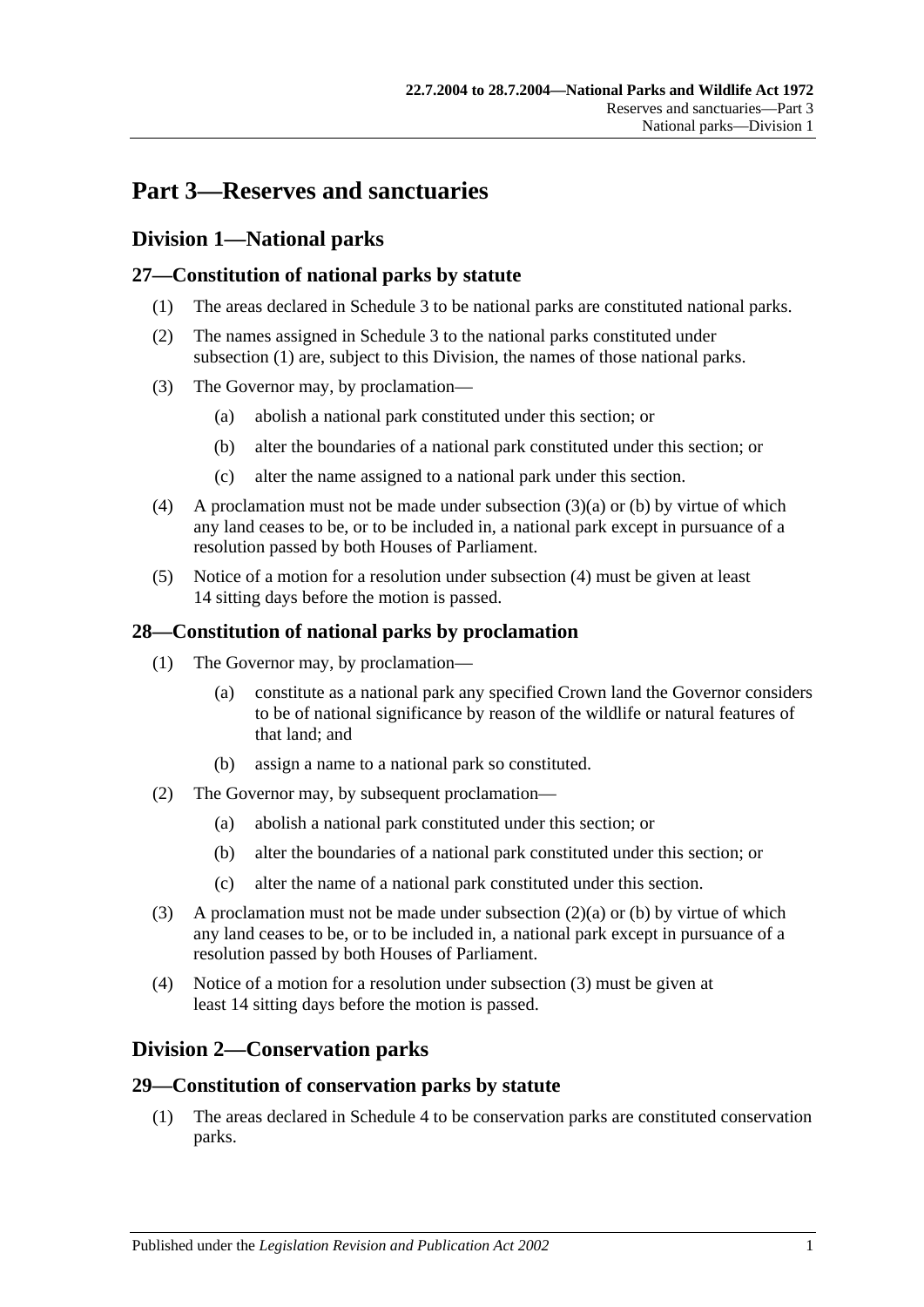# Part 3—Reserves and sanctuaries

## Division 1—National parks

### 27—Constitution of national parks by statute

(1) The areas declared in Schedule 3 to be national parks are constituted national parks.

(2) The names assigned in Schedule 3 to the national parks constituted under subsection (1) are, subject to this Division, the names of those national parks.

(3) The Governor may, by proclamation—

(a) abolish a national park constituted under this section; or

(b) alter the boundaries of a national park constituted under this section; or

(c) alter the name assigned to a national park under this section.

(4) A proclamation must not be made under subsection (3)(a) or (b) by virtue of which any land ceases to be, or to be included in, a national park except in pursuance of a resolution passed by both Houses of Parliament.

(5) Notice of a motion for a resolution under subsection (4) must be given at least 14 sitting days before the motion is passed.

### 28—Constitution of national parks by proclamation

(1) The Governor may, by proclamation—

(a) constitute as a national park any specified Crown land the Governor considers to be of national significance by reason of the wildlife or natural features of that land; and

(b) assign a name to a national park so constituted.

(2) The Governor may, by subsequent proclamation—

(a) abolish a national park constituted under this section; or

(b) alter the boundaries of a national park constituted under this section; or

(c) alter the name of a national park constituted under this section.

(3) A proclamation must not be made under subsection (2)(a) or (b) by virtue of which any land ceases to be, or to be included in, a national park except in pursuance of a resolution passed by both Houses of Parliament.

(4) Notice of a motion for a resolution under subsection (3) must be given at least 14 sitting days before the motion is passed.

## Division 2—Conservation parks

### 29—Constitution of conservation parks by statute

(1) The areas declared in Schedule 4 to be conservation parks are constituted conservation parks.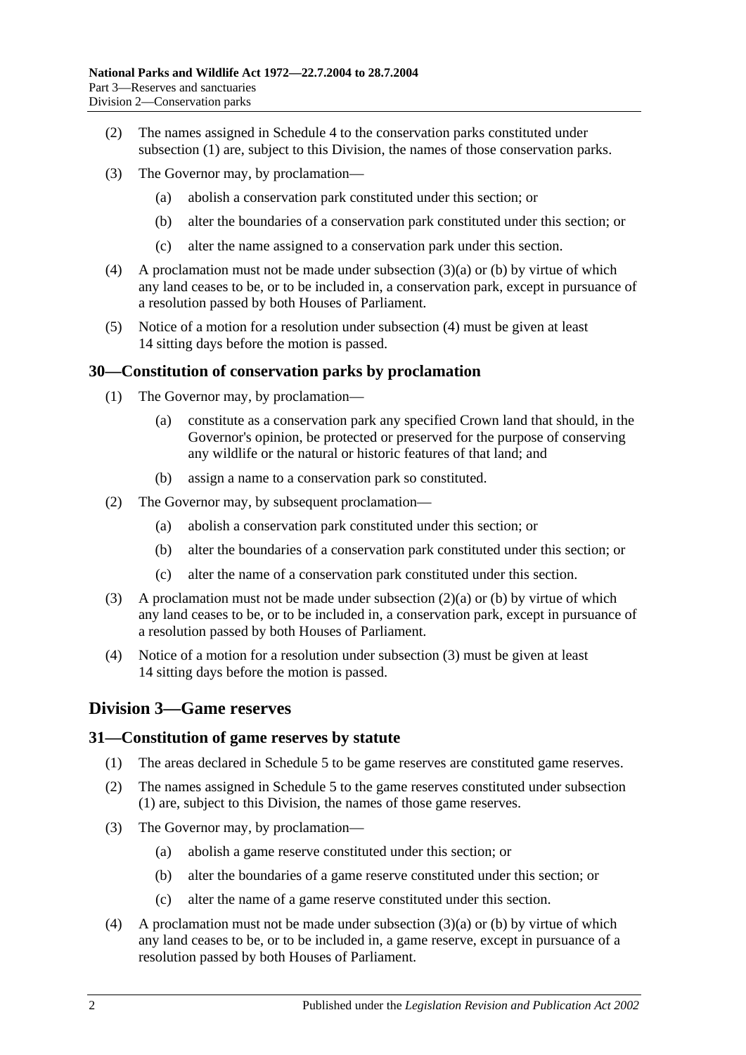(2) The names assigned in Schedule 4 to the conservation parks constituted under subsection (1) are, subject to this Division, the names of those conservation parks.

(3) The Governor may, by proclamation—

(a) abolish a conservation park constituted under this section; or

(b) alter the boundaries of a conservation park constituted under this section; or

(c) alter the name assigned to a conservation park under this section.

(4) A proclamation must not be made under subsection (3)(a) or (b) by virtue of which any land ceases to be, or to be included in, a conservation park, except in pursuance of a resolution passed by both Houses of Parliament.

(5) Notice of a motion for a resolution under subsection (4) must be given at least 14 sitting days before the motion is passed.

### 30—Constitution of conservation parks by proclamation

(1) The Governor may, by proclamation—

(a) constitute as a conservation park any specified Crown land that should, in the Governor's opinion, be protected or preserved for the purpose of conserving any wildlife or the natural or historic features of that land; and

(b) assign a name to a conservation park so constituted.

(2) The Governor may, by subsequent proclamation—

(a) abolish a conservation park constituted under this section; or

(b) alter the boundaries of a conservation park constituted under this section; or

(c) alter the name of a conservation park constituted under this section.

(3) A proclamation must not be made under subsection (2)(a) or (b) by virtue of which any land ceases to be, or to be included in, a conservation park, except in pursuance of a resolution passed by both Houses of Parliament.

(4) Notice of a motion for a resolution under subsection (3) must be given at least 14 sitting days before the motion is passed.

## Division 3—Game reserves

### 31—Constitution of game reserves by statute

(1) The areas declared in Schedule 5 to be game reserves are constituted game reserves.

(2) The names assigned in Schedule 5 to the game reserves constituted under subsection (1) are, subject to this Division, the names of those game reserves.

(3) The Governor may, by proclamation—

(a) abolish a game reserve constituted under this section; or

(b) alter the boundaries of a game reserve constituted under this section; or

(c) alter the name of a game reserve constituted under this section.

(4) A proclamation must not be made under subsection (3)(a) or (b) by virtue of which any land ceases to be, or to be included in, a game reserve, except in pursuance of a resolution passed by both Houses of Parliament.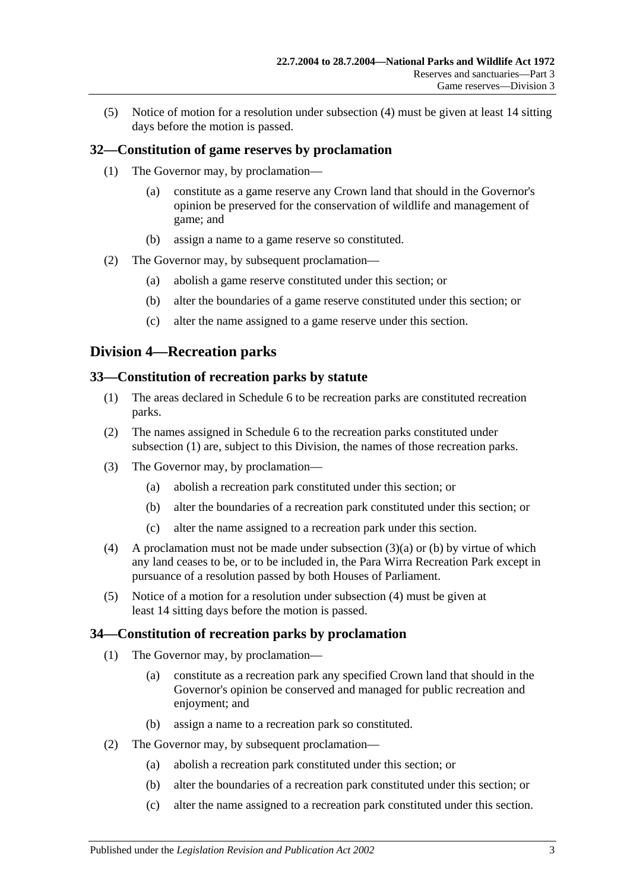(5) Notice of motion for a resolution under subsection (4) must be given at least 14 sitting days before the motion is passed.

### 32—Constitution of game reserves by proclamation

(1) The Governor may, by proclamation—

(a) constitute as a game reserve any Crown land that should in the Governor's opinion be preserved for the conservation of wildlife and management of game; and

(b) assign a name to a game reserve so constituted.

(2) The Governor may, by subsequent proclamation—

(a) abolish a game reserve constituted under this section; or

(b) alter the boundaries of a game reserve constituted under this section; or

(c) alter the name assigned to a game reserve under this section.

## Division 4—Recreation parks

### 33—Constitution of recreation parks by statute

(1) The areas declared in Schedule 6 to be recreation parks are constituted recreation parks.

(2) The names assigned in Schedule 6 to the recreation parks constituted under subsection (1) are, subject to this Division, the names of those recreation parks.

(3) The Governor may, by proclamation—

(a) abolish a recreation park constituted under this section; or

(b) alter the boundaries of a recreation park constituted under this section; or

(c) alter the name assigned to a recreation park under this section.

(4) A proclamation must not be made under subsection (3)(a) or (b) by virtue of which any land ceases to be, or to be included in, the Para Wirra Recreation Park except in pursuance of a resolution passed by both Houses of Parliament.

(5) Notice of a motion for a resolution under subsection (4) must be given at least 14 sitting days before the motion is passed.

### 34—Constitution of recreation parks by proclamation

(1) The Governor may, by proclamation—

(a) constitute as a recreation park any specified Crown land that should in the Governor's opinion be conserved and managed for public recreation and enjoyment; and

(b) assign a name to a recreation park so constituted.

(2) The Governor may, by subsequent proclamation—

(a) abolish a recreation park constituted under this section; or

(b) alter the boundaries of a recreation park constituted under this section; or

(c) alter the name assigned to a recreation park constituted under this section.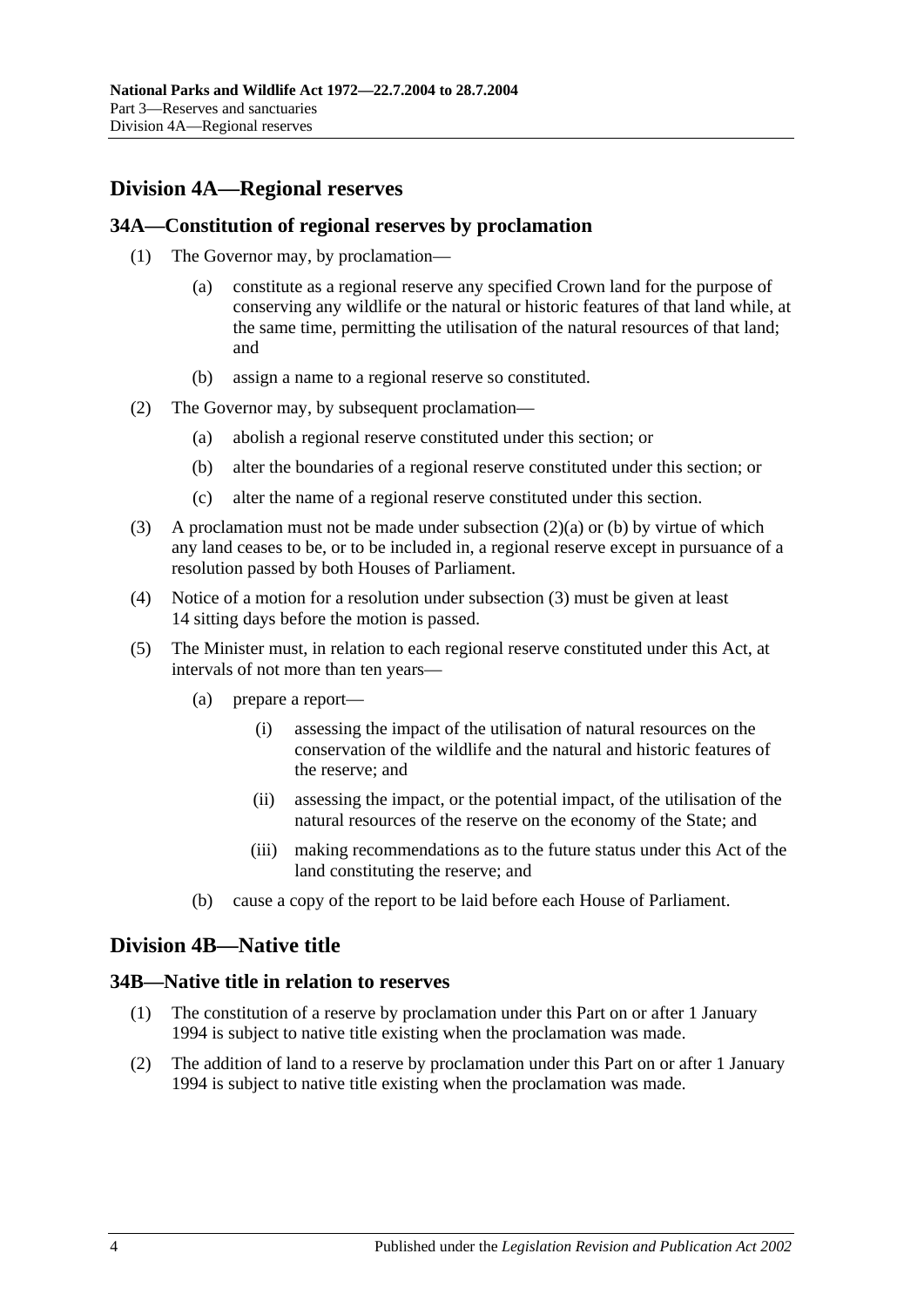## Division 4A—Regional reserves

### 34A—Constitution of regional reserves by proclamation

(1) The Governor may, by proclamation—

(a) constitute as a regional reserve any specified Crown land for the purpose of conserving any wildlife or the natural or historic features of that land while, at the same time, permitting the utilisation of the natural resources of that land; and

(b) assign a name to a regional reserve so constituted.

(2) The Governor may, by subsequent proclamation—

(a) abolish a regional reserve constituted under this section; or

(b) alter the boundaries of a regional reserve constituted under this section; or

(c) alter the name of a regional reserve constituted under this section.

(3) A proclamation must not be made under subsection (2)(a) or (b) by virtue of which any land ceases to be, or to be included in, a regional reserve except in pursuance of a resolution passed by both Houses of Parliament.

(4) Notice of a motion for a resolution under subsection (3) must be given at least 14 sitting days before the motion is passed.

(5) The Minister must, in relation to each regional reserve constituted under this Act, at intervals of not more than ten years—

(a) prepare a report—

(i) assessing the impact of the utilisation of natural resources on the conservation of the wildlife and the natural and historic features of the reserve; and

(ii) assessing the impact, or the potential impact, of the utilisation of the natural resources of the reserve on the economy of the State; and

(iii) making recommendations as to the future status under this Act of the land constituting the reserve; and

(b) cause a copy of the report to be laid before each House of Parliament.

## Division 4B—Native title

### 34B—Native title in relation to reserves

(1) The constitution of a reserve by proclamation under this Part on or after 1 January 1994 is subject to native title existing when the proclamation was made.

(2) The addition of land to a reserve by proclamation under this Part on or after 1 January 1994 is subject to native title existing when the proclamation was made.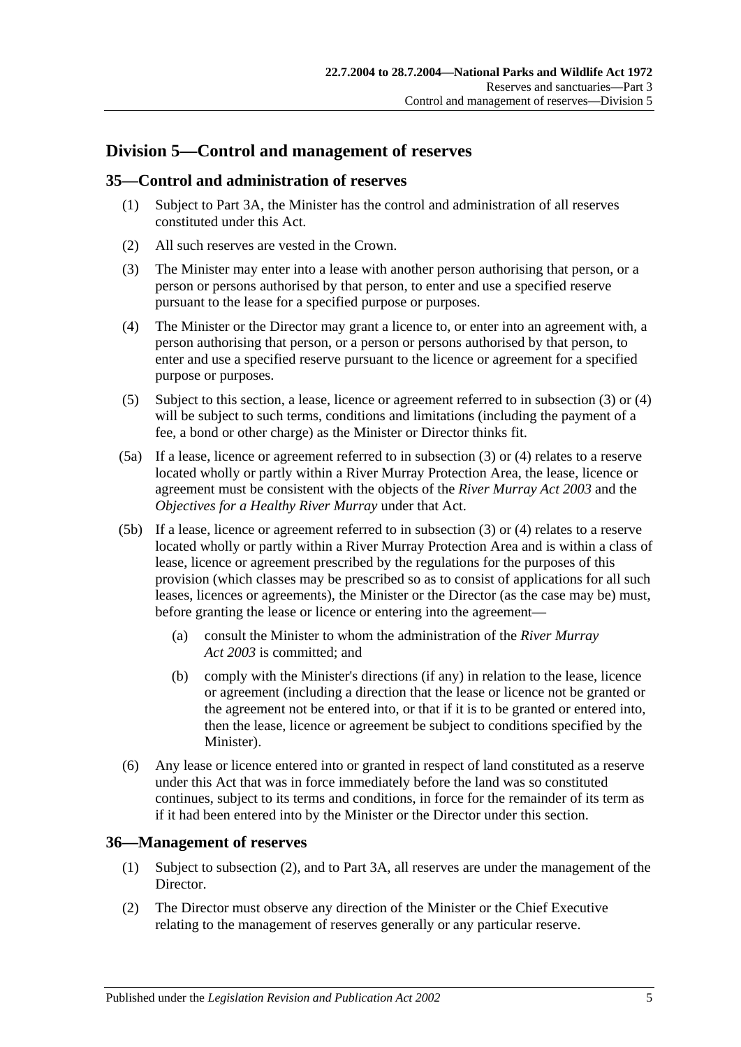## Division 5—Control and management of reserves

### 35—Control and administration of reserves

(1) Subject to Part 3A, the Minister has the control and administration of all reserves constituted under this Act.

(2) All such reserves are vested in the Crown.

(3) The Minister may enter into a lease with another person authorising that person, or a person or persons authorised by that person, to enter and use a specified reserve pursuant to the lease for a specified purpose or purposes.

(4) The Minister or the Director may grant a licence to, or enter into an agreement with, a person authorising that person, or a person or persons authorised by that person, to enter and use a specified reserve pursuant to the licence or agreement for a specified purpose or purposes.

(5) Subject to this section, a lease, licence or agreement referred to in subsection (3) or (4) will be subject to such terms, conditions and limitations (including the payment of a fee, a bond or other charge) as the Minister or Director thinks fit.

(5a) If a lease, licence or agreement referred to in subsection (3) or (4) relates to a reserve located wholly or partly within a River Murray Protection Area, the lease, licence or agreement must be consistent with the objects of the *River Murray Act 2003* and the *Objectives for a Healthy River Murray* under that Act.

(5b) If a lease, licence or agreement referred to in subsection (3) or (4) relates to a reserve located wholly or partly within a River Murray Protection Area and is within a class of lease, licence or agreement prescribed by the regulations for the purposes of this provision (which classes may be prescribed so as to consist of applications for all such leases, licences or agreements), the Minister or the Director (as the case may be) must, before granting the lease or licence or entering into the agreement—

- (a) consult the Minister to whom the administration of the *River Murray Act 2003* is committed; and
- (b) comply with the Minister's directions (if any) in relation to the lease, licence or agreement (including a direction that the lease or licence not be granted or the agreement not be entered into, or that if it is to be granted or entered into, then the lease, licence or agreement be subject to conditions specified by the Minister).

(6) Any lease or licence entered into or granted in respect of land constituted as a reserve under this Act that was in force immediately before the land was so constituted continues, subject to its terms and conditions, in force for the remainder of its term as if it had been entered into by the Minister or the Director under this section.

### 36—Management of reserves

(1) Subject to subsection (2), and to Part 3A, all reserves are under the management of the Director.

(2) The Director must observe any direction of the Minister or the Chief Executive relating to the management of reserves generally or any particular reserve.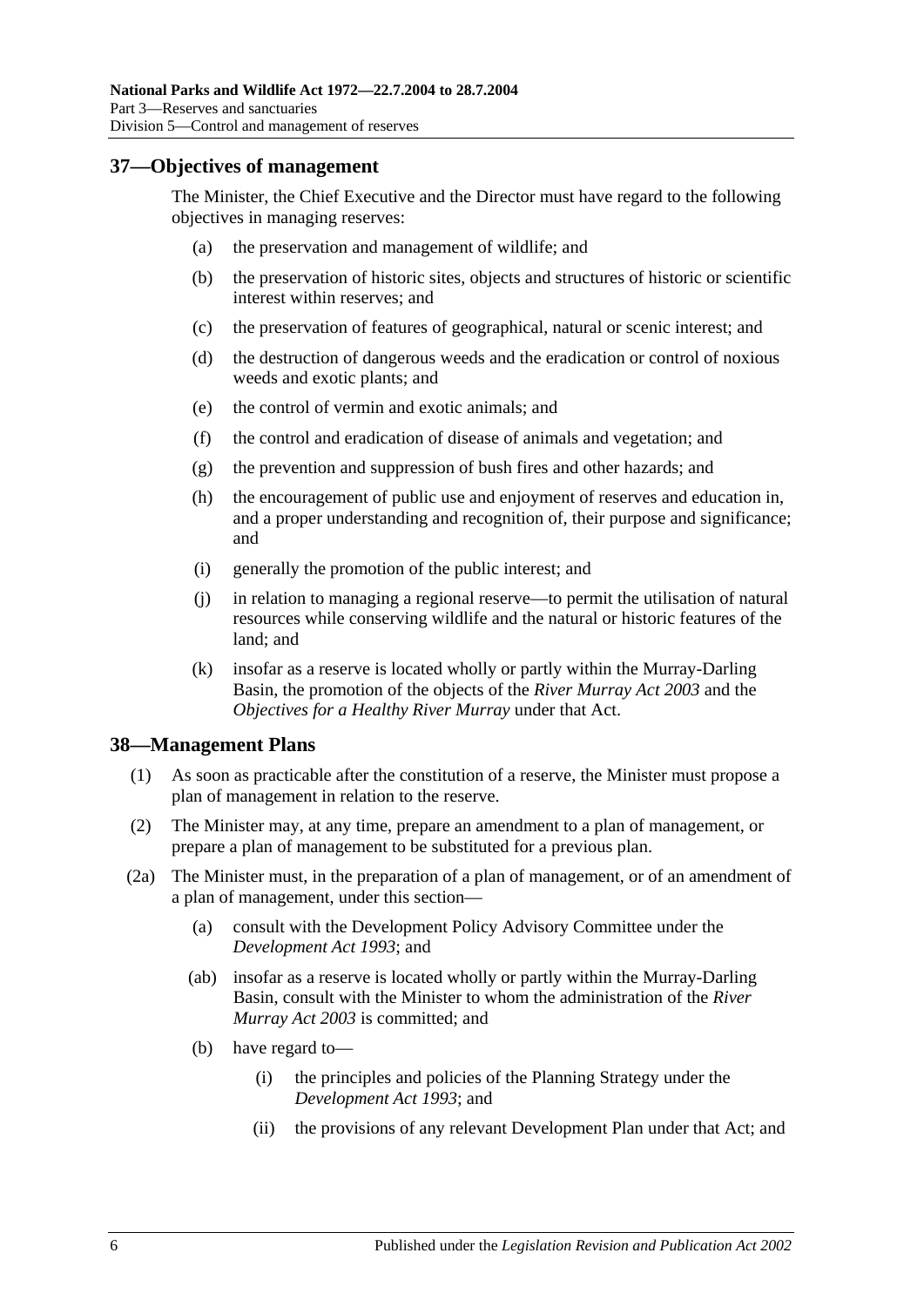## 37—Objectives of management

The Minister, the Chief Executive and the Director must have regard to the following objectives in managing reserves:

- (a) the preservation and management of wildlife; and
- (b) the preservation of historic sites, objects and structures of historic or scientific interest within reserves; and
- (c) the preservation of features of geographical, natural or scenic interest; and
- (d) the destruction of dangerous weeds and the eradication or control of noxious weeds and exotic plants; and
- (e) the control of vermin and exotic animals; and
- (f) the control and eradication of disease of animals and vegetation; and
- (g) the prevention and suppression of bush fires and other hazards; and
- (h) the encouragement of public use and enjoyment of reserves and education in, and a proper understanding and recognition of, their purpose and significance; and
- (i) generally the promotion of the public interest; and
- (j) in relation to managing a regional reserve—to permit the utilisation of natural resources while conserving wildlife and the natural or historic features of the land; and
- (k) insofar as a reserve is located wholly or partly within the Murray-Darling Basin, the promotion of the objects of the *River Murray Act 2003* and the *Objectives for a Healthy River Murray* under that Act.

## 38—Management Plans

(1) As soon as practicable after the constitution of a reserve, the Minister must propose a plan of management in relation to the reserve.

(2) The Minister may, at any time, prepare an amendment to a plan of management, or prepare a plan of management to be substituted for a previous plan.

(2a) The Minister must, in the preparation of a plan of management, or of an amendment of a plan of management, under this section—

- (a) consult with the Development Policy Advisory Committee under the *Development Act 1993*; and
- (ab) insofar as a reserve is located wholly or partly within the Murray-Darling Basin, consult with the Minister to whom the administration of the *River Murray Act 2003* is committed; and
- (b) have regard to—
  - (i) the principles and policies of the Planning Strategy under the *Development Act 1993*; and
  - (ii) the provisions of any relevant Development Plan under that Act; and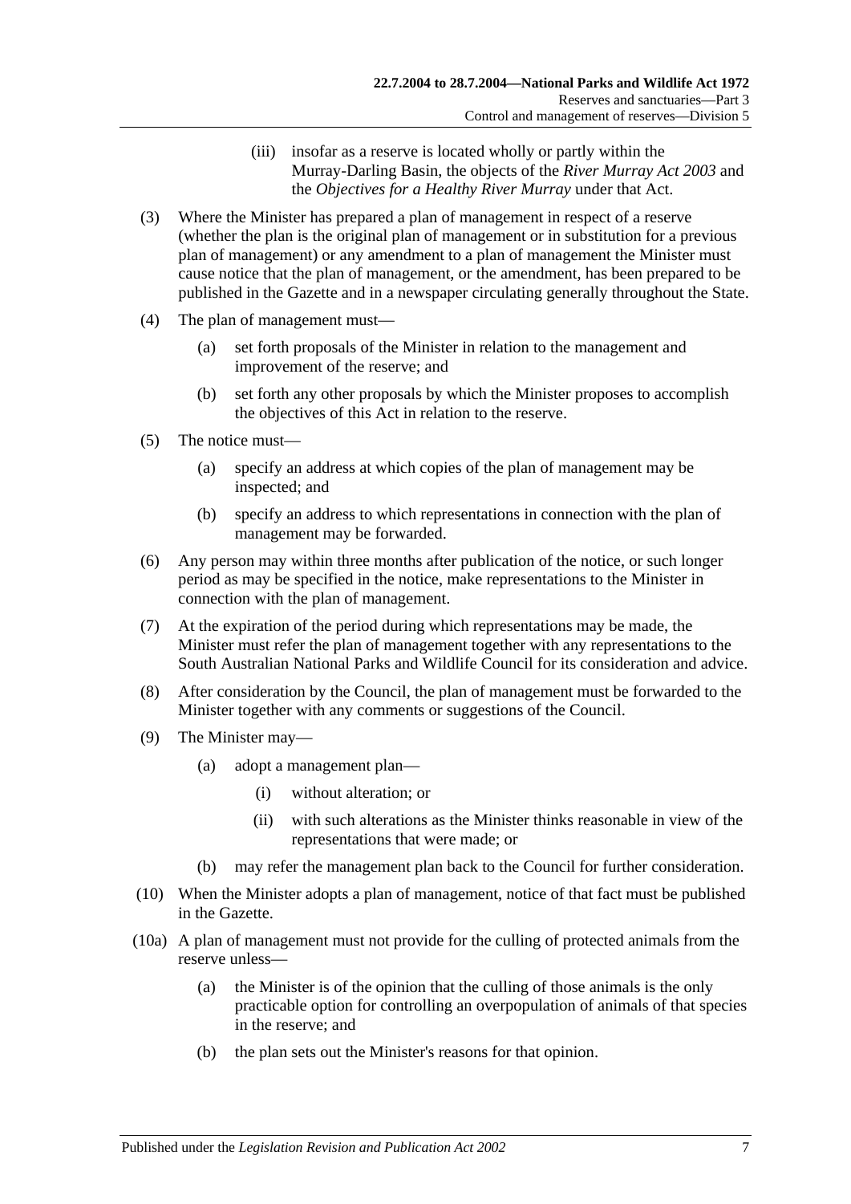(iii) insofar as a reserve is located wholly or partly within the Murray-Darling Basin, the objects of the *River Murray Act 2003* and the *Objectives for a Healthy River Murray* under that Act.

(3) Where the Minister has prepared a plan of management in respect of a reserve (whether the plan is the original plan of management or in substitution for a previous plan of management) or any amendment to a plan of management the Minister must cause notice that the plan of management, or the amendment, has been prepared to be published in the Gazette and in a newspaper circulating generally throughout the State.

(4) The plan of management must—

(a) set forth proposals of the Minister in relation to the management and improvement of the reserve; and

(b) set forth any other proposals by which the Minister proposes to accomplish the objectives of this Act in relation to the reserve.

(5) The notice must—

(a) specify an address at which copies of the plan of management may be inspected; and

(b) specify an address to which representations in connection with the plan of management may be forwarded.

(6) Any person may within three months after publication of the notice, or such longer period as may be specified in the notice, make representations to the Minister in connection with the plan of management.

(7) At the expiration of the period during which representations may be made, the Minister must refer the plan of management together with any representations to the South Australian National Parks and Wildlife Council for its consideration and advice.

(8) After consideration by the Council, the plan of management must be forwarded to the Minister together with any comments or suggestions of the Council.

(9) The Minister may—

(a) adopt a management plan—

(i) without alteration; or

(ii) with such alterations as the Minister thinks reasonable in view of the representations that were made; or

(b) may refer the management plan back to the Council for further consideration.

(10) When the Minister adopts a plan of management, notice of that fact must be published in the Gazette.

(10a) A plan of management must not provide for the culling of protected animals from the reserve unless—

(a) the Minister is of the opinion that the culling of those animals is the only practicable option for controlling an overpopulation of animals of that species in the reserve; and

(b) the plan sets out the Minister's reasons for that opinion.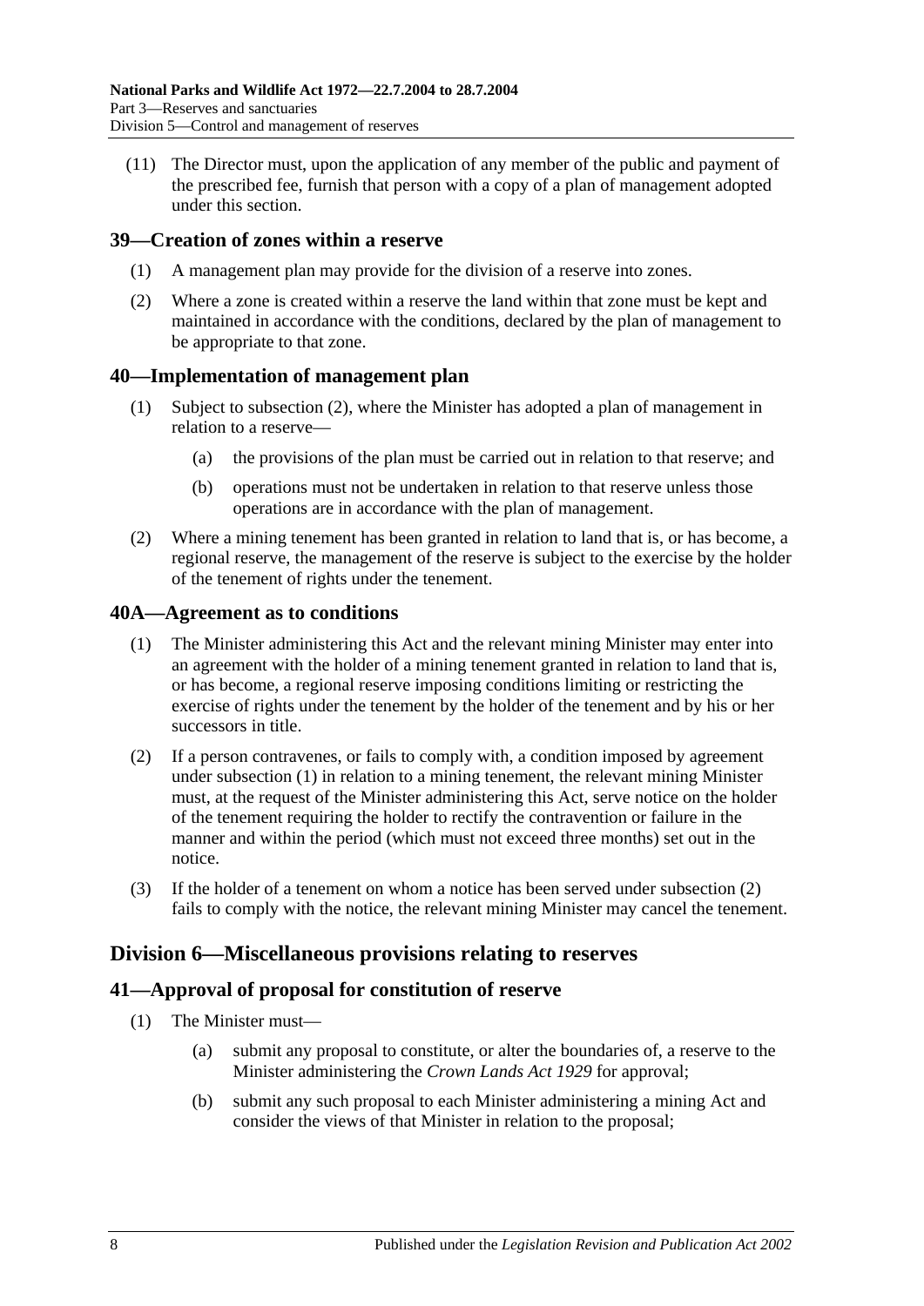(11) The Director must, upon the application of any member of the public and payment of the prescribed fee, furnish that person with a copy of a plan of management adopted under this section.

## 39—Creation of zones within a reserve

(1) A management plan may provide for the division of a reserve into zones.

(2) Where a zone is created within a reserve the land within that zone must be kept and maintained in accordance with the conditions, declared by the plan of management to be appropriate to that zone.

## 40—Implementation of management plan

(1) Subject to subsection (2), where the Minister has adopted a plan of management in relation to a reserve—

(a) the provisions of the plan must be carried out in relation to that reserve; and

(b) operations must not be undertaken in relation to that reserve unless those operations are in accordance with the plan of management.

(2) Where a mining tenement has been granted in relation to land that is, or has become, a regional reserve, the management of the reserve is subject to the exercise by the holder of the tenement of rights under the tenement.

## 40A—Agreement as to conditions

(1) The Minister administering this Act and the relevant mining Minister may enter into an agreement with the holder of a mining tenement granted in relation to land that is, or has become, a regional reserve imposing conditions limiting or restricting the exercise of rights under the tenement by the holder of the tenement and by his or her successors in title.

(2) If a person contravenes, or fails to comply with, a condition imposed by agreement under subsection (1) in relation to a mining tenement, the relevant mining Minister must, at the request of the Minister administering this Act, serve notice on the holder of the tenement requiring the holder to rectify the contravention or failure in the manner and within the period (which must not exceed three months) set out in the notice.

(3) If the holder of a tenement on whom a notice has been served under subsection (2) fails to comply with the notice, the relevant mining Minister may cancel the tenement.

# Division 6—Miscellaneous provisions relating to reserves

## 41—Approval of proposal for constitution of reserve

(1) The Minister must—

(a) submit any proposal to constitute, or alter the boundaries of, a reserve to the Minister administering the *Crown Lands Act 1929* for approval;

(b) submit any such proposal to each Minister administering a mining Act and consider the views of that Minister in relation to the proposal;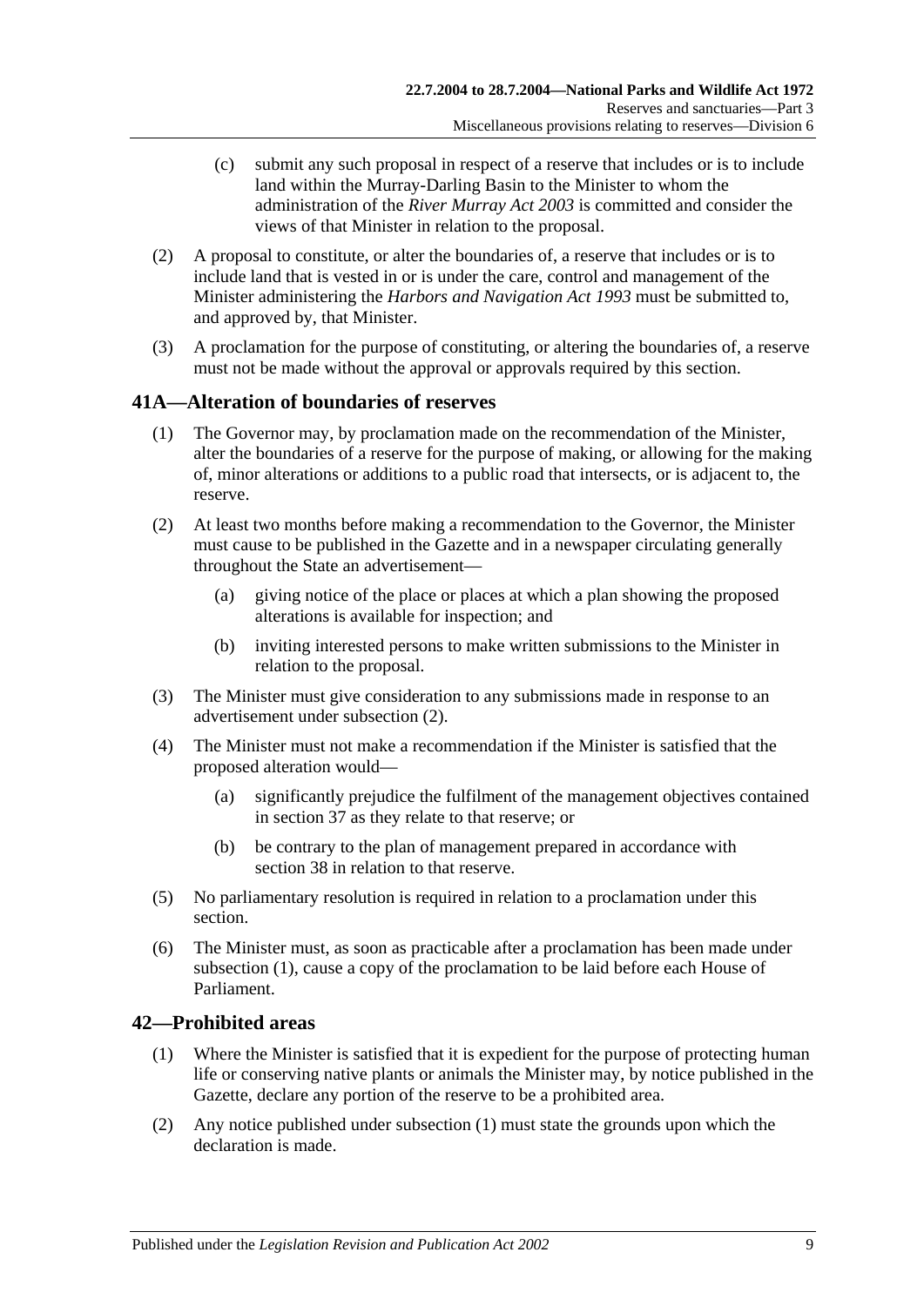(c) submit any such proposal in respect of a reserve that includes or is to include land within the Murray-Darling Basin to the Minister to whom the administration of the *River Murray Act 2003* is committed and consider the views of that Minister in relation to the proposal.

(2) A proposal to constitute, or alter the boundaries of, a reserve that includes or is to include land that is vested in or is under the care, control and management of the Minister administering the *Harbors and Navigation Act 1993* must be submitted to, and approved by, that Minister.

(3) A proclamation for the purpose of constituting, or altering the boundaries of, a reserve must not be made without the approval or approvals required by this section.

## 41A—Alteration of boundaries of reserves

(1) The Governor may, by proclamation made on the recommendation of the Minister, alter the boundaries of a reserve for the purpose of making, or allowing for the making of, minor alterations or additions to a public road that intersects, or is adjacent to, the reserve.

(2) At least two months before making a recommendation to the Governor, the Minister must cause to be published in the Gazette and in a newspaper circulating generally throughout the State an advertisement—

(a) giving notice of the place or places at which a plan showing the proposed alterations is available for inspection; and

(b) inviting interested persons to make written submissions to the Minister in relation to the proposal.

(3) The Minister must give consideration to any submissions made in response to an advertisement under subsection (2).

(4) The Minister must not make a recommendation if the Minister is satisfied that the proposed alteration would—

(a) significantly prejudice the fulfilment of the management objectives contained in section 37 as they relate to that reserve; or

(b) be contrary to the plan of management prepared in accordance with section 38 in relation to that reserve.

(5) No parliamentary resolution is required in relation to a proclamation under this section.

(6) The Minister must, as soon as practicable after a proclamation has been made under subsection (1), cause a copy of the proclamation to be laid before each House of Parliament.

## 42—Prohibited areas

(1) Where the Minister is satisfied that it is expedient for the purpose of protecting human life or conserving native plants or animals the Minister may, by notice published in the Gazette, declare any portion of the reserve to be a prohibited area.

(2) Any notice published under subsection (1) must state the grounds upon which the declaration is made.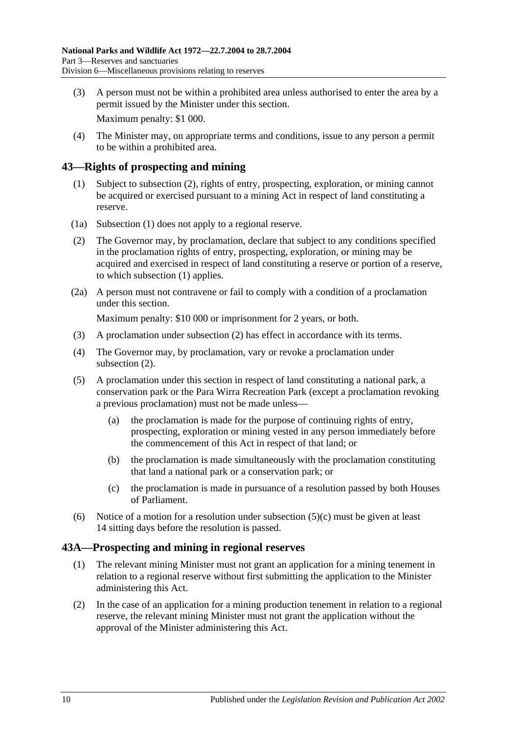(3) A person must not be within a prohibited area unless authorised to enter the area by a permit issued by the Minister under this section.

Maximum penalty: $1 000.

(4) The Minister may, on appropriate terms and conditions, issue to any person a permit to be within a prohibited area.

## 43—Rights of prospecting and mining

(1) Subject to subsection (2), rights of entry, prospecting, exploration, or mining cannot be acquired or exercised pursuant to a mining Act in respect of land constituting a reserve.

(1a) Subsection (1) does not apply to a regional reserve.

(2) The Governor may, by proclamation, declare that subject to any conditions specified in the proclamation rights of entry, prospecting, exploration, or mining may be acquired and exercised in respect of land constituting a reserve or portion of a reserve, to which subsection (1) applies.

(2a) A person must not contravene or fail to comply with a condition of a proclamation under this section.

Maximum penalty: $10 000 or imprisonment for 2 years, or both.

(3) A proclamation under subsection (2) has effect in accordance with its terms.

(4) The Governor may, by proclamation, vary or revoke a proclamation under subsection (2).

(5) A proclamation under this section in respect of land constituting a national park, a conservation park or the Para Wirra Recreation Park (except a proclamation revoking a previous proclamation) must not be made unless—

(a) the proclamation is made for the purpose of continuing rights of entry, prospecting, exploration or mining vested in any person immediately before the commencement of this Act in respect of that land; or

(b) the proclamation is made simultaneously with the proclamation constituting that land a national park or a conservation park; or

(c) the proclamation is made in pursuance of a resolution passed by both Houses of Parliament.

(6) Notice of a motion for a resolution under subsection (5)(c) must be given at least 14 sitting days before the resolution is passed.

## 43A—Prospecting and mining in regional reserves

(1) The relevant mining Minister must not grant an application for a mining tenement in relation to a regional reserve without first submitting the application to the Minister administering this Act.

(2) In the case of an application for a mining production tenement in relation to a regional reserve, the relevant mining Minister must not grant the application without the approval of the Minister administering this Act.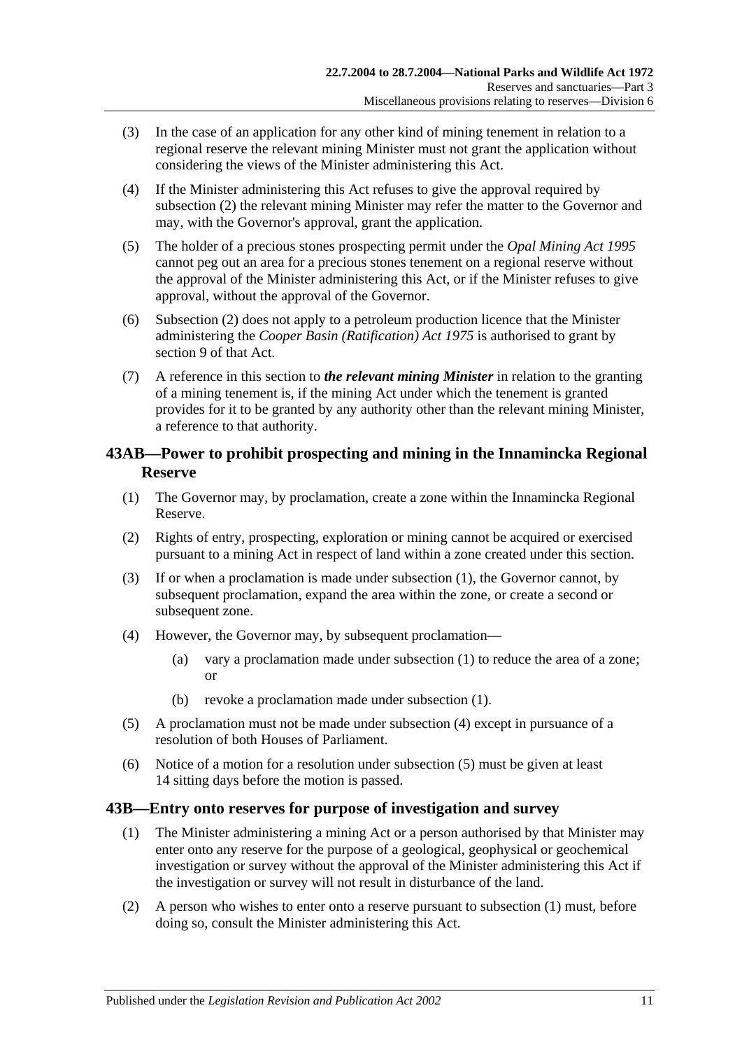(3) In the case of an application for any other kind of mining tenement in relation to a regional reserve the relevant mining Minister must not grant the application without considering the views of the Minister administering this Act.

(4) If the Minister administering this Act refuses to give the approval required by subsection (2) the relevant mining Minister may refer the matter to the Governor and may, with the Governor's approval, grant the application.

(5) The holder of a precious stones prospecting permit under the *Opal Mining Act 1995* cannot peg out an area for a precious stones tenement on a regional reserve without the approval of the Minister administering this Act, or if the Minister refuses to give approval, without the approval of the Governor.

(6) Subsection (2) does not apply to a petroleum production licence that the Minister administering the *Cooper Basin (Ratification) Act 1975* is authorised to grant by section 9 of that Act.

(7) A reference in this section to ***the relevant mining Minister*** in relation to the granting of a mining tenement is, if the mining Act under which the tenement is granted provides for it to be granted by any authority other than the relevant mining Minister, a reference to that authority.

## 43AB—Power to prohibit prospecting and mining in the Innamincka Regional Reserve

(1) The Governor may, by proclamation, create a zone within the Innamincka Regional Reserve.

(2) Rights of entry, prospecting, exploration or mining cannot be acquired or exercised pursuant to a mining Act in respect of land within a zone created under this section.

(3) If or when a proclamation is made under subsection (1), the Governor cannot, by subsequent proclamation, expand the area within the zone, or create a second or subsequent zone.

(4) However, the Governor may, by subsequent proclamation—

(a) vary a proclamation made under subsection (1) to reduce the area of a zone; or

(b) revoke a proclamation made under subsection (1).

(5) A proclamation must not be made under subsection (4) except in pursuance of a resolution of both Houses of Parliament.

(6) Notice of a motion for a resolution under subsection (5) must be given at least 14 sitting days before the motion is passed.

## 43B—Entry onto reserves for purpose of investigation and survey

(1) The Minister administering a mining Act or a person authorised by that Minister may enter onto any reserve for the purpose of a geological, geophysical or geochemical investigation or survey without the approval of the Minister administering this Act if the investigation or survey will not result in disturbance of the land.

(2) A person who wishes to enter onto a reserve pursuant to subsection (1) must, before doing so, consult the Minister administering this Act.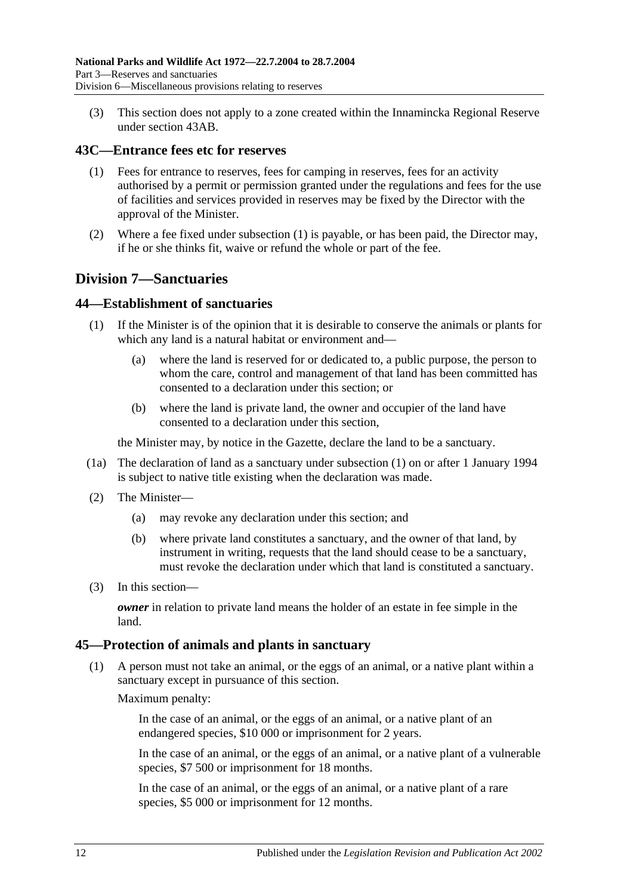(3) This section does not apply to a zone created within the Innamincka Regional Reserve under section 43AB.

## 43C—Entrance fees etc for reserves

(1) Fees for entrance to reserves, fees for camping in reserves, fees for an activity authorised by a permit or permission granted under the regulations and fees for the use of facilities and services provided in reserves may be fixed by the Director with the approval of the Minister.

(2) Where a fee fixed under subsection (1) is payable, or has been paid, the Director may, if he or she thinks fit, waive or refund the whole or part of the fee.

# Division 7—Sanctuaries

## 44—Establishment of sanctuaries

(1) If the Minister is of the opinion that it is desirable to conserve the animals or plants for which any land is a natural habitat or environment and—

(a) where the land is reserved for or dedicated to, a public purpose, the person to whom the care, control and management of that land has been committed has consented to a declaration under this section; or

(b) where the land is private land, the owner and occupier of the land have consented to a declaration under this section,

the Minister may, by notice in the Gazette, declare the land to be a sanctuary.

(1a) The declaration of land as a sanctuary under subsection (1) on or after 1 January 1994 is subject to native title existing when the declaration was made.

(2) The Minister—

(a) may revoke any declaration under this section; and

(b) where private land constitutes a sanctuary, and the owner of that land, by instrument in writing, requests that the land should cease to be a sanctuary, must revoke the declaration under which that land is constituted a sanctuary.

(3) In this section—

***owner*** in relation to private land means the holder of an estate in fee simple in the land.

## 45—Protection of animals and plants in sanctuary

(1) A person must not take an animal, or the eggs of an animal, or a native plant within a sanctuary except in pursuance of this section.

Maximum penalty:

In the case of an animal, or the eggs of an animal, or a native plant of an endangered species, $10 000 or imprisonment for 2 years.

In the case of an animal, or the eggs of an animal, or a native plant of a vulnerable species, $7 500 or imprisonment for 18 months.

In the case of an animal, or the eggs of an animal, or a native plant of a rare species, $5 000 or imprisonment for 12 months.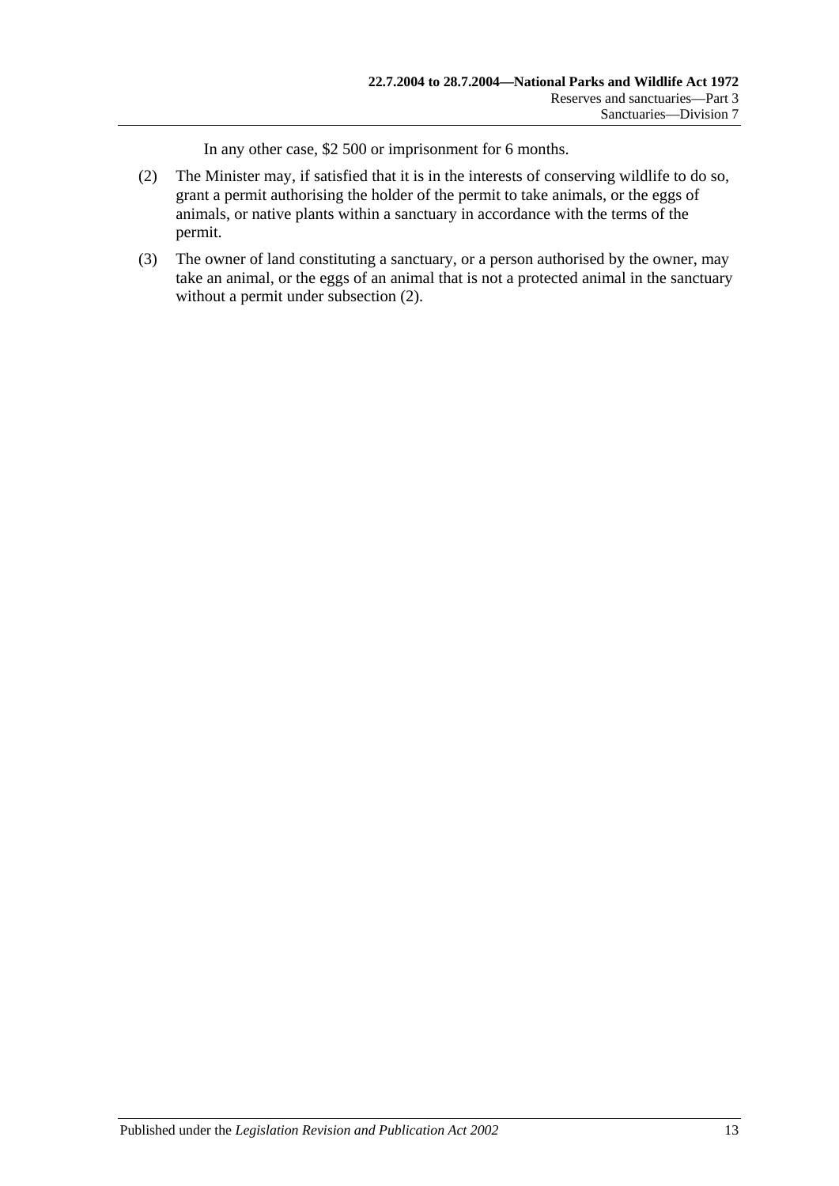In any other case, $2 500 or imprisonment for 6 months.

(2) The Minister may, if satisfied that it is in the interests of conserving wildlife to do so, grant a permit authorising the holder of the permit to take animals, or the eggs of animals, or native plants within a sanctuary in accordance with the terms of the permit.

(3) The owner of land constituting a sanctuary, or a person authorised by the owner, may take an animal, or the eggs of an animal that is not a protected animal in the sanctuary without a permit under subsection (2).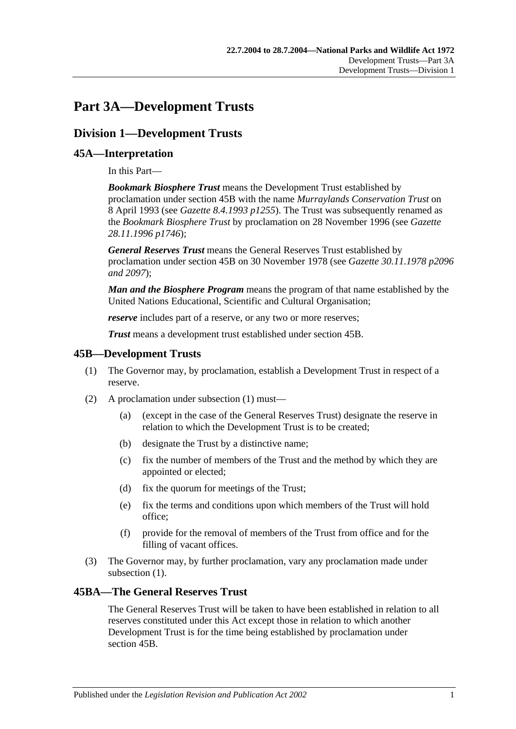# Part 3A—Development Trusts

## Division 1—Development Trusts

### 45A—Interpretation

In this Part—

***Bookmark Biosphere Trust*** means the Development Trust established by proclamation under section 45B with the name *Murraylands Conservation Trust* on 8 April 1993 (see *Gazette 8.4.1993 p1255*). The Trust was subsequently renamed as the *Bookmark Biosphere Trust* by proclamation on 28 November 1996 (see *Gazette 28.11.1996 p1746*);

***General Reserves Trust*** means the General Reserves Trust established by proclamation under section 45B on 30 November 1978 (see *Gazette 30.11.1978 p2096 and 2097*);

***Man and the Biosphere Program*** means the program of that name established by the United Nations Educational, Scientific and Cultural Organisation;

***reserve*** includes part of a reserve, or any two or more reserves;

***Trust*** means a development trust established under section 45B.

### 45B—Development Trusts

(1) The Governor may, by proclamation, establish a Development Trust in respect of a reserve.

(2) A proclamation under subsection (1) must—

- (a) (except in the case of the General Reserves Trust) designate the reserve in relation to which the Development Trust is to be created;
- (b) designate the Trust by a distinctive name;
- (c) fix the number of members of the Trust and the method by which they are appointed or elected;
- (d) fix the quorum for meetings of the Trust;
- (e) fix the terms and conditions upon which members of the Trust will hold office;
- (f) provide for the removal of members of the Trust from office and for the filling of vacant offices.

(3) The Governor may, by further proclamation, vary any proclamation made under subsection (1).

### 45BA—The General Reserves Trust

The General Reserves Trust will be taken to have been established in relation to all reserves constituted under this Act except those in relation to which another Development Trust is for the time being established by proclamation under section 45B.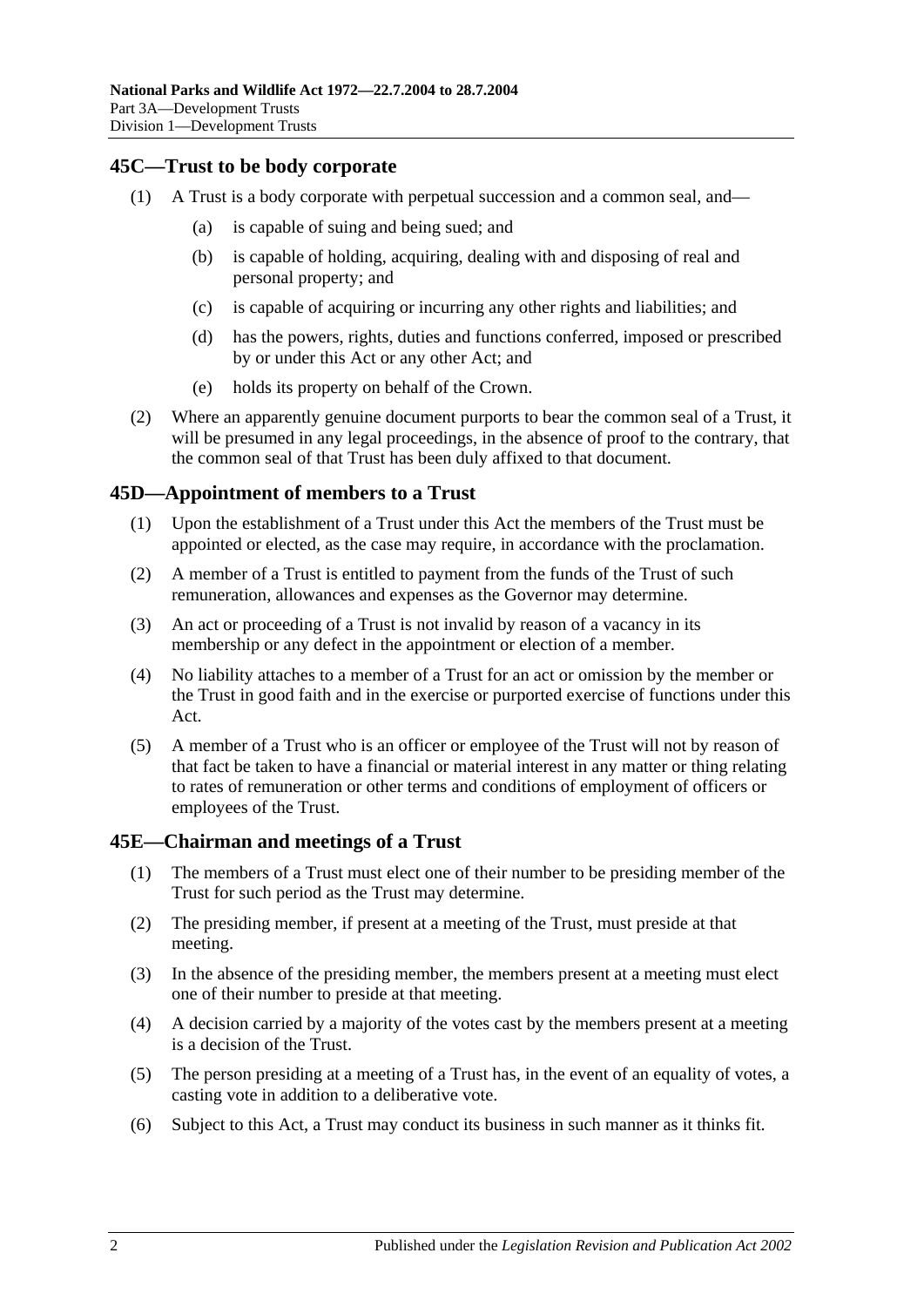## 45C—Trust to be body corporate

(1) A Trust is a body corporate with perpetual succession and a common seal, and—

(a) is capable of suing and being sued; and

(b) is capable of holding, acquiring, dealing with and disposing of real and personal property; and

(c) is capable of acquiring or incurring any other rights and liabilities; and

(d) has the powers, rights, duties and functions conferred, imposed or prescribed by or under this Act or any other Act; and

(e) holds its property on behalf of the Crown.

(2) Where an apparently genuine document purports to bear the common seal of a Trust, it will be presumed in any legal proceedings, in the absence of proof to the contrary, that the common seal of that Trust has been duly affixed to that document.

## 45D—Appointment of members to a Trust

(1) Upon the establishment of a Trust under this Act the members of the Trust must be appointed or elected, as the case may require, in accordance with the proclamation.

(2) A member of a Trust is entitled to payment from the funds of the Trust of such remuneration, allowances and expenses as the Governor may determine.

(3) An act or proceeding of a Trust is not invalid by reason of a vacancy in its membership or any defect in the appointment or election of a member.

(4) No liability attaches to a member of a Trust for an act or omission by the member or the Trust in good faith and in the exercise or purported exercise of functions under this Act.

(5) A member of a Trust who is an officer or employee of the Trust will not by reason of that fact be taken to have a financial or material interest in any matter or thing relating to rates of remuneration or other terms and conditions of employment of officers or employees of the Trust.

## 45E—Chairman and meetings of a Trust

(1) The members of a Trust must elect one of their number to be presiding member of the Trust for such period as the Trust may determine.

(2) The presiding member, if present at a meeting of the Trust, must preside at that meeting.

(3) In the absence of the presiding member, the members present at a meeting must elect one of their number to preside at that meeting.

(4) A decision carried by a majority of the votes cast by the members present at a meeting is a decision of the Trust.

(5) The person presiding at a meeting of a Trust has, in the event of an equality of votes, a casting vote in addition to a deliberative vote.

(6) Subject to this Act, a Trust may conduct its business in such manner as it thinks fit.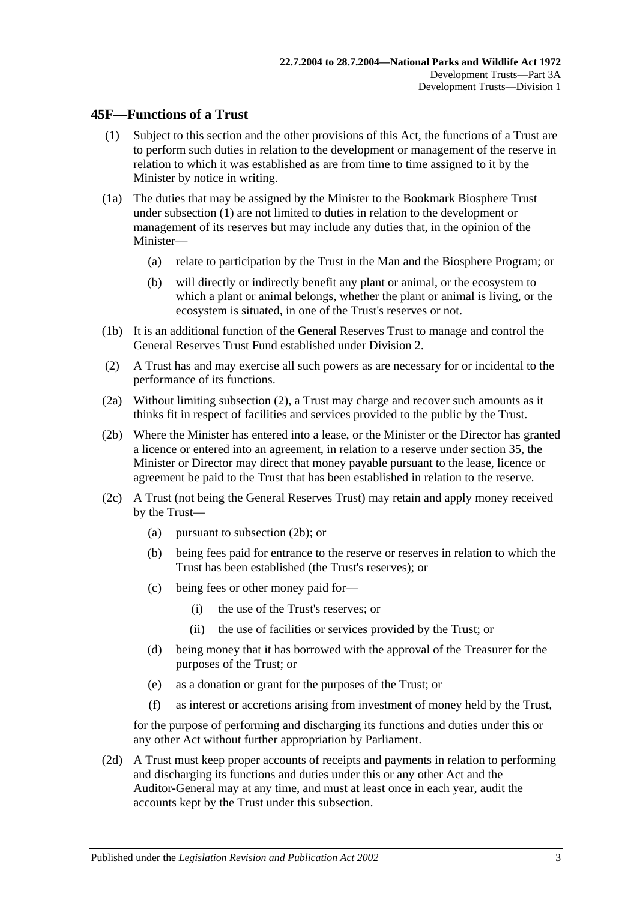## 45F—Functions of a Trust

(1) Subject to this section and the other provisions of this Act, the functions of a Trust are to perform such duties in relation to the development or management of the reserve in relation to which it was established as are from time to time assigned to it by the Minister by notice in writing.

(1a) The duties that may be assigned by the Minister to the Bookmark Biosphere Trust under subsection (1) are not limited to duties in relation to the development or management of its reserves but may include any duties that, in the opinion of the Minister—

- (a) relate to participation by the Trust in the Man and the Biosphere Program; or
- (b) will directly or indirectly benefit any plant or animal, or the ecosystem to which a plant or animal belongs, whether the plant or animal is living, or the ecosystem is situated, in one of the Trust's reserves or not.

(1b) It is an additional function of the General Reserves Trust to manage and control the General Reserves Trust Fund established under Division 2.

(2) A Trust has and may exercise all such powers as are necessary for or incidental to the performance of its functions.

(2a) Without limiting subsection (2), a Trust may charge and recover such amounts as it thinks fit in respect of facilities and services provided to the public by the Trust.

(2b) Where the Minister has entered into a lease, or the Minister or the Director has granted a licence or entered into an agreement, in relation to a reserve under section 35, the Minister or Director may direct that money payable pursuant to the lease, licence or agreement be paid to the Trust that has been established in relation to the reserve.

(2c) A Trust (not being the General Reserves Trust) may retain and apply money received by the Trust—

- (a) pursuant to subsection (2b); or
- (b) being fees paid for entrance to the reserve or reserves in relation to which the Trust has been established (the Trust's reserves); or
- (c) being fees or other money paid for—
  - (i) the use of the Trust's reserves; or
  - (ii) the use of facilities or services provided by the Trust; or
- (d) being money that it has borrowed with the approval of the Treasurer for the purposes of the Trust; or
- (e) as a donation or grant for the purposes of the Trust; or
- (f) as interest or accretions arising from investment of money held by the Trust,

for the purpose of performing and discharging its functions and duties under this or any other Act without further appropriation by Parliament.

(2d) A Trust must keep proper accounts of receipts and payments in relation to performing and discharging its functions and duties under this or any other Act and the Auditor-General may at any time, and must at least once in each year, audit the accounts kept by the Trust under this subsection.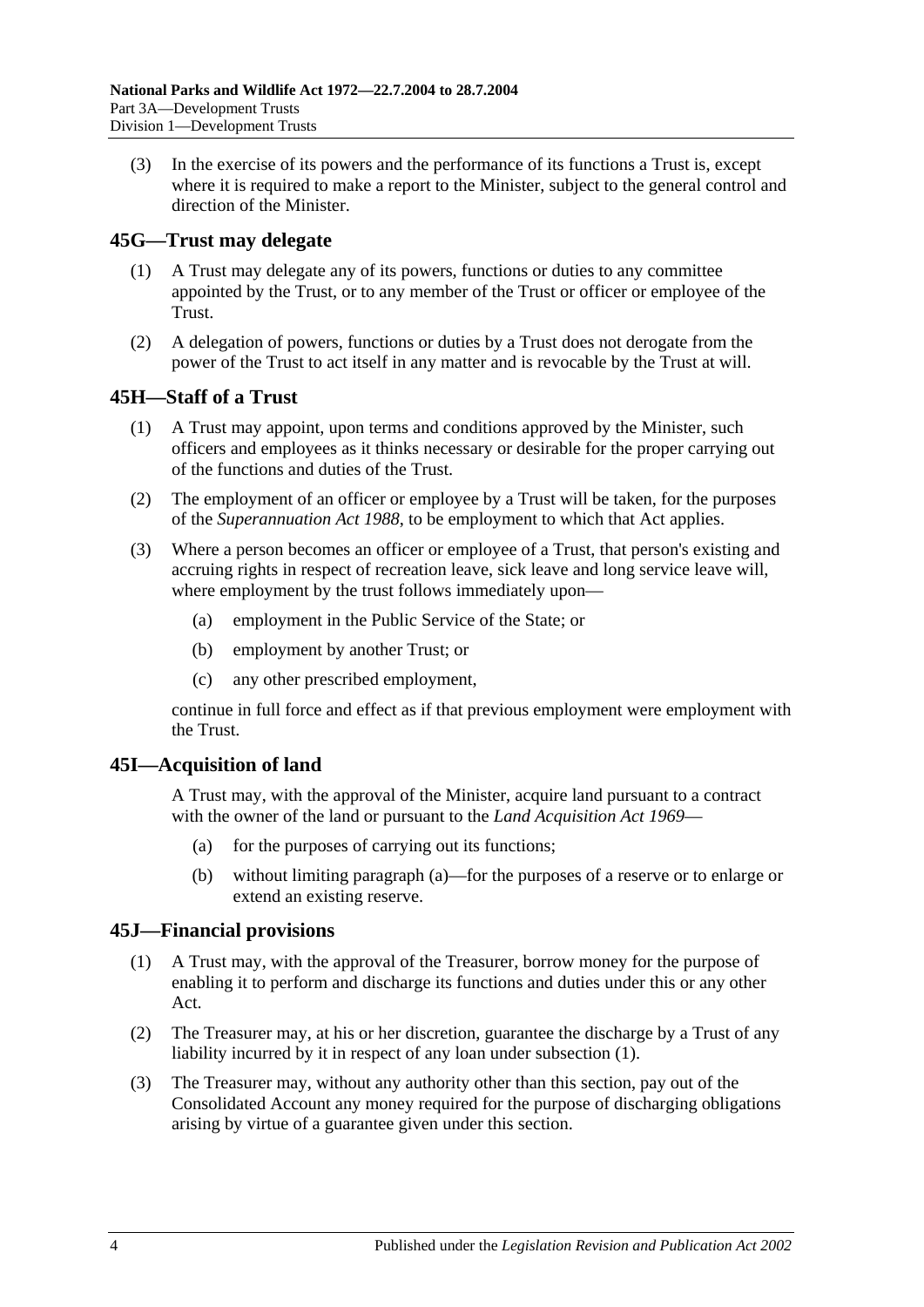(3) In the exercise of its powers and the performance of its functions a Trust is, except where it is required to make a report to the Minister, subject to the general control and direction of the Minister.

## 45G—Trust may delegate

(1) A Trust may delegate any of its powers, functions or duties to any committee appointed by the Trust, or to any member of the Trust or officer or employee of the Trust.

(2) A delegation of powers, functions or duties by a Trust does not derogate from the power of the Trust to act itself in any matter and is revocable by the Trust at will.

## 45H—Staff of a Trust

(1) A Trust may appoint, upon terms and conditions approved by the Minister, such officers and employees as it thinks necessary or desirable for the proper carrying out of the functions and duties of the Trust.

(2) The employment of an officer or employee by a Trust will be taken, for the purposes of the *Superannuation Act 1988*, to be employment to which that Act applies.

(3) Where a person becomes an officer or employee of a Trust, that person's existing and accruing rights in respect of recreation leave, sick leave and long service leave will, where employment by the trust follows immediately upon—

(a) employment in the Public Service of the State; or

(b) employment by another Trust; or

(c) any other prescribed employment,

continue in full force and effect as if that previous employment were employment with the Trust.

## 45I—Acquisition of land

A Trust may, with the approval of the Minister, acquire land pursuant to a contract with the owner of the land or pursuant to the *Land Acquisition Act 1969*—

(a) for the purposes of carrying out its functions;

(b) without limiting paragraph (a)—for the purposes of a reserve or to enlarge or extend an existing reserve.

## 45J—Financial provisions

(1) A Trust may, with the approval of the Treasurer, borrow money for the purpose of enabling it to perform and discharge its functions and duties under this or any other Act.

(2) The Treasurer may, at his or her discretion, guarantee the discharge by a Trust of any liability incurred by it in respect of any loan under subsection (1).

(3) The Treasurer may, without any authority other than this section, pay out of the Consolidated Account any money required for the purpose of discharging obligations arising by virtue of a guarantee given under this section.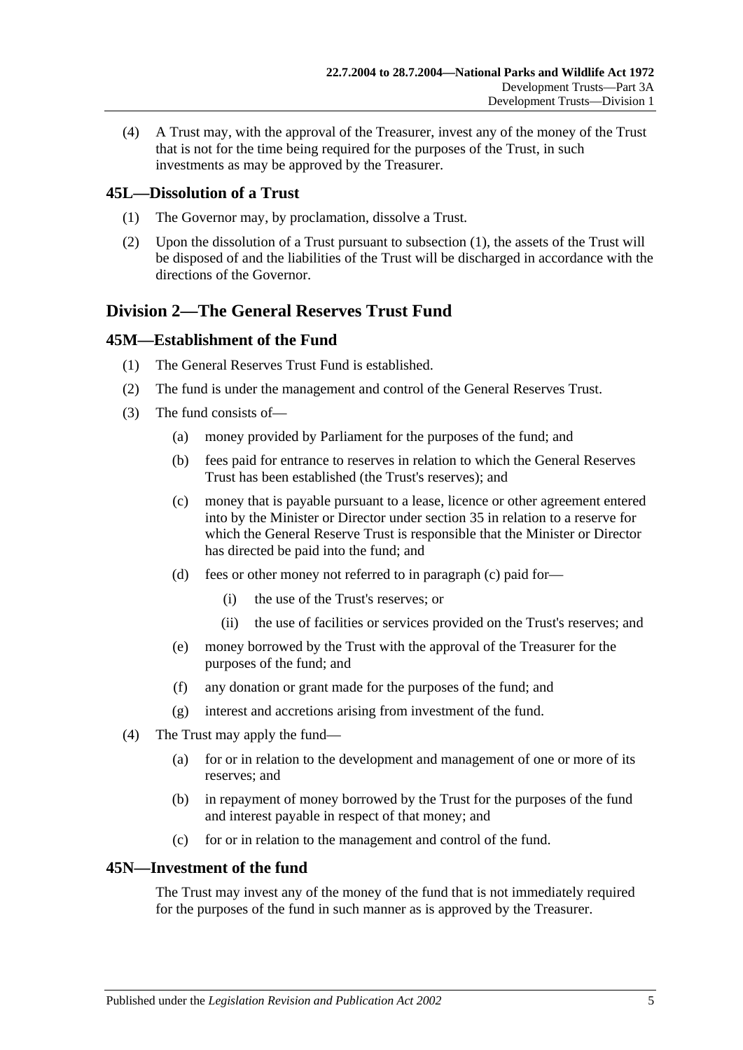(4) A Trust may, with the approval of the Treasurer, invest any of the money of the Trust that is not for the time being required for the purposes of the Trust, in such investments as may be approved by the Treasurer.

### 45L—Dissolution of a Trust

(1) The Governor may, by proclamation, dissolve a Trust.

(2) Upon the dissolution of a Trust pursuant to subsection (1), the assets of the Trust will be disposed of and the liabilities of the Trust will be discharged in accordance with the directions of the Governor.

## Division 2—The General Reserves Trust Fund

### 45M—Establishment of the Fund

(1) The General Reserves Trust Fund is established.

(2) The fund is under the management and control of the General Reserves Trust.

(3) The fund consists of—

- (a) money provided by Parliament for the purposes of the fund; and
- (b) fees paid for entrance to reserves in relation to which the General Reserves Trust has been established (the Trust's reserves); and
- (c) money that is payable pursuant to a lease, licence or other agreement entered into by the Minister or Director under section 35 in relation to a reserve for which the General Reserve Trust is responsible that the Minister or Director has directed be paid into the fund; and
- (d) fees or other money not referred to in paragraph (c) paid for—
  - (i) the use of the Trust's reserves; or
  - (ii) the use of facilities or services provided on the Trust's reserves; and
- (e) money borrowed by the Trust with the approval of the Treasurer for the purposes of the fund; and
- (f) any donation or grant made for the purposes of the fund; and
- (g) interest and accretions arising from investment of the fund.

(4) The Trust may apply the fund—

- (a) for or in relation to the development and management of one or more of its reserves; and
- (b) in repayment of money borrowed by the Trust for the purposes of the fund and interest payable in respect of that money; and
- (c) for or in relation to the management and control of the fund.

### 45N—Investment of the fund

The Trust may invest any of the money of the fund that is not immediately required for the purposes of the fund in such manner as is approved by the Treasurer.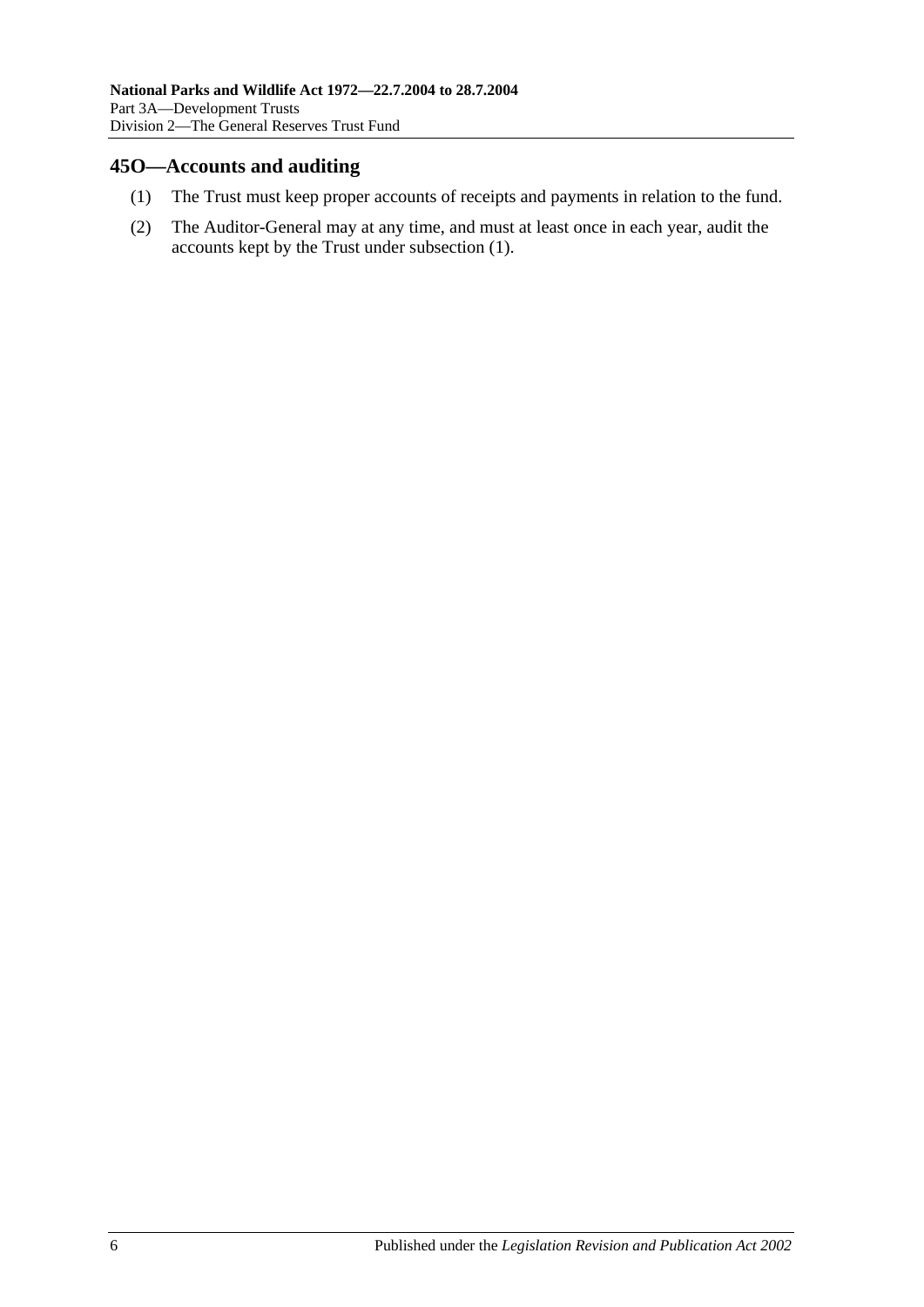## 45O—Accounts and auditing

(1) The Trust must keep proper accounts of receipts and payments in relation to the fund.

(2) The Auditor-General may at any time, and must at least once in each year, audit the accounts kept by the Trust under subsection (1).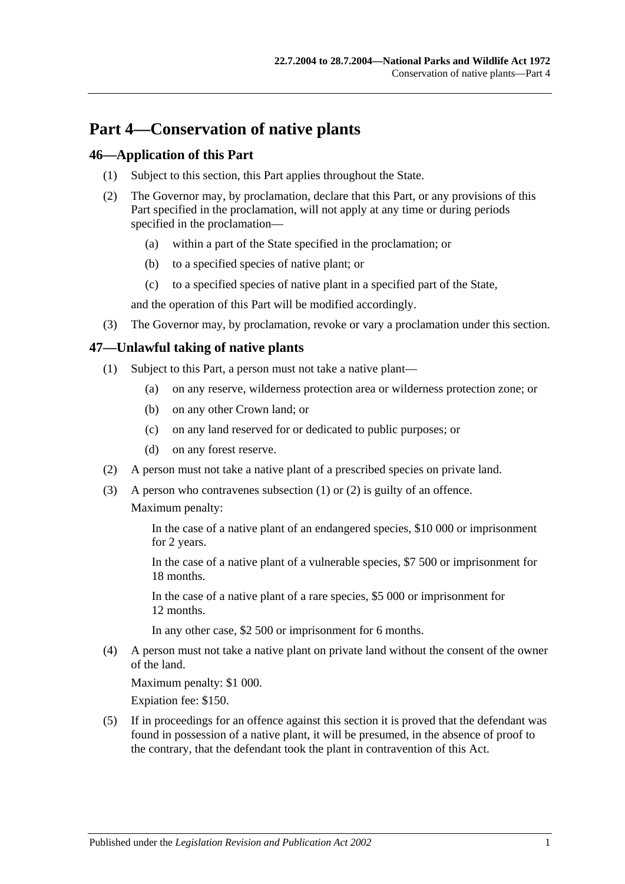# Part 4—Conservation of native plants

## 46—Application of this Part

(1) Subject to this section, this Part applies throughout the State.

(2) The Governor may, by proclamation, declare that this Part, or any provisions of this Part specified in the proclamation, will not apply at any time or during periods specified in the proclamation—

- (a) within a part of the State specified in the proclamation; or
- (b) to a specified species of native plant; or
- (c) to a specified species of native plant in a specified part of the State,

and the operation of this Part will be modified accordingly.

(3) The Governor may, by proclamation, revoke or vary a proclamation under this section.

## 47—Unlawful taking of native plants

(1) Subject to this Part, a person must not take a native plant—

- (a) on any reserve, wilderness protection area or wilderness protection zone; or
- (b) on any other Crown land; or
- (c) on any land reserved for or dedicated to public purposes; or
- (d) on any forest reserve.

(2) A person must not take a native plant of a prescribed species on private land.

(3) A person who contravenes subsection (1) or (2) is guilty of an offence.

Maximum penalty:

In the case of a native plant of an endangered species, $10 000 or imprisonment for 2 years.

In the case of a native plant of a vulnerable species, $7 500 or imprisonment for 18 months.

In the case of a native plant of a rare species, $5 000 or imprisonment for 12 months.

In any other case, $2 500 or imprisonment for 6 months.

(4) A person must not take a native plant on private land without the consent of the owner of the land.

Maximum penalty: $1 000.

Expiation fee: $150.

(5) If in proceedings for an offence against this section it is proved that the defendant was found in possession of a native plant, it will be presumed, in the absence of proof to the contrary, that the defendant took the plant in contravention of this Act.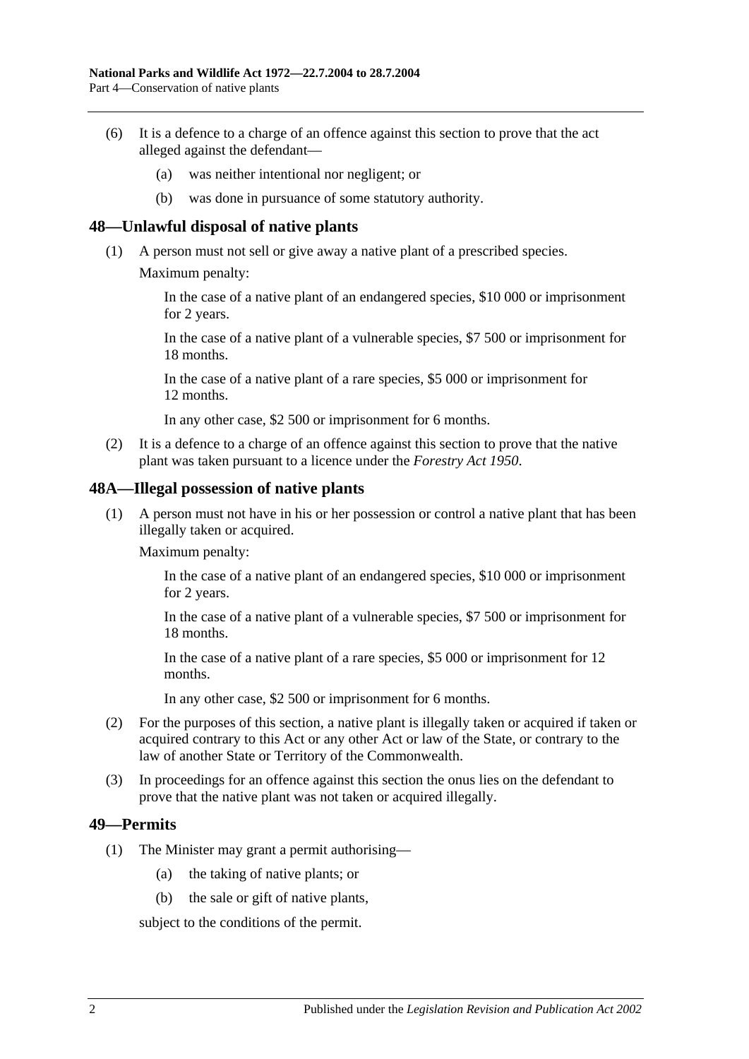(6) It is a defence to a charge of an offence against this section to prove that the act alleged against the defendant—

  (a) was neither intentional nor negligent; or

  (b) was done in pursuance of some statutory authority.

## 48—Unlawful disposal of native plants

(1) A person must not sell or give away a native plant of a prescribed species.

Maximum penalty:

In the case of a native plant of an endangered species, $10 000 or imprisonment for 2 years.

In the case of a native plant of a vulnerable species, $7 500 or imprisonment for 18 months.

In the case of a native plant of a rare species, $5 000 or imprisonment for 12 months.

In any other case, $2 500 or imprisonment for 6 months.

(2) It is a defence to a charge of an offence against this section to prove that the native plant was taken pursuant to a licence under the *Forestry Act 1950*.

## 48A—Illegal possession of native plants

(1) A person must not have in his or her possession or control a native plant that has been illegally taken or acquired.

Maximum penalty:

In the case of a native plant of an endangered species, $10 000 or imprisonment for 2 years.

In the case of a native plant of a vulnerable species, $7 500 or imprisonment for 18 months.

In the case of a native plant of a rare species, $5 000 or imprisonment for 12 months.

In any other case, $2 500 or imprisonment for 6 months.

(2) For the purposes of this section, a native plant is illegally taken or acquired if taken or acquired contrary to this Act or any other Act or law of the State, or contrary to the law of another State or Territory of the Commonwealth.

(3) In proceedings for an offence against this section the onus lies on the defendant to prove that the native plant was not taken or acquired illegally.

## 49—Permits

(1) The Minister may grant a permit authorising—

  (a) the taking of native plants; or

  (b) the sale or gift of native plants,

subject to the conditions of the permit.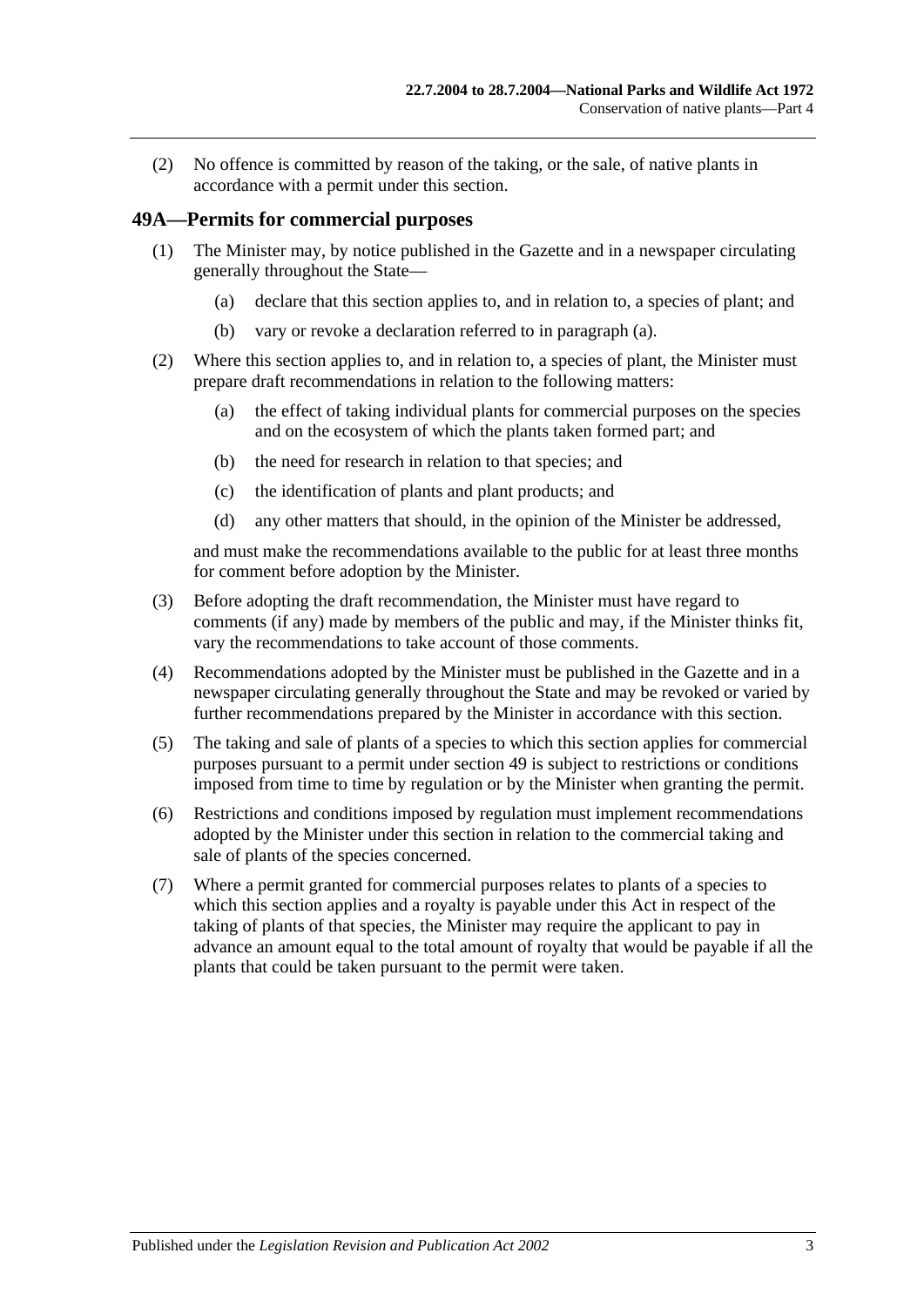(2) No offence is committed by reason of the taking, or the sale, of native plants in accordance with a permit under this section.

## 49A—Permits for commercial purposes

(1) The Minister may, by notice published in the Gazette and in a newspaper circulating generally throughout the State—

(a) declare that this section applies to, and in relation to, a species of plant; and

(b) vary or revoke a declaration referred to in paragraph (a).

(2) Where this section applies to, and in relation to, a species of plant, the Minister must prepare draft recommendations in relation to the following matters:

(a) the effect of taking individual plants for commercial purposes on the species and on the ecosystem of which the plants taken formed part; and

(b) the need for research in relation to that species; and

(c) the identification of plants and plant products; and

(d) any other matters that should, in the opinion of the Minister be addressed,

and must make the recommendations available to the public for at least three months for comment before adoption by the Minister.

(3) Before adopting the draft recommendation, the Minister must have regard to comments (if any) made by members of the public and may, if the Minister thinks fit, vary the recommendations to take account of those comments.

(4) Recommendations adopted by the Minister must be published in the Gazette and in a newspaper circulating generally throughout the State and may be revoked or varied by further recommendations prepared by the Minister in accordance with this section.

(5) The taking and sale of plants of a species to which this section applies for commercial purposes pursuant to a permit under section 49 is subject to restrictions or conditions imposed from time to time by regulation or by the Minister when granting the permit.

(6) Restrictions and conditions imposed by regulation must implement recommendations adopted by the Minister under this section in relation to the commercial taking and sale of plants of the species concerned.

(7) Where a permit granted for commercial purposes relates to plants of a species to which this section applies and a royalty is payable under this Act in respect of the taking of plants of that species, the Minister may require the applicant to pay in advance an amount equal to the total amount of royalty that would be payable if all the plants that could be taken pursuant to the permit were taken.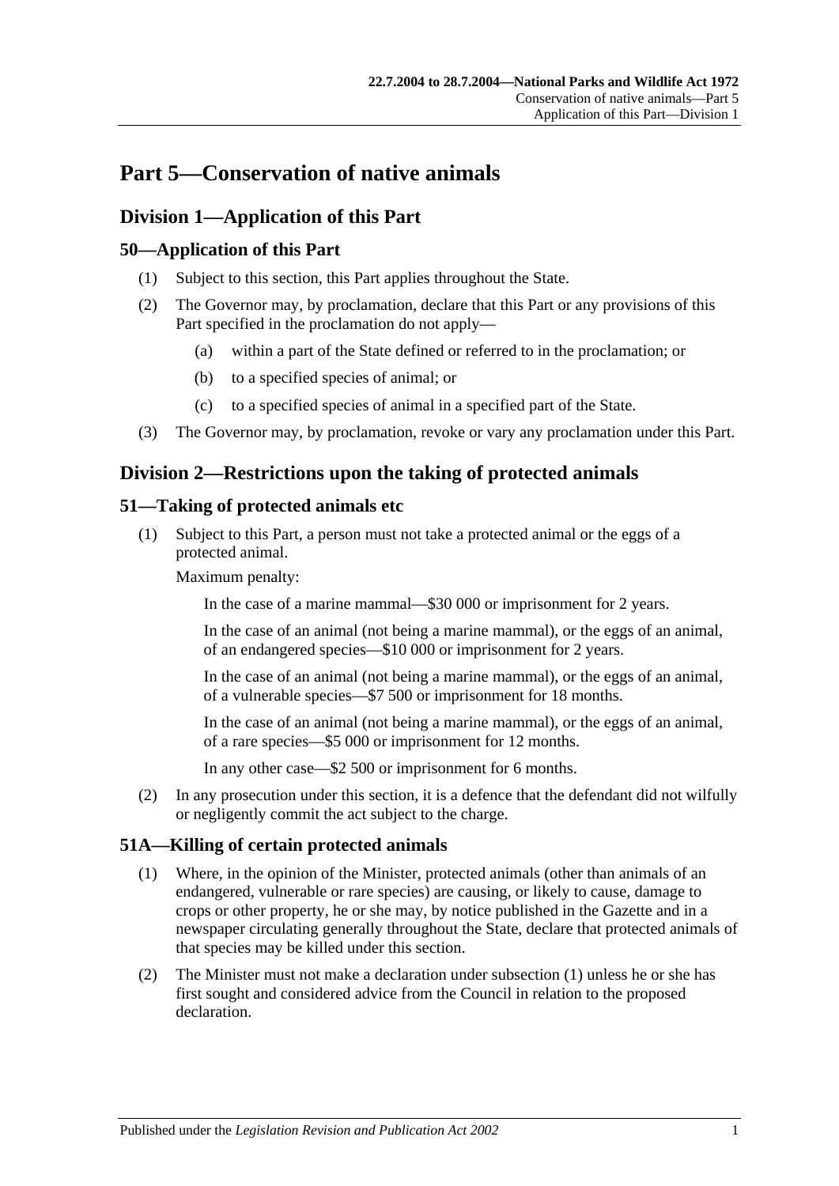# Part 5—Conservation of native animals

## Division 1—Application of this Part

### 50—Application of this Part

(1) Subject to this section, this Part applies throughout the State.

(2) The Governor may, by proclamation, declare that this Part or any provisions of this Part specified in the proclamation do not apply—

- (a) within a part of the State defined or referred to in the proclamation; or
- (b) to a specified species of animal; or
- (c) to a specified species of animal in a specified part of the State.

(3) The Governor may, by proclamation, revoke or vary any proclamation under this Part.

## Division 2—Restrictions upon the taking of protected animals

### 51—Taking of protected animals etc

(1) Subject to this Part, a person must not take a protected animal or the eggs of a protected animal.

Maximum penalty:

In the case of a marine mammal—$30 000 or imprisonment for 2 years.

In the case of an animal (not being a marine mammal), or the eggs of an animal, of an endangered species—$10 000 or imprisonment for 2 years.

In the case of an animal (not being a marine mammal), or the eggs of an animal, of a vulnerable species—$7 500 or imprisonment for 18 months.

In the case of an animal (not being a marine mammal), or the eggs of an animal, of a rare species—$5 000 or imprisonment for 12 months.

In any other case—$2 500 or imprisonment for 6 months.

(2) In any prosecution under this section, it is a defence that the defendant did not wilfully or negligently commit the act subject to the charge.

### 51A—Killing of certain protected animals

(1) Where, in the opinion of the Minister, protected animals (other than animals of an endangered, vulnerable or rare species) are causing, or likely to cause, damage to crops or other property, he or she may, by notice published in the Gazette and in a newspaper circulating generally throughout the State, declare that protected animals of that species may be killed under this section.

(2) The Minister must not make a declaration under subsection (1) unless he or she has first sought and considered advice from the Council in relation to the proposed declaration.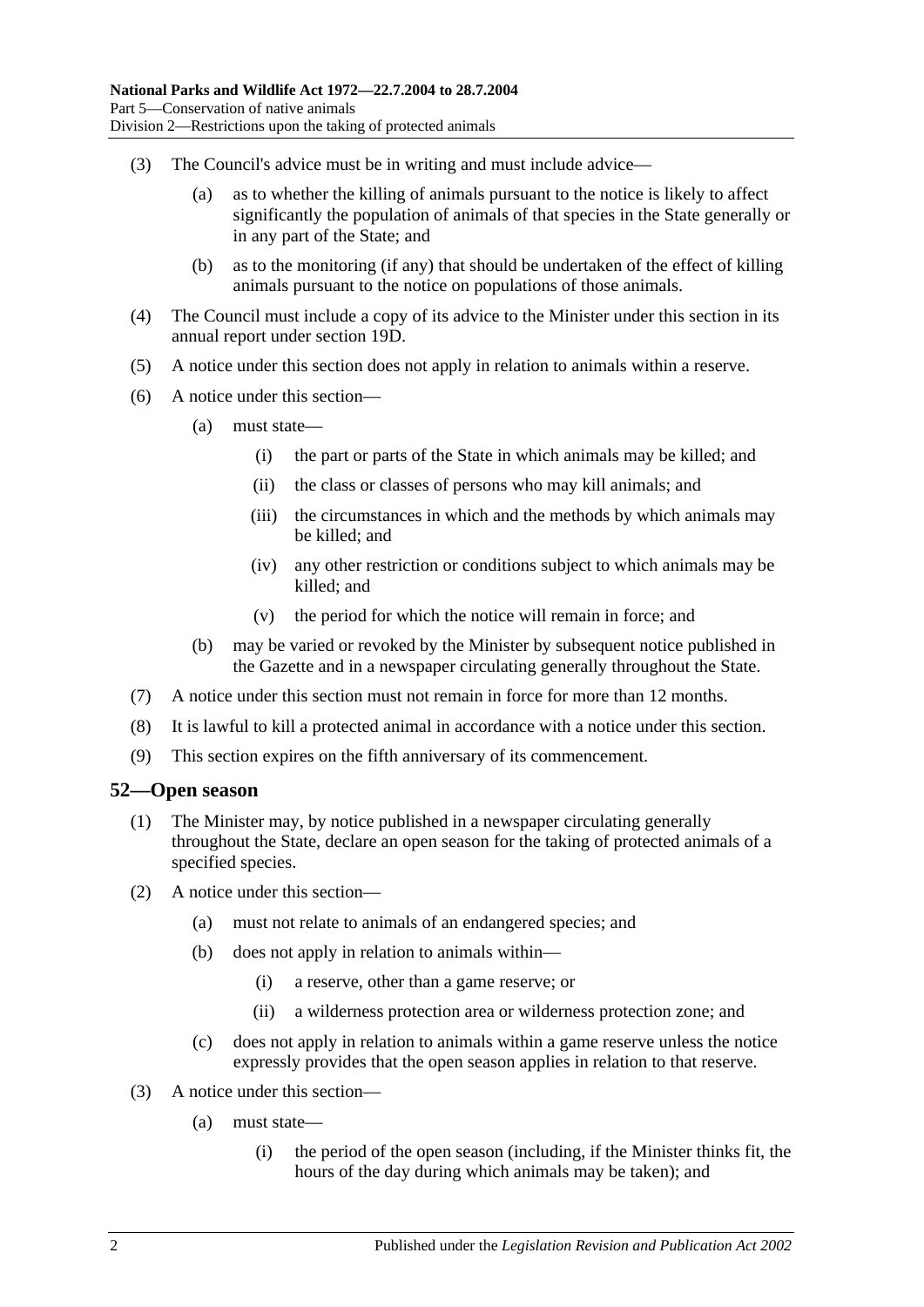(3) The Council's advice must be in writing and must include advice—

 (a) as to whether the killing of animals pursuant to the notice is likely to affect significantly the population of animals of that species in the State generally or in any part of the State; and

 (b) as to the monitoring (if any) that should be undertaken of the effect of killing animals pursuant to the notice on populations of those animals.

(4) The Council must include a copy of its advice to the Minister under this section in its annual report under section 19D.

(5) A notice under this section does not apply in relation to animals within a reserve.

(6) A notice under this section—

 (a) must state—

  (i) the part or parts of the State in which animals may be killed; and

  (ii) the class or classes of persons who may kill animals; and

  (iii) the circumstances in which and the methods by which animals may be killed; and

  (iv) any other restriction or conditions subject to which animals may be killed; and

  (v) the period for which the notice will remain in force; and

 (b) may be varied or revoked by the Minister by subsequent notice published in the Gazette and in a newspaper circulating generally throughout the State.

(7) A notice under this section must not remain in force for more than 12 months.

(8) It is lawful to kill a protected animal in accordance with a notice under this section.

(9) This section expires on the fifth anniversary of its commencement.

## 52—Open season

(1) The Minister may, by notice published in a newspaper circulating generally throughout the State, declare an open season for the taking of protected animals of a specified species.

(2) A notice under this section—

 (a) must not relate to animals of an endangered species; and

 (b) does not apply in relation to animals within—

  (i) a reserve, other than a game reserve; or

  (ii) a wilderness protection area or wilderness protection zone; and

 (c) does not apply in relation to animals within a game reserve unless the notice expressly provides that the open season applies in relation to that reserve.

(3) A notice under this section—

 (a) must state—

  (i) the period of the open season (including, if the Minister thinks fit, the hours of the day during which animals may be taken); and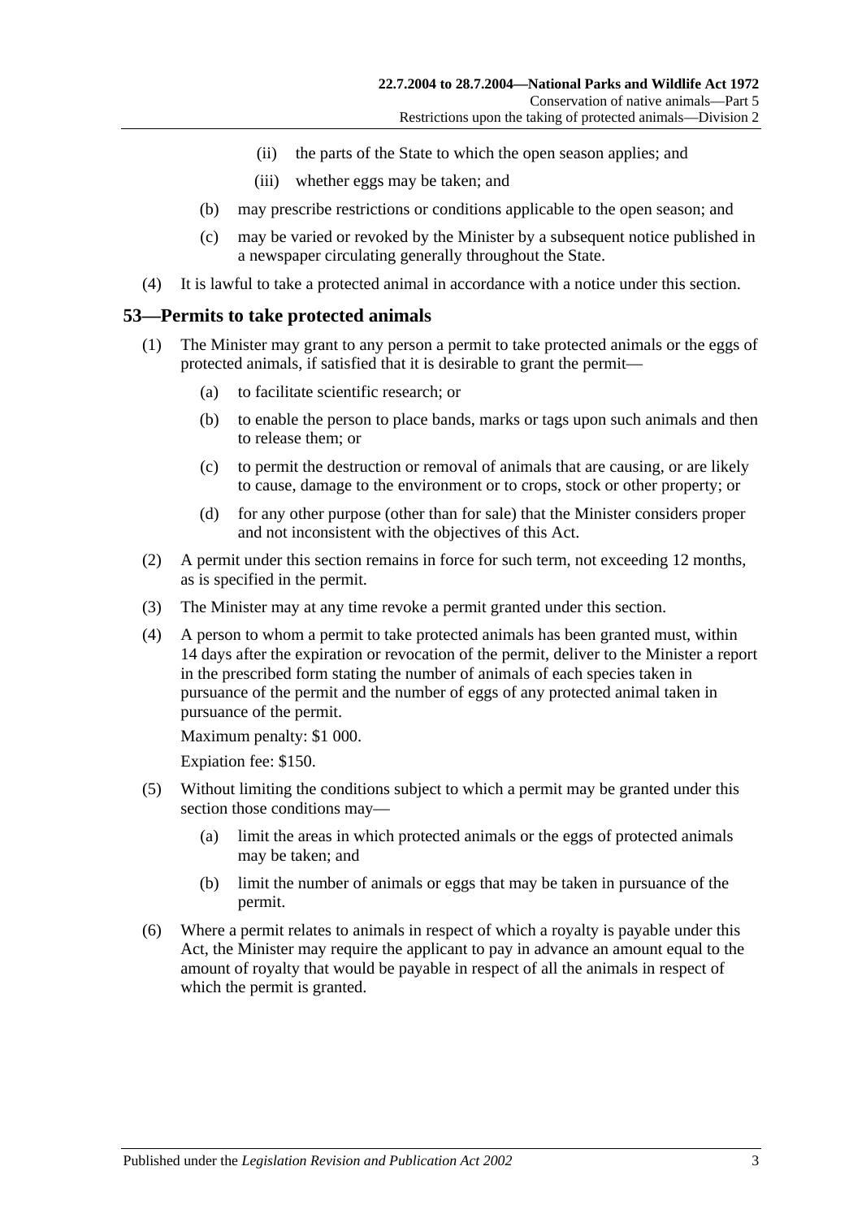(ii) the parts of the State to which the open season applies; and

(iii) whether eggs may be taken; and

(b) may prescribe restrictions or conditions applicable to the open season; and

(c) may be varied or revoked by the Minister by a subsequent notice published in a newspaper circulating generally throughout the State.

(4) It is lawful to take a protected animal in accordance with a notice under this section.

## 53—Permits to take protected animals

(1) The Minister may grant to any person a permit to take protected animals or the eggs of protected animals, if satisfied that it is desirable to grant the permit—

(a) to facilitate scientific research; or

(b) to enable the person to place bands, marks or tags upon such animals and then to release them; or

(c) to permit the destruction or removal of animals that are causing, or are likely to cause, damage to the environment or to crops, stock or other property; or

(d) for any other purpose (other than for sale) that the Minister considers proper and not inconsistent with the objectives of this Act.

(2) A permit under this section remains in force for such term, not exceeding 12 months, as is specified in the permit.

(3) The Minister may at any time revoke a permit granted under this section.

(4) A person to whom a permit to take protected animals has been granted must, within 14 days after the expiration or revocation of the permit, deliver to the Minister a report in the prescribed form stating the number of animals of each species taken in pursuance of the permit and the number of eggs of any protected animal taken in pursuance of the permit.

Maximum penalty: $1 000.

Expiation fee: $150.

(5) Without limiting the conditions subject to which a permit may be granted under this section those conditions may—

(a) limit the areas in which protected animals or the eggs of protected animals may be taken; and

(b) limit the number of animals or eggs that may be taken in pursuance of the permit.

(6) Where a permit relates to animals in respect of which a royalty is payable under this Act, the Minister may require the applicant to pay in advance an amount equal to the amount of royalty that would be payable in respect of all the animals in respect of which the permit is granted.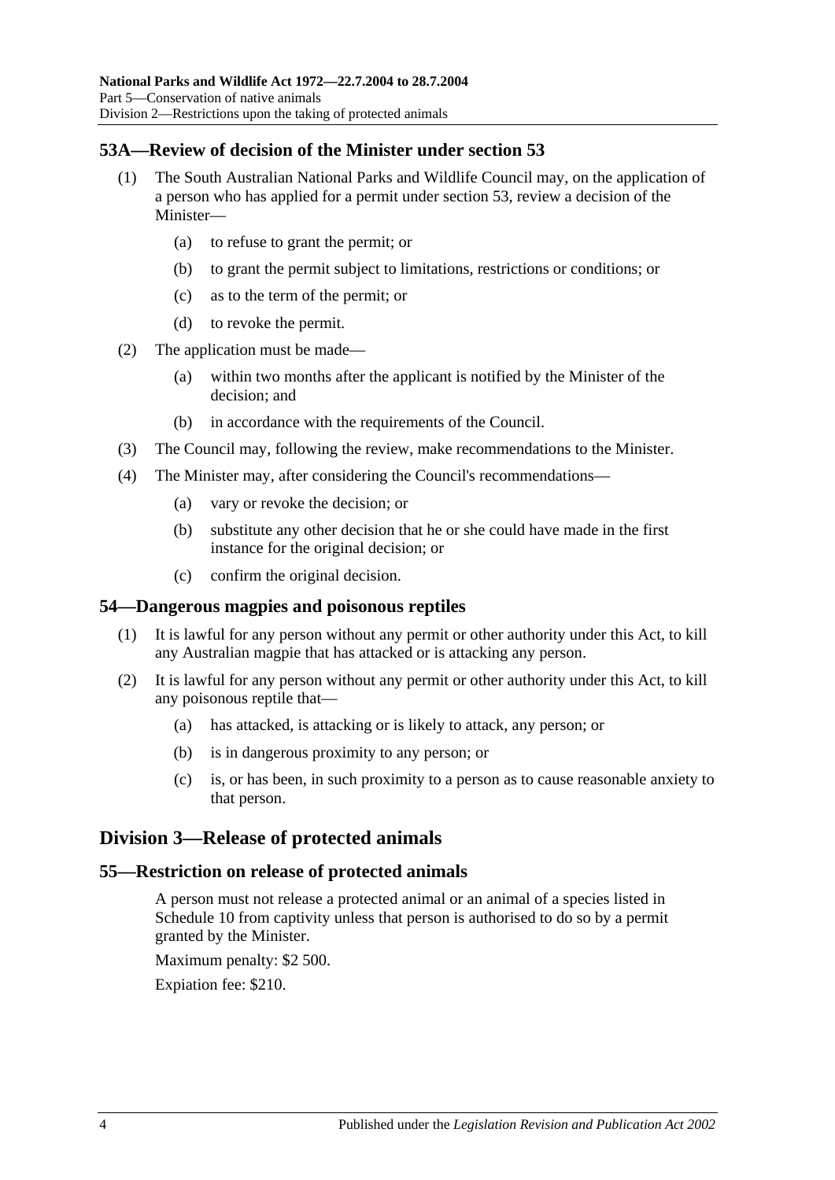## 53A—Review of decision of the Minister under section 53

(1) The South Australian National Parks and Wildlife Council may, on the application of a person who has applied for a permit under section 53, review a decision of the Minister—

- (a) to refuse to grant the permit; or
- (b) to grant the permit subject to limitations, restrictions or conditions; or
- (c) as to the term of the permit; or
- (d) to revoke the permit.

(2) The application must be made—

- (a) within two months after the applicant is notified by the Minister of the decision; and
- (b) in accordance with the requirements of the Council.

(3) The Council may, following the review, make recommendations to the Minister.

(4) The Minister may, after considering the Council's recommendations—

- (a) vary or revoke the decision; or
- (b) substitute any other decision that he or she could have made in the first instance for the original decision; or
- (c) confirm the original decision.

## 54—Dangerous magpies and poisonous reptiles

(1) It is lawful for any person without any permit or other authority under this Act, to kill any Australian magpie that has attacked or is attacking any person.

(2) It is lawful for any person without any permit or other authority under this Act, to kill any poisonous reptile that—

- (a) has attacked, is attacking or is likely to attack, any person; or
- (b) is in dangerous proximity to any person; or
- (c) is, or has been, in such proximity to a person as to cause reasonable anxiety to that person.

# Division 3—Release of protected animals

## 55—Restriction on release of protected animals

A person must not release a protected animal or an animal of a species listed in Schedule 10 from captivity unless that person is authorised to do so by a permit granted by the Minister.

Maximum penalty: $2 500.

Expiation fee: $210.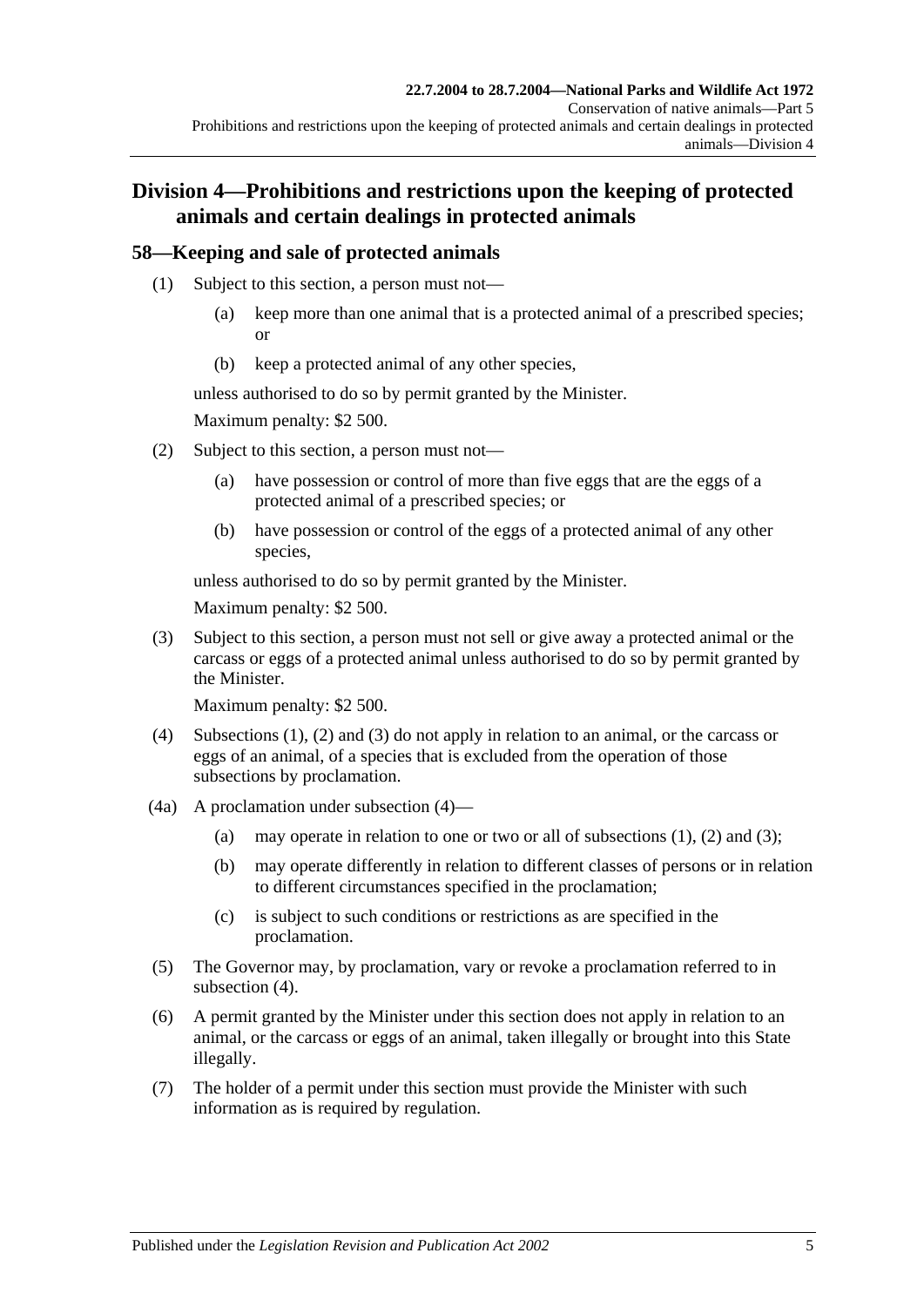## Division 4—Prohibitions and restrictions upon the keeping of protected animals and certain dealings in protected animals

### 58—Keeping and sale of protected animals

(1) Subject to this section, a person must not—

(a) keep more than one animal that is a protected animal of a prescribed species; or

(b) keep a protected animal of any other species,

unless authorised to do so by permit granted by the Minister.

Maximum penalty: $2 500.

(2) Subject to this section, a person must not—

(a) have possession or control of more than five eggs that are the eggs of a protected animal of a prescribed species; or

(b) have possession or control of the eggs of a protected animal of any other species,

unless authorised to do so by permit granted by the Minister.

Maximum penalty: $2 500.

(3) Subject to this section, a person must not sell or give away a protected animal or the carcass or eggs of a protected animal unless authorised to do so by permit granted by the Minister.

Maximum penalty: $2 500.

(4) Subsections (1), (2) and (3) do not apply in relation to an animal, or the carcass or eggs of an animal, of a species that is excluded from the operation of those subsections by proclamation.

(4a) A proclamation under subsection (4)—

(a) may operate in relation to one or two or all of subsections (1), (2) and (3);

(b) may operate differently in relation to different classes of persons or in relation to different circumstances specified in the proclamation;

(c) is subject to such conditions or restrictions as are specified in the proclamation.

(5) The Governor may, by proclamation, vary or revoke a proclamation referred to in subsection (4).

(6) A permit granted by the Minister under this section does not apply in relation to an animal, or the carcass or eggs of an animal, taken illegally or brought into this State illegally.

(7) The holder of a permit under this section must provide the Minister with such information as is required by regulation.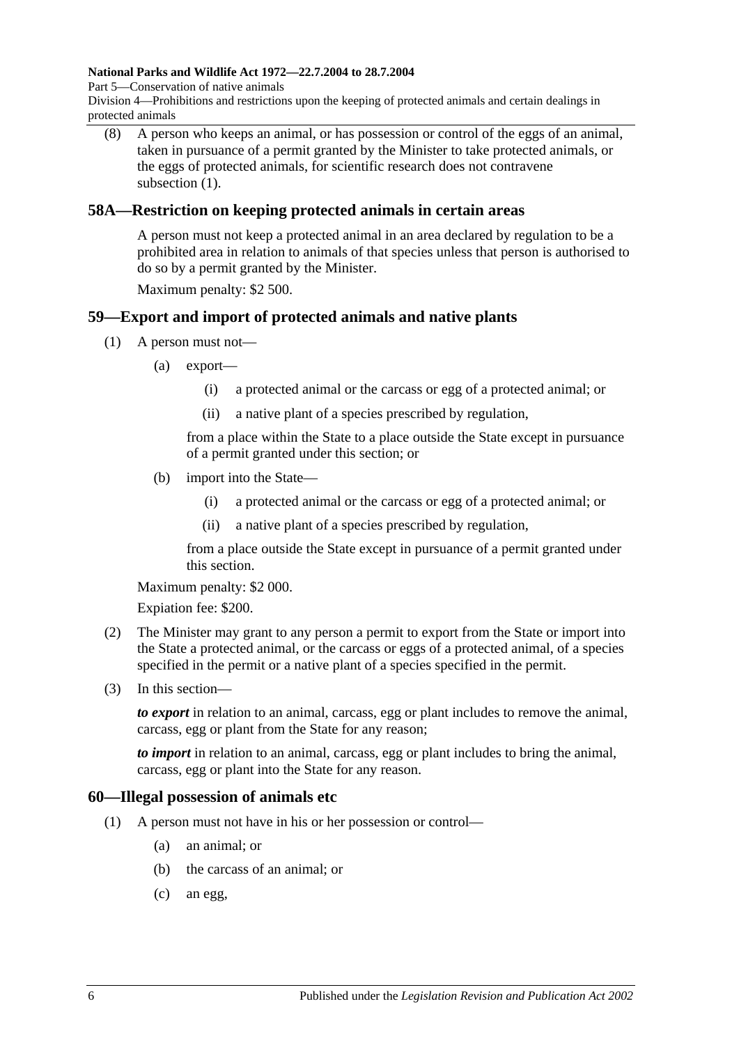(8) A person who keeps an animal, or has possession or control of the eggs of an animal, taken in pursuance of a permit granted by the Minister to take protected animals, or the eggs of protected animals, for scientific research does not contravene subsection (1).

## 58A—Restriction on keeping protected animals in certain areas

A person must not keep a protected animal in an area declared by regulation to be a prohibited area in relation to animals of that species unless that person is authorised to do so by a permit granted by the Minister.

Maximum penalty: $2 500.

## 59—Export and import of protected animals and native plants

(1) A person must not—

(a) export—

(i) a protected animal or the carcass or egg of a protected animal; or

(ii) a native plant of a species prescribed by regulation,

from a place within the State to a place outside the State except in pursuance of a permit granted under this section; or

(b) import into the State—

(i) a protected animal or the carcass or egg of a protected animal; or

(ii) a native plant of a species prescribed by regulation,

from a place outside the State except in pursuance of a permit granted under this section.

Maximum penalty: $2 000.

Expiation fee: $200.

(2) The Minister may grant to any person a permit to export from the State or import into the State a protected animal, or the carcass or eggs of a protected animal, of a species specified in the permit or a native plant of a species specified in the permit.

(3) In this section—

***to export*** in relation to an animal, carcass, egg or plant includes to remove the animal, carcass, egg or plant from the State for any reason;

***to import*** in relation to an animal, carcass, egg or plant includes to bring the animal, carcass, egg or plant into the State for any reason.

## 60—Illegal possession of animals etc

(1) A person must not have in his or her possession or control—

(a) an animal; or

(b) the carcass of an animal; or

(c) an egg,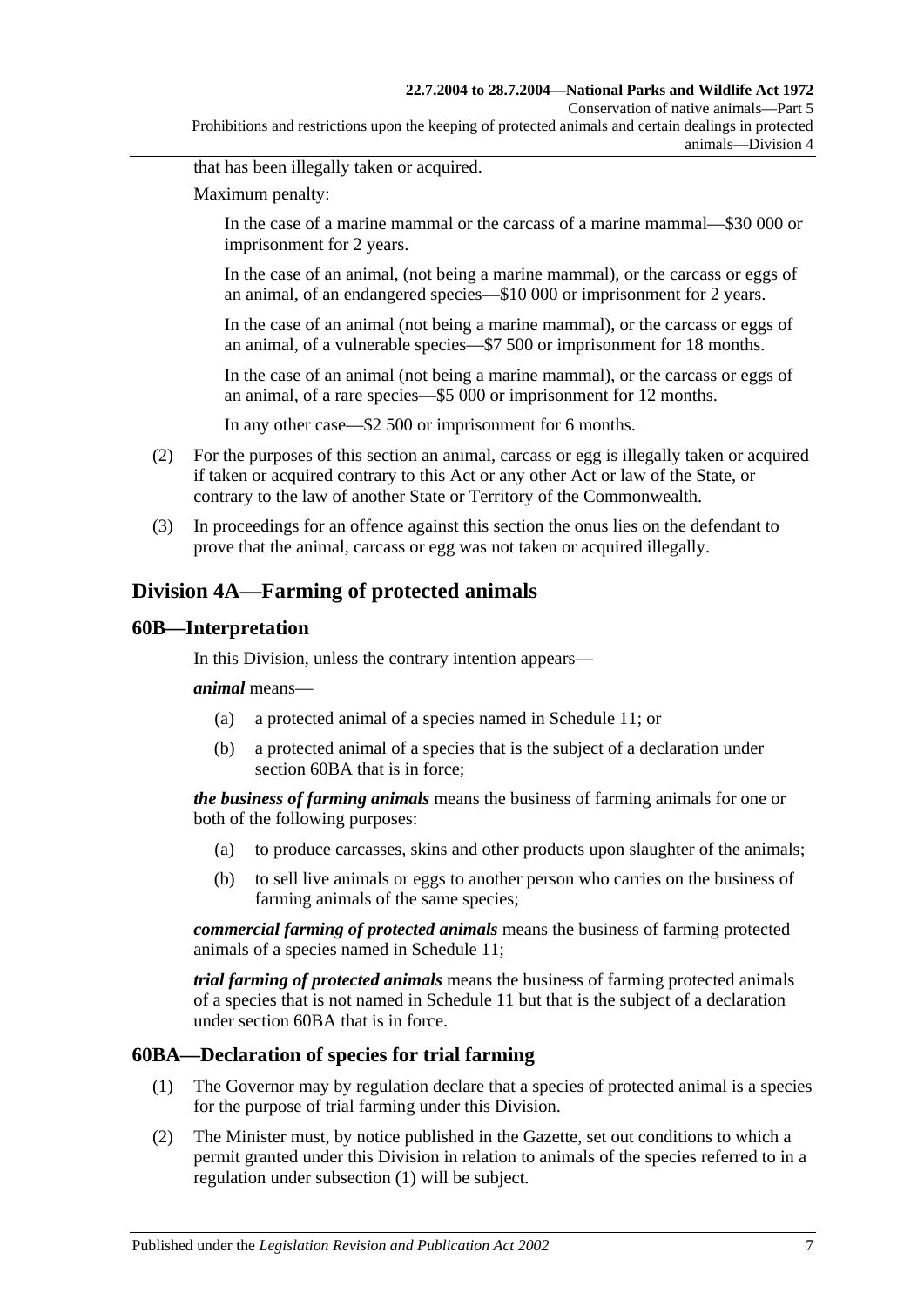that has been illegally taken or acquired.

Maximum penalty:

In the case of a marine mammal or the carcass of a marine mammal—$30 000 or imprisonment for 2 years.

In the case of an animal, (not being a marine mammal), or the carcass or eggs of an animal, of an endangered species—$10 000 or imprisonment for 2 years.

In the case of an animal (not being a marine mammal), or the carcass or eggs of an animal, of a vulnerable species—$7 500 or imprisonment for 18 months.

In the case of an animal (not being a marine mammal), or the carcass or eggs of an animal, of a rare species—$5 000 or imprisonment for 12 months.

In any other case—$2 500 or imprisonment for 6 months.

(2) For the purposes of this section an animal, carcass or egg is illegally taken or acquired if taken or acquired contrary to this Act or any other Act or law of the State, or contrary to the law of another State or Territory of the Commonwealth.

(3) In proceedings for an offence against this section the onus lies on the defendant to prove that the animal, carcass or egg was not taken or acquired illegally.

## Division 4A—Farming of protected animals

### 60B—Interpretation

In this Division, unless the contrary intention appears—

***animal*** means—

(a) a protected animal of a species named in Schedule 11; or

(b) a protected animal of a species that is the subject of a declaration under section 60BA that is in force;

***the business of farming animals*** means the business of farming animals for one or both of the following purposes:

(a) to produce carcasses, skins and other products upon slaughter of the animals;

(b) to sell live animals or eggs to another person who carries on the business of farming animals of the same species;

***commercial farming of protected animals*** means the business of farming protected animals of a species named in Schedule 11;

***trial farming of protected animals*** means the business of farming protected animals of a species that is not named in Schedule 11 but that is the subject of a declaration under section 60BA that is in force.

### 60BA—Declaration of species for trial farming

(1) The Governor may by regulation declare that a species of protected animal is a species for the purpose of trial farming under this Division.

(2) The Minister must, by notice published in the Gazette, set out conditions to which a permit granted under this Division in relation to animals of the species referred to in a regulation under subsection (1) will be subject.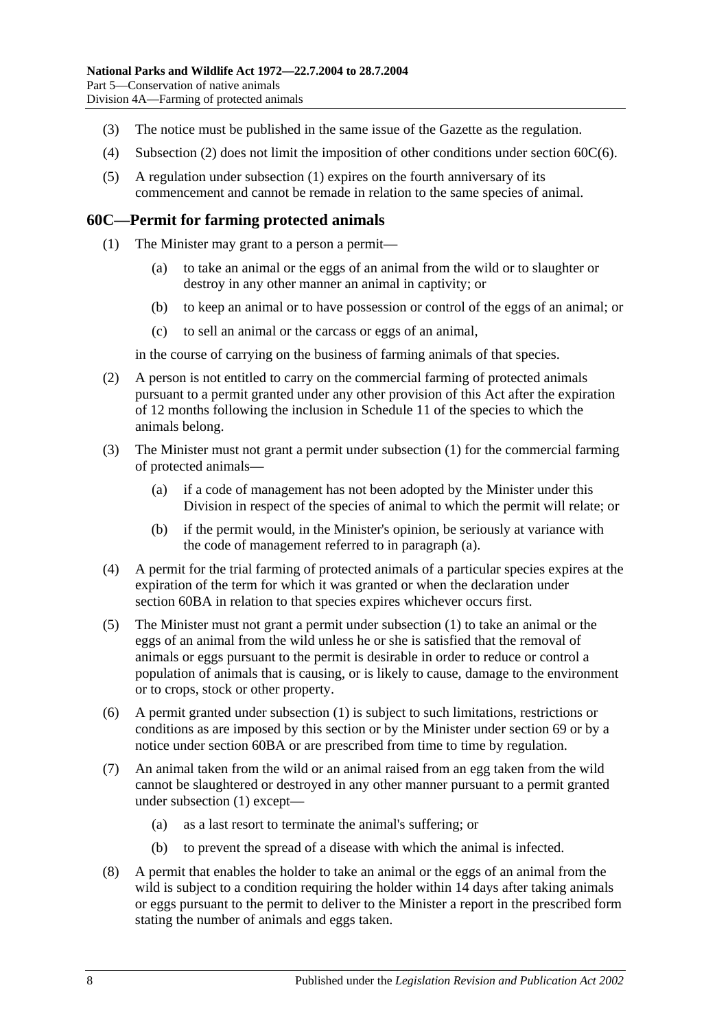(3) The notice must be published in the same issue of the Gazette as the regulation.

(4) Subsection (2) does not limit the imposition of other conditions under section 60C(6).

(5) A regulation under subsection (1) expires on the fourth anniversary of its commencement and cannot be remade in relation to the same species of animal.

## 60C—Permit for farming protected animals

(1) The Minister may grant to a person a permit—

(a) to take an animal or the eggs of an animal from the wild or to slaughter or destroy in any other manner an animal in captivity; or

(b) to keep an animal or to have possession or control of the eggs of an animal; or

(c) to sell an animal or the carcass or eggs of an animal,

in the course of carrying on the business of farming animals of that species.

(2) A person is not entitled to carry on the commercial farming of protected animals pursuant to a permit granted under any other provision of this Act after the expiration of 12 months following the inclusion in Schedule 11 of the species to which the animals belong.

(3) The Minister must not grant a permit under subsection (1) for the commercial farming of protected animals—

(a) if a code of management has not been adopted by the Minister under this Division in respect of the species of animal to which the permit will relate; or

(b) if the permit would, in the Minister's opinion, be seriously at variance with the code of management referred to in paragraph (a).

(4) A permit for the trial farming of protected animals of a particular species expires at the expiration of the term for which it was granted or when the declaration under section 60BA in relation to that species expires whichever occurs first.

(5) The Minister must not grant a permit under subsection (1) to take an animal or the eggs of an animal from the wild unless he or she is satisfied that the removal of animals or eggs pursuant to the permit is desirable in order to reduce or control a population of animals that is causing, or is likely to cause, damage to the environment or to crops, stock or other property.

(6) A permit granted under subsection (1) is subject to such limitations, restrictions or conditions as are imposed by this section or by the Minister under section 69 or by a notice under section 60BA or are prescribed from time to time by regulation.

(7) An animal taken from the wild or an animal raised from an egg taken from the wild cannot be slaughtered or destroyed in any other manner pursuant to a permit granted under subsection (1) except—

(a) as a last resort to terminate the animal's suffering; or

(b) to prevent the spread of a disease with which the animal is infected.

(8) A permit that enables the holder to take an animal or the eggs of an animal from the wild is subject to a condition requiring the holder within 14 days after taking animals or eggs pursuant to the permit to deliver to the Minister a report in the prescribed form stating the number of animals and eggs taken.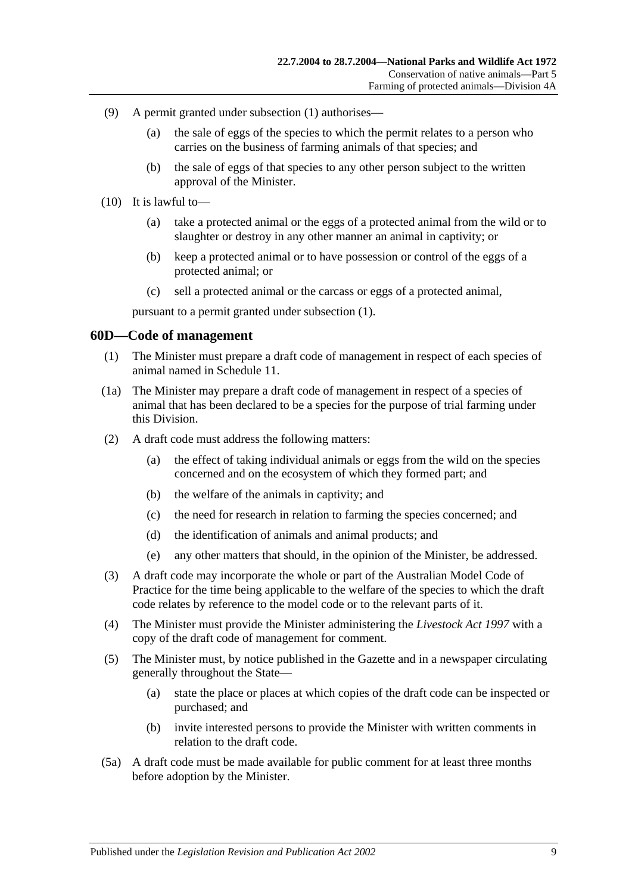(9) A permit granted under subsection (1) authorises—

(a) the sale of eggs of the species to which the permit relates to a person who carries on the business of farming animals of that species; and

(b) the sale of eggs of that species to any other person subject to the written approval of the Minister.

(10) It is lawful to—

(a) take a protected animal or the eggs of a protected animal from the wild or to slaughter or destroy in any other manner an animal in captivity; or

(b) keep a protected animal or to have possession or control of the eggs of a protected animal; or

(c) sell a protected animal or the carcass or eggs of a protected animal,

pursuant to a permit granted under subsection (1).

## 60D—Code of management

(1) The Minister must prepare a draft code of management in respect of each species of animal named in Schedule 11.

(1a) The Minister may prepare a draft code of management in respect of a species of animal that has been declared to be a species for the purpose of trial farming under this Division.

(2) A draft code must address the following matters:

(a) the effect of taking individual animals or eggs from the wild on the species concerned and on the ecosystem of which they formed part; and

(b) the welfare of the animals in captivity; and

(c) the need for research in relation to farming the species concerned; and

(d) the identification of animals and animal products; and

(e) any other matters that should, in the opinion of the Minister, be addressed.

(3) A draft code may incorporate the whole or part of the Australian Model Code of Practice for the time being applicable to the welfare of the species to which the draft code relates by reference to the model code or to the relevant parts of it.

(4) The Minister must provide the Minister administering the *Livestock Act 1997* with a copy of the draft code of management for comment.

(5) The Minister must, by notice published in the Gazette and in a newspaper circulating generally throughout the State—

(a) state the place or places at which copies of the draft code can be inspected or purchased; and

(b) invite interested persons to provide the Minister with written comments in relation to the draft code.

(5a) A draft code must be made available for public comment for at least three months before adoption by the Minister.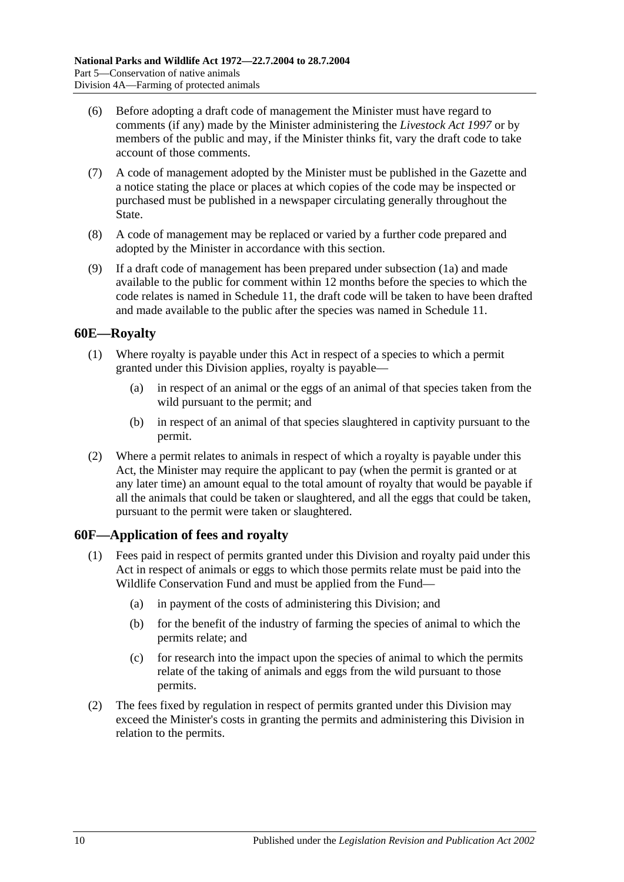(6) Before adopting a draft code of management the Minister must have regard to comments (if any) made by the Minister administering the *Livestock Act 1997* or by members of the public and may, if the Minister thinks fit, vary the draft code to take account of those comments.

(7) A code of management adopted by the Minister must be published in the Gazette and a notice stating the place or places at which copies of the code may be inspected or purchased must be published in a newspaper circulating generally throughout the State.

(8) A code of management may be replaced or varied by a further code prepared and adopted by the Minister in accordance with this section.

(9) If a draft code of management has been prepared under subsection (1a) and made available to the public for comment within 12 months before the species to which the code relates is named in Schedule 11, the draft code will be taken to have been drafted and made available to the public after the species was named in Schedule 11.

## 60E—Royalty

(1) Where royalty is payable under this Act in respect of a species to which a permit granted under this Division applies, royalty is payable—

- (a) in respect of an animal or the eggs of an animal of that species taken from the wild pursuant to the permit; and
- (b) in respect of an animal of that species slaughtered in captivity pursuant to the permit.

(2) Where a permit relates to animals in respect of which a royalty is payable under this Act, the Minister may require the applicant to pay (when the permit is granted or at any later time) an amount equal to the total amount of royalty that would be payable if all the animals that could be taken or slaughtered, and all the eggs that could be taken, pursuant to the permit were taken or slaughtered.

## 60F—Application of fees and royalty

(1) Fees paid in respect of permits granted under this Division and royalty paid under this Act in respect of animals or eggs to which those permits relate must be paid into the Wildlife Conservation Fund and must be applied from the Fund—

- (a) in payment of the costs of administering this Division; and
- (b) for the benefit of the industry of farming the species of animal to which the permits relate; and
- (c) for research into the impact upon the species of animal to which the permits relate of the taking of animals and eggs from the wild pursuant to those permits.

(2) The fees fixed by regulation in respect of permits granted under this Division may exceed the Minister's costs in granting the permits and administering this Division in relation to the permits.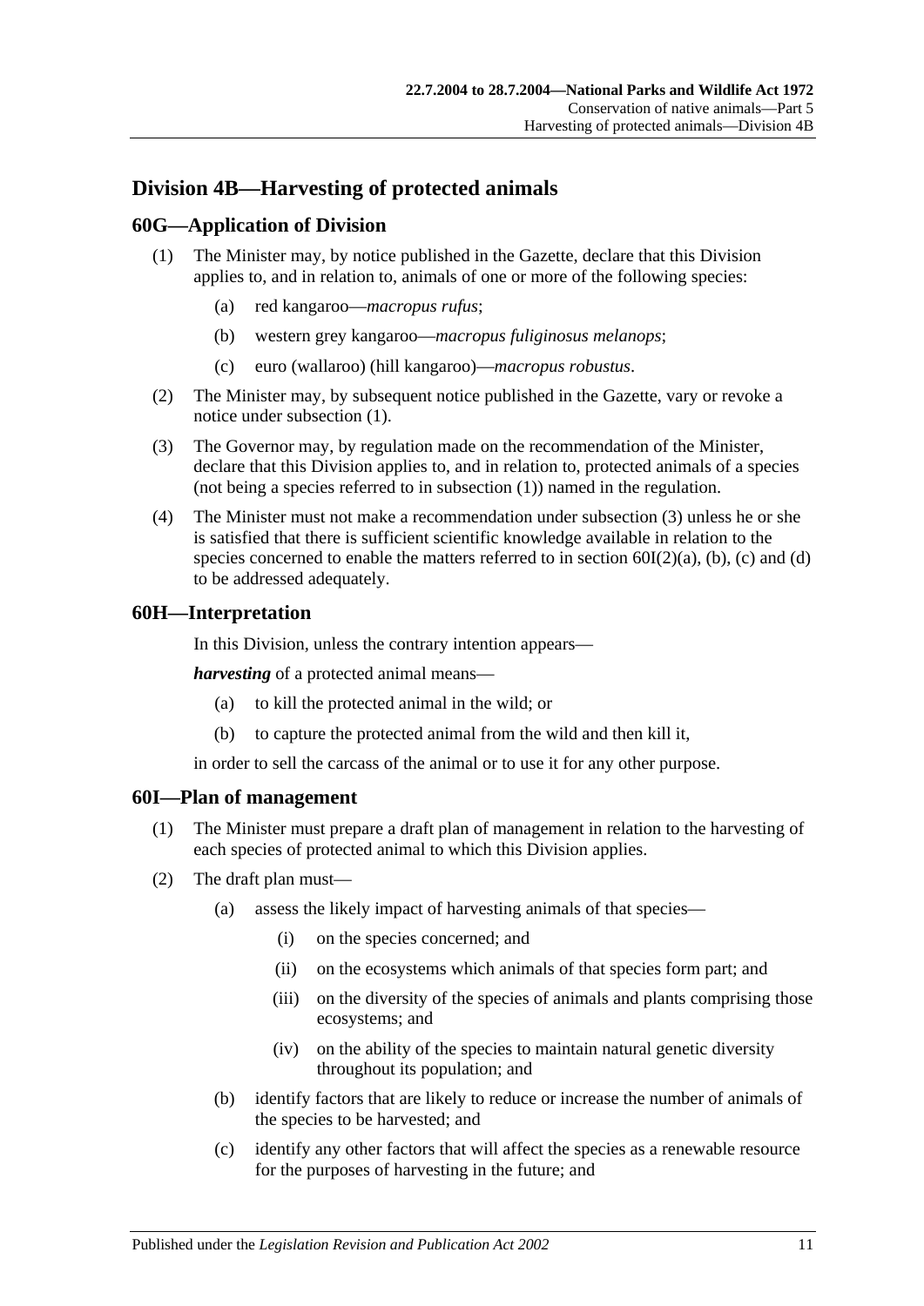## Division 4B—Harvesting of protected animals

### 60G—Application of Division

(1) The Minister may, by notice published in the Gazette, declare that this Division applies to, and in relation to, animals of one or more of the following species:

- (a) red kangaroo—*macropus rufus*;
- (b) western grey kangaroo—*macropus fuliginosus melanops*;
- (c) euro (wallaroo) (hill kangaroo)—*macropus robustus*.

(2) The Minister may, by subsequent notice published in the Gazette, vary or revoke a notice under subsection (1).

(3) The Governor may, by regulation made on the recommendation of the Minister, declare that this Division applies to, and in relation to, protected animals of a species (not being a species referred to in subsection (1)) named in the regulation.

(4) The Minister must not make a recommendation under subsection (3) unless he or she is satisfied that there is sufficient scientific knowledge available in relation to the species concerned to enable the matters referred to in section 60I(2)(a), (b), (c) and (d) to be addressed adequately.

### 60H—Interpretation

In this Division, unless the contrary intention appears—

***harvesting*** of a protected animal means—

- (a) to kill the protected animal in the wild; or
- (b) to capture the protected animal from the wild and then kill it,

in order to sell the carcass of the animal or to use it for any other purpose.

### 60I—Plan of management

(1) The Minister must prepare a draft plan of management in relation to the harvesting of each species of protected animal to which this Division applies.

(2) The draft plan must—

- (a) assess the likely impact of harvesting animals of that species—
  - (i) on the species concerned; and
  - (ii) on the ecosystems which animals of that species form part; and
  - (iii) on the diversity of the species of animals and plants comprising those ecosystems; and
  - (iv) on the ability of the species to maintain natural genetic diversity throughout its population; and
- (b) identify factors that are likely to reduce or increase the number of animals of the species to be harvested; and
- (c) identify any other factors that will affect the species as a renewable resource for the purposes of harvesting in the future; and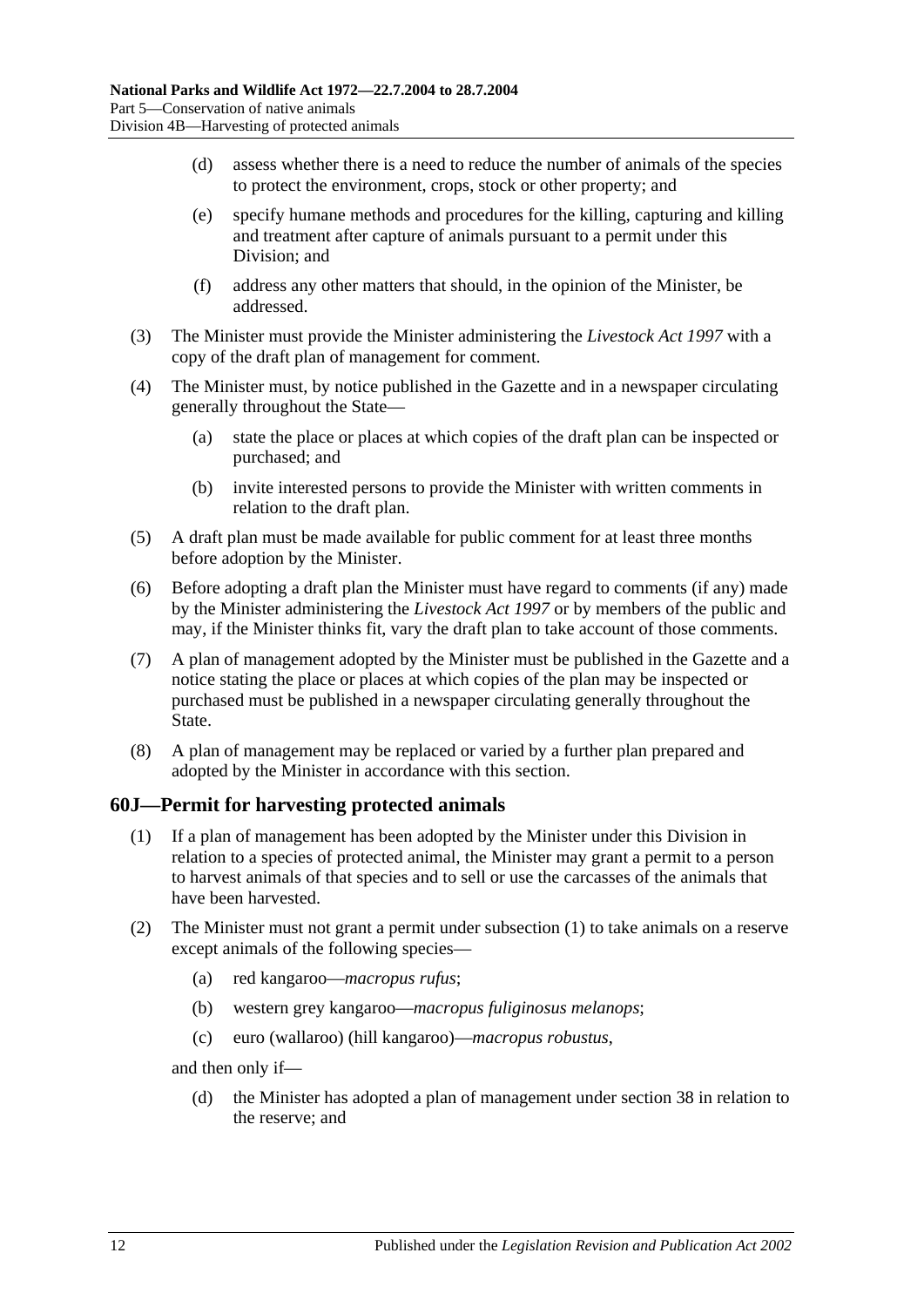(d) assess whether there is a need to reduce the number of animals of the species to protect the environment, crops, stock or other property; and

(e) specify humane methods and procedures for the killing, capturing and killing and treatment after capture of animals pursuant to a permit under this Division; and

(f) address any other matters that should, in the opinion of the Minister, be addressed.

(3) The Minister must provide the Minister administering the *Livestock Act 1997* with a copy of the draft plan of management for comment.

(4) The Minister must, by notice published in the Gazette and in a newspaper circulating generally throughout the State—

(a) state the place or places at which copies of the draft plan can be inspected or purchased; and

(b) invite interested persons to provide the Minister with written comments in relation to the draft plan.

(5) A draft plan must be made available for public comment for at least three months before adoption by the Minister.

(6) Before adopting a draft plan the Minister must have regard to comments (if any) made by the Minister administering the *Livestock Act 1997* or by members of the public and may, if the Minister thinks fit, vary the draft plan to take account of those comments.

(7) A plan of management adopted by the Minister must be published in the Gazette and a notice stating the place or places at which copies of the plan may be inspected or purchased must be published in a newspaper circulating generally throughout the State.

(8) A plan of management may be replaced or varied by a further plan prepared and adopted by the Minister in accordance with this section.

## 60J—Permit for harvesting protected animals

(1) If a plan of management has been adopted by the Minister under this Division in relation to a species of protected animal, the Minister may grant a permit to a person to harvest animals of that species and to sell or use the carcasses of the animals that have been harvested.

(2) The Minister must not grant a permit under subsection (1) to take animals on a reserve except animals of the following species—

(a) red kangaroo—*macropus rufus*;

(b) western grey kangaroo—*macropus fuliginosus melanops*;

(c) euro (wallaroo) (hill kangaroo)—*macropus robustus*,

and then only if—

(d) the Minister has adopted a plan of management under section 38 in relation to the reserve; and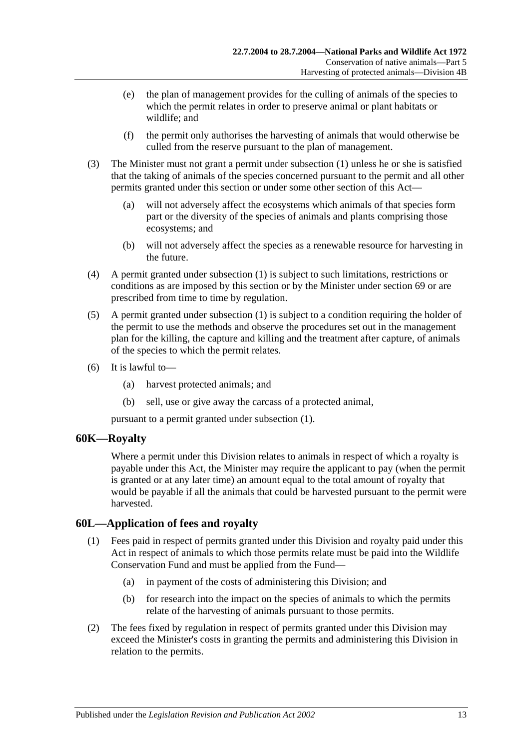(e) the plan of management provides for the culling of animals of the species to which the permit relates in order to preserve animal or plant habitats or wildlife; and

(f) the permit only authorises the harvesting of animals that would otherwise be culled from the reserve pursuant to the plan of management.

(3) The Minister must not grant a permit under subsection (1) unless he or she is satisfied that the taking of animals of the species concerned pursuant to the permit and all other permits granted under this section or under some other section of this Act—

(a) will not adversely affect the ecosystems which animals of that species form part or the diversity of the species of animals and plants comprising those ecosystems; and

(b) will not adversely affect the species as a renewable resource for harvesting in the future.

(4) A permit granted under subsection (1) is subject to such limitations, restrictions or conditions as are imposed by this section or by the Minister under section 69 or are prescribed from time to time by regulation.

(5) A permit granted under subsection (1) is subject to a condition requiring the holder of the permit to use the methods and observe the procedures set out in the management plan for the killing, the capture and killing and the treatment after capture, of animals of the species to which the permit relates.

(6) It is lawful to—

(a) harvest protected animals; and

(b) sell, use or give away the carcass of a protected animal,

pursuant to a permit granted under subsection (1).

## 60K—Royalty

Where a permit under this Division relates to animals in respect of which a royalty is payable under this Act, the Minister may require the applicant to pay (when the permit is granted or at any later time) an amount equal to the total amount of royalty that would be payable if all the animals that could be harvested pursuant to the permit were harvested.

## 60L—Application of fees and royalty

(1) Fees paid in respect of permits granted under this Division and royalty paid under this Act in respect of animals to which those permits relate must be paid into the Wildlife Conservation Fund and must be applied from the Fund—

(a) in payment of the costs of administering this Division; and

(b) for research into the impact on the species of animals to which the permits relate of the harvesting of animals pursuant to those permits.

(2) The fees fixed by regulation in respect of permits granted under this Division may exceed the Minister's costs in granting the permits and administering this Division in relation to the permits.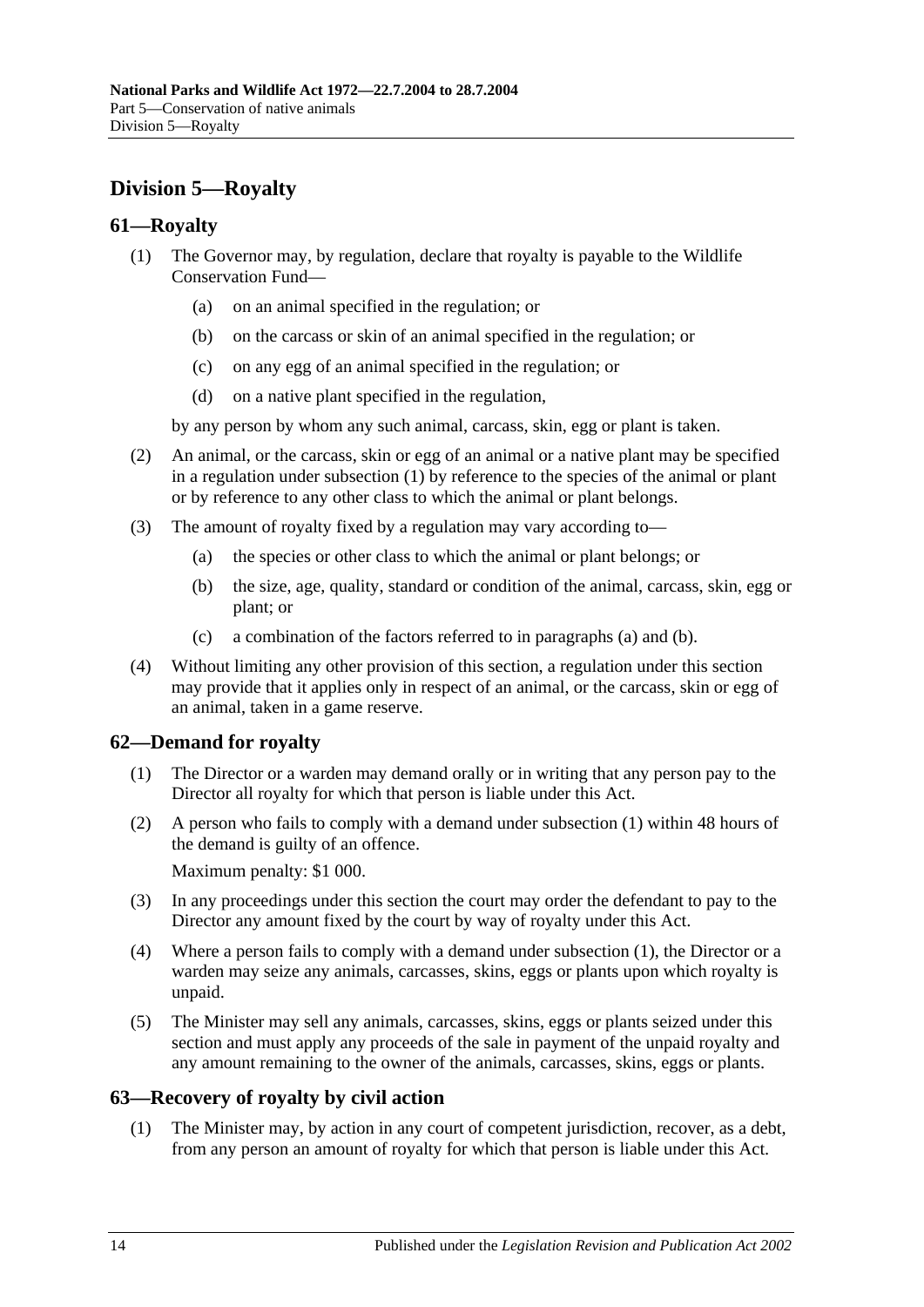## Division 5—Royalty

### 61—Royalty

(1) The Governor may, by regulation, declare that royalty is payable to the Wildlife Conservation Fund—

(a) on an animal specified in the regulation; or

(b) on the carcass or skin of an animal specified in the regulation; or

(c) on any egg of an animal specified in the regulation; or

(d) on a native plant specified in the regulation,

by any person by whom any such animal, carcass, skin, egg or plant is taken.

(2) An animal, or the carcass, skin or egg of an animal or a native plant may be specified in a regulation under subsection (1) by reference to the species of the animal or plant or by reference to any other class to which the animal or plant belongs.

(3) The amount of royalty fixed by a regulation may vary according to—

(a) the species or other class to which the animal or plant belongs; or

(b) the size, age, quality, standard or condition of the animal, carcass, skin, egg or plant; or

(c) a combination of the factors referred to in paragraphs (a) and (b).

(4) Without limiting any other provision of this section, a regulation under this section may provide that it applies only in respect of an animal, or the carcass, skin or egg of an animal, taken in a game reserve.

### 62—Demand for royalty

(1) The Director or a warden may demand orally or in writing that any person pay to the Director all royalty for which that person is liable under this Act.

(2) A person who fails to comply with a demand under subsection (1) within 48 hours of the demand is guilty of an offence.

Maximum penalty: $1 000.

(3) In any proceedings under this section the court may order the defendant to pay to the Director any amount fixed by the court by way of royalty under this Act.

(4) Where a person fails to comply with a demand under subsection (1), the Director or a warden may seize any animals, carcasses, skins, eggs or plants upon which royalty is unpaid.

(5) The Minister may sell any animals, carcasses, skins, eggs or plants seized under this section and must apply any proceeds of the sale in payment of the unpaid royalty and any amount remaining to the owner of the animals, carcasses, skins, eggs or plants.

### 63—Recovery of royalty by civil action

(1) The Minister may, by action in any court of competent jurisdiction, recover, as a debt, from any person an amount of royalty for which that person is liable under this Act.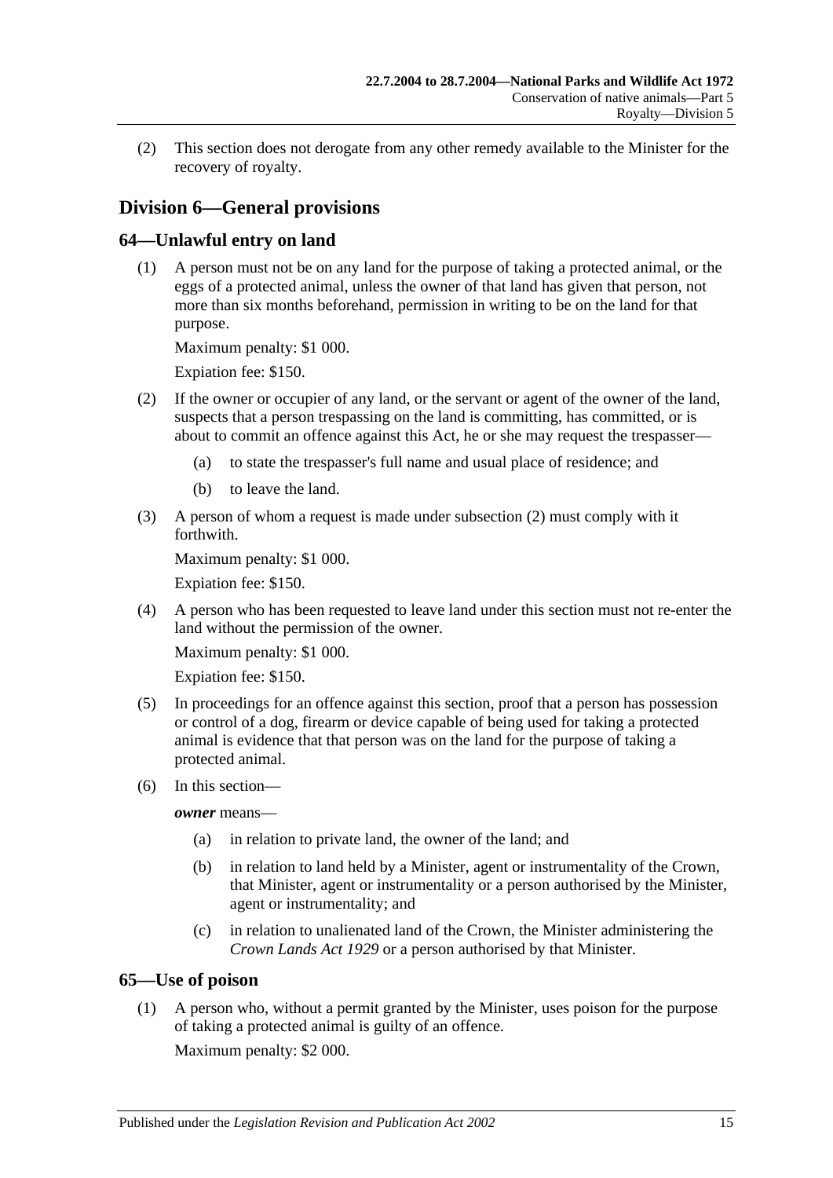(2) This section does not derogate from any other remedy available to the Minister for the recovery of royalty.

## Division 6—General provisions

### 64—Unlawful entry on land

(1) A person must not be on any land for the purpose of taking a protected animal, or the eggs of a protected animal, unless the owner of that land has given that person, not more than six months beforehand, permission in writing to be on the land for that purpose.

Maximum penalty: $1 000.

Expiation fee: $150.

(2) If the owner or occupier of any land, or the servant or agent of the owner of the land, suspects that a person trespassing on the land is committing, has committed, or is about to commit an offence against this Act, he or she may request the trespasser—

- (a) to state the trespasser's full name and usual place of residence; and
- (b) to leave the land.

(3) A person of whom a request is made under subsection (2) must comply with it forthwith.

Maximum penalty: $1 000.

Expiation fee: $150.

(4) A person who has been requested to leave land under this section must not re-enter the land without the permission of the owner.

Maximum penalty: $1 000.

Expiation fee: $150.

(5) In proceedings for an offence against this section, proof that a person has possession or control of a dog, firearm or device capable of being used for taking a protected animal is evidence that that person was on the land for the purpose of taking a protected animal.

(6) In this section—

***owner*** means—

- (a) in relation to private land, the owner of the land; and
- (b) in relation to land held by a Minister, agent or instrumentality of the Crown, that Minister, agent or instrumentality or a person authorised by the Minister, agent or instrumentality; and
- (c) in relation to unalienated land of the Crown, the Minister administering the *Crown Lands Act 1929* or a person authorised by that Minister.

### 65—Use of poison

(1) A person who, without a permit granted by the Minister, uses poison for the purpose of taking a protected animal is guilty of an offence.

Maximum penalty: $2 000.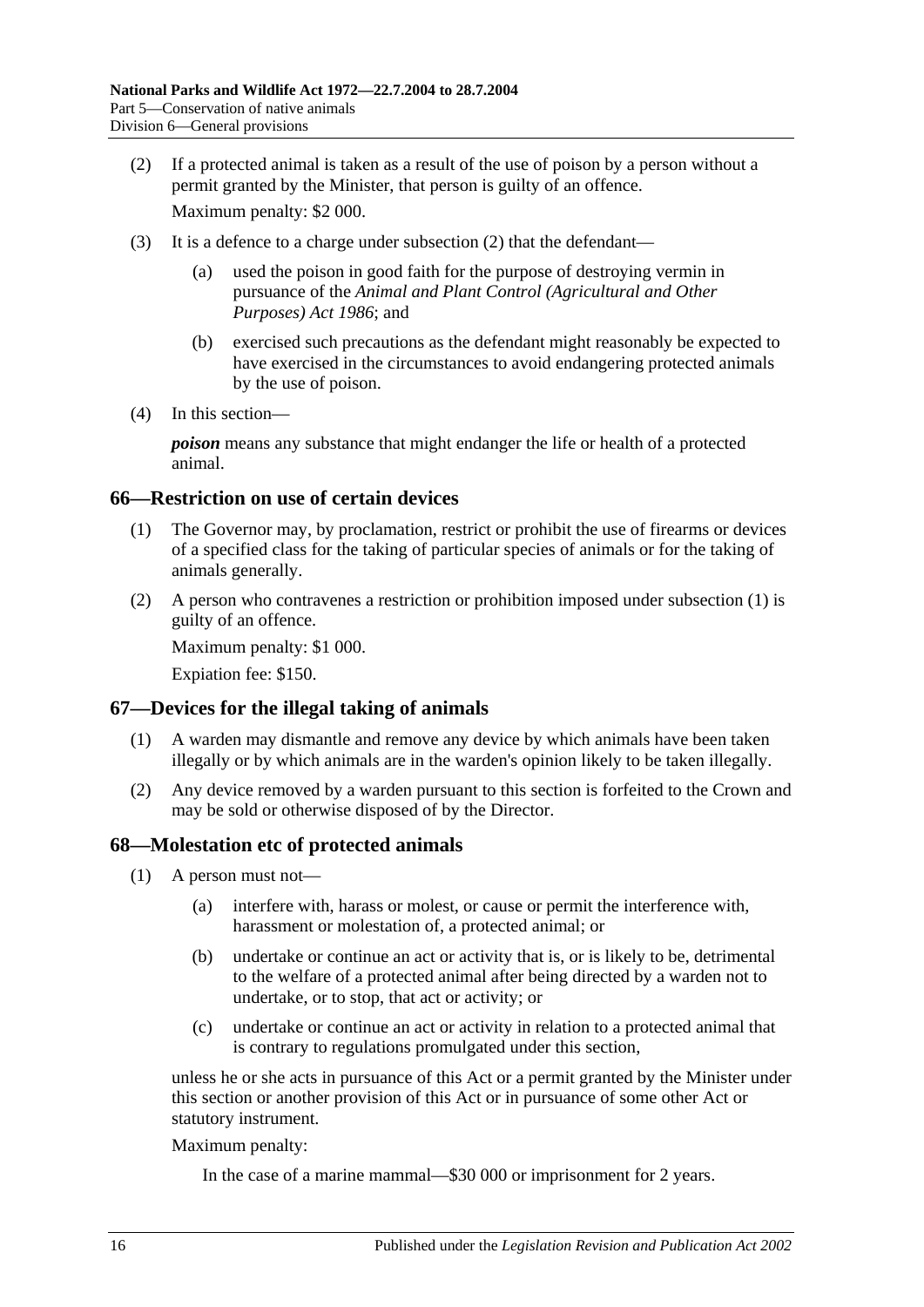(2) If a protected animal is taken as a result of the use of poison by a person without a permit granted by the Minister, that person is guilty of an offence.

Maximum penalty: $2 000.

(3) It is a defence to a charge under subsection (2) that the defendant—

(a) used the poison in good faith for the purpose of destroying vermin in pursuance of the *Animal and Plant Control (Agricultural and Other Purposes) Act 1986*; and

(b) exercised such precautions as the defendant might reasonably be expected to have exercised in the circumstances to avoid endangering protected animals by the use of poison.

(4) In this section—

***poison*** means any substance that might endanger the life or health of a protected animal.

## 66—Restriction on use of certain devices

(1) The Governor may, by proclamation, restrict or prohibit the use of firearms or devices of a specified class for the taking of particular species of animals or for the taking of animals generally.

(2) A person who contravenes a restriction or prohibition imposed under subsection (1) is guilty of an offence.

Maximum penalty: $1 000.

Expiation fee: $150.

## 67—Devices for the illegal taking of animals

(1) A warden may dismantle and remove any device by which animals have been taken illegally or by which animals are in the warden's opinion likely to be taken illegally.

(2) Any device removed by a warden pursuant to this section is forfeited to the Crown and may be sold or otherwise disposed of by the Director.

## 68—Molestation etc of protected animals

(1) A person must not—

(a) interfere with, harass or molest, or cause or permit the interference with, harassment or molestation of, a protected animal; or

(b) undertake or continue an act or activity that is, or is likely to be, detrimental to the welfare of a protected animal after being directed by a warden not to undertake, or to stop, that act or activity; or

(c) undertake or continue an act or activity in relation to a protected animal that is contrary to regulations promulgated under this section,

unless he or she acts in pursuance of this Act or a permit granted by the Minister under this section or another provision of this Act or in pursuance of some other Act or statutory instrument.

Maximum penalty:

In the case of a marine mammal—$30 000 or imprisonment for 2 years.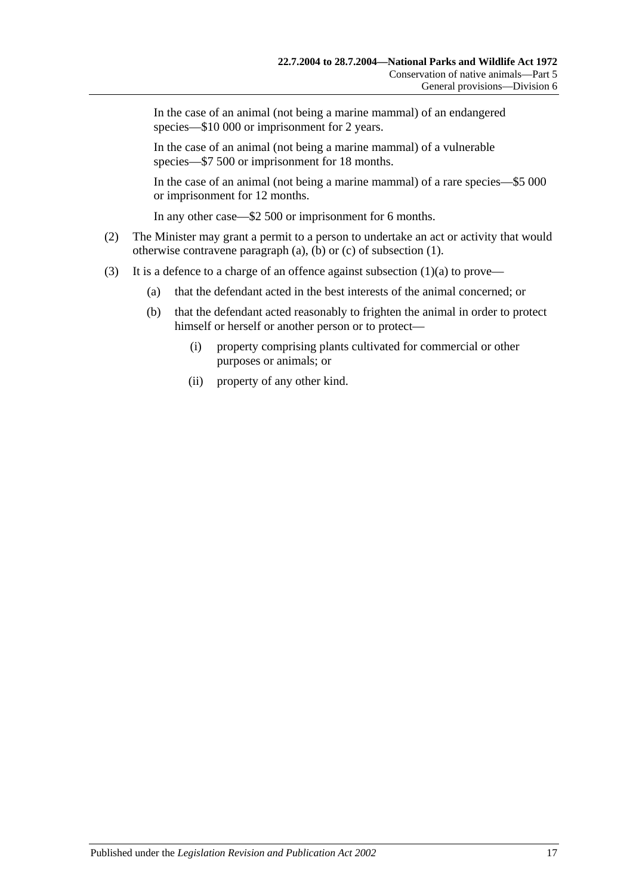In the case of an animal (not being a marine mammal) of an endangered species—$10 000 or imprisonment for 2 years.

In the case of an animal (not being a marine mammal) of a vulnerable species—$7 500 or imprisonment for 18 months.

In the case of an animal (not being a marine mammal) of a rare species—$5 000 or imprisonment for 12 months.

In any other case—$2 500 or imprisonment for 6 months.

(2) The Minister may grant a permit to a person to undertake an act or activity that would otherwise contravene paragraph (a), (b) or (c) of subsection (1).

(3) It is a defence to a charge of an offence against subsection (1)(a) to prove—

- (a) that the defendant acted in the best interests of the animal concerned; or
- (b) that the defendant acted reasonably to frighten the animal in order to protect himself or herself or another person or to protect—
  - (i) property comprising plants cultivated for commercial or other purposes or animals; or
  - (ii) property of any other kind.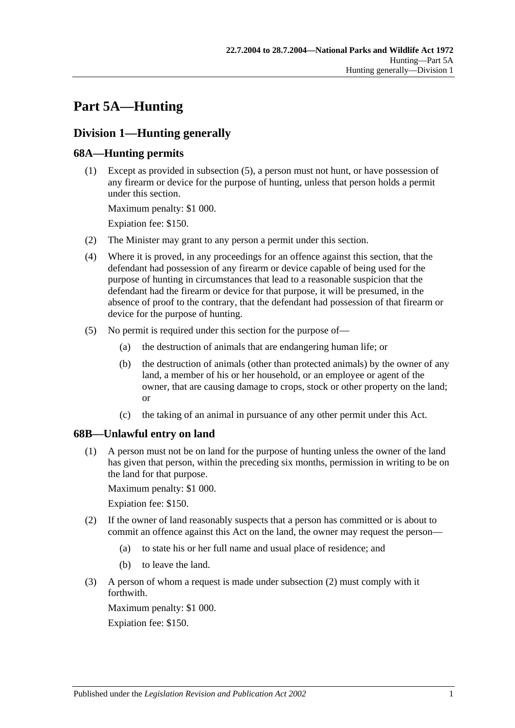# Part 5A—Hunting

## Division 1—Hunting generally

### 68A—Hunting permits

(1) Except as provided in subsection (5), a person must not hunt, or have possession of any firearm or device for the purpose of hunting, unless that person holds a permit under this section.

Maximum penalty: $1 000.

Expiation fee: $150.

(2) The Minister may grant to any person a permit under this section.

(4) Where it is proved, in any proceedings for an offence against this section, that the defendant had possession of any firearm or device capable of being used for the purpose of hunting in circumstances that lead to a reasonable suspicion that the defendant had the firearm or device for that purpose, it will be presumed, in the absence of proof to the contrary, that the defendant had possession of that firearm or device for the purpose of hunting.

(5) No permit is required under this section for the purpose of—

(a) the destruction of animals that are endangering human life; or

(b) the destruction of animals (other than protected animals) by the owner of any land, a member of his or her household, or an employee or agent of the owner, that are causing damage to crops, stock or other property on the land; or

(c) the taking of an animal in pursuance of any other permit under this Act.

### 68B—Unlawful entry on land

(1) A person must not be on land for the purpose of hunting unless the owner of the land has given that person, within the preceding six months, permission in writing to be on the land for that purpose.

Maximum penalty: $1 000.

Expiation fee: $150.

(2) If the owner of land reasonably suspects that a person has committed or is about to commit an offence against this Act on the land, the owner may request the person—

(a) to state his or her full name and usual place of residence; and

(b) to leave the land.

(3) A person of whom a request is made under subsection (2) must comply with it forthwith.

Maximum penalty: $1 000.

Expiation fee: $150.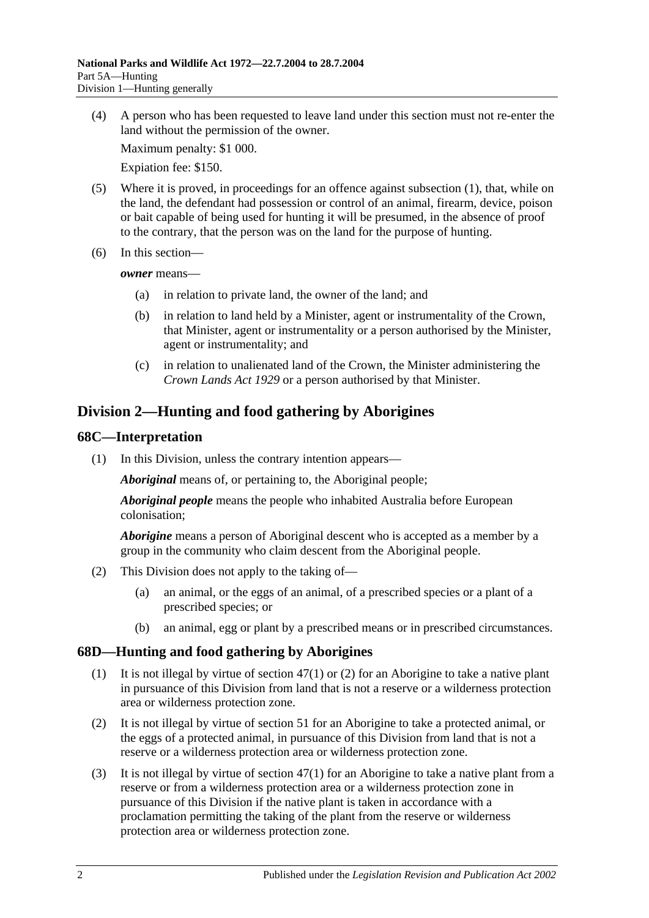(4) A person who has been requested to leave land under this section must not re-enter the land without the permission of the owner.

Maximum penalty: $1 000.

Expiation fee: $150.

(5) Where it is proved, in proceedings for an offence against subsection (1), that, while on the land, the defendant had possession or control of an animal, firearm, device, poison or bait capable of being used for hunting it will be presumed, in the absence of proof to the contrary, that the person was on the land for the purpose of hunting.

(6) In this section—

***owner*** means—

(a) in relation to private land, the owner of the land; and

(b) in relation to land held by a Minister, agent or instrumentality of the Crown, that Minister, agent or instrumentality or a person authorised by the Minister, agent or instrumentality; and

(c) in relation to unalienated land of the Crown, the Minister administering the *Crown Lands Act 1929* or a person authorised by that Minister.

## Division 2—Hunting and food gathering by Aborigines

### 68C—Interpretation

(1) In this Division, unless the contrary intention appears—

***Aboriginal*** means of, or pertaining to, the Aboriginal people;

***Aboriginal people*** means the people who inhabited Australia before European colonisation;

***Aborigine*** means a person of Aboriginal descent who is accepted as a member by a group in the community who claim descent from the Aboriginal people.

(2) This Division does not apply to the taking of—

(a) an animal, or the eggs of an animal, of a prescribed species or a plant of a prescribed species; or

(b) an animal, egg or plant by a prescribed means or in prescribed circumstances.

### 68D—Hunting and food gathering by Aborigines

(1) It is not illegal by virtue of section 47(1) or (2) for an Aborigine to take a native plant in pursuance of this Division from land that is not a reserve or a wilderness protection area or wilderness protection zone.

(2) It is not illegal by virtue of section 51 for an Aborigine to take a protected animal, or the eggs of a protected animal, in pursuance of this Division from land that is not a reserve or a wilderness protection area or wilderness protection zone.

(3) It is not illegal by virtue of section 47(1) for an Aborigine to take a native plant from a reserve or from a wilderness protection area or a wilderness protection zone in pursuance of this Division if the native plant is taken in accordance with a proclamation permitting the taking of the plant from the reserve or wilderness protection area or wilderness protection zone.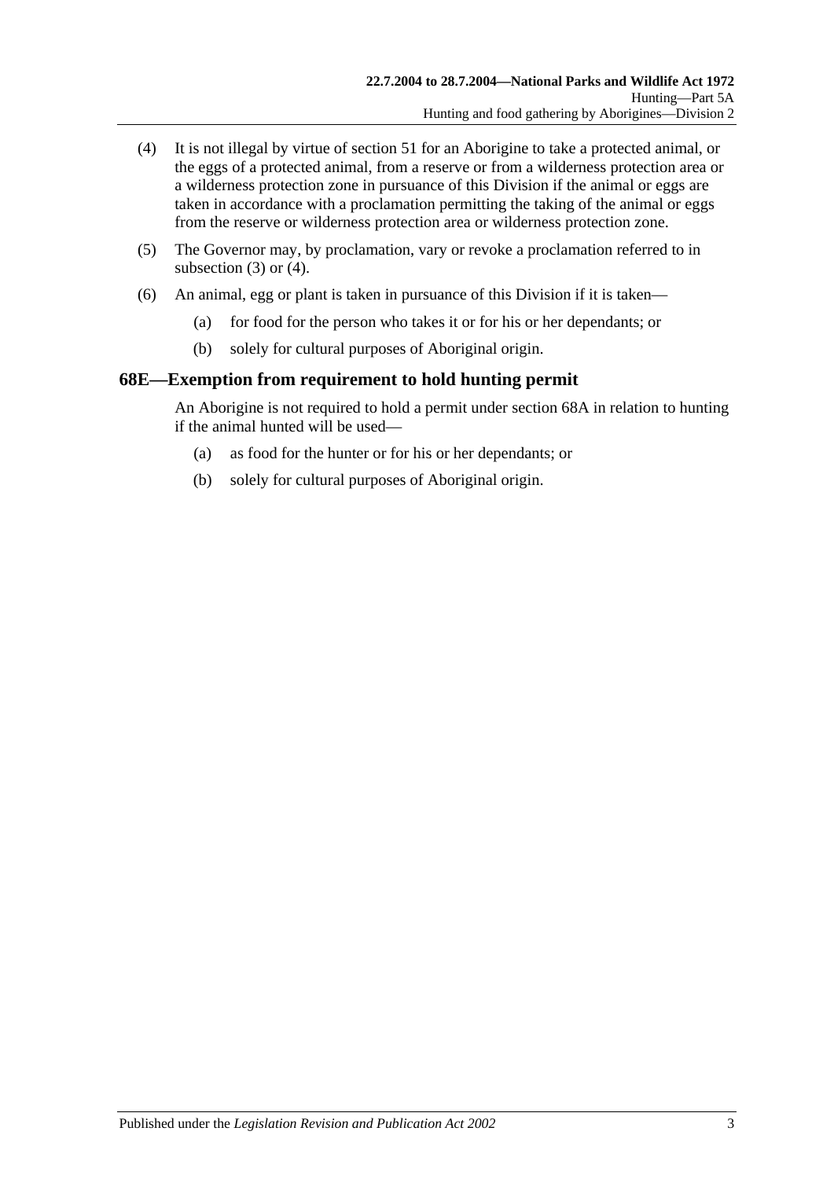(4) It is not illegal by virtue of section 51 for an Aborigine to take a protected animal, or the eggs of a protected animal, from a reserve or from a wilderness protection area or a wilderness protection zone in pursuance of this Division if the animal or eggs are taken in accordance with a proclamation permitting the taking of the animal or eggs from the reserve or wilderness protection area or wilderness protection zone.

(5) The Governor may, by proclamation, vary or revoke a proclamation referred to in subsection (3) or (4).

(6) An animal, egg or plant is taken in pursuance of this Division if it is taken—

(a) for food for the person who takes it or for his or her dependants; or

(b) solely for cultural purposes of Aboriginal origin.

## 68E—Exemption from requirement to hold hunting permit

An Aborigine is not required to hold a permit under section 68A in relation to hunting if the animal hunted will be used—

(a) as food for the hunter or for his or her dependants; or

(b) solely for cultural purposes of Aboriginal origin.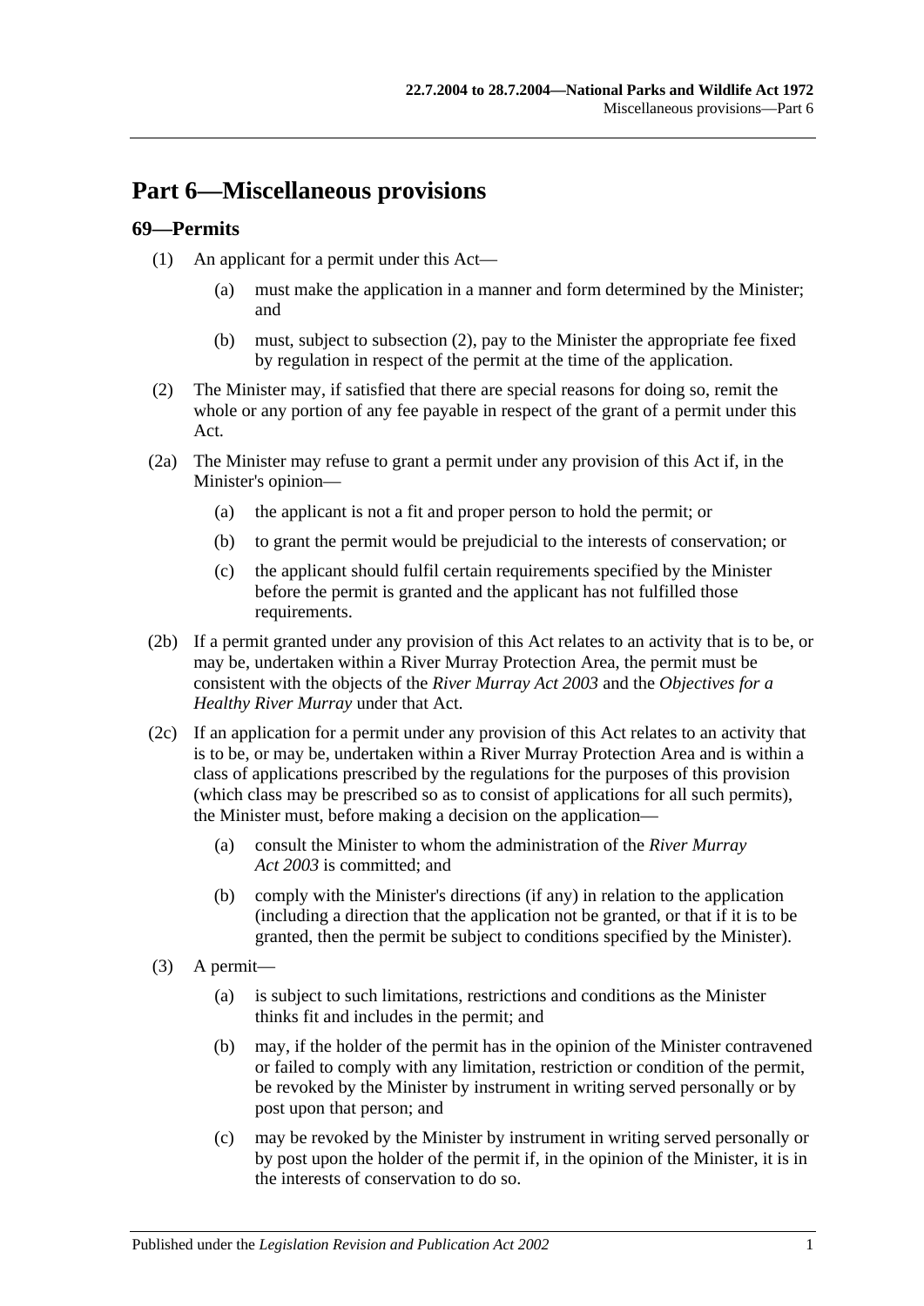# Part 6—Miscellaneous provisions

## 69—Permits

(1) An applicant for a permit under this Act—

(a) must make the application in a manner and form determined by the Minister; and

(b) must, subject to subsection (2), pay to the Minister the appropriate fee fixed by regulation in respect of the permit at the time of the application.

(2) The Minister may, if satisfied that there are special reasons for doing so, remit the whole or any portion of any fee payable in respect of the grant of a permit under this Act.

(2a) The Minister may refuse to grant a permit under any provision of this Act if, in the Minister's opinion—

(a) the applicant is not a fit and proper person to hold the permit; or

(b) to grant the permit would be prejudicial to the interests of conservation; or

(c) the applicant should fulfil certain requirements specified by the Minister before the permit is granted and the applicant has not fulfilled those requirements.

(2b) If a permit granted under any provision of this Act relates to an activity that is to be, or may be, undertaken within a River Murray Protection Area, the permit must be consistent with the objects of the *River Murray Act 2003* and the *Objectives for a Healthy River Murray* under that Act.

(2c) If an application for a permit under any provision of this Act relates to an activity that is to be, or may be, undertaken within a River Murray Protection Area and is within a class of applications prescribed by the regulations for the purposes of this provision (which class may be prescribed so as to consist of applications for all such permits), the Minister must, before making a decision on the application—

(a) consult the Minister to whom the administration of the *River Murray Act 2003* is committed; and

(b) comply with the Minister's directions (if any) in relation to the application (including a direction that the application not be granted, or that if it is to be granted, then the permit be subject to conditions specified by the Minister).

(3) A permit—

(a) is subject to such limitations, restrictions and conditions as the Minister thinks fit and includes in the permit; and

(b) may, if the holder of the permit has in the opinion of the Minister contravened or failed to comply with any limitation, restriction or condition of the permit, be revoked by the Minister by instrument in writing served personally or by post upon that person; and

(c) may be revoked by the Minister by instrument in writing served personally or by post upon the holder of the permit if, in the opinion of the Minister, it is in the interests of conservation to do so.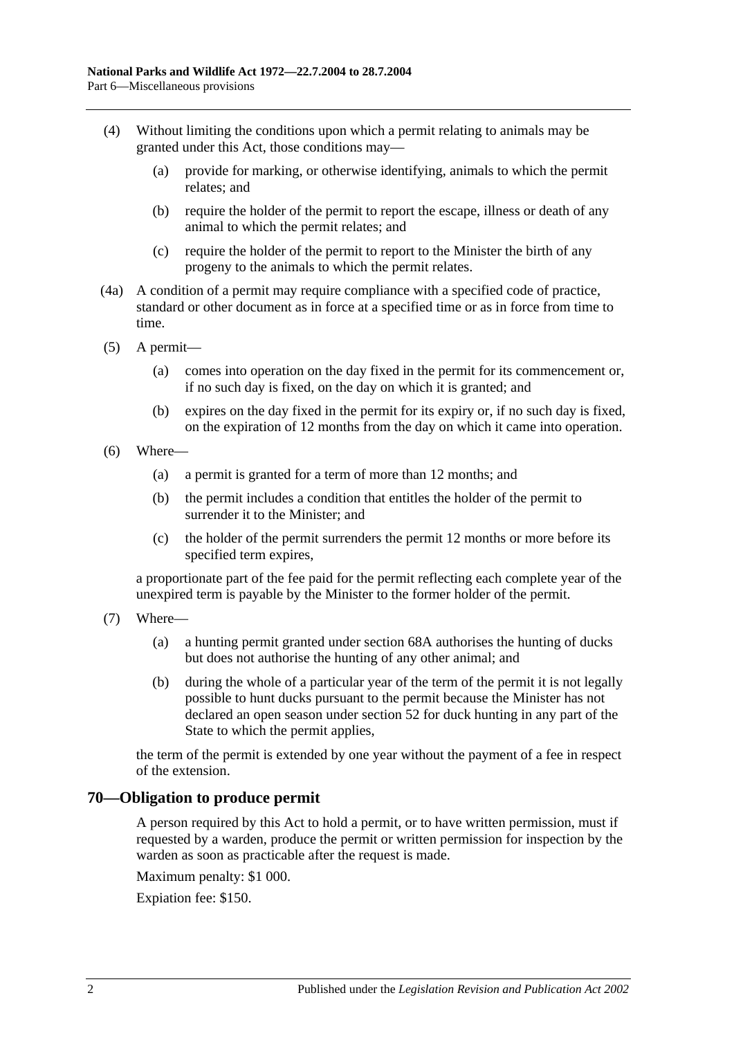(4) Without limiting the conditions upon which a permit relating to animals may be granted under this Act, those conditions may—

(a) provide for marking, or otherwise identifying, animals to which the permit relates; and

(b) require the holder of the permit to report the escape, illness or death of any animal to which the permit relates; and

(c) require the holder of the permit to report to the Minister the birth of any progeny to the animals to which the permit relates.

(4a) A condition of a permit may require compliance with a specified code of practice, standard or other document as in force at a specified time or as in force from time to time.

(5) A permit—

(a) comes into operation on the day fixed in the permit for its commencement or, if no such day is fixed, on the day on which it is granted; and

(b) expires on the day fixed in the permit for its expiry or, if no such day is fixed, on the expiration of 12 months from the day on which it came into operation.

(6) Where—

(a) a permit is granted for a term of more than 12 months; and

(b) the permit includes a condition that entitles the holder of the permit to surrender it to the Minister; and

(c) the holder of the permit surrenders the permit 12 months or more before its specified term expires,

a proportionate part of the fee paid for the permit reflecting each complete year of the unexpired term is payable by the Minister to the former holder of the permit.

(7) Where—

(a) a hunting permit granted under section 68A authorises the hunting of ducks but does not authorise the hunting of any other animal; and

(b) during the whole of a particular year of the term of the permit it is not legally possible to hunt ducks pursuant to the permit because the Minister has not declared an open season under section 52 for duck hunting in any part of the State to which the permit applies,

the term of the permit is extended by one year without the payment of a fee in respect of the extension.

## 70—Obligation to produce permit

A person required by this Act to hold a permit, or to have written permission, must if requested by a warden, produce the permit or written permission for inspection by the warden as soon as practicable after the request is made.

Maximum penalty: $1 000.

Expiation fee: $150.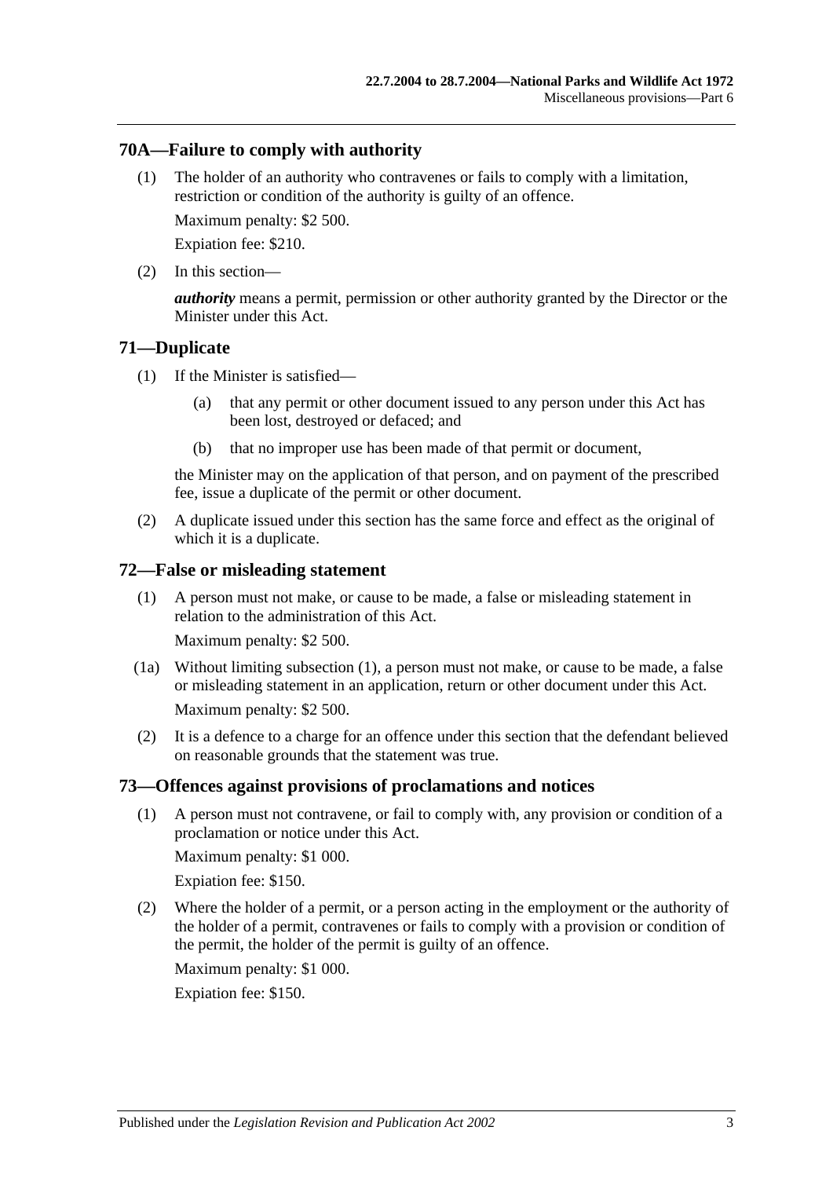## 70A—Failure to comply with authority

(1) The holder of an authority who contravenes or fails to comply with a limitation, restriction or condition of the authority is guilty of an offence.

Maximum penalty: $2 500.

Expiation fee: $210.

(2) In this section—

***authority*** means a permit, permission or other authority granted by the Director or the Minister under this Act.

## 71—Duplicate

(1) If the Minister is satisfied—

(a) that any permit or other document issued to any person under this Act has been lost, destroyed or defaced; and

(b) that no improper use has been made of that permit or document,

the Minister may on the application of that person, and on payment of the prescribed fee, issue a duplicate of the permit or other document.

(2) A duplicate issued under this section has the same force and effect as the original of which it is a duplicate.

## 72—False or misleading statement

(1) A person must not make, or cause to be made, a false or misleading statement in relation to the administration of this Act.

Maximum penalty: $2 500.

(1a) Without limiting subsection (1), a person must not make, or cause to be made, a false or misleading statement in an application, return or other document under this Act.

Maximum penalty: $2 500.

(2) It is a defence to a charge for an offence under this section that the defendant believed on reasonable grounds that the statement was true.

## 73—Offences against provisions of proclamations and notices

(1) A person must not contravene, or fail to comply with, any provision or condition of a proclamation or notice under this Act.

Maximum penalty: $1 000.

Expiation fee: $150.

(2) Where the holder of a permit, or a person acting in the employment or the authority of the holder of a permit, contravenes or fails to comply with a provision or condition of the permit, the holder of the permit is guilty of an offence.

Maximum penalty: $1 000.

Expiation fee: $150.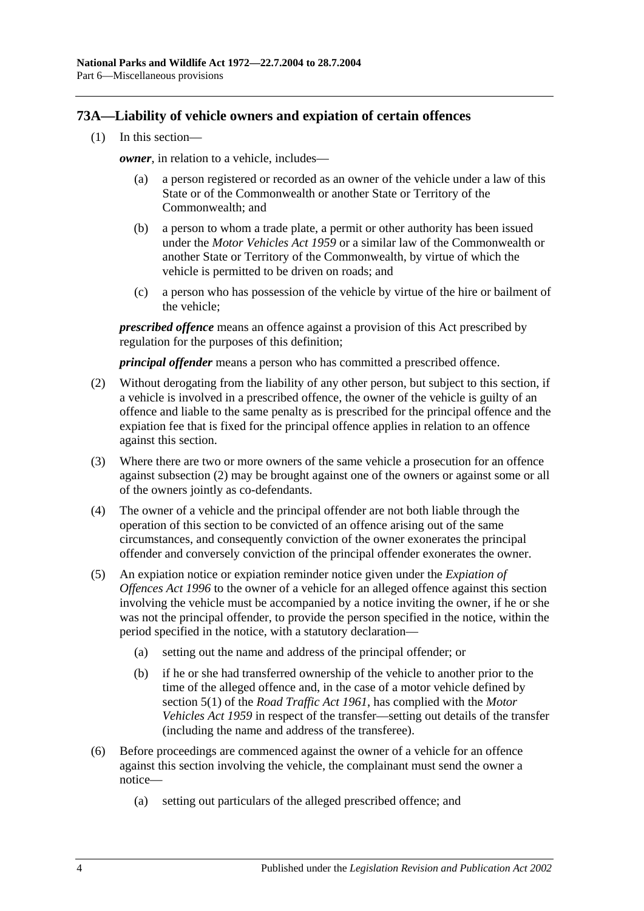## 73A—Liability of vehicle owners and expiation of certain offences

(1) In this section—

*owner*, in relation to a vehicle, includes—

(a) a person registered or recorded as an owner of the vehicle under a law of this State or of the Commonwealth or another State or Territory of the Commonwealth; and

(b) a person to whom a trade plate, a permit or other authority has been issued under the *Motor Vehicles Act 1959* or a similar law of the Commonwealth or another State or Territory of the Commonwealth, by virtue of which the vehicle is permitted to be driven on roads; and

(c) a person who has possession of the vehicle by virtue of the hire or bailment of the vehicle;

***prescribed offence*** means an offence against a provision of this Act prescribed by regulation for the purposes of this definition;

***principal offender*** means a person who has committed a prescribed offence.

(2) Without derogating from the liability of any other person, but subject to this section, if a vehicle is involved in a prescribed offence, the owner of the vehicle is guilty of an offence and liable to the same penalty as is prescribed for the principal offence and the expiation fee that is fixed for the principal offence applies in relation to an offence against this section.

(3) Where there are two or more owners of the same vehicle a prosecution for an offence against subsection (2) may be brought against one of the owners or against some or all of the owners jointly as co-defendants.

(4) The owner of a vehicle and the principal offender are not both liable through the operation of this section to be convicted of an offence arising out of the same circumstances, and consequently conviction of the owner exonerates the principal offender and conversely conviction of the principal offender exonerates the owner.

(5) An expiation notice or expiation reminder notice given under the *Expiation of Offences Act 1996* to the owner of a vehicle for an alleged offence against this section involving the vehicle must be accompanied by a notice inviting the owner, if he or she was not the principal offender, to provide the person specified in the notice, within the period specified in the notice, with a statutory declaration—

(a) setting out the name and address of the principal offender; or

(b) if he or she had transferred ownership of the vehicle to another prior to the time of the alleged offence and, in the case of a motor vehicle defined by section 5(1) of the *Road Traffic Act 1961*, has complied with the *Motor Vehicles Act 1959* in respect of the transfer—setting out details of the transfer (including the name and address of the transferee).

(6) Before proceedings are commenced against the owner of a vehicle for an offence against this section involving the vehicle, the complainant must send the owner a notice—

(a) setting out particulars of the alleged prescribed offence; and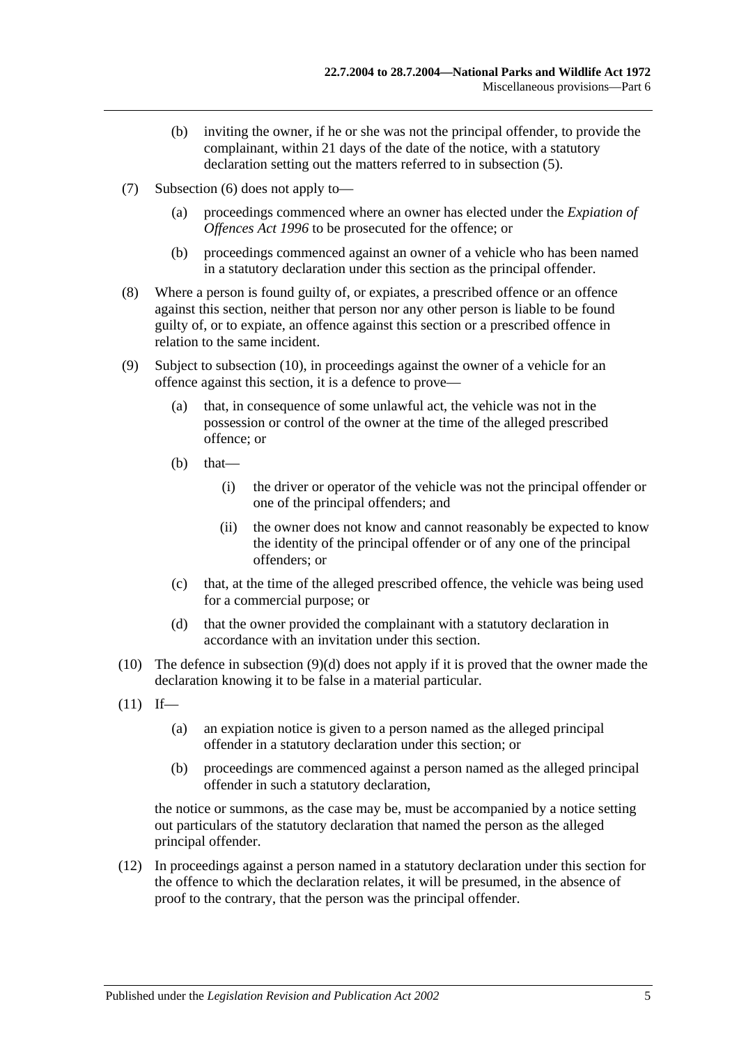(b) inviting the owner, if he or she was not the principal offender, to provide the complainant, within 21 days of the date of the notice, with a statutory declaration setting out the matters referred to in subsection (5).

(7) Subsection (6) does not apply to—

(a) proceedings commenced where an owner has elected under the *Expiation of Offences Act 1996* to be prosecuted for the offence; or

(b) proceedings commenced against an owner of a vehicle who has been named in a statutory declaration under this section as the principal offender.

(8) Where a person is found guilty of, or expiates, a prescribed offence or an offence against this section, neither that person nor any other person is liable to be found guilty of, or to expiate, an offence against this section or a prescribed offence in relation to the same incident.

(9) Subject to subsection (10), in proceedings against the owner of a vehicle for an offence against this section, it is a defence to prove—

(a) that, in consequence of some unlawful act, the vehicle was not in the possession or control of the owner at the time of the alleged prescribed offence; or

(b) that—

(i) the driver or operator of the vehicle was not the principal offender or one of the principal offenders; and

(ii) the owner does not know and cannot reasonably be expected to know the identity of the principal offender or of any one of the principal offenders; or

(c) that, at the time of the alleged prescribed offence, the vehicle was being used for a commercial purpose; or

(d) that the owner provided the complainant with a statutory declaration in accordance with an invitation under this section.

(10) The defence in subsection (9)(d) does not apply if it is proved that the owner made the declaration knowing it to be false in a material particular.

(11) If—

(a) an expiation notice is given to a person named as the alleged principal offender in a statutory declaration under this section; or

(b) proceedings are commenced against a person named as the alleged principal offender in such a statutory declaration,

the notice or summons, as the case may be, must be accompanied by a notice setting out particulars of the statutory declaration that named the person as the alleged principal offender.

(12) In proceedings against a person named in a statutory declaration under this section for the offence to which the declaration relates, it will be presumed, in the absence of proof to the contrary, that the person was the principal offender.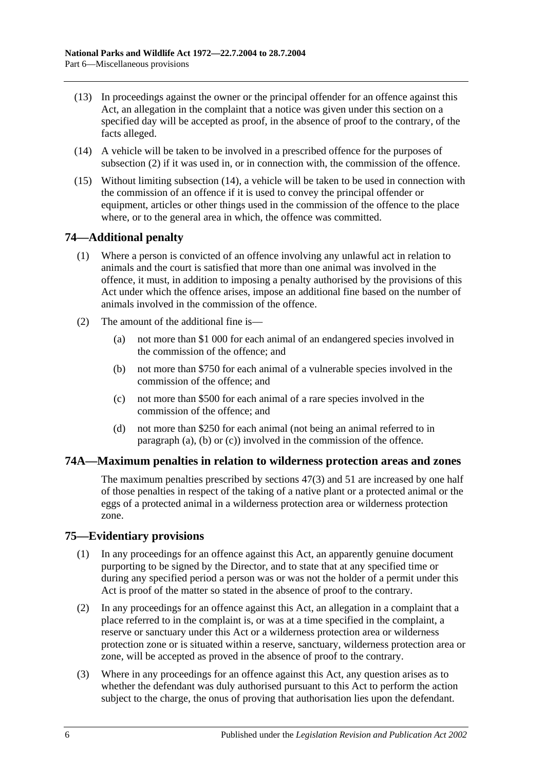(13) In proceedings against the owner or the principal offender for an offence against this Act, an allegation in the complaint that a notice was given under this section on a specified day will be accepted as proof, in the absence of proof to the contrary, of the facts alleged.

(14) A vehicle will be taken to be involved in a prescribed offence for the purposes of subsection (2) if it was used in, or in connection with, the commission of the offence.

(15) Without limiting subsection (14), a vehicle will be taken to be used in connection with the commission of an offence if it is used to convey the principal offender or equipment, articles or other things used in the commission of the offence to the place where, or to the general area in which, the offence was committed.

## 74—Additional penalty

(1) Where a person is convicted of an offence involving any unlawful act in relation to animals and the court is satisfied that more than one animal was involved in the offence, it must, in addition to imposing a penalty authorised by the provisions of this Act under which the offence arises, impose an additional fine based on the number of animals involved in the commission of the offence.

(2) The amount of the additional fine is—

(a) not more than $1 000 for each animal of an endangered species involved in the commission of the offence; and

(b) not more than $750 for each animal of a vulnerable species involved in the commission of the offence; and

(c) not more than $500 for each animal of a rare species involved in the commission of the offence; and

(d) not more than $250 for each animal (not being an animal referred to in paragraph (a), (b) or (c)) involved in the commission of the offence.

## 74A—Maximum penalties in relation to wilderness protection areas and zones

The maximum penalties prescribed by sections 47(3) and 51 are increased by one half of those penalties in respect of the taking of a native plant or a protected animal or the eggs of a protected animal in a wilderness protection area or wilderness protection zone.

## 75—Evidentiary provisions

(1) In any proceedings for an offence against this Act, an apparently genuine document purporting to be signed by the Director, and to state that at any specified time or during any specified period a person was or was not the holder of a permit under this Act is proof of the matter so stated in the absence of proof to the contrary.

(2) In any proceedings for an offence against this Act, an allegation in a complaint that a place referred to in the complaint is, or was at a time specified in the complaint, a reserve or sanctuary under this Act or a wilderness protection area or wilderness protection zone or is situated within a reserve, sanctuary, wilderness protection area or zone, will be accepted as proved in the absence of proof to the contrary.

(3) Where in any proceedings for an offence against this Act, any question arises as to whether the defendant was duly authorised pursuant to this Act to perform the action subject to the charge, the onus of proving that authorisation lies upon the defendant.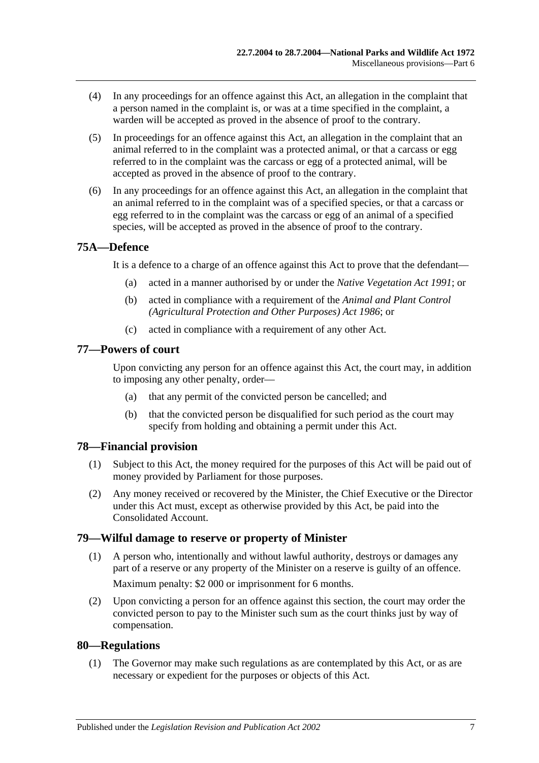(4) In any proceedings for an offence against this Act, an allegation in the complaint that a person named in the complaint is, or was at a time specified in the complaint, a warden will be accepted as proved in the absence of proof to the contrary.

(5) In proceedings for an offence against this Act, an allegation in the complaint that an animal referred to in the complaint was a protected animal, or that a carcass or egg referred to in the complaint was the carcass or egg of a protected animal, will be accepted as proved in the absence of proof to the contrary.

(6) In any proceedings for an offence against this Act, an allegation in the complaint that an animal referred to in the complaint was of a specified species, or that a carcass or egg referred to in the complaint was the carcass or egg of an animal of a specified species, will be accepted as proved in the absence of proof to the contrary.

## 75A—Defence

It is a defence to a charge of an offence against this Act to prove that the defendant—

(a) acted in a manner authorised by or under the *Native Vegetation Act 1991*; or

(b) acted in compliance with a requirement of the *Animal and Plant Control (Agricultural Protection and Other Purposes) Act 1986*; or

(c) acted in compliance with a requirement of any other Act.

## 77—Powers of court

Upon convicting any person for an offence against this Act, the court may, in addition to imposing any other penalty, order—

(a) that any permit of the convicted person be cancelled; and

(b) that the convicted person be disqualified for such period as the court may specify from holding and obtaining a permit under this Act.

## 78—Financial provision

(1) Subject to this Act, the money required for the purposes of this Act will be paid out of money provided by Parliament for those purposes.

(2) Any money received or recovered by the Minister, the Chief Executive or the Director under this Act must, except as otherwise provided by this Act, be paid into the Consolidated Account.

## 79—Wilful damage to reserve or property of Minister

(1) A person who, intentionally and without lawful authority, destroys or damages any part of a reserve or any property of the Minister on a reserve is guilty of an offence.

Maximum penalty: $2 000 or imprisonment for 6 months.

(2) Upon convicting a person for an offence against this section, the court may order the convicted person to pay to the Minister such sum as the court thinks just by way of compensation.

## 80—Regulations

(1) The Governor may make such regulations as are contemplated by this Act, or as are necessary or expedient for the purposes or objects of this Act.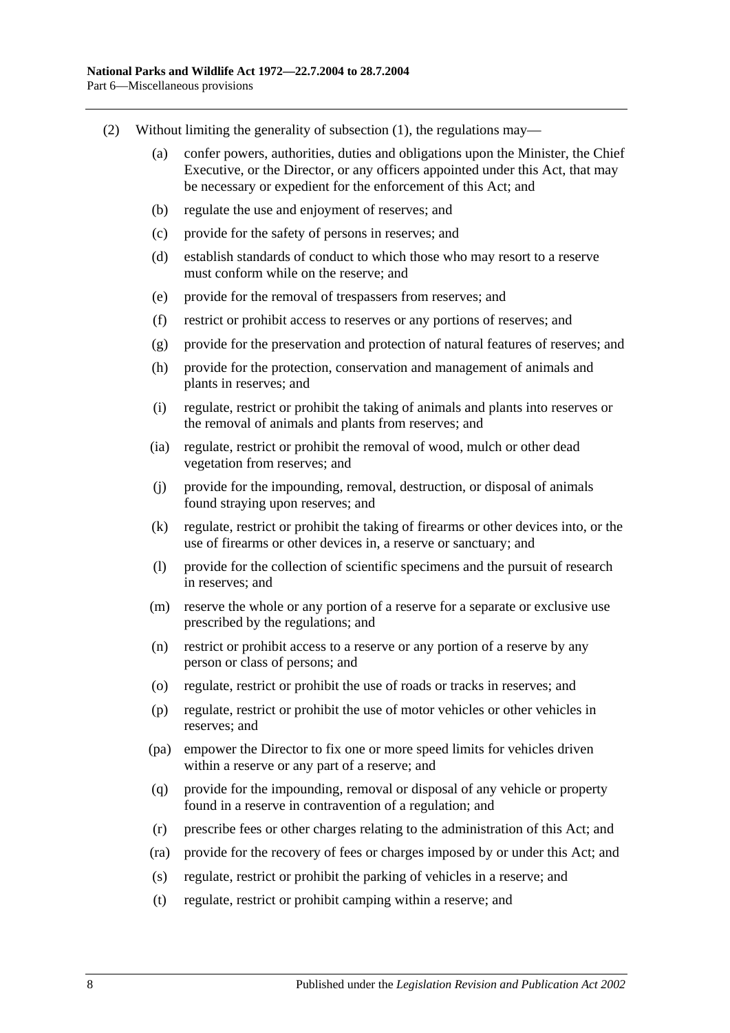(2) Without limiting the generality of subsection (1), the regulations may—

(a) confer powers, authorities, duties and obligations upon the Minister, the Chief Executive, or the Director, or any officers appointed under this Act, that may be necessary or expedient for the enforcement of this Act; and

(b) regulate the use and enjoyment of reserves; and

(c) provide for the safety of persons in reserves; and

(d) establish standards of conduct to which those who may resort to a reserve must conform while on the reserve; and

(e) provide for the removal of trespassers from reserves; and

(f) restrict or prohibit access to reserves or any portions of reserves; and

(g) provide for the preservation and protection of natural features of reserves; and

(h) provide for the protection, conservation and management of animals and plants in reserves; and

(i) regulate, restrict or prohibit the taking of animals and plants into reserves or the removal of animals and plants from reserves; and

(ia) regulate, restrict or prohibit the removal of wood, mulch or other dead vegetation from reserves; and

(j) provide for the impounding, removal, destruction, or disposal of animals found straying upon reserves; and

(k) regulate, restrict or prohibit the taking of firearms or other devices into, or the use of firearms or other devices in, a reserve or sanctuary; and

(l) provide for the collection of scientific specimens and the pursuit of research in reserves; and

(m) reserve the whole or any portion of a reserve for a separate or exclusive use prescribed by the regulations; and

(n) restrict or prohibit access to a reserve or any portion of a reserve by any person or class of persons; and

(o) regulate, restrict or prohibit the use of roads or tracks in reserves; and

(p) regulate, restrict or prohibit the use of motor vehicles or other vehicles in reserves; and

(pa) empower the Director to fix one or more speed limits for vehicles driven within a reserve or any part of a reserve; and

(q) provide for the impounding, removal or disposal of any vehicle or property found in a reserve in contravention of a regulation; and

(r) prescribe fees or other charges relating to the administration of this Act; and

(ra) provide for the recovery of fees or charges imposed by or under this Act; and

(s) regulate, restrict or prohibit the parking of vehicles in a reserve; and

(t) regulate, restrict or prohibit camping within a reserve; and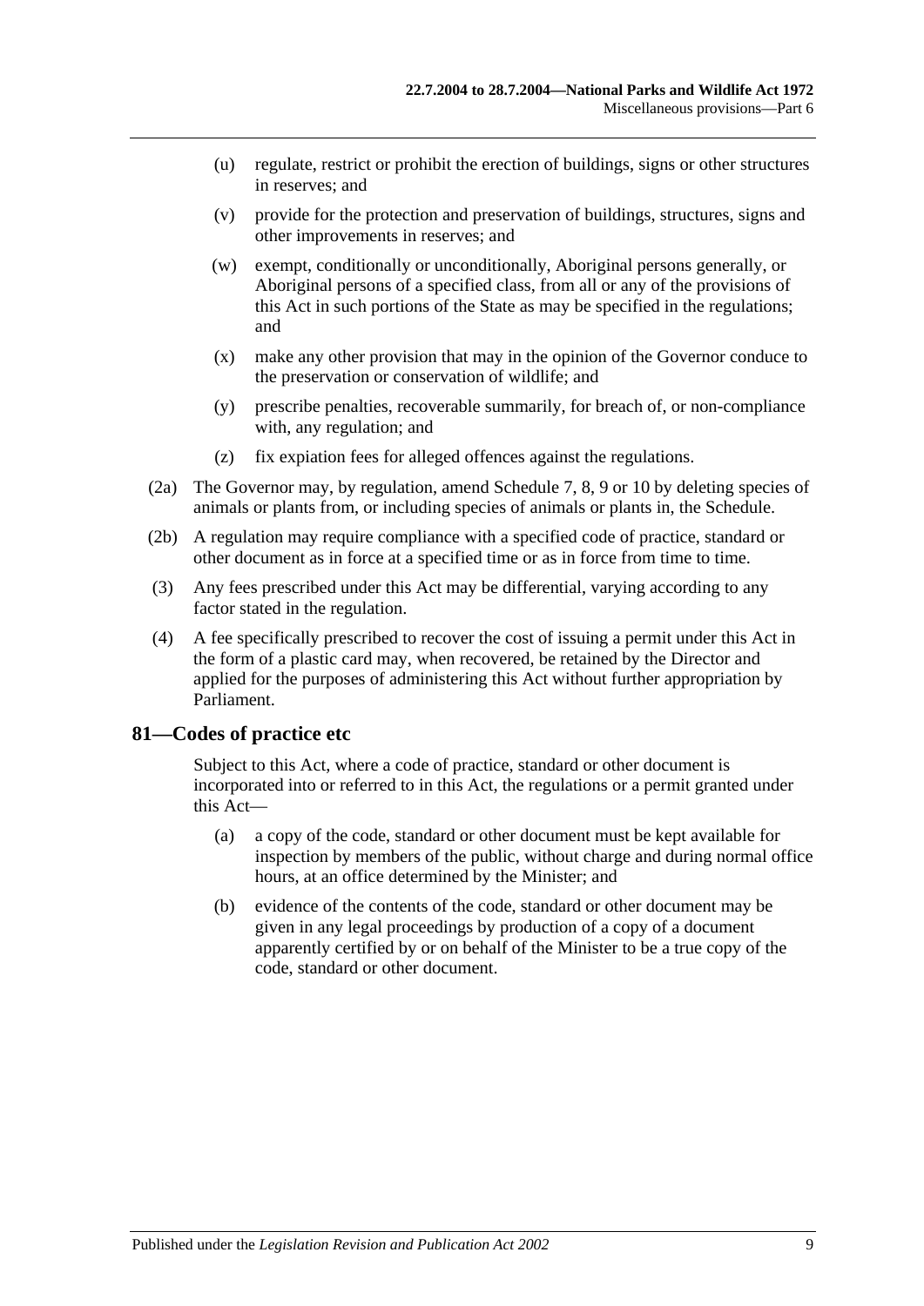(u) regulate, restrict or prohibit the erection of buildings, signs or other structures in reserves; and

(v) provide for the protection and preservation of buildings, structures, signs and other improvements in reserves; and

(w) exempt, conditionally or unconditionally, Aboriginal persons generally, or Aboriginal persons of a specified class, from all or any of the provisions of this Act in such portions of the State as may be specified in the regulations; and

(x) make any other provision that may in the opinion of the Governor conduce to the preservation or conservation of wildlife; and

(y) prescribe penalties, recoverable summarily, for breach of, or non-compliance with, any regulation; and

(z) fix expiation fees for alleged offences against the regulations.

(2a) The Governor may, by regulation, amend Schedule 7, 8, 9 or 10 by deleting species of animals or plants from, or including species of animals or plants in, the Schedule.

(2b) A regulation may require compliance with a specified code of practice, standard or other document as in force at a specified time or as in force from time to time.

(3) Any fees prescribed under this Act may be differential, varying according to any factor stated in the regulation.

(4) A fee specifically prescribed to recover the cost of issuing a permit under this Act in the form of a plastic card may, when recovered, be retained by the Director and applied for the purposes of administering this Act without further appropriation by Parliament.

## 81—Codes of practice etc

Subject to this Act, where a code of practice, standard or other document is incorporated into or referred to in this Act, the regulations or a permit granted under this Act—

(a) a copy of the code, standard or other document must be kept available for inspection by members of the public, without charge and during normal office hours, at an office determined by the Minister; and

(b) evidence of the contents of the code, standard or other document may be given in any legal proceedings by production of a copy of a document apparently certified by or on behalf of the Minister to be a true copy of the code, standard or other document.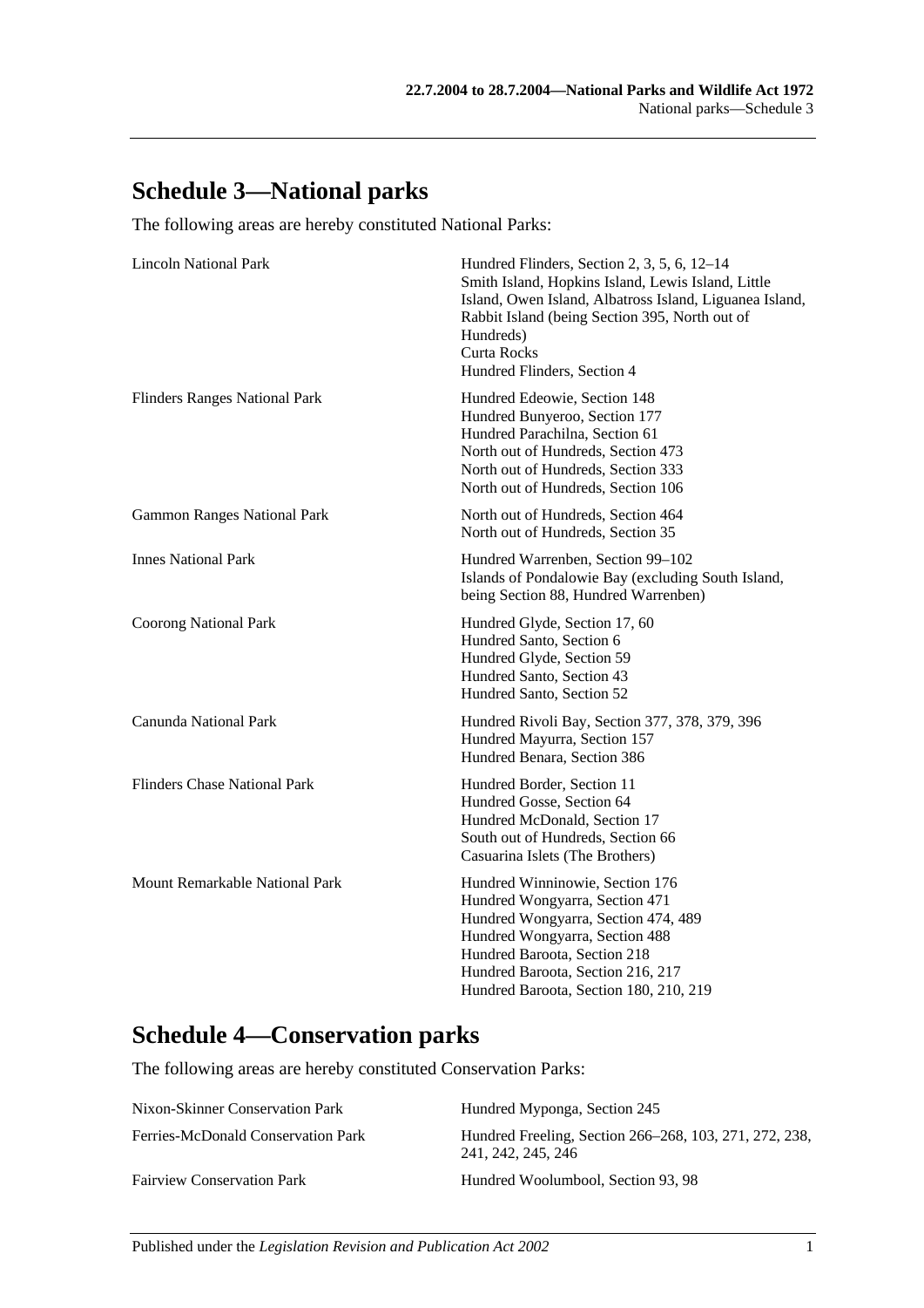# Schedule 3—National parks

The following areas are hereby constituted National Parks:

| | |
|---|---|
| Lincoln National Park | Hundred Flinders, Section 2, 3, 5, 6, 12–14<br>Smith Island, Hopkins Island, Lewis Island, Little Island, Owen Island, Albatross Island, Liguanea Island, Rabbit Island (being Section 395, North out of Hundreds)<br>Curta Rocks<br>Hundred Flinders, Section 4 |
| Flinders Ranges National Park | Hundred Edeowie, Section 148<br>Hundred Bunyeroo, Section 177<br>Hundred Parachilna, Section 61<br>North out of Hundreds, Section 473<br>North out of Hundreds, Section 333<br>North out of Hundreds, Section 106 |
| Gammon Ranges National Park | North out of Hundreds, Section 464<br>North out of Hundreds, Section 35 |
| Innes National Park | Hundred Warrenben, Section 99–102<br>Islands of Pondalowie Bay (excluding South Island, being Section 88, Hundred Warrenben) |
| Coorong National Park | Hundred Glyde, Section 17, 60<br>Hundred Santo, Section 6<br>Hundred Glyde, Section 59<br>Hundred Santo, Section 43<br>Hundred Santo, Section 52 |
| Canunda National Park | Hundred Rivoli Bay, Section 377, 378, 379, 396<br>Hundred Mayurra, Section 157<br>Hundred Benara, Section 386 |
| Flinders Chase National Park | Hundred Border, Section 11<br>Hundred Gosse, Section 64<br>Hundred McDonald, Section 17<br>South out of Hundreds, Section 66<br>Casuarina Islets (The Brothers) |
| Mount Remarkable National Park | Hundred Winninowie, Section 176<br>Hundred Wongyarra, Section 471<br>Hundred Wongyarra, Section 474, 489<br>Hundred Wongyarra, Section 488<br>Hundred Baroota, Section 218<br>Hundred Baroota, Section 216, 217<br>Hundred Baroota, Section 180, 210, 219 |

# Schedule 4—Conservation parks

The following areas are hereby constituted Conservation Parks:

| | |
|---|---|
| Nixon-Skinner Conservation Park | Hundred Myponga, Section 245 |
| Ferries-McDonald Conservation Park | Hundred Freeling, Section 266–268, 103, 271, 272, 238, 241, 242, 245, 246 |
| Fairview Conservation Park | Hundred Woolumbool, Section 93, 98 |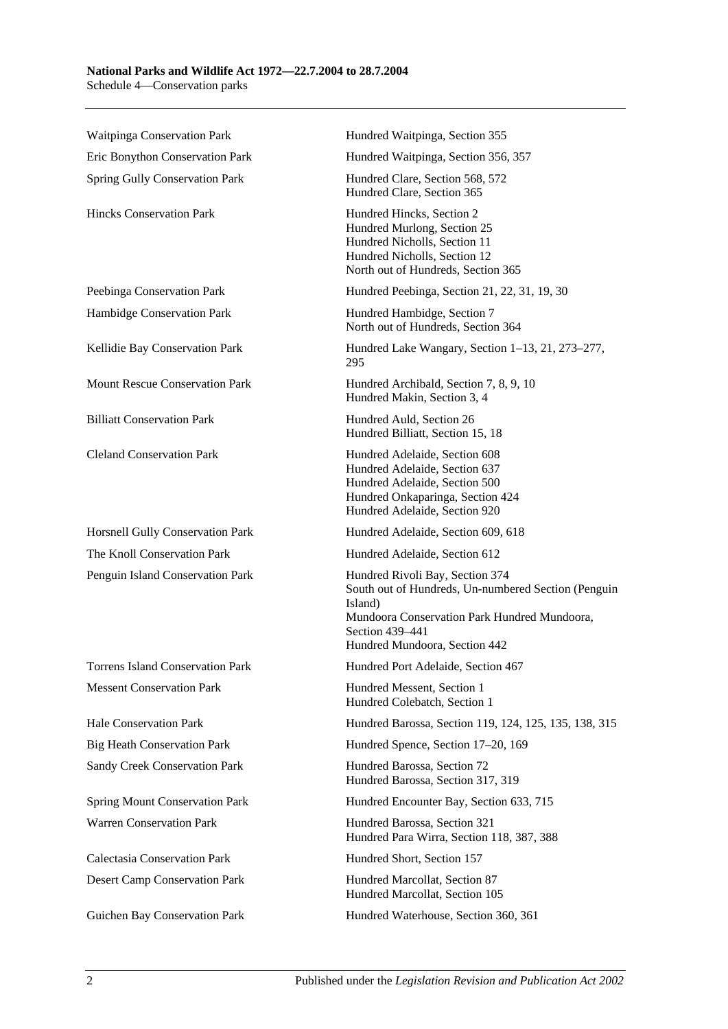| | |
|---|---|
| Waitpinga Conservation Park | Hundred Waitpinga, Section 355 |
| Eric Bonython Conservation Park | Hundred Waitpinga, Section 356, 357 |
| Spring Gully Conservation Park | Hundred Clare, Section 568, 572<br>Hundred Clare, Section 365 |
| Hincks Conservation Park | Hundred Hincks, Section 2<br>Hundred Murlong, Section 25<br>Hundred Nicholls, Section 11<br>Hundred Nicholls, Section 12<br>North out of Hundreds, Section 365 |
| Peebinga Conservation Park | Hundred Peebinga, Section 21, 22, 31, 19, 30 |
| Hambidge Conservation Park | Hundred Hambidge, Section 7<br>North out of Hundreds, Section 364 |
| Kellidie Bay Conservation Park | Hundred Lake Wangary, Section 1–13, 21, 273–277, 295 |
| Mount Rescue Conservation Park | Hundred Archibald, Section 7, 8, 9, 10<br>Hundred Makin, Section 3, 4 |
| Billiatt Conservation Park | Hundred Auld, Section 26<br>Hundred Billiatt, Section 15, 18 |
| Cleland Conservation Park | Hundred Adelaide, Section 608<br>Hundred Adelaide, Section 637<br>Hundred Adelaide, Section 500<br>Hundred Onkaparinga, Section 424<br>Hundred Adelaide, Section 920 |
| Horsnell Gully Conservation Park | Hundred Adelaide, Section 609, 618 |
| The Knoll Conservation Park | Hundred Adelaide, Section 612 |
| Penguin Island Conservation Park | Hundred Rivoli Bay, Section 374<br>South out of Hundreds, Un-numbered Section (Penguin Island)<br>Mundoora Conservation Park Hundred Mundoora, Section 439–441<br>Hundred Mundoora, Section 442 |
| Torrens Island Conservation Park | Hundred Port Adelaide, Section 467 |
| Messent Conservation Park | Hundred Messent, Section 1<br>Hundred Colebatch, Section 1 |
| Hale Conservation Park | Hundred Barossa, Section 119, 124, 125, 135, 138, 315 |
| Big Heath Conservation Park | Hundred Spence, Section 17–20, 169 |
| Sandy Creek Conservation Park | Hundred Barossa, Section 72<br>Hundred Barossa, Section 317, 319 |
| Spring Mount Conservation Park | Hundred Encounter Bay, Section 633, 715 |
| Warren Conservation Park | Hundred Barossa, Section 321<br>Hundred Para Wirra, Section 118, 387, 388 |
| Calectasia Conservation Park | Hundred Short, Section 157 |
| Desert Camp Conservation Park | Hundred Marcollat, Section 87<br>Hundred Marcollat, Section 105 |
| Guichen Bay Conservation Park | Hundred Waterhouse, Section 360, 361 |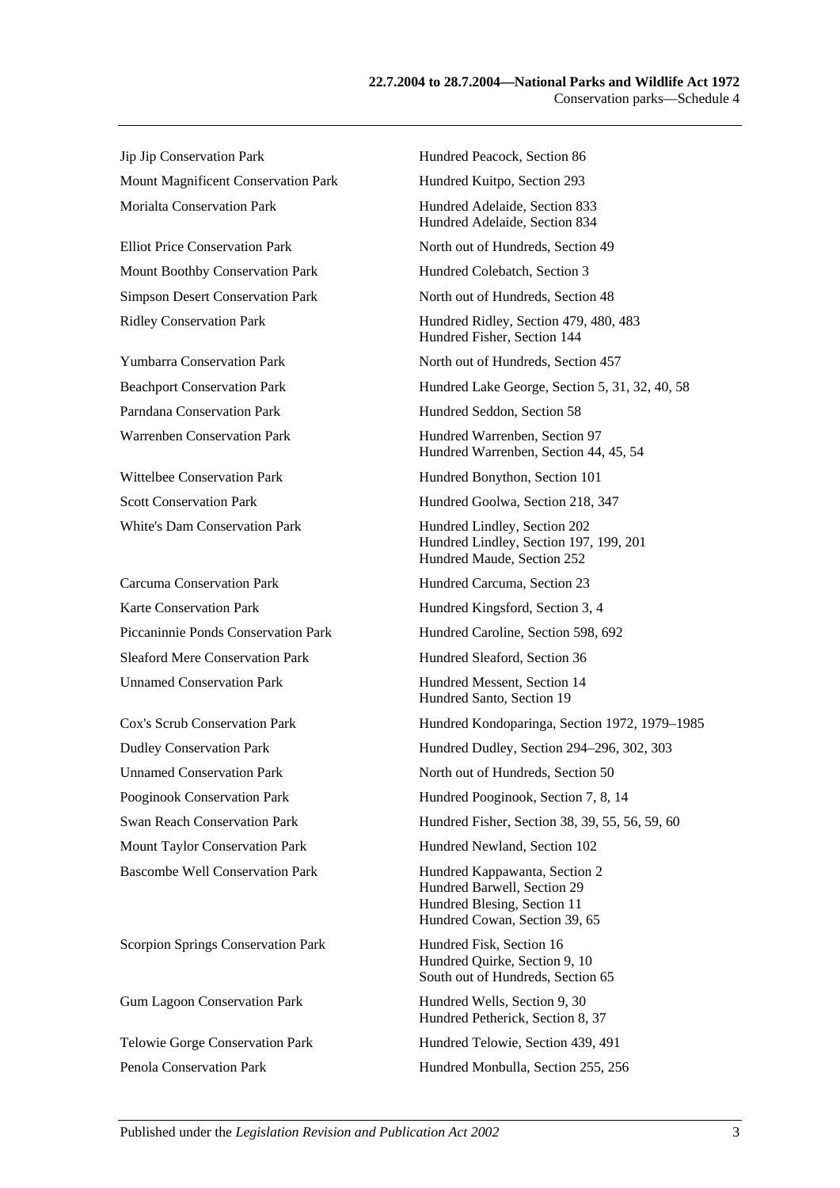| | |
|---|---|
| Jip Jip Conservation Park | Hundred Peacock, Section 86 |
| Mount Magnificent Conservation Park | Hundred Kuitpo, Section 293 |
| Morialta Conservation Park | Hundred Adelaide, Section 833<br>Hundred Adelaide, Section 834 |
| Elliot Price Conservation Park | North out of Hundreds, Section 49 |
| Mount Boothby Conservation Park | Hundred Colebatch, Section 3 |
| Simpson Desert Conservation Park | North out of Hundreds, Section 48 |
| Ridley Conservation Park | Hundred Ridley, Section 479, 480, 483<br>Hundred Fisher, Section 144 |
| Yumbarra Conservation Park | North out of Hundreds, Section 457 |
| Beachport Conservation Park | Hundred Lake George, Section 5, 31, 32, 40, 58 |
| Parndana Conservation Park | Hundred Seddon, Section 58 |
| Warrenben Conservation Park | Hundred Warrenben, Section 97<br>Hundred Warrenben, Section 44, 45, 54 |
| Wittelbee Conservation Park | Hundred Bonython, Section 101 |
| Scott Conservation Park | Hundred Goolwa, Section 218, 347 |
| White's Dam Conservation Park | Hundred Lindley, Section 202<br>Hundred Lindley, Section 197, 199, 201<br>Hundred Maude, Section 252 |
| Carcuma Conservation Park | Hundred Carcuma, Section 23 |
| Karte Conservation Park | Hundred Kingsford, Section 3, 4 |
| Piccaninnie Ponds Conservation Park | Hundred Caroline, Section 598, 692 |
| Sleaford Mere Conservation Park | Hundred Sleaford, Section 36 |
| Unnamed Conservation Park | Hundred Messent, Section 14<br>Hundred Santo, Section 19 |
| Cox's Scrub Conservation Park | Hundred Kondoparinga, Section 1972, 1979–1985 |
| Dudley Conservation Park | Hundred Dudley, Section 294–296, 302, 303 |
| Unnamed Conservation Park | North out of Hundreds, Section 50 |
| Pooginook Conservation Park | Hundred Pooginook, Section 7, 8, 14 |
| Swan Reach Conservation Park | Hundred Fisher, Section 38, 39, 55, 56, 59, 60 |
| Mount Taylor Conservation Park | Hundred Newland, Section 102 |
| Bascombe Well Conservation Park | Hundred Kappawanta, Section 2<br>Hundred Barwell, Section 29<br>Hundred Blesing, Section 11<br>Hundred Cowan, Section 39, 65 |
| Scorpion Springs Conservation Park | Hundred Fisk, Section 16<br>Hundred Quirke, Section 9, 10<br>South out of Hundreds, Section 65 |
| Gum Lagoon Conservation Park | Hundred Wells, Section 9, 30<br>Hundred Petherick, Section 8, 37 |
| Telowie Gorge Conservation Park | Hundred Telowie, Section 439, 491 |
| Penola Conservation Park | Hundred Monbulla, Section 255, 256 |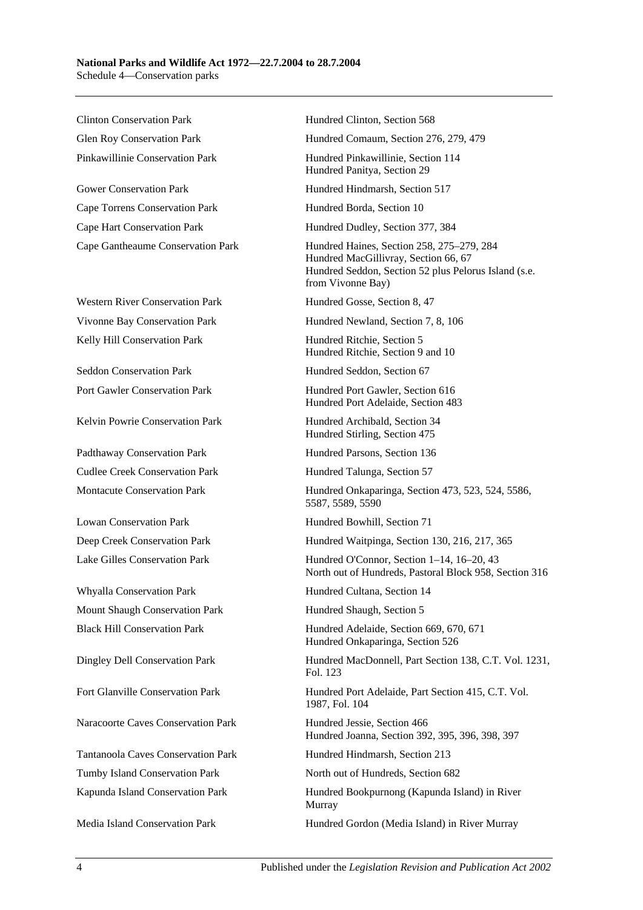| | |
|---|---|
| Clinton Conservation Park | Hundred Clinton, Section 568 |
| Glen Roy Conservation Park | Hundred Comaum, Section 276, 279, 479 |
| Pinkawillinie Conservation Park | Hundred Pinkawillinie, Section 114<br>Hundred Panitya, Section 29 |
| Gower Conservation Park | Hundred Hindmarsh, Section 517 |
| Cape Torrens Conservation Park | Hundred Borda, Section 10 |
| Cape Hart Conservation Park | Hundred Dudley, Section 377, 384 |
| Cape Gantheaume Conservation Park | Hundred Haines, Section 258, 275–279, 284<br>Hundred MacGillivray, Section 66, 67<br>Hundred Seddon, Section 52 plus Pelorus Island (s.e. from Vivonne Bay) |
| Western River Conservation Park | Hundred Gosse, Section 8, 47 |
| Vivonne Bay Conservation Park | Hundred Newland, Section 7, 8, 106 |
| Kelly Hill Conservation Park | Hundred Ritchie, Section 5<br>Hundred Ritchie, Section 9 and 10 |
| Seddon Conservation Park | Hundred Seddon, Section 67 |
| Port Gawler Conservation Park | Hundred Port Gawler, Section 616<br>Hundred Port Adelaide, Section 483 |
| Kelvin Powrie Conservation Park | Hundred Archibald, Section 34<br>Hundred Stirling, Section 475 |
| Padthaway Conservation Park | Hundred Parsons, Section 136 |
| Cudlee Creek Conservation Park | Hundred Talunga, Section 57 |
| Montacute Conservation Park | Hundred Onkaparinga, Section 473, 523, 524, 5586, 5587, 5589, 5590 |
| Lowan Conservation Park | Hundred Bowhill, Section 71 |
| Deep Creek Conservation Park | Hundred Waitpinga, Section 130, 216, 217, 365 |
| Lake Gilles Conservation Park | Hundred O'Connor, Section 1–14, 16–20, 43<br>North out of Hundreds, Pastoral Block 958, Section 316 |
| Whyalla Conservation Park | Hundred Cultana, Section 14 |
| Mount Shaugh Conservation Park | Hundred Shaugh, Section 5 |
| Black Hill Conservation Park | Hundred Adelaide, Section 669, 670, 671<br>Hundred Onkaparinga, Section 526 |
| Dingley Dell Conservation Park | Hundred MacDonnell, Part Section 138, C.T. Vol. 1231, Fol. 123 |
| Fort Glanville Conservation Park | Hundred Port Adelaide, Part Section 415, C.T. Vol. 1987, Fol. 104 |
| Naracoorte Caves Conservation Park | Hundred Jessie, Section 466<br>Hundred Joanna, Section 392, 395, 396, 398, 397 |
| Tantanoola Caves Conservation Park | Hundred Hindmarsh, Section 213 |
| Tumby Island Conservation Park | North out of Hundreds, Section 682 |
| Kapunda Island Conservation Park | Hundred Bookpurnong (Kapunda Island) in River Murray |
| Media Island Conservation Park | Hundred Gordon (Media Island) in River Murray |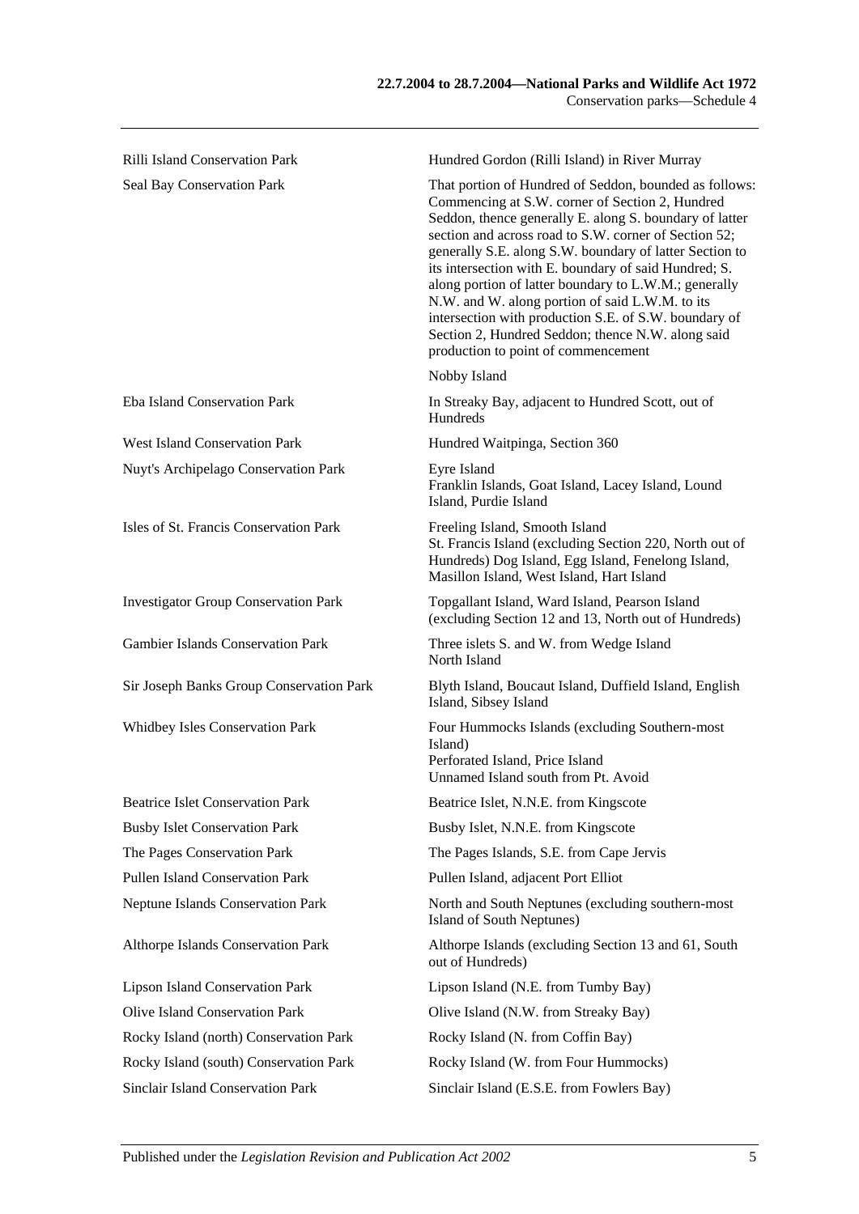| | |
|---|---|
| Rilli Island Conservation Park | Hundred Gordon (Rilli Island) in River Murray |
| Seal Bay Conservation Park | That portion of Hundred of Seddon, bounded as follows: Commencing at S.W. corner of Section 2, Hundred Seddon, thence generally E. along S. boundary of latter section and across road to S.W. corner of Section 52; generally S.E. along S.W. boundary of latter Section to its intersection with E. boundary of said Hundred; S. along portion of latter boundary to L.W.M.; generally N.W. and W. along portion of said L.W.M. to its intersection with production S.E. of S.W. boundary of Section 2, Hundred Seddon; thence N.W. along said production to point of commencement |
| | Nobby Island |
| Eba Island Conservation Park | In Streaky Bay, adjacent to Hundred Scott, out of Hundreds |
| West Island Conservation Park | Hundred Waitpinga, Section 360 |
| Nuyt's Archipelago Conservation Park | Eyre Island<br>Franklin Islands, Goat Island, Lacey Island, Lound Island, Purdie Island |
| Isles of St. Francis Conservation Park | Freeling Island, Smooth Island<br>St. Francis Island (excluding Section 220, North out of Hundreds) Dog Island, Egg Island, Fenelong Island, Masillon Island, West Island, Hart Island |
| Investigator Group Conservation Park | Topgallant Island, Ward Island, Pearson Island (excluding Section 12 and 13, North out of Hundreds) |
| Gambier Islands Conservation Park | Three islets S. and W. from Wedge Island<br>North Island |
| Sir Joseph Banks Group Conservation Park | Blyth Island, Boucaut Island, Duffield Island, English Island, Sibsey Island |
| Whidbey Isles Conservation Park | Four Hummocks Islands (excluding Southern-most Island)<br>Perforated Island, Price Island<br>Unnamed Island south from Pt. Avoid |
| Beatrice Islet Conservation Park | Beatrice Islet, N.N.E. from Kingscote |
| Busby Islet Conservation Park | Busby Islet, N.N.E. from Kingscote |
| The Pages Conservation Park | The Pages Islands, S.E. from Cape Jervis |
| Pullen Island Conservation Park | Pullen Island, adjacent Port Elliot |
| Neptune Islands Conservation Park | North and South Neptunes (excluding southern-most Island of South Neptunes) |
| Althorpe Islands Conservation Park | Althorpe Islands (excluding Section 13 and 61, South out of Hundreds) |
| Lipson Island Conservation Park | Lipson Island (N.E. from Tumby Bay) |
| Olive Island Conservation Park | Olive Island (N.W. from Streaky Bay) |
| Rocky Island (north) Conservation Park | Rocky Island (N. from Coffin Bay) |
| Rocky Island (south) Conservation Park | Rocky Island (W. from Four Hummocks) |
| Sinclair Island Conservation Park | Sinclair Island (E.S.E. from Fowlers Bay) |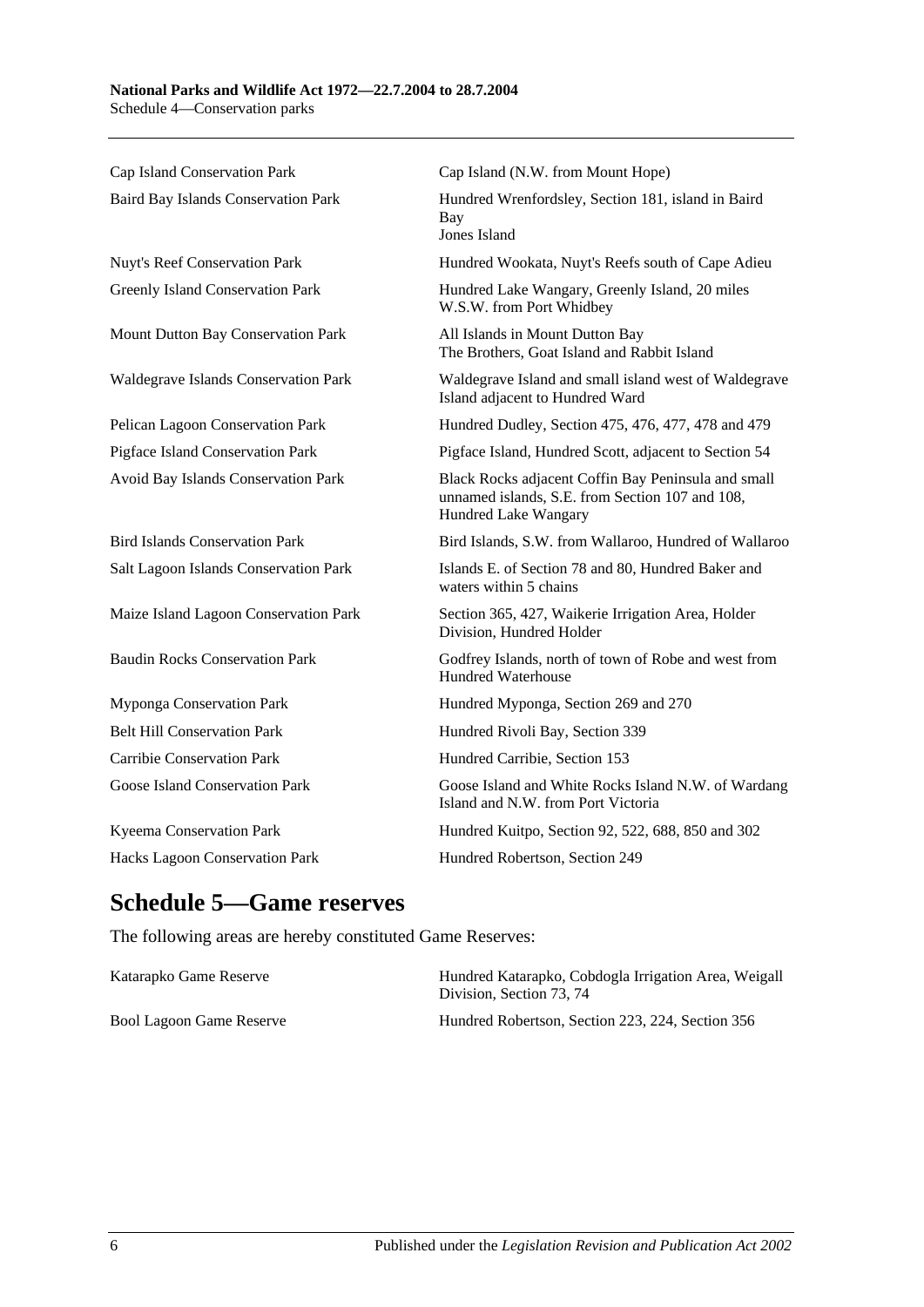| | |
|---|---|
| Cap Island Conservation Park | Cap Island (N.W. from Mount Hope) |
| Baird Bay Islands Conservation Park | Hundred Wrenfordsley, Section 181, island in Baird Bay<br>Jones Island |
| Nuyt's Reef Conservation Park | Hundred Wookata, Nuyt's Reefs south of Cape Adieu |
| Greenly Island Conservation Park | Hundred Lake Wangary, Greenly Island, 20 miles W.S.W. from Port Whidbey |
| Mount Dutton Bay Conservation Park | All Islands in Mount Dutton Bay<br>The Brothers, Goat Island and Rabbit Island |
| Waldegrave Islands Conservation Park | Waldegrave Island and small island west of Waldegrave Island adjacent to Hundred Ward |
| Pelican Lagoon Conservation Park | Hundred Dudley, Section 475, 476, 477, 478 and 479 |
| Pigface Island Conservation Park | Pigface Island, Hundred Scott, adjacent to Section 54 |
| Avoid Bay Islands Conservation Park | Black Rocks adjacent Coffin Bay Peninsula and small unnamed islands, S.E. from Section 107 and 108, Hundred Lake Wangary |
| Bird Islands Conservation Park | Bird Islands, S.W. from Wallaroo, Hundred of Wallaroo |
| Salt Lagoon Islands Conservation Park | Islands E. of Section 78 and 80, Hundred Baker and waters within 5 chains |
| Maize Island Lagoon Conservation Park | Section 365, 427, Waikerie Irrigation Area, Holder Division, Hundred Holder |
| Baudin Rocks Conservation Park | Godfrey Islands, north of town of Robe and west from Hundred Waterhouse |
| Myponga Conservation Park | Hundred Myponga, Section 269 and 270 |
| Belt Hill Conservation Park | Hundred Rivoli Bay, Section 339 |
| Carribie Conservation Park | Hundred Carribie, Section 153 |
| Goose Island Conservation Park | Goose Island and White Rocks Island N.W. of Wardang Island and N.W. from Port Victoria |
| Kyeema Conservation Park | Hundred Kuitpo, Section 92, 522, 688, 850 and 302 |
| Hacks Lagoon Conservation Park | Hundred Robertson, Section 249 |

## Schedule 5—Game reserves

The following areas are hereby constituted Game Reserves:

| | |
|---|---|
| Katarapko Game Reserve | Hundred Katarapko, Cobdogla Irrigation Area, Weigall Division, Section 73, 74 |
| Bool Lagoon Game Reserve | Hundred Robertson, Section 223, 224, Section 356 |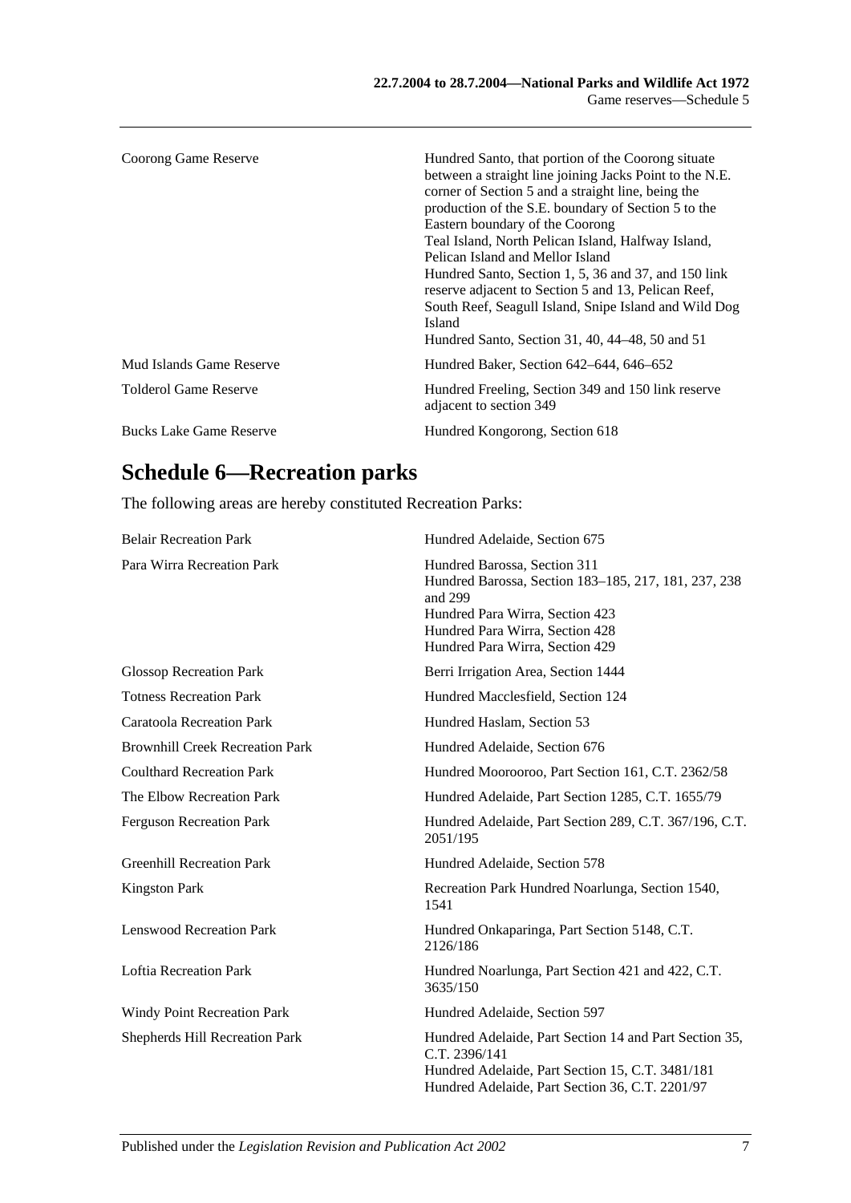| | |
|---|---|
| Coorong Game Reserve | Hundred Santo, that portion of the Coorong situate between a straight line joining Jacks Point to the N.E. corner of Section 5 and a straight line, being the production of the S.E. boundary of Section 5 to the Eastern boundary of the Coorong<br>Teal Island, North Pelican Island, Halfway Island, Pelican Island and Mellor Island<br>Hundred Santo, Section 1, 5, 36 and 37, and 150 link reserve adjacent to Section 5 and 13, Pelican Reef, South Reef, Seagull Island, Snipe Island and Wild Dog Island<br>Hundred Santo, Section 31, 40, 44–48, 50 and 51 |
| Mud Islands Game Reserve | Hundred Baker, Section 642–644, 646–652 |
| Tolderol Game Reserve | Hundred Freeling, Section 349 and 150 link reserve adjacent to section 349 |
| Bucks Lake Game Reserve | Hundred Kongorong, Section 618 |

## Schedule 6—Recreation parks

The following areas are hereby constituted Recreation Parks:

| | |
|---|---|
| Belair Recreation Park | Hundred Adelaide, Section 675 |
| Para Wirra Recreation Park | Hundred Barossa, Section 311<br>Hundred Barossa, Section 183–185, 217, 181, 237, 238 and 299<br>Hundred Para Wirra, Section 423<br>Hundred Para Wirra, Section 428<br>Hundred Para Wirra, Section 429 |
| Glossop Recreation Park | Berri Irrigation Area, Section 1444 |
| Totness Recreation Park | Hundred Macclesfield, Section 124 |
| Caratoola Recreation Park | Hundred Haslam, Section 53 |
| Brownhill Creek Recreation Park | Hundred Adelaide, Section 676 |
| Coulthard Recreation Park | Hundred Moorooroo, Part Section 161, C.T. 2362/58 |
| The Elbow Recreation Park | Hundred Adelaide, Part Section 1285, C.T. 1655/79 |
| Ferguson Recreation Park | Hundred Adelaide, Part Section 289, C.T. 367/196, C.T. 2051/195 |
| Greenhill Recreation Park | Hundred Adelaide, Section 578 |
| Kingston Park | Recreation Park Hundred Noarlunga, Section 1540, 1541 |
| Lenswood Recreation Park | Hundred Onkaparinga, Part Section 5148, C.T. 2126/186 |
| Loftia Recreation Park | Hundred Noarlunga, Part Section 421 and 422, C.T. 3635/150 |
| Windy Point Recreation Park | Hundred Adelaide, Section 597 |
| Shepherds Hill Recreation Park | Hundred Adelaide, Part Section 14 and Part Section 35, C.T. 2396/141<br>Hundred Adelaide, Part Section 15, C.T. 3481/181<br>Hundred Adelaide, Part Section 36, C.T. 2201/97 |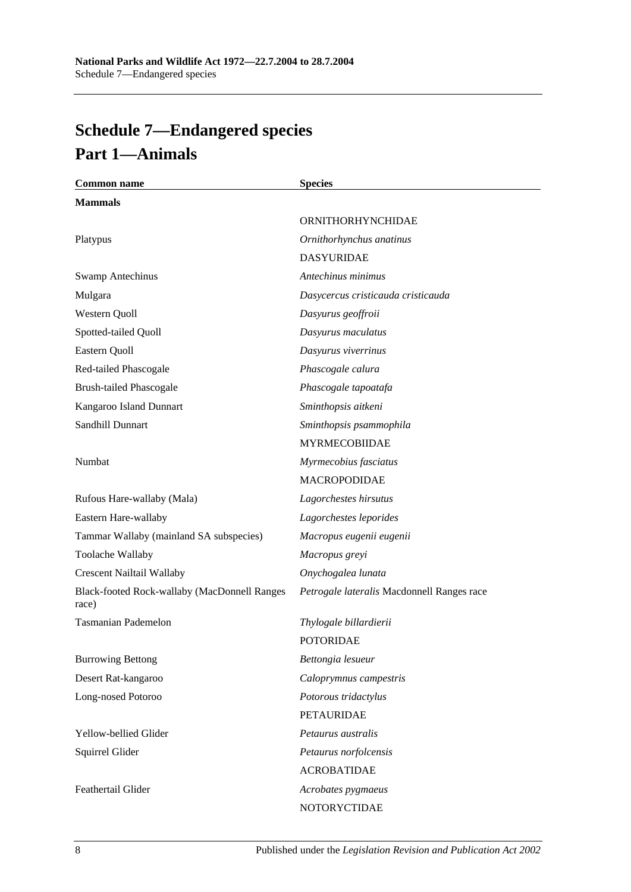# Schedule 7—Endangered species

## Part 1—Animals

| Common name | Species |
|---|---|
| **Mammals** | |
| | ORNITHORHYNCHIDAE |
| Platypus | *Ornithorhynchus anatinus* |
| | DASYURIDAE |
| Swamp Antechinus | *Antechinus minimus* |
| Mulgara | *Dasycercus cristicauda cristicauda* |
| Western Quoll | *Dasyurus geoffroii* |
| Spotted-tailed Quoll | *Dasyurus maculatus* |
| Eastern Quoll | *Dasyurus viverrinus* |
| Red-tailed Phascogale | *Phascogale calura* |
| Brush-tailed Phascogale | *Phascogale tapoatafa* |
| Kangaroo Island Dunnart | *Sminthopsis aitkeni* |
| Sandhill Dunnart | *Sminthopsis psammophila* |
| | MYRMECOBIIDAE |
| Numbat | *Myrmecobius fasciatus* |
| | MACROPODIDAE |
| Rufous Hare-wallaby (Mala) | *Lagorchestes hirsutus* |
| Eastern Hare-wallaby | *Lagorchestes leporides* |
| Tammar Wallaby (mainland SA subspecies) | *Macropus eugenii eugenii* |
| Toolache Wallaby | *Macropus greyi* |
| Crescent Nailtail Wallaby | *Onychogalea lunata* |
| Black-footed Rock-wallaby (MacDonnell Ranges race) | *Petrogale lateralis* Macdonnell Ranges race |
| Tasmanian Pademelon | *Thylogale billardierii* |
| | POTORIDAE |
| Burrowing Bettong | *Bettongia lesueur* |
| Desert Rat-kangaroo | *Caloprymnus campestris* |
| Long-nosed Potoroo | *Potorous tridactylus* |
| | PETAURIDAE |
| Yellow-bellied Glider | *Petaurus australis* |
| Squirrel Glider | *Petaurus norfolcensis* |
| | ACROBATIDAE |
| Feathertail Glider | *Acrobates pygmaeus* |
| | NOTORYCTIDAE |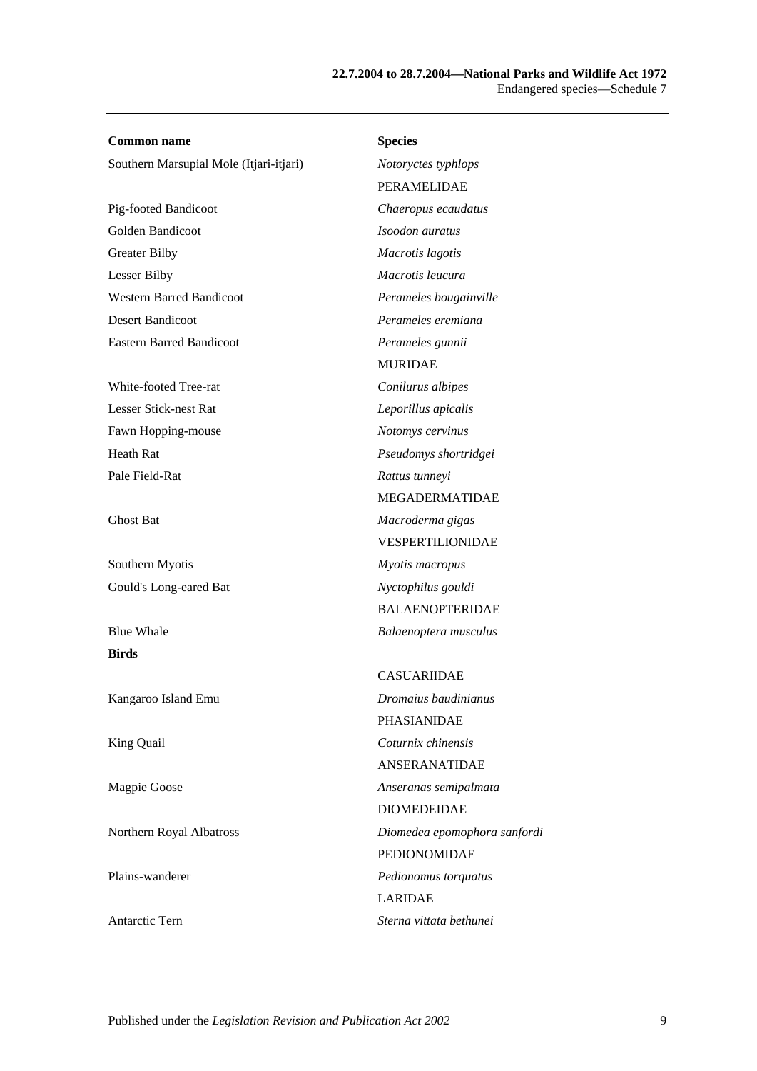| Common name | Species |
|---|---|
| Southern Marsupial Mole (Itjari-itjari) | *Notoryctes typhlops* |
| | PERAMELIDAE |
| Pig-footed Bandicoot | *Chaeropus ecaudatus* |
| Golden Bandicoot | *Isoodon auratus* |
| Greater Bilby | *Macrotis lagotis* |
| Lesser Bilby | *Macrotis leucura* |
| Western Barred Bandicoot | *Perameles bougainville* |
| Desert Bandicoot | *Perameles eremiana* |
| Eastern Barred Bandicoot | *Perameles gunnii* |
| | MURIDAE |
| White-footed Tree-rat | *Conilurus albipes* |
| Lesser Stick-nest Rat | *Leporillus apicalis* |
| Fawn Hopping-mouse | *Notomys cervinus* |
| Heath Rat | *Pseudomys shortridgei* |
| Pale Field-Rat | *Rattus tunneyi* |
| | MEGADERMATIDAE |
| Ghost Bat | *Macroderma gigas* |
| | VESPERTILIONIDAE |
| Southern Myotis | *Myotis macropus* |
| Gould's Long-eared Bat | *Nyctophilus gouldi* |
| | BALAENOPTERIDAE |
| Blue Whale | *Balaenoptera musculus* |
| **Birds** | |
| | CASUARIIDAE |
| Kangaroo Island Emu | *Dromaius baudinianus* |
| | PHASIANIDAE |
| King Quail | *Coturnix chinensis* |
| | ANSERANATIDAE |
| Magpie Goose | *Anseranas semipalmata* |
| | DIOMEDEIDAE |
| Northern Royal Albatross | *Diomedea epomophora sanfordi* |
| | PEDIONOMIDAE |
| Plains-wanderer | *Pedionomus torquatus* |
| | LARIDAE |
| Antarctic Tern | *Sterna vittata bethunei* |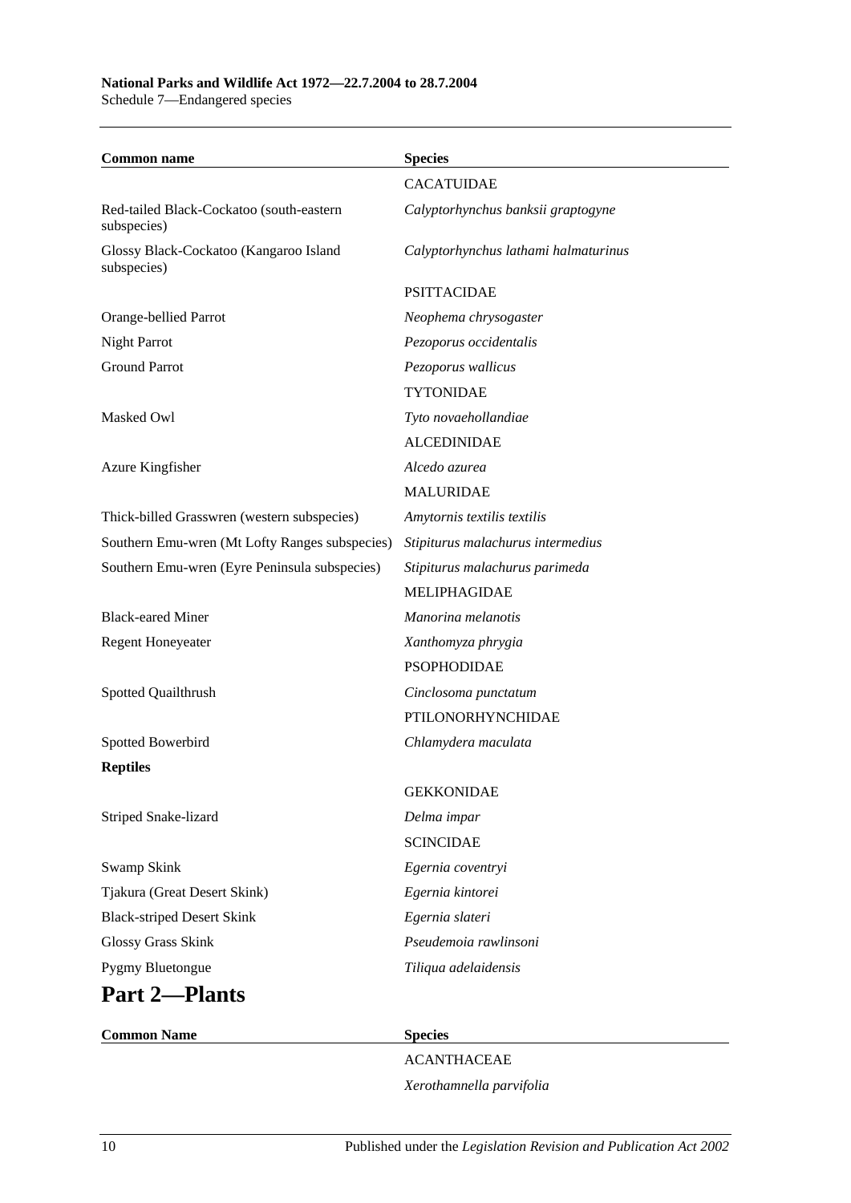| Common name | Species |
| --- | --- |
| | CACATUIDAE |
| Red-tailed Black-Cockatoo (south-eastern subspecies) | *Calyptorhynchus banksii graptogyne* |
| Glossy Black-Cockatoo (Kangaroo Island subspecies) | *Calyptorhynchus lathami halmaturinus* |
| | PSITTACIDAE |
| Orange-bellied Parrot | *Neophema chrysogaster* |
| Night Parrot | *Pezoporus occidentalis* |
| Ground Parrot | *Pezoporus wallicus* |
| | TYTONIDAE |
| Masked Owl | *Tyto novaehollandiae* |
| | ALCEDINIDAE |
| Azure Kingfisher | *Alcedo azurea* |
| | MALURIDAE |
| Thick-billed Grasswren (western subspecies) | *Amytornis textilis textilis* |
| Southern Emu-wren (Mt Lofty Ranges subspecies) | *Stipiturus malachurus intermedius* |
| Southern Emu-wren (Eyre Peninsula subspecies) | *Stipiturus malachurus parimeda* |
| | MELIPHAGIDAE |
| Black-eared Miner | *Manorina melanotis* |
| Regent Honeyeater | *Xanthomyza phrygia* |
| | PSOPHODIDAE |
| Spotted Quailthrush | *Cinclosoma punctatum* |
| | PTILONORHYNCHIDAE |
| Spotted Bowerbird | *Chlamydera maculata* |
| **Reptiles** | |
| | GEKKONIDAE |
| Striped Snake-lizard | *Delma impar* |
| | SCINCIDAE |
| Swamp Skink | *Egernia coventryi* |
| Tjakura (Great Desert Skink) | *Egernia kintorei* |
| Black-striped Desert Skink | *Egernia slateri* |
| Glossy Grass Skink | *Pseudemoia rawlinsoni* |
| Pygmy Bluetongue | *Tiliqua adelaidensis* |

## Part 2—Plants

| Common Name | Species |
| --- | --- |
| | ACANTHACEAE |
| | *Xerothamnella parvifolia* |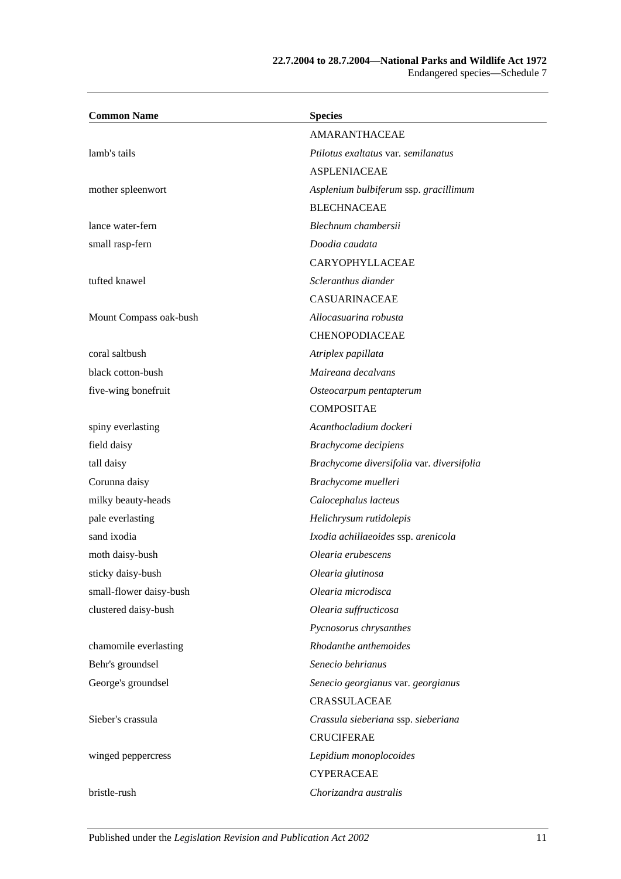| Common Name | Species |
|---|---|
| | AMARANTHACEAE |
| lamb's tails | *Ptilotus exaltatus* var. *semilanatus* |
| | ASPLENIACEAE |
| mother spleenwort | *Asplenium bulbiferum* ssp. *gracillimum* |
| | BLECHNACEAE |
| lance water-fern | *Blechnum chambersii* |
| small rasp-fern | *Doodia caudata* |
| | CARYOPHYLLACEAE |
| tufted knawel | *Scleranthus diander* |
| | CASUARINACEAE |
| Mount Compass oak-bush | *Allocasuarina robusta* |
| | CHENOPODIACEAE |
| coral saltbush | *Atriplex papillata* |
| black cotton-bush | *Maireana decalvans* |
| five-wing bonefruit | *Osteocarpum pentapterum* |
| | COMPOSITAE |
| spiny everlasting | *Acanthocladium dockeri* |
| field daisy | *Brachycome decipiens* |
| tall daisy | *Brachycome diversifolia* var. *diversifolia* |
| Corunna daisy | *Brachycome muelleri* |
| milky beauty-heads | *Calocephalus lacteus* |
| pale everlasting | *Helichrysum rutidolepis* |
| sand ixodia | *Ixodia achillaeoides* ssp. *arenicola* |
| moth daisy-bush | *Olearia erubescens* |
| sticky daisy-bush | *Olearia glutinosa* |
| small-flower daisy-bush | *Olearia microdisca* |
| clustered daisy-bush | *Olearia suffructicosa* |
| | *Pycnosorus chrysanthes* |
| chamomile everlasting | *Rhodanthe anthemoides* |
| Behr's groundsel | *Senecio behrianus* |
| George's groundsel | *Senecio georgianus* var. *georgianus* |
| | CRASSULACEAE |
| Sieber's crassula | *Crassula sieberiana* ssp. *sieberiana* |
| | CRUCIFERAE |
| winged peppercress | *Lepidium monoplocoides* |
| | CYPERACEAE |
| bristle-rush | *Chorizandra australis* |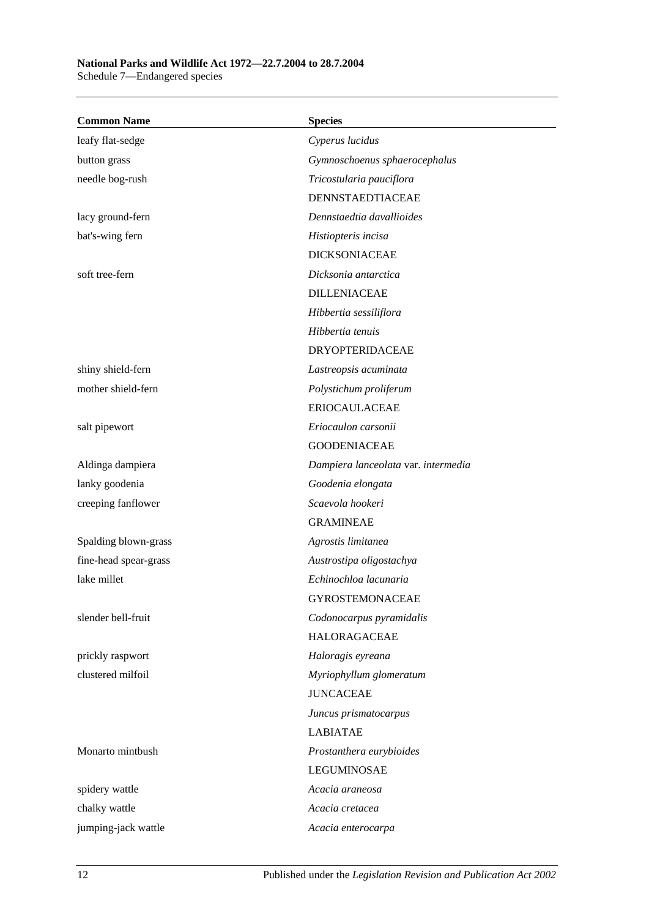| Common Name | Species |
|---|---|
| leafy flat-sedge | *Cyperus lucidus* |
| button grass | *Gymnoschoenus sphaerocephalus* |
| needle bog-rush | *Tricostularia pauciflora* |
| | DENNSTAEDTIACEAE |
| lacy ground-fern | *Dennstaedtia davallioides* |
| bat's-wing fern | *Histiopteris incisa* |
| | DICKSONIACEAE |
| soft tree-fern | *Dicksonia antarctica* |
| | DILLENIACEAE |
| | *Hibbertia sessiliflora* |
| | *Hibbertia tenuis* |
| | DRYOPTERIDACEAE |
| shiny shield-fern | *Lastreopsis acuminata* |
| mother shield-fern | *Polystichum proliferum* |
| | ERIOCAULACEAE |
| salt pipewort | *Eriocaulon carsonii* |
| | GOODENIACEAE |
| Aldinga dampiera | *Dampiera lanceolata* var. *intermedia* |
| lanky goodenia | *Goodenia elongata* |
| creeping fanflower | *Scaevola hookeri* |
| | GRAMINEAE |
| Spalding blown-grass | *Agrostis limitanea* |
| fine-head spear-grass | *Austrostipa oligostachya* |
| lake millet | *Echinochloa lacunaria* |
| | GYROSTEMONACEAE |
| slender bell-fruit | *Codonocarpus pyramidalis* |
| | HALORAGACEAE |
| prickly raspwort | *Haloragis eyreana* |
| clustered milfoil | *Myriophyllum glomeratum* |
| | JUNCACEAE |
| | *Juncus prismatocarpus* |
| | LABIATAE |
| Monarto mintbush | *Prostanthera eurybioides* |
| | LEGUMINOSAE |
| spidery wattle | *Acacia araneosa* |
| chalky wattle | *Acacia cretacea* |
| jumping-jack wattle | *Acacia enterocarpa* |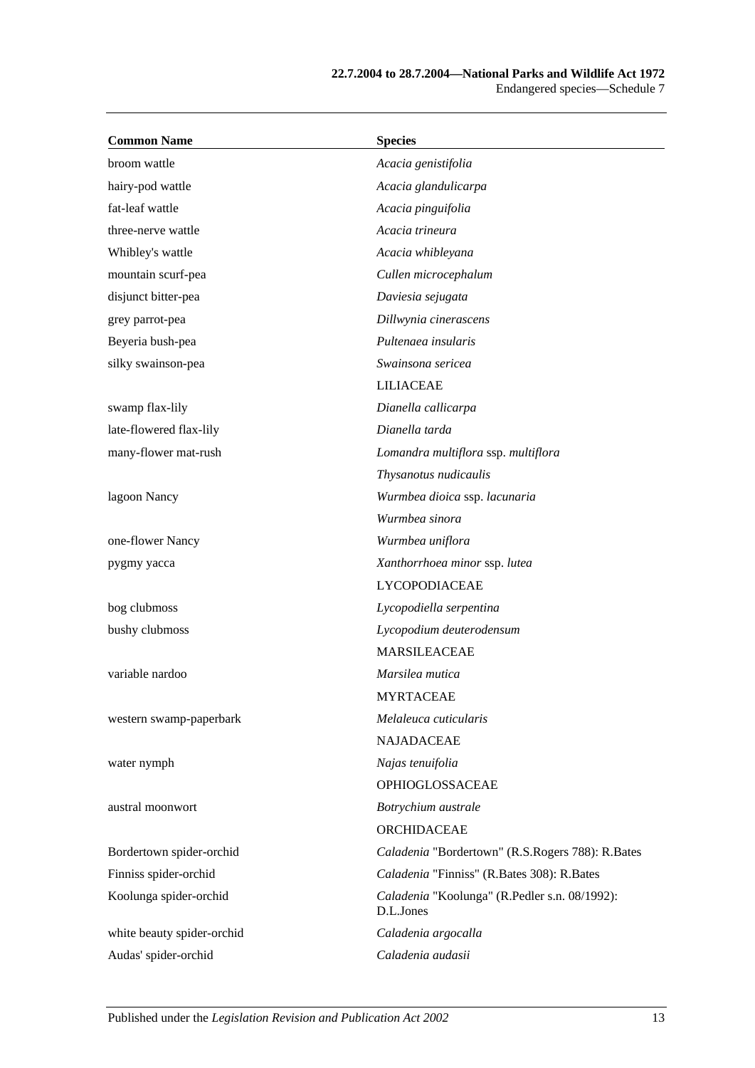| Common Name | Species |
|---|---|
| broom wattle | *Acacia genistifolia* |
| hairy-pod wattle | *Acacia glandulicarpa* |
| fat-leaf wattle | *Acacia pinguifolia* |
| three-nerve wattle | *Acacia trineura* |
| Whibley's wattle | *Acacia whibleyana* |
| mountain scurf-pea | *Cullen microcephalum* |
| disjunct bitter-pea | *Daviesia sejugata* |
| grey parrot-pea | *Dillwynia cinerascens* |
| Beyeria bush-pea | *Pultenaea insularis* |
| silky swainson-pea | *Swainsona sericea* |
| | LILIACEAE |
| swamp flax-lily | *Dianella callicarpa* |
| late-flowered flax-lily | *Dianella tarda* |
| many-flower mat-rush | *Lomandra multiflora* ssp. *multiflora* |
| | *Thysanotus nudicaulis* |
| lagoon Nancy | *Wurmbea dioica* ssp. *lacunaria* |
| | *Wurmbea sinora* |
| one-flower Nancy | *Wurmbea uniflora* |
| pygmy yacca | *Xanthorrhoea minor* ssp. *lutea* |
| | LYCOPODIACEAE |
| bog clubmoss | *Lycopodiella serpentina* |
| bushy clubmoss | *Lycopodium deuterodensum* |
| | MARSILEACEAE |
| variable nardoo | *Marsilea mutica* |
| | MYRTACEAE |
| western swamp-paperbark | *Melaleuca cuticularis* |
| | NAJADACEAE |
| water nymph | *Najas tenuifolia* |
| | OPHIOGLOSSACEAE |
| austral moonwort | *Botrychium australe* |
| | ORCHIDACEAE |
| Bordertown spider-orchid | *Caladenia* "Bordertown" (R.S.Rogers 788): R.Bates |
| Finniss spider-orchid | *Caladenia* "Finniss" (R.Bates 308): R.Bates |
| Koolunga spider-orchid | *Caladenia* "Koolunga" (R.Pedler s.n. 08/1992): D.L.Jones |
| white beauty spider-orchid | *Caladenia argocalla* |
| Audas' spider-orchid | *Caladenia audasii* |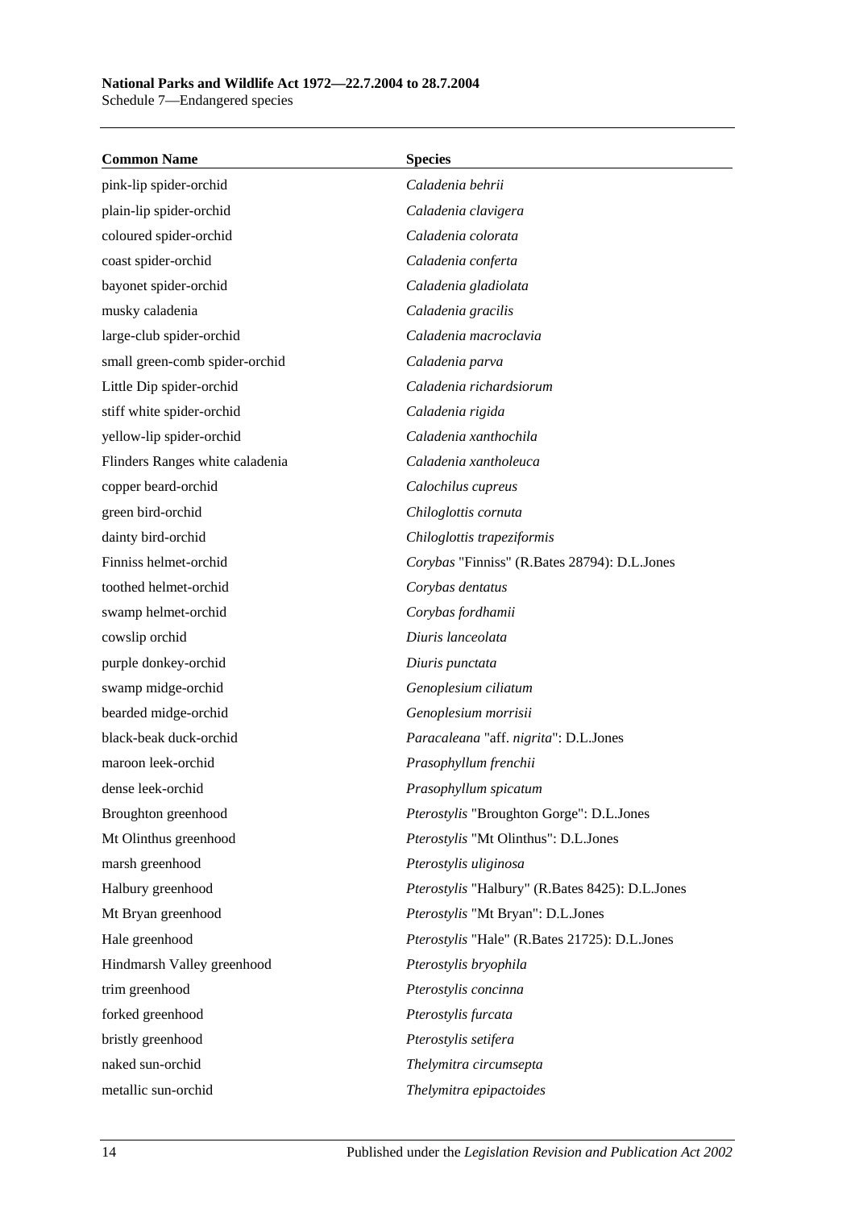| Common Name | Species |
|---|---|
| pink-lip spider-orchid | *Caladenia behrii* |
| plain-lip spider-orchid | *Caladenia clavigera* |
| coloured spider-orchid | *Caladenia colorata* |
| coast spider-orchid | *Caladenia conferta* |
| bayonet spider-orchid | *Caladenia gladiolata* |
| musky caladenia | *Caladenia gracilis* |
| large-club spider-orchid | *Caladenia macroclavia* |
| small green-comb spider-orchid | *Caladenia parva* |
| Little Dip spider-orchid | *Caladenia richardsiorum* |
| stiff white spider-orchid | *Caladenia rigida* |
| yellow-lip spider-orchid | *Caladenia xanthochila* |
| Flinders Ranges white caladenia | *Caladenia xantholeuca* |
| copper beard-orchid | *Calochilus cupreus* |
| green bird-orchid | *Chiloglottis cornuta* |
| dainty bird-orchid | *Chiloglottis trapeziformis* |
| Finniss helmet-orchid | *Corybas* "Finniss" (R.Bates 28794): D.L.Jones |
| toothed helmet-orchid | *Corybas dentatus* |
| swamp helmet-orchid | *Corybas fordhamii* |
| cowslip orchid | *Diuris lanceolata* |
| purple donkey-orchid | *Diuris punctata* |
| swamp midge-orchid | *Genoplesium ciliatum* |
| bearded midge-orchid | *Genoplesium morrisii* |
| black-beak duck-orchid | *Paracaleana* "aff. *nigrita*": D.L.Jones |
| maroon leek-orchid | *Prasophyllum frenchii* |
| dense leek-orchid | *Prasophyllum spicatum* |
| Broughton greenhood | *Pterostylis* "Broughton Gorge": D.L.Jones |
| Mt Olinthus greenhood | *Pterostylis* "Mt Olinthus": D.L.Jones |
| marsh greenhood | *Pterostylis uliginosa* |
| Halbury greenhood | *Pterostylis* "Halbury" (R.Bates 8425): D.L.Jones |
| Mt Bryan greenhood | *Pterostylis* "Mt Bryan": D.L.Jones |
| Hale greenhood | *Pterostylis* "Hale" (R.Bates 21725): D.L.Jones |
| Hindmarsh Valley greenhood | *Pterostylis bryophila* |
| trim greenhood | *Pterostylis concinna* |
| forked greenhood | *Pterostylis furcata* |
| bristly greenhood | *Pterostylis setifera* |
| naked sun-orchid | *Thelymitra circumsepta* |
| metallic sun-orchid | *Thelymitra epipactoides* |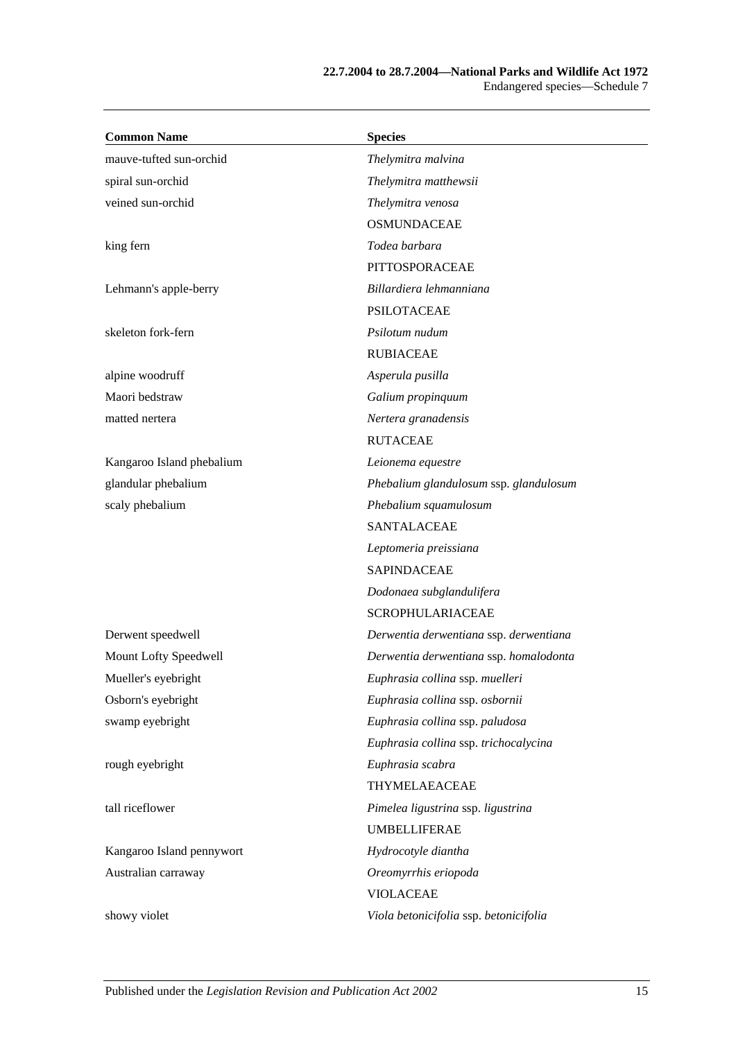| Common Name | Species |
|---|---|
| mauve-tufted sun-orchid | *Thelymitra malvina* |
| spiral sun-orchid | *Thelymitra matthewsii* |
| veined sun-orchid | *Thelymitra venosa* |
| | OSMUNDACEAE |
| king fern | *Todea barbara* |
| | PITTOSPORACEAE |
| Lehmann's apple-berry | *Billardiera lehmanniana* |
| | PSILOTACEAE |
| skeleton fork-fern | *Psilotum nudum* |
| | RUBIACEAE |
| alpine woodruff | *Asperula pusilla* |
| Maori bedstraw | *Galium propinquum* |
| matted nertera | *Nertera granadensis* |
| | RUTACEAE |
| Kangaroo Island phebalium | *Leionema equestre* |
| glandular phebalium | *Phebalium glandulosum* ssp. *glandulosum* |
| scaly phebalium | *Phebalium squamulosum* |
| | SANTALACEAE |
| | *Leptomeria preissiana* |
| | SAPINDACEAE |
| | *Dodonaea subglandulifera* |
| | SCROPHULARIACEAE |
| Derwent speedwell | *Derwentia derwentiana* ssp. *derwentiana* |
| Mount Lofty Speedwell | *Derwentia derwentiana* ssp. *homalodonta* |
| Mueller's eyebright | *Euphrasia collina* ssp. *muelleri* |
| Osborn's eyebright | *Euphrasia collina* ssp. *osbornii* |
| swamp eyebright | *Euphrasia collina* ssp. *paludosa* |
| | *Euphrasia collina* ssp. *trichocalycina* |
| rough eyebright | *Euphrasia scabra* |
| | THYMELAEACEAE |
| tall riceflower | *Pimelea ligustrina* ssp. *ligustrina* |
| | UMBELLIFERAE |
| Kangaroo Island pennywort | *Hydrocotyle diantha* |
| Australian carraway | *Oreomyrrhis eriopoda* |
| | VIOLACEAE |
| showy violet | *Viola betonicifolia* ssp. *betonicifolia* |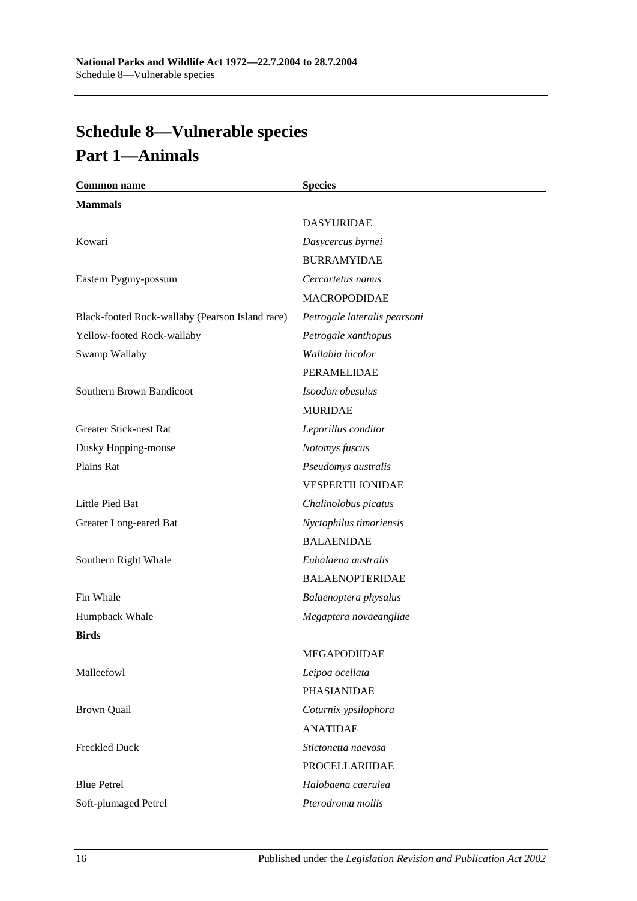# Schedule 8—Vulnerable species

## Part 1—Animals

| Common name | Species |
|---|---|
| **Mammals** | |
| | DASYURIDAE |
| Kowari | *Dasycercus byrnei* |
| | BURRAMYIDAE |
| Eastern Pygmy-possum | *Cercartetus nanus* |
| | MACROPODIDAE |
| Black-footed Rock-wallaby (Pearson Island race) | *Petrogale lateralis pearsoni* |
| Yellow-footed Rock-wallaby | *Petrogale xanthopus* |
| Swamp Wallaby | *Wallabia bicolor* |
| | PERAMELIDAE |
| Southern Brown Bandicoot | *Isoodon obesulus* |
| | MURIDAE |
| Greater Stick-nest Rat | *Leporillus conditor* |
| Dusky Hopping-mouse | *Notomys fuscus* |
| Plains Rat | *Pseudomys australis* |
| | VESPERTILIONIDAE |
| Little Pied Bat | *Chalinolobus picatus* |
| Greater Long-eared Bat | *Nyctophilus timoriensis* |
| | BALAENIDAE |
| Southern Right Whale | *Eubalaena australis* |
| | BALAENOPTERIDAE |
| Fin Whale | *Balaenoptera physalus* |
| Humpback Whale | *Megaptera novaeangliae* |
| **Birds** | |
| | MEGAPODIIDAE |
| Malleefowl | *Leipoa ocellata* |
| | PHASIANIDAE |
| Brown Quail | *Coturnix ypsilophora* |
| | ANATIDAE |
| Freckled Duck | *Stictonetta naevosa* |
| | PROCELLARIIDAE |
| Blue Petrel | *Halobaena caerulea* |
| Soft-plumaged Petrel | *Pterodroma mollis* |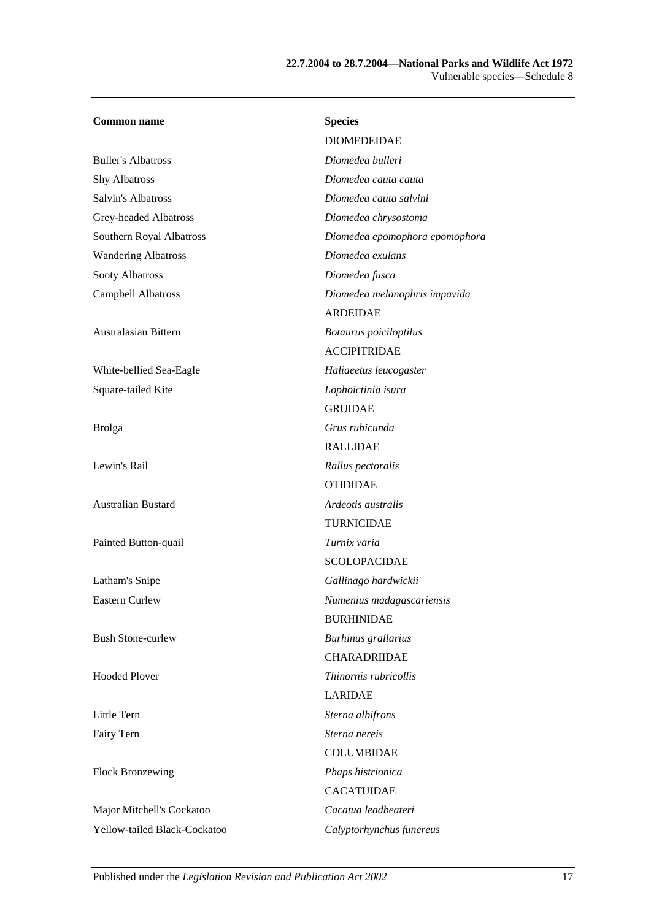| Common name | Species |
|---|---|
| | DIOMEDEIDAE |
| Buller's Albatross | *Diomedea bulleri* |
| Shy Albatross | *Diomedea cauta cauta* |
| Salvin's Albatross | *Diomedea cauta salvini* |
| Grey-headed Albatross | *Diomedea chrysostoma* |
| Southern Royal Albatross | *Diomedea epomophora epomophora* |
| Wandering Albatross | *Diomedea exulans* |
| Sooty Albatross | *Diomedea fusca* |
| Campbell Albatross | *Diomedea melanophris impavida* |
| | ARDEIDAE |
| Australasian Bittern | *Botaurus poiciloptilus* |
| | ACCIPITRIDAE |
| White-bellied Sea-Eagle | *Haliaeetus leucogaster* |
| Square-tailed Kite | *Lophoictinia isura* |
| | GRUIDAE |
| Brolga | *Grus rubicunda* |
| | RALLIDAE |
| Lewin's Rail | *Rallus pectoralis* |
| | OTIDIDAE |
| Australian Bustard | *Ardeotis australis* |
| | TURNICIDAE |
| Painted Button-quail | *Turnix varia* |
| | SCOLOPACIDAE |
| Latham's Snipe | *Gallinago hardwickii* |
| Eastern Curlew | *Numenius madagascariensis* |
| | BURHINIDAE |
| Bush Stone-curlew | *Burhinus grallarius* |
| | CHARADRIIDAE |
| Hooded Plover | *Thinornis rubricollis* |
| | LARIDAE |
| Little Tern | *Sterna albifrons* |
| Fairy Tern | *Sterna nereis* |
| | COLUMBIDAE |
| Flock Bronzewing | *Phaps histrionica* |
| | CACATUIDAE |
| Major Mitchell's Cockatoo | *Cacatua leadbeateri* |
| Yellow-tailed Black-Cockatoo | *Calyptorhynchus funereus* |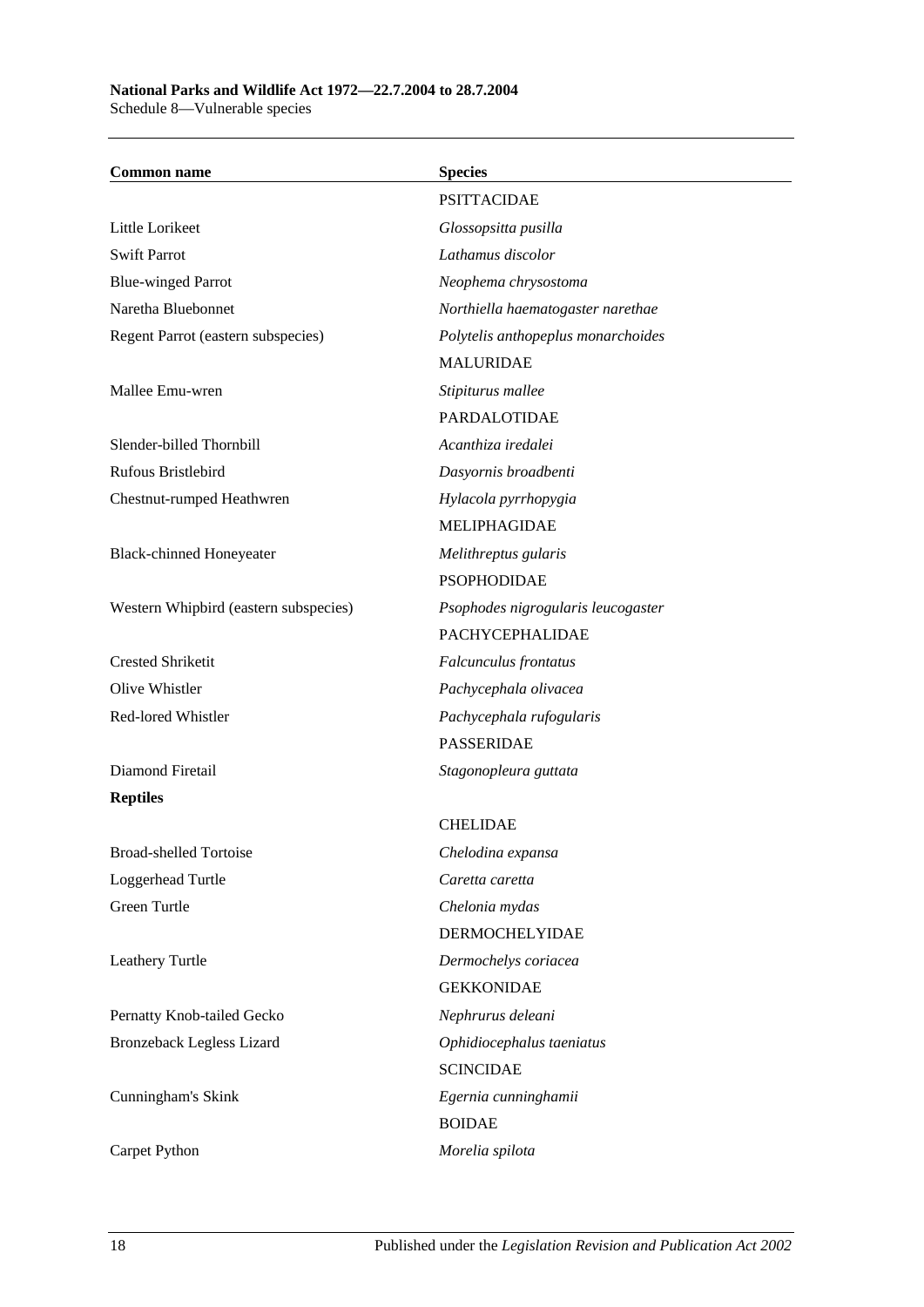| Common name | Species |
| --- | --- |
| | PSITTACIDAE |
| Little Lorikeet | *Glossopsitta pusilla* |
| Swift Parrot | *Lathamus discolor* |
| Blue-winged Parrot | *Neophema chrysostoma* |
| Naretha Bluebonnet | *Northiella haematogaster narethae* |
| Regent Parrot (eastern subspecies) | *Polytelis anthopeplus monarchoides* |
| | MALURIDAE |
| Mallee Emu-wren | *Stipiturus mallee* |
| | PARDALOTIDAE |
| Slender-billed Thornbill | *Acanthiza iredalei* |
| Rufous Bristlebird | *Dasyornis broadbenti* |
| Chestnut-rumped Heathwren | *Hylacola pyrrhopygia* |
| | MELIPHAGIDAE |
| Black-chinned Honeyeater | *Melithreptus gularis* |
| | PSOPHODIDAE |
| Western Whipbird (eastern subspecies) | *Psophodes nigrogularis leucogaster* |
| | PACHYCEPHALIDAE |
| Crested Shriketit | *Falcunculus frontatus* |
| Olive Whistler | *Pachycephala olivacea* |
| Red-lored Whistler | *Pachycephala rufogularis* |
| | PASSERIDAE |
| Diamond Firetail | *Stagonopleura guttata* |
| **Reptiles** | |
| | CHELIDAE |
| Broad-shelled Tortoise | *Chelodina expansa* |
| Loggerhead Turtle | *Caretta caretta* |
| Green Turtle | *Chelonia mydas* |
| | DERMOCHELYIDAE |
| Leathery Turtle | *Dermochelys coriacea* |
| | GEKKONIDAE |
| Pernatty Knob-tailed Gecko | *Nephrurus deleani* |
| Bronzeback Legless Lizard | *Ophidiocephalus taeniatus* |
| | SCINCIDAE |
| Cunningham's Skink | *Egernia cunninghamii* |
| | BOIDAE |
| Carpet Python | *Morelia spilota* |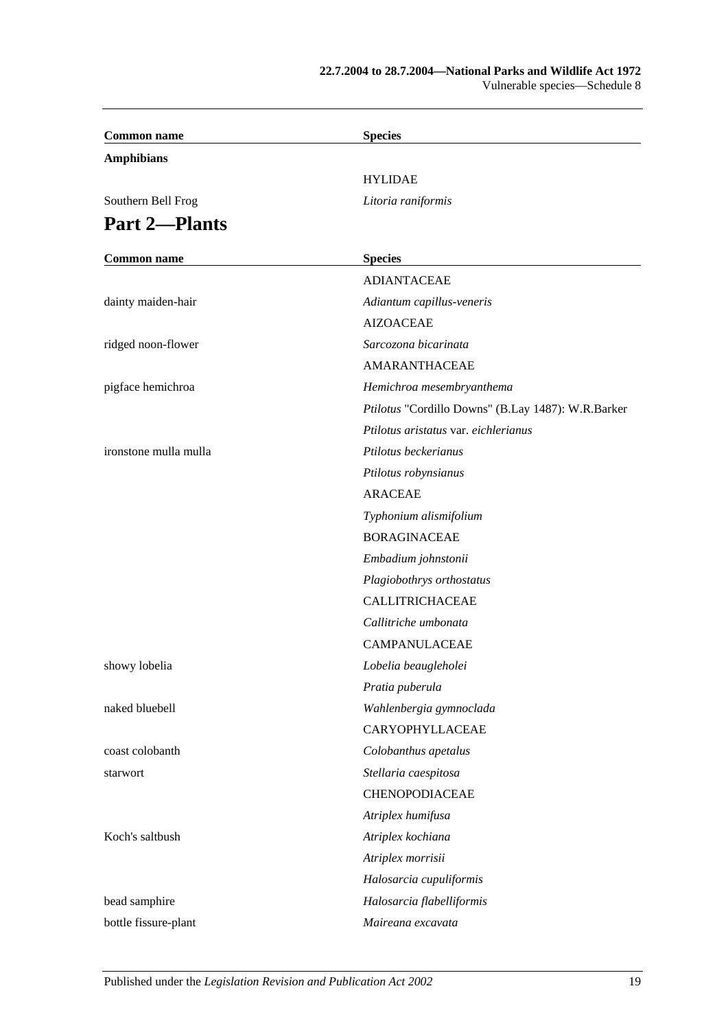| Common name | Species |
|---|---|
| **Amphibians** | |
| | HYLIDAE |
| Southern Bell Frog | *Litoria raniformis* |

## Part 2—Plants

| Common name | Species |
|---|---|
| | ADIANTACEAE |
| dainty maiden-hair | *Adiantum capillus-veneris* |
| | AIZOACEAE |
| ridged noon-flower | *Sarcozona bicarinata* |
| | AMARANTHACEAE |
| pigface hemichroa | *Hemichroa mesembryanthema* |
| | *Ptilotus* "Cordillo Downs" (B.Lay 1487): W.R.Barker |
| | *Ptilotus aristatus* var. *eichlerianus* |
| ironstone mulla mulla | *Ptilotus beckerianus* |
| | *Ptilotus robynsianus* |
| | ARACEAE |
| | *Typhonium alismifolium* |
| | BORAGINACEAE |
| | *Embadium johnstonii* |
| | *Plagiobothrys orthostatus* |
| | CALLITRICHACEAE |
| | *Callitriche umbonata* |
| | CAMPANULACEAE |
| showy lobelia | *Lobelia beaugleholei* |
| | *Pratia puberula* |
| naked bluebell | *Wahlenbergia gymnoclada* |
| | CARYOPHYLLACEAE |
| coast colobanth | *Colobanthus apetalus* |
| starwort | *Stellaria caespitosa* |
| | CHENOPODIACEAE |
| | *Atriplex humifusa* |
| Koch's saltbush | *Atriplex kochiana* |
| | *Atriplex morrisii* |
| | *Halosarcia cupuliformis* |
| bead samphire | *Halosarcia flabelliformis* |
| bottle fissure-plant | *Maireana excavata* |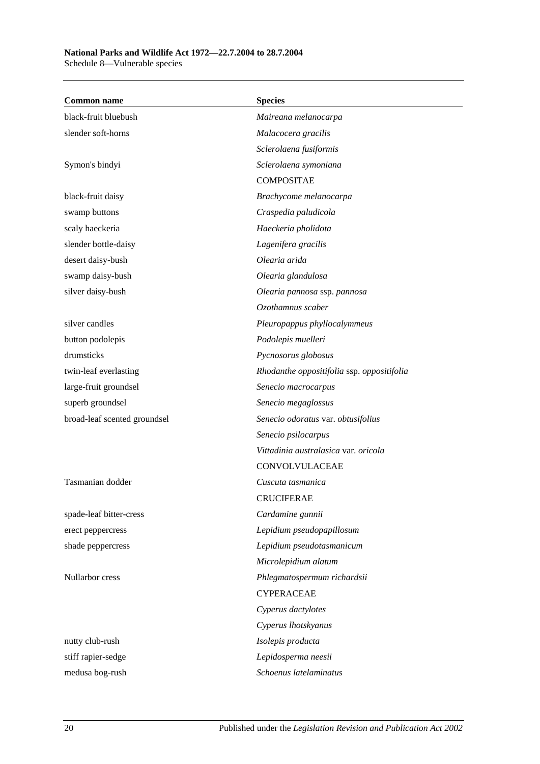| Common name | Species |
|---|---|
| black-fruit bluebush | *Maireana melanocarpa* |
| slender soft-horns | *Malacocera gracilis* |
| | *Sclerolaena fusiformis* |
| Symon's bindyi | *Sclerolaena symoniana* |
| | COMPOSITAE |
| black-fruit daisy | *Brachycome melanocarpa* |
| swamp buttons | *Craspedia paludicola* |
| scaly haeckeria | *Haeckeria pholidota* |
| slender bottle-daisy | *Lagenifera gracilis* |
| desert daisy-bush | *Olearia arida* |
| swamp daisy-bush | *Olearia glandulosa* |
| silver daisy-bush | *Olearia pannosa* ssp. *pannosa* |
| | *Ozothamnus scaber* |
| silver candles | *Pleuropappus phyllocalymmeus* |
| button podolepis | *Podolepis muelleri* |
| drumsticks | *Pycnosorus globosus* |
| twin-leaf everlasting | *Rhodanthe oppositifolia* ssp. *oppositifolia* |
| large-fruit groundsel | *Senecio macrocarpus* |
| superb groundsel | *Senecio megaglossus* |
| broad-leaf scented groundsel | *Senecio odoratus* var. *obtusifolius* |
| | *Senecio psilocarpus* |
| | *Vittadinia australasica* var. *oricola* |
| | CONVOLVULACEAE |
| Tasmanian dodder | *Cuscuta tasmanica* |
| | CRUCIFERAE |
| spade-leaf bitter-cress | *Cardamine gunnii* |
| erect peppercress | *Lepidium pseudopapillosum* |
| shade peppercress | *Lepidium pseudotasmanicum* |
| | *Microlepidium alatum* |
| Nullarbor cress | *Phlegmatospermum richardsii* |
| | CYPERACEAE |
| | *Cyperus dactylotes* |
| | *Cyperus lhotskyanus* |
| nutty club-rush | *Isolepis producta* |
| stiff rapier-sedge | *Lepidosperma neesii* |
| medusa bog-rush | *Schoenus latelaminatus* |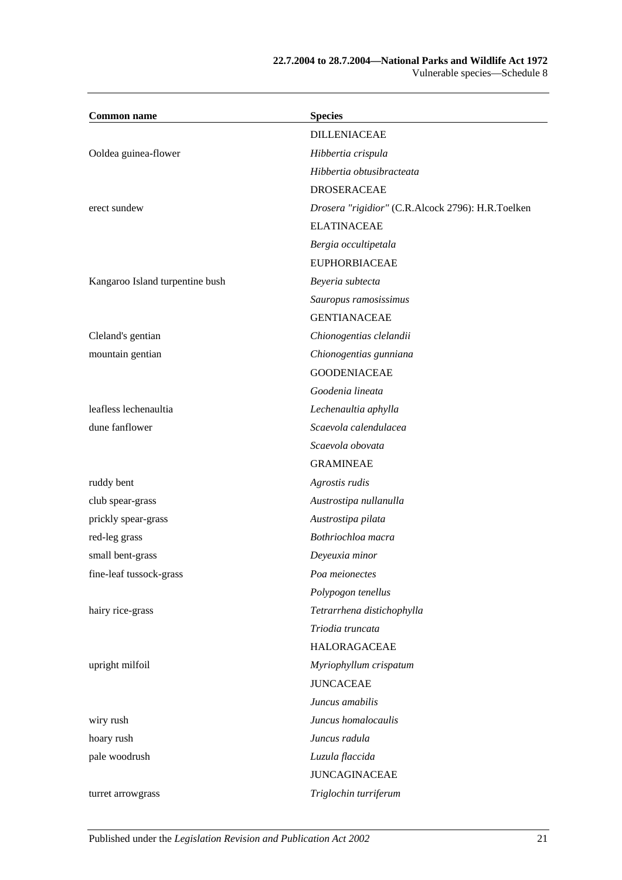| Common name | Species |
|---|---|
| | DILLENIACEAE |
| Ooldea guinea-flower | *Hibbertia crispula* |
| | *Hibbertia obtusibracteata* |
| | DROSERACEAE |
| erect sundew | *Drosera "rigidior"* (C.R.Alcock 2796): H.R.Toelken |
| | ELATINACEAE |
| | *Bergia occultipetala* |
| | EUPHORBIACEAE |
| Kangaroo Island turpentine bush | *Beyeria subtecta* |
| | *Sauropus ramosissimus* |
| | GENTIANACEAE |
| Cleland's gentian | *Chionogentias clelandii* |
| mountain gentian | *Chionogentias gunniana* |
| | GOODENIACEAE |
| | *Goodenia lineata* |
| leafless lechenaultia | *Lechenaultia aphylla* |
| dune fanflower | *Scaevola calendulacea* |
| | *Scaevola obovata* |
| | GRAMINEAE |
| ruddy bent | *Agrostis rudis* |
| club spear-grass | *Austrostipa nullanulla* |
| prickly spear-grass | *Austrostipa pilata* |
| red-leg grass | *Bothriochloa macra* |
| small bent-grass | *Deyeuxia minor* |
| fine-leaf tussock-grass | *Poa meionectes* |
| | *Polypogon tenellus* |
| hairy rice-grass | *Tetrarrhena distichophylla* |
| | *Triodia truncata* |
| | HALORAGACEAE |
| upright milfoil | *Myriophyllum crispatum* |
| | JUNCACEAE |
| | *Juncus amabilis* |
| wiry rush | *Juncus homalocaulis* |
| hoary rush | *Juncus radula* |
| pale woodrush | *Luzula flaccida* |
| | JUNCAGINACEAE |
| turret arrowgrass | *Triglochin turriferum* |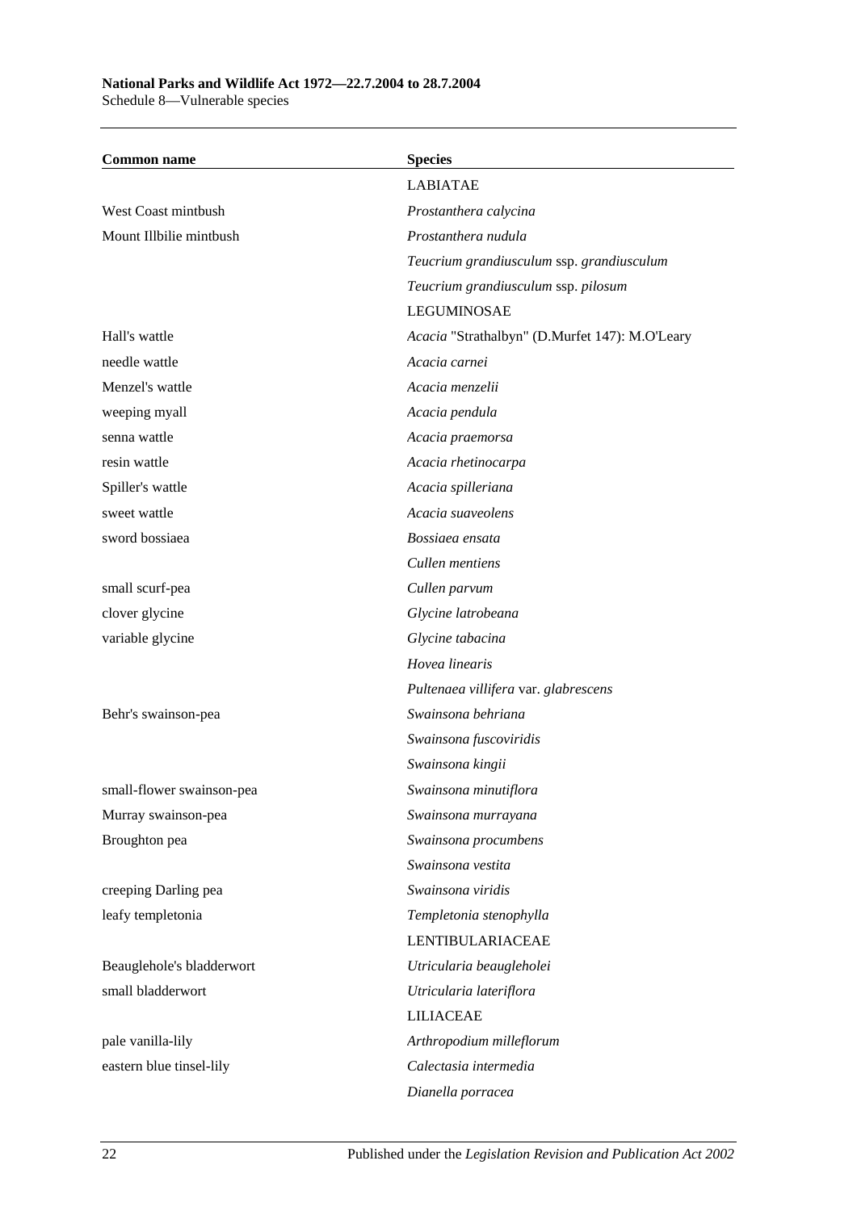| Common name | Species |
|---|---|
| | LABIATAE |
| West Coast mintbush | *Prostanthera calycina* |
| Mount Illbilie mintbush | *Prostanthera nudula* |
| | *Teucrium grandiusculum* ssp. *grandiusculum* |
| | *Teucrium grandiusculum* ssp. *pilosum* |
| | LEGUMINOSAE |
| Hall's wattle | *Acacia* "Strathalbyn" (D.Murfet 147): M.O'Leary |
| needle wattle | *Acacia carnei* |
| Menzel's wattle | *Acacia menzelii* |
| weeping myall | *Acacia pendula* |
| senna wattle | *Acacia praemorsa* |
| resin wattle | *Acacia rhetinocarpa* |
| Spiller's wattle | *Acacia spilleriana* |
| sweet wattle | *Acacia suaveolens* |
| sword bossiaea | *Bossiaea ensata* |
| | *Cullen mentiens* |
| small scurf-pea | *Cullen parvum* |
| clover glycine | *Glycine latrobeana* |
| variable glycine | *Glycine tabacina* |
| | *Hovea linearis* |
| | *Pultenaea villifera* var. *glabrescens* |
| Behr's swainson-pea | *Swainsona behriana* |
| | *Swainsona fuscoviridis* |
| | *Swainsona kingii* |
| small-flower swainson-pea | *Swainsona minutiflora* |
| Murray swainson-pea | *Swainsona murrayana* |
| Broughton pea | *Swainsona procumbens* |
| | *Swainsona vestita* |
| creeping Darling pea | *Swainsona viridis* |
| leafy templetonia | *Templetonia stenophylla* |
| | LENTIBULARIACEAE |
| Beauglehole's bladderwort | *Utricularia beaugleholei* |
| small bladderwort | *Utricularia lateriflora* |
| | LILIACEAE |
| pale vanilla-lily | *Arthropodium milleflorum* |
| eastern blue tinsel-lily | *Calectasia intermedia* |
| | *Dianella porracea* |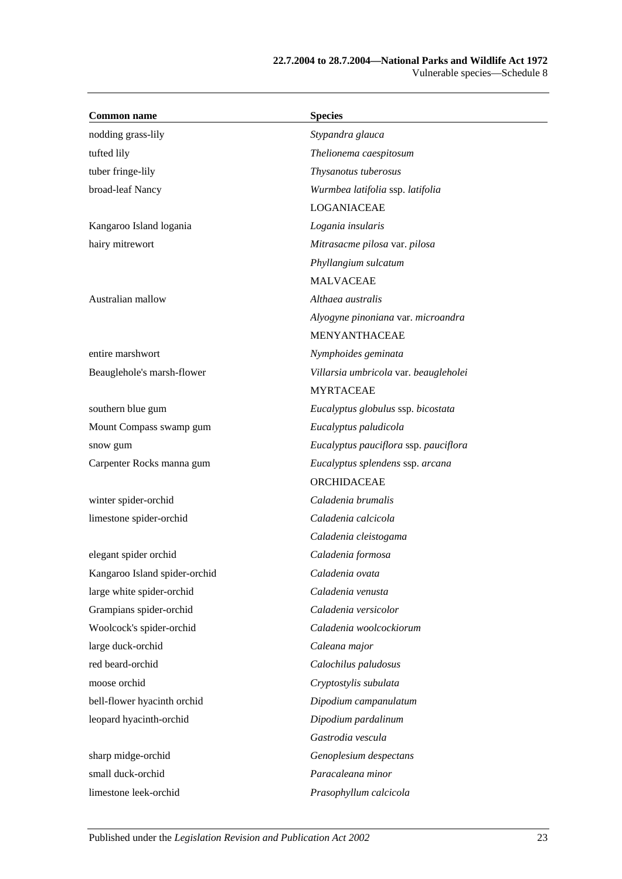| Common name | Species |
|---|---|
| nodding grass-lily | *Stypandra glauca* |
| tufted lily | *Thelionema caespitosum* |
| tuber fringe-lily | *Thysanotus tuberosus* |
| broad-leaf Nancy | *Wurmbea latifolia* ssp. *latifolia* |
| | LOGANIACEAE |
| Kangaroo Island logania | *Logania insularis* |
| hairy mitrewort | *Mitrasacme pilosa* var. *pilosa* |
| | *Phyllangium sulcatum* |
| | MALVACEAE |
| Australian mallow | *Althaea australis* |
| | *Alyogyne pinoniana* var. *microandra* |
| | MENYANTHACEAE |
| entire marshwort | *Nymphoides geminata* |
| Beauglehole's marsh-flower | *Villarsia umbricola* var. *beaugleholei* |
| | MYRTACEAE |
| southern blue gum | *Eucalyptus globulus* ssp. *bicostata* |
| Mount Compass swamp gum | *Eucalyptus paludicola* |
| snow gum | *Eucalyptus pauciflora* ssp. *pauciflora* |
| Carpenter Rocks manna gum | *Eucalyptus splendens* ssp. *arcana* |
| | ORCHIDACEAE |
| winter spider-orchid | *Caladenia brumalis* |
| limestone spider-orchid | *Caladenia calcicola* |
| | *Caladenia cleistogama* |
| elegant spider orchid | *Caladenia formosa* |
| Kangaroo Island spider-orchid | *Caladenia ovata* |
| large white spider-orchid | *Caladenia venusta* |
| Grampians spider-orchid | *Caladenia versicolor* |
| Woolcock's spider-orchid | *Caladenia woolcockiorum* |
| large duck-orchid | *Caleana major* |
| red beard-orchid | *Calochilus paludosus* |
| moose orchid | *Cryptostylis subulata* |
| bell-flower hyacinth orchid | *Dipodium campanulatum* |
| leopard hyacinth-orchid | *Dipodium pardalinum* |
| | *Gastrodia vescula* |
| sharp midge-orchid | *Genoplesium despectans* |
| small duck-orchid | *Paracaleana minor* |
| limestone leek-orchid | *Prasophyllum calcicola* |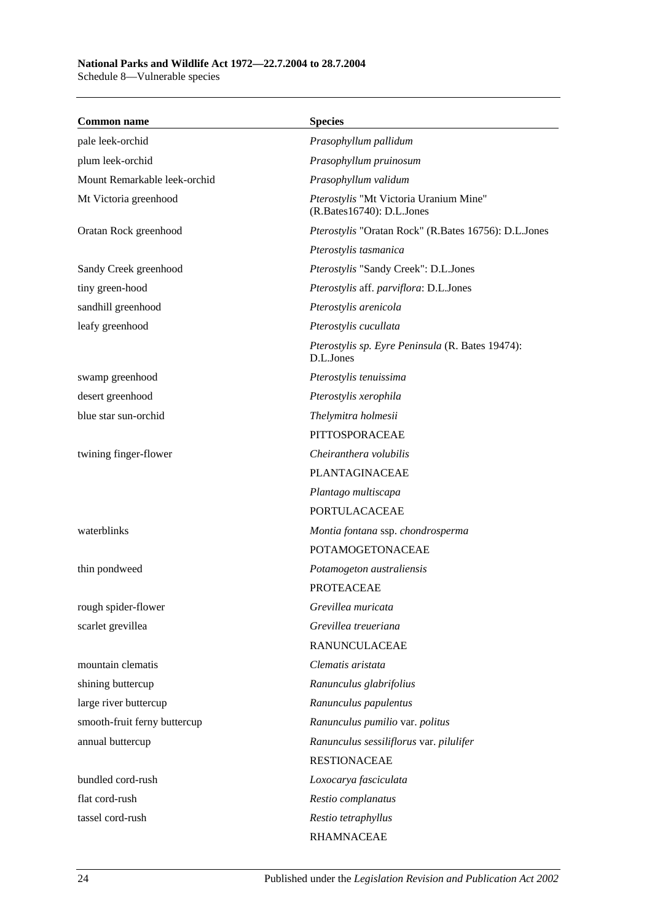| Common name | Species |
| --- | --- |
| pale leek-orchid | *Prasophyllum pallidum* |
| plum leek-orchid | *Prasophyllum pruinosum* |
| Mount Remarkable leek-orchid | *Prasophyllum validum* |
| Mt Victoria greenhood | *Pterostylis* "Mt Victoria Uranium Mine" (R.Bates16740): D.L.Jones |
| Oratan Rock greenhood | *Pterostylis* "Oratan Rock" (R.Bates 16756): D.L.Jones |
| | *Pterostylis tasmanica* |
| Sandy Creek greenhood | *Pterostylis* "Sandy Creek": D.L.Jones |
| tiny green-hood | *Pterostylis* aff. *parviflora*: D.L.Jones |
| sandhill greenhood | *Pterostylis arenicola* |
| leafy greenhood | *Pterostylis cucullata* |
| | *Pterostylis sp. Eyre Peninsula* (R. Bates 19474): D.L.Jones |
| swamp greenhood | *Pterostylis tenuissima* |
| desert greenhood | *Pterostylis xerophila* |
| blue star sun-orchid | *Thelymitra holmesii* |
| | PITTOSPORACEAE |
| twining finger-flower | *Cheiranthera volubilis* |
| | PLANTAGINACEAE |
| | *Plantago multiscapa* |
| | PORTULACACEAE |
| waterblinks | *Montia fontana* ssp. *chondrosperma* |
| | POTAMOGETONACEAE |
| thin pondweed | *Potamogeton australiensis* |
| | PROTEACEAE |
| rough spider-flower | *Grevillea muricata* |
| scarlet grevillea | *Grevillea treueriana* |
| | RANUNCULACEAE |
| mountain clematis | *Clematis aristata* |
| shining buttercup | *Ranunculus glabrifolius* |
| large river buttercup | *Ranunculus papulentus* |
| smooth-fruit ferny buttercup | *Ranunculus pumilio* var. *politus* |
| annual buttercup | *Ranunculus sessiliflorus* var. *pilulifer* |
| | RESTIONACEAE |
| bundled cord-rush | *Loxocarya fasciculata* |
| flat cord-rush | *Restio complanatus* |
| tassel cord-rush | *Restio tetraphyllus* |
| | RHAMNACEAE |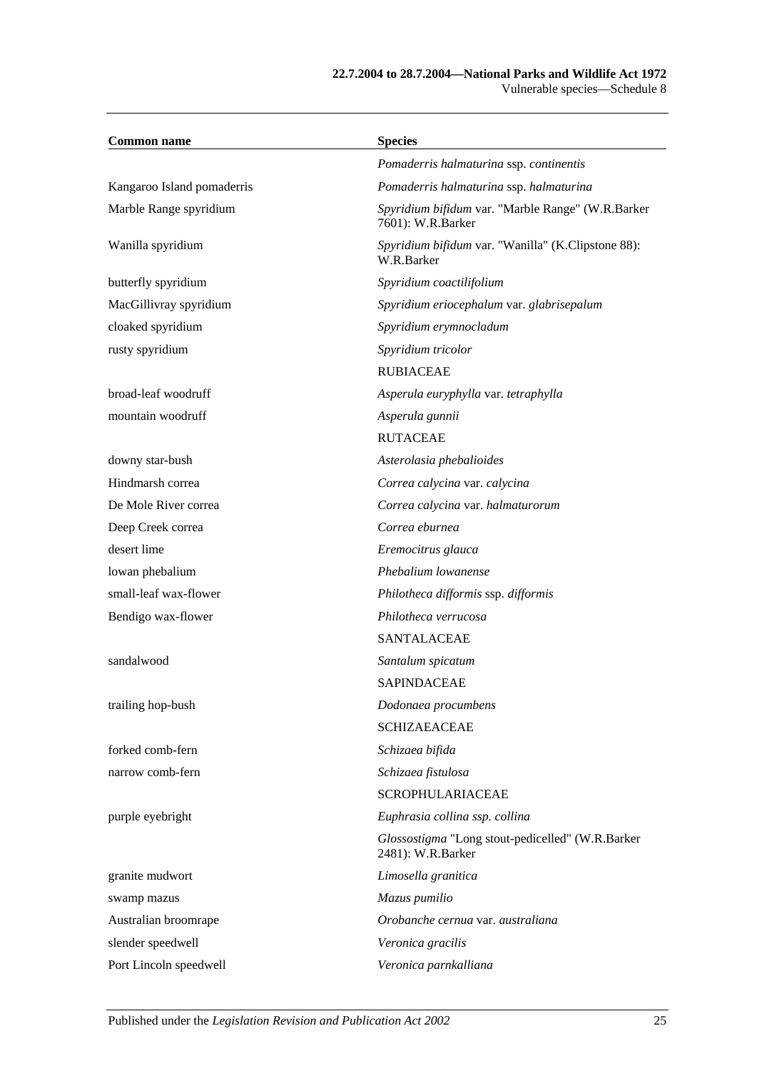| Common name | Species |
|---|---|
| | *Pomaderris halmaturina* ssp. *continentis* |
| Kangaroo Island pomaderris | *Pomaderris halmaturina* ssp. *halmaturina* |
| Marble Range spyridium | *Spyridium bifidum* var. "Marble Range" (W.R.Barker 7601): W.R.Barker |
| Wanilla spyridium | *Spyridium bifidum* var. "Wanilla" (K.Clipstone 88): W.R.Barker |
| butterfly spyridium | *Spyridium coactilifolium* |
| MacGillivray spyridium | *Spyridium eriocephalum* var. *glabrisepalum* |
| cloaked spyridium | *Spyridium erymnocladum* |
| rusty spyridium | *Spyridium tricolor* |
| | RUBIACEAE |
| broad-leaf woodruff | *Asperula euryphylla* var. *tetraphylla* |
| mountain woodruff | *Asperula gunnii* |
| | RUTACEAE |
| downy star-bush | *Asterolasia phebalioides* |
| Hindmarsh correa | *Correa calycina* var. *calycina* |
| De Mole River correa | *Correa calycina* var. *halmaturorum* |
| Deep Creek correa | *Correa eburnea* |
| desert lime | *Eremocitrus glauca* |
| lowan phebalium | *Phebalium lowanense* |
| small-leaf wax-flower | *Philotheca difformis* ssp. *difformis* |
| Bendigo wax-flower | *Philotheca verrucosa* |
| | SANTALACEAE |
| sandalwood | *Santalum spicatum* |
| | SAPINDACEAE |
| trailing hop-bush | *Dodonaea procumbens* |
| | SCHIZAEACEAE |
| forked comb-fern | *Schizaea bifida* |
| narrow comb-fern | *Schizaea fistulosa* |
| | SCROPHULARIACEAE |
| purple eyebright | *Euphrasia collina ssp. collina* |
| | *Glossostigma* "Long stout-pedicelled" (W.R.Barker 2481): W.R.Barker |
| granite mudwort | *Limosella granitica* |
| swamp mazus | *Mazus pumilio* |
| Australian broomrape | *Orobanche cernua* var. *australiana* |
| slender speedwell | *Veronica gracilis* |
| Port Lincoln speedwell | *Veronica parnkalliana* |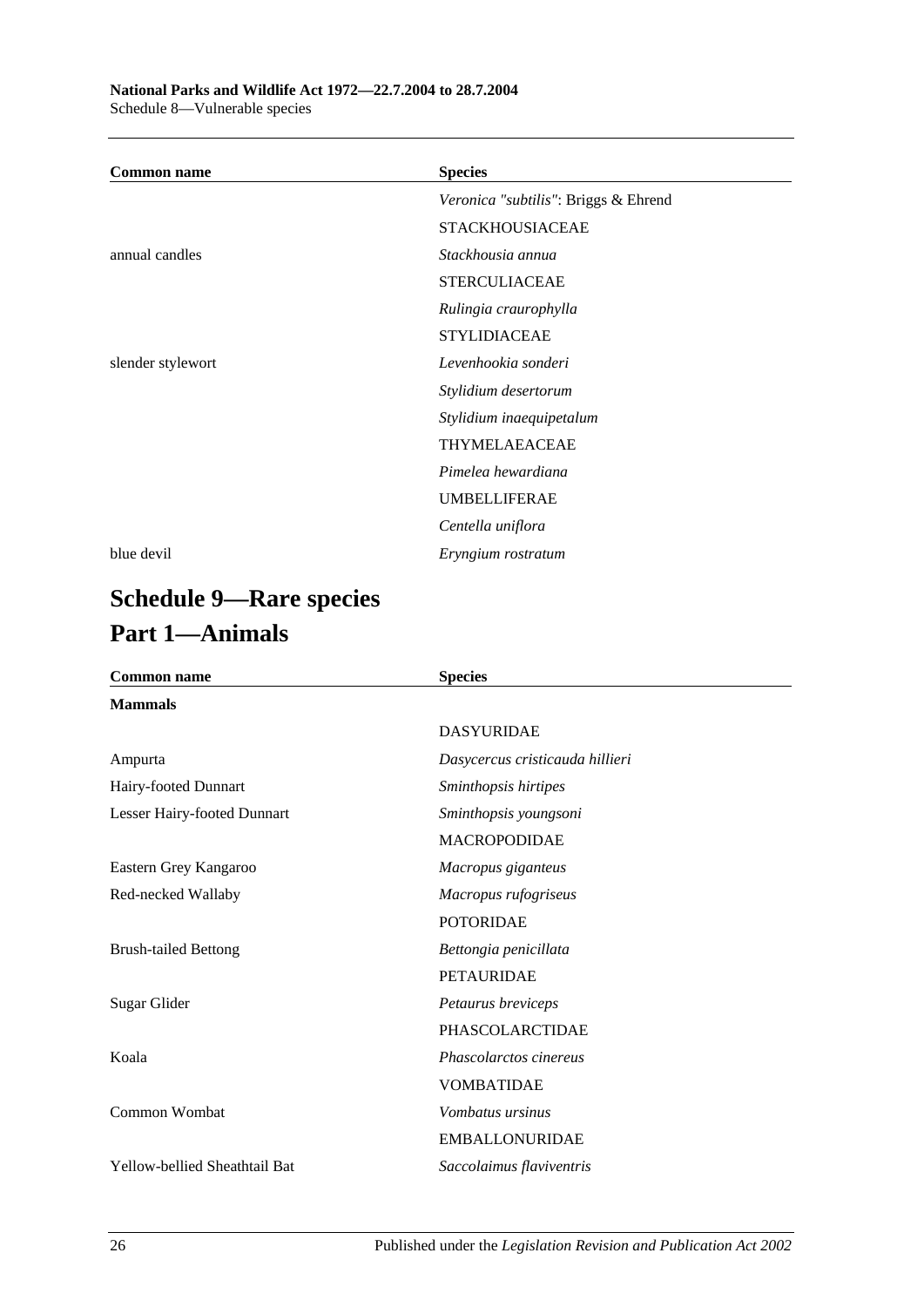| Common name | Species |
|---|---|
| | *Veronica "subtilis"*: Briggs & Ehrend |
| | STACKHOUSIACEAE |
| annual candles | *Stackhousia annua* |
| | STERCULIACEAE |
| | *Rulingia craurophylla* |
| | STYLIDIACEAE |
| slender stylewort | *Levenhookia sonderi* |
| | *Stylidium desertorum* |
| | *Stylidium inaequipetalum* |
| | THYMELAEACEAE |
| | *Pimelea hewardiana* |
| | UMBELLIFERAE |
| | *Centella uniflora* |
| blue devil | *Eryngium rostratum* |

# Schedule 9—Rare species

## Part 1—Animals

| Common name | Species |
|---|---|
| **Mammals** | |
| | DASYURIDAE |
| Ampurta | *Dasycercus cristicauda hillieri* |
| Hairy-footed Dunnart | *Sminthopsis hirtipes* |
| Lesser Hairy-footed Dunnart | *Sminthopsis youngsoni* |
| | MACROPODIDAE |
| Eastern Grey Kangaroo | *Macropus giganteus* |
| Red-necked Wallaby | *Macropus rufogriseus* |
| | POTORIDAE |
| Brush-tailed Bettong | *Bettongia penicillata* |
| | PETAURIDAE |
| Sugar Glider | *Petaurus breviceps* |
| | PHASCOLARCTIDAE |
| Koala | *Phascolarctos cinereus* |
| | VOMBATIDAE |
| Common Wombat | *Vombatus ursinus* |
| | EMBALLONURIDAE |
| Yellow-bellied Sheathtail Bat | *Saccolaimus flaviventris* |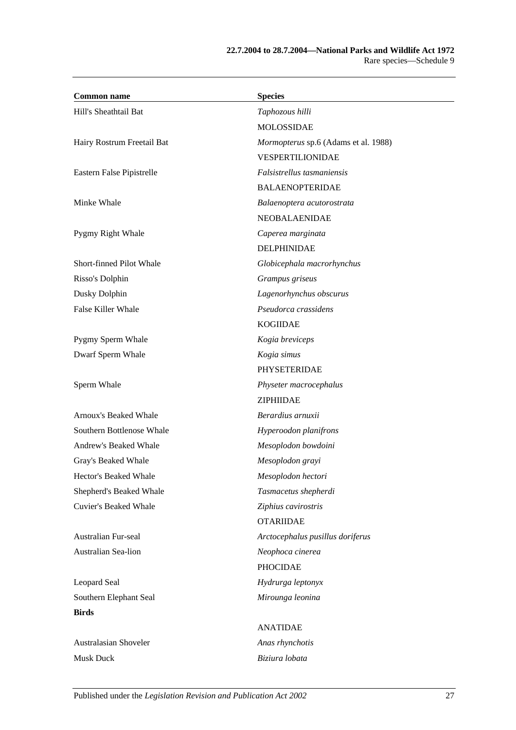| Common name | Species |
|---|---|
| Hill's Sheathtail Bat | *Taphozous hilli* |
| | MOLOSSIDAE |
| Hairy Rostrum Freetail Bat | *Mormopterus* sp.6 (Adams et al. 1988) |
| | VESPERTILIONIDAE |
| Eastern False Pipistrelle | *Falsistrellus tasmaniensis* |
| | BALAENOPTERIDAE |
| Minke Whale | *Balaenoptera acutorostrata* |
| | NEOBALAENIDAE |
| Pygmy Right Whale | *Caperea marginata* |
| | DELPHINIDAE |
| Short-finned Pilot Whale | *Globicephala macrorhynchus* |
| Risso's Dolphin | *Grampus griseus* |
| Dusky Dolphin | *Lagenorhynchus obscurus* |
| False Killer Whale | *Pseudorca crassidens* |
| | KOGIIDAE |
| Pygmy Sperm Whale | *Kogia breviceps* |
| Dwarf Sperm Whale | *Kogia simus* |
| | PHYSETERIDAE |
| Sperm Whale | *Physeter macrocephalus* |
| | ZIPHIIDAE |
| Arnoux's Beaked Whale | *Berardius arnuxii* |
| Southern Bottlenose Whale | *Hyperoodon planifrons* |
| Andrew's Beaked Whale | *Mesoplodon bowdoini* |
| Gray's Beaked Whale | *Mesoplodon grayi* |
| Hector's Beaked Whale | *Mesoplodon hectori* |
| Shepherd's Beaked Whale | *Tasmacetus shepherdi* |
| Cuvier's Beaked Whale | *Ziphius cavirostris* |
| | OTARIIDAE |
| Australian Fur-seal | *Arctocephalus pusillus doriferus* |
| Australian Sea-lion | *Neophoca cinerea* |
| | PHOCIDAE |
| Leopard Seal | *Hydrurga leptonyx* |
| Southern Elephant Seal | *Mirounga leonina* |
| **Birds** | |
| | ANATIDAE |
| Australasian Shoveler | *Anas rhynchotis* |
| Musk Duck | *Biziura lobata* |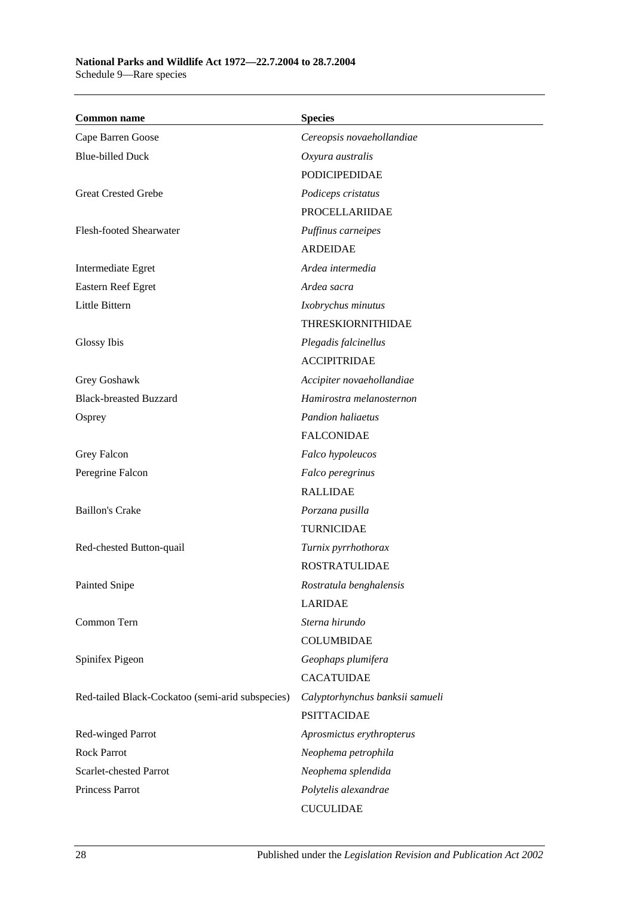| Common name | Species |
| --- | --- |
| Cape Barren Goose | *Cereopsis novaehollandiae* |
| Blue-billed Duck | *Oxyura australis* |
| | PODICIPEDIDAE |
| Great Crested Grebe | *Podiceps cristatus* |
| | PROCELLARIIDAE |
| Flesh-footed Shearwater | *Puffinus carneipes* |
| | ARDEIDAE |
| Intermediate Egret | *Ardea intermedia* |
| Eastern Reef Egret | *Ardea sacra* |
| Little Bittern | *Ixobrychus minutus* |
| | THRESKIORNITHIDAE |
| Glossy Ibis | *Plegadis falcinellus* |
| | ACCIPITRIDAE |
| Grey Goshawk | *Accipiter novaehollandiae* |
| Black-breasted Buzzard | *Hamirostra melanosternon* |
| Osprey | *Pandion haliaetus* |
| | FALCONIDAE |
| Grey Falcon | *Falco hypoleucos* |
| Peregrine Falcon | *Falco peregrinus* |
| | RALLIDAE |
| Baillon's Crake | *Porzana pusilla* |
| | TURNICIDAE |
| Red-chested Button-quail | *Turnix pyrrhothorax* |
| | ROSTRATULIDAE |
| Painted Snipe | *Rostratula benghalensis* |
| | LARIDAE |
| Common Tern | *Sterna hirundo* |
| | COLUMBIDAE |
| Spinifex Pigeon | *Geophaps plumifera* |
| | CACATUIDAE |
| Red-tailed Black-Cockatoo (semi-arid subspecies) | *Calyptorhynchus banksii samueli* |
| | PSITTACIDAE |
| Red-winged Parrot | *Aprosmictus erythropterus* |
| Rock Parrot | *Neophema petrophila* |
| Scarlet-chested Parrot | *Neophema splendida* |
| Princess Parrot | *Polytelis alexandrae* |
| | CUCULIDAE |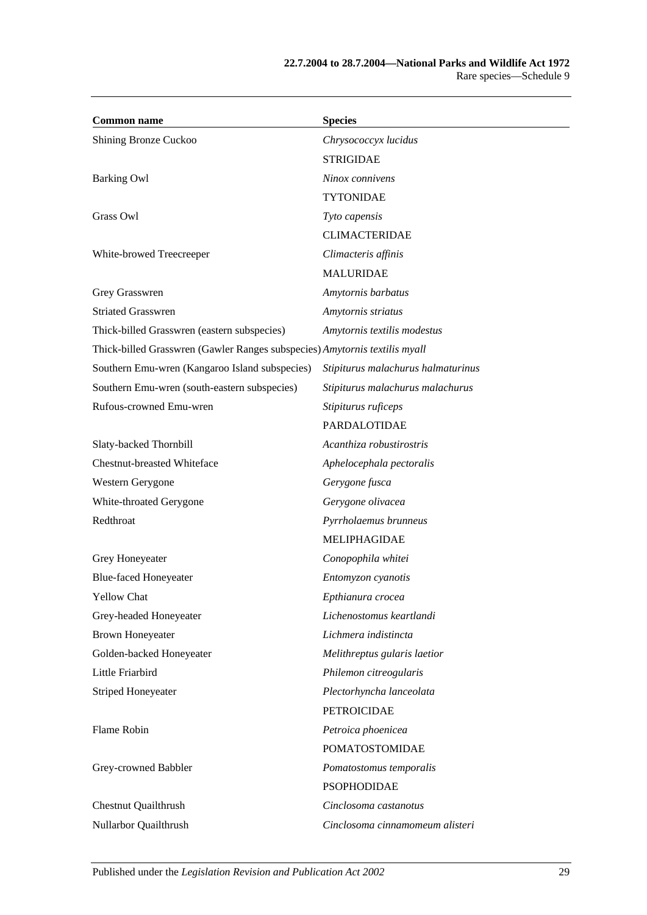| Common name | Species |
|---|---|
| Shining Bronze Cuckoo | *Chrysococcyx lucidus* |
| | STRIGIDAE |
| Barking Owl | *Ninox connivens* |
| | TYTONIDAE |
| Grass Owl | *Tyto capensis* |
| | CLIMACTERIDAE |
| White-browed Treecreeper | *Climacteris affinis* |
| | MALURIDAE |
| Grey Grasswren | *Amytornis barbatus* |
| Striated Grasswren | *Amytornis striatus* |
| Thick-billed Grasswren (eastern subspecies) | *Amytornis textilis modestus* |
| Thick-billed Grasswren (Gawler Ranges subspecies) | *Amytornis textilis myall* |
| Southern Emu-wren (Kangaroo Island subspecies) | *Stipiturus malachurus halmaturinus* |
| Southern Emu-wren (south-eastern subspecies) | *Stipiturus malachurus malachurus* |
| Rufous-crowned Emu-wren | *Stipiturus ruficeps* |
| | PARDALOTIDAE |
| Slaty-backed Thornbill | *Acanthiza robustirostris* |
| Chestnut-breasted Whiteface | *Aphelocephala pectoralis* |
| Western Gerygone | *Gerygone fusca* |
| White-throated Gerygone | *Gerygone olivacea* |
| Redthroat | *Pyrrholaemus brunneus* |
| | MELIPHAGIDAE |
| Grey Honeyeater | *Conopophila whitei* |
| Blue-faced Honeyeater | *Entomyzon cyanotis* |
| Yellow Chat | *Epthianura crocea* |
| Grey-headed Honeyeater | *Lichenostomus keartlandi* |
| Brown Honeyeater | *Lichmera indistincta* |
| Golden-backed Honeyeater | *Melithreptus gularis laetior* |
| Little Friarbird | *Philemon citreogularis* |
| Striped Honeyeater | *Plectorhyncha lanceolata* |
| | PETROICIDAE |
| Flame Robin | *Petroica phoenicea* |
| | POMATOSTOMIDAE |
| Grey-crowned Babbler | *Pomatostomus temporalis* |
| | PSOPHODIDAE |
| Chestnut Quailthrush | *Cinclosoma castanotus* |
| Nullarbor Quailthrush | *Cinclosoma cinnamomeum alisteri* |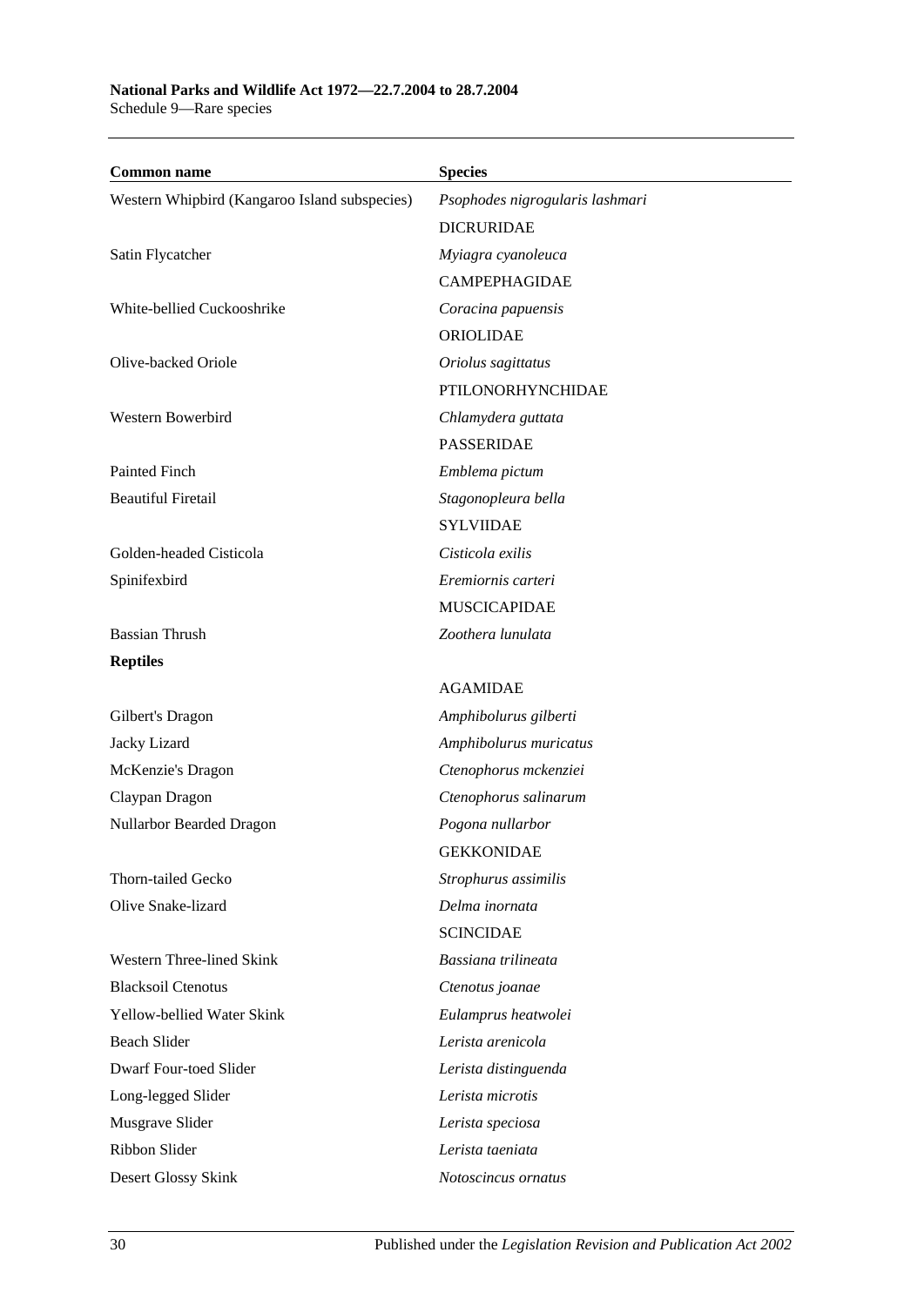| Common name | Species |
|---|---|
| Western Whipbird (Kangaroo Island subspecies) | *Psophodes nigrogularis lashmari* |
| | DICRURIDAE |
| Satin Flycatcher | *Myiagra cyanoleuca* |
| | CAMPEPHAGIDAE |
| White-bellied Cuckooshrike | *Coracina papuensis* |
| | ORIOLIDAE |
| Olive-backed Oriole | *Oriolus sagittatus* |
| | PTILONORHYNCHIDAE |
| Western Bowerbird | *Chlamydera guttata* |
| | PASSERIDAE |
| Painted Finch | *Emblema pictum* |
| Beautiful Firetail | *Stagonopleura bella* |
| | SYLVIIDAE |
| Golden-headed Cisticola | *Cisticola exilis* |
| Spinifexbird | *Eremiornis carteri* |
| | MUSCICAPIDAE |
| Bassian Thrush | *Zoothera lunulata* |
| **Reptiles** | |
| | AGAMIDAE |
| Gilbert's Dragon | *Amphibolurus gilberti* |
| Jacky Lizard | *Amphibolurus muricatus* |
| McKenzie's Dragon | *Ctenophorus mckenziei* |
| Claypan Dragon | *Ctenophorus salinarum* |
| Nullarbor Bearded Dragon | *Pogona nullarbor* |
| | GEKKONIDAE |
| Thorn-tailed Gecko | *Strophurus assimilis* |
| Olive Snake-lizard | *Delma inornata* |
| | SCINCIDAE |
| Western Three-lined Skink | *Bassiana trilineata* |
| Blacksoil Ctenotus | *Ctenotus joanae* |
| Yellow-bellied Water Skink | *Eulamprus heatwolei* |
| Beach Slider | *Lerista arenicola* |
| Dwarf Four-toed Slider | *Lerista distinguenda* |
| Long-legged Slider | *Lerista microtis* |
| Musgrave Slider | *Lerista speciosa* |
| Ribbon Slider | *Lerista taeniata* |
| Desert Glossy Skink | *Notoscincus ornatus* |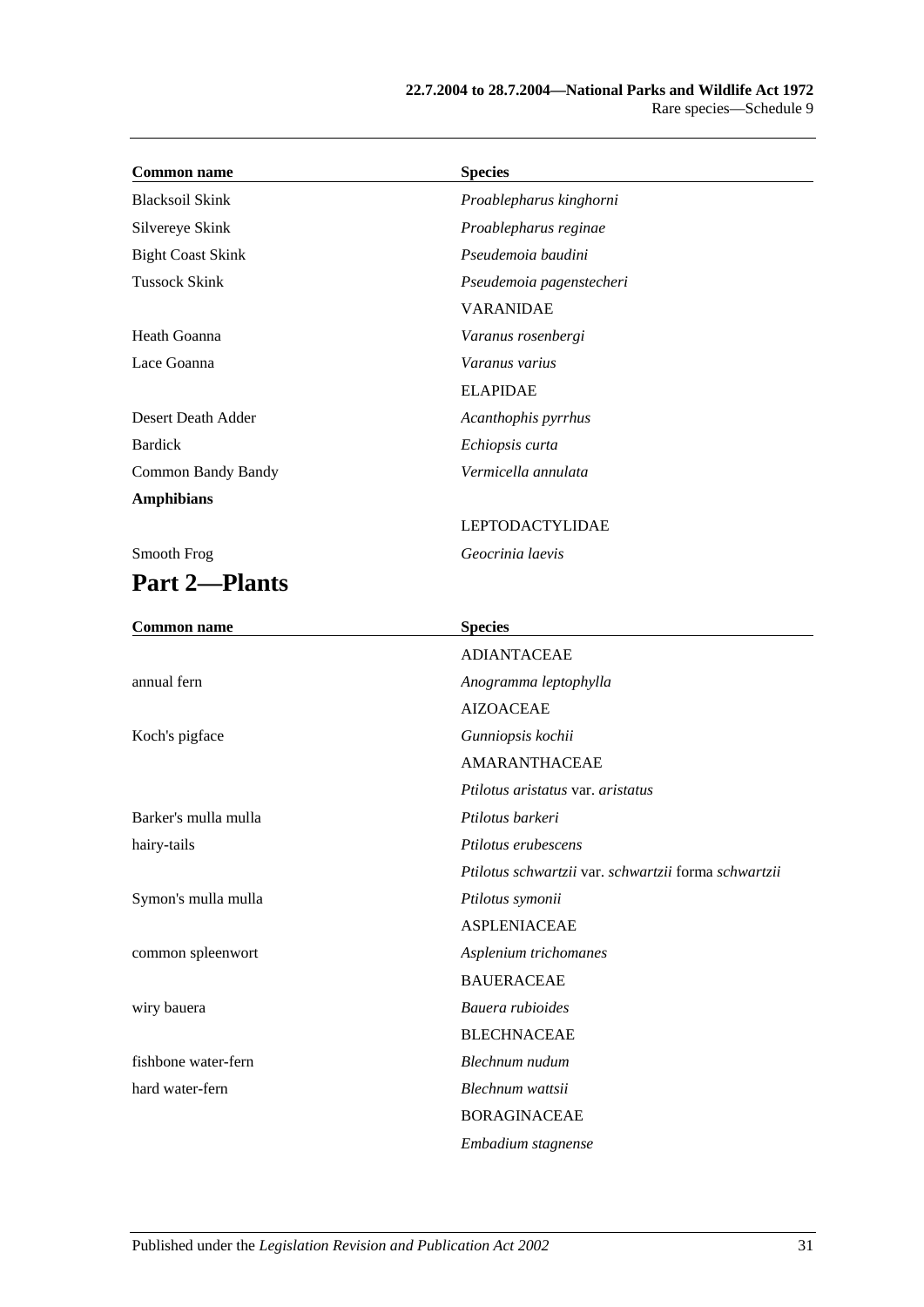| Common name | Species |
|---|---|
| Blacksoil Skink | *Proablepharus kinghorni* |
| Silvereye Skink | *Proablepharus reginae* |
| Bight Coast Skink | *Pseudemoia baudini* |
| Tussock Skink | *Pseudemoia pagenstecheri* |
| | VARANIDAE |
| Heath Goanna | *Varanus rosenbergi* |
| Lace Goanna | *Varanus varius* |
| | ELAPIDAE |
| Desert Death Adder | *Acanthophis pyrrhus* |
| Bardick | *Echiopsis curta* |
| Common Bandy Bandy | *Vermicella annulata* |
| **Amphibians** | |
| | LEPTODACTYLIDAE |
| Smooth Frog | *Geocrinia laevis* |

## Part 2—Plants

| Common name | Species |
|---|---|
| | ADIANTACEAE |
| annual fern | *Anogramma leptophylla* |
| | AIZOACEAE |
| Koch's pigface | *Gunniopsis kochii* |
| | AMARANTHACEAE |
| | *Ptilotus aristatus* var. *aristatus* |
| Barker's mulla mulla | *Ptilotus barkeri* |
| hairy-tails | *Ptilotus erubescens* |
| | *Ptilotus schwartzii* var. *schwartzii* forma *schwartzii* |
| Symon's mulla mulla | *Ptilotus symonii* |
| | ASPLENIACEAE |
| common spleenwort | *Asplenium trichomanes* |
| | BAUERACEAE |
| wiry bauera | *Bauera rubioides* |
| | BLECHNACEAE |
| fishbone water-fern | *Blechnum nudum* |
| hard water-fern | *Blechnum wattsii* |
| | BORAGINACEAE |
| | *Embadium stagnense* |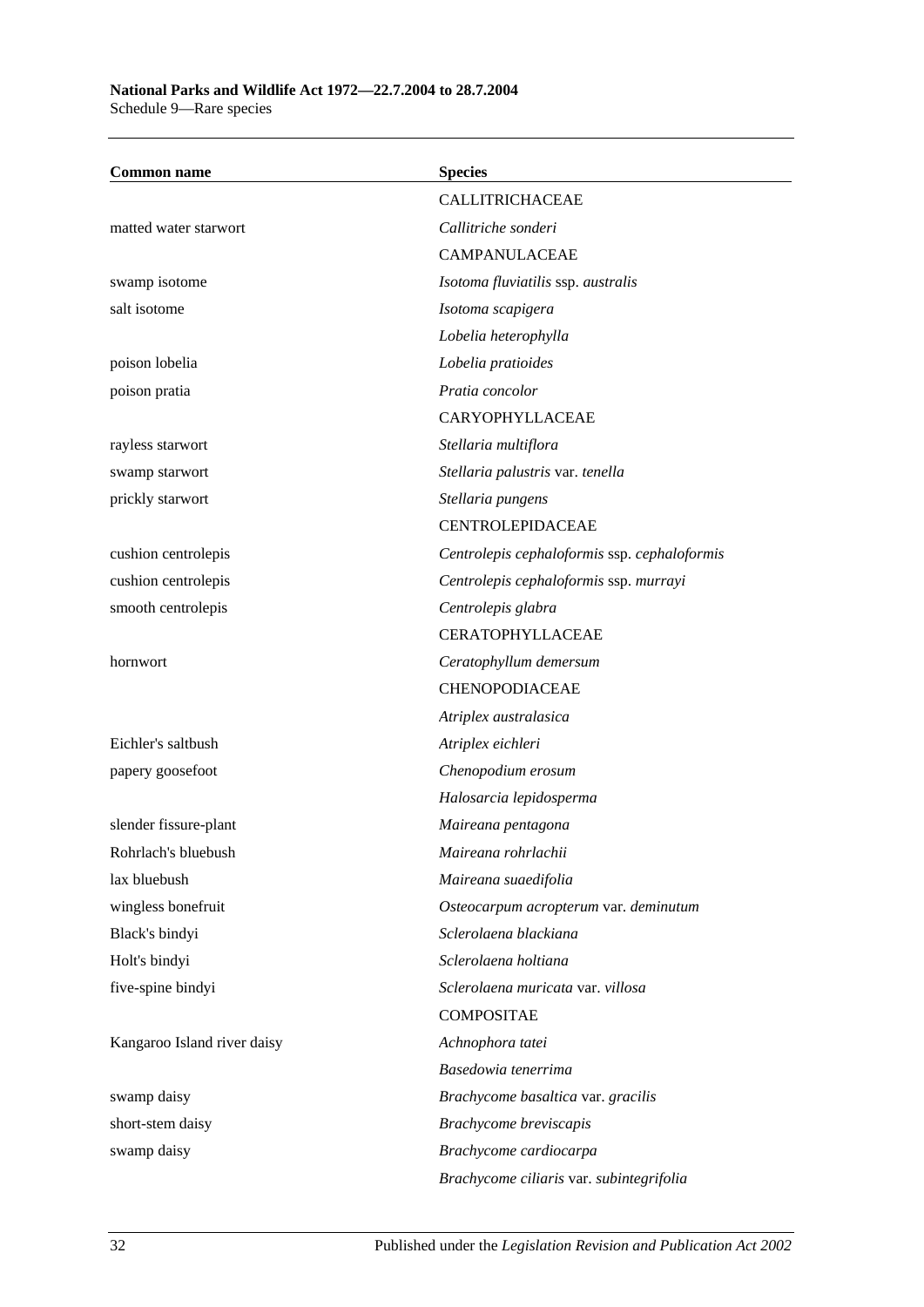| Common name | Species |
| --- | --- |
| | CALLITRICHACEAE |
| matted water starwort | *Callitriche sonderi* |
| | CAMPANULACEAE |
| swamp isotome | *Isotoma fluviatilis* ssp. *australis* |
| salt isotome | *Isotoma scapigera* |
| | *Lobelia heterophylla* |
| poison lobelia | *Lobelia pratioides* |
| poison pratia | *Pratia concolor* |
| | CARYOPHYLLACEAE |
| rayless starwort | *Stellaria multiflora* |
| swamp starwort | *Stellaria palustris* var. *tenella* |
| prickly starwort | *Stellaria pungens* |
| | CENTROLEPIDACEAE |
| cushion centrolepis | *Centrolepis cephaloformis* ssp. *cephaloformis* |
| cushion centrolepis | *Centrolepis cephaloformis* ssp. *murrayi* |
| smooth centrolepis | *Centrolepis glabra* |
| | CERATOPHYLLACEAE |
| hornwort | *Ceratophyllum demersum* |
| | CHENOPODIACEAE |
| | *Atriplex australasica* |
| Eichler's saltbush | *Atriplex eichleri* |
| papery goosefoot | *Chenopodium erosum* |
| | *Halosarcia lepidosperma* |
| slender fissure-plant | *Maireana pentagona* |
| Rohrlach's bluebush | *Maireana rohrlachii* |
| lax bluebush | *Maireana suaedifolia* |
| wingless bonefruit | *Osteocarpum acropterum* var. *deminutum* |
| Black's bindyi | *Sclerolaena blackiana* |
| Holt's bindyi | *Sclerolaena holtiana* |
| five-spine bindyi | *Sclerolaena muricata* var. *villosa* |
| | COMPOSITAE |
| Kangaroo Island river daisy | *Achnophora tatei* |
| | *Basedowia tenerrima* |
| swamp daisy | *Brachycome basaltica* var. *gracilis* |
| short-stem daisy | *Brachycome breviscapis* |
| swamp daisy | *Brachycome cardiocarpa* |
| | *Brachycome ciliaris* var. *subintegrifolia* |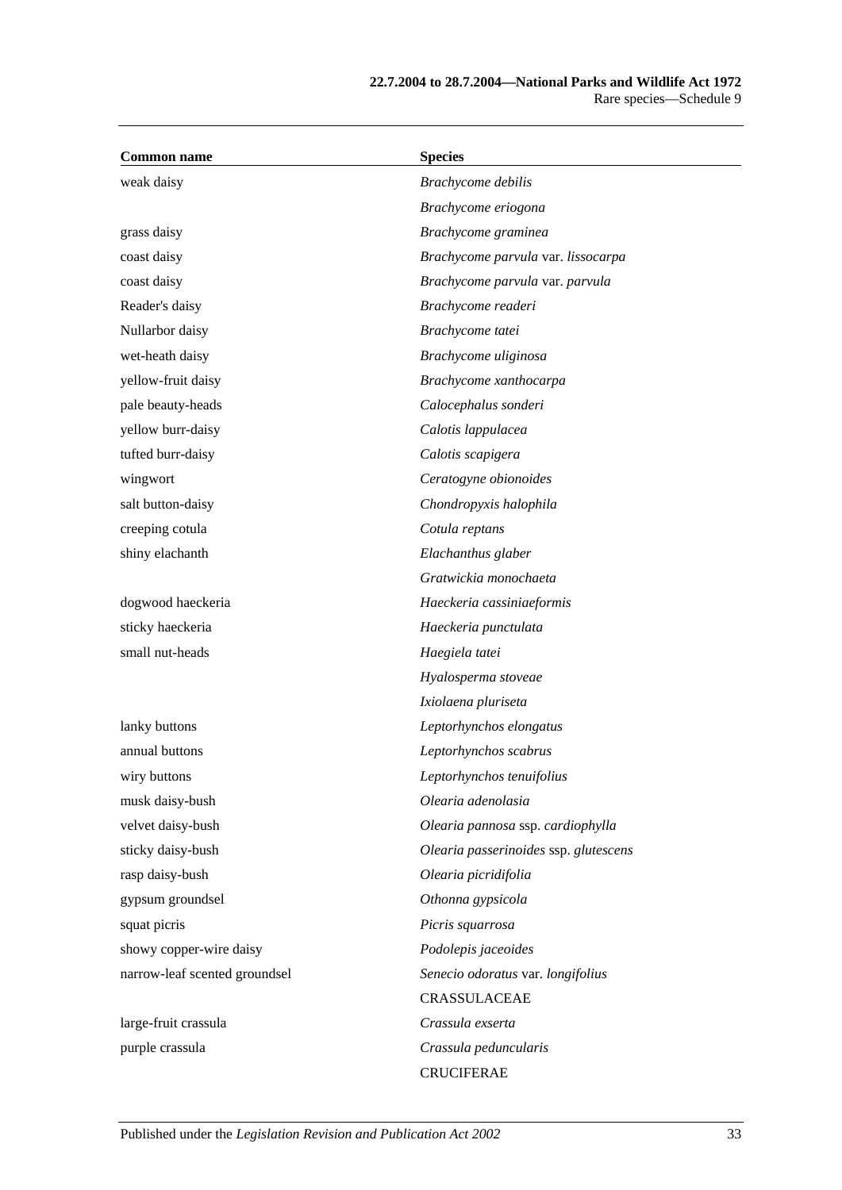| Common name | Species |
|---|---|
| weak daisy | *Brachycome debilis* |
| | *Brachycome eriogona* |
| grass daisy | *Brachycome graminea* |
| coast daisy | *Brachycome parvula* var. *lissocarpa* |
| coast daisy | *Brachycome parvula* var. *parvula* |
| Reader's daisy | *Brachycome readeri* |
| Nullarbor daisy | *Brachycome tatei* |
| wet-heath daisy | *Brachycome uliginosa* |
| yellow-fruit daisy | *Brachycome xanthocarpa* |
| pale beauty-heads | *Calocephalus sonderi* |
| yellow burr-daisy | *Calotis lappulacea* |
| tufted burr-daisy | *Calotis scapigera* |
| wingwort | *Ceratogyne obionoides* |
| salt button-daisy | *Chondropyxis halophila* |
| creeping cotula | *Cotula reptans* |
| shiny elachanth | *Elachanthus glaber* |
| | *Gratwickia monochaeta* |
| dogwood haeckeria | *Haeckeria cassiniaeformis* |
| sticky haeckeria | *Haeckeria punctulata* |
| small nut-heads | *Haegiela tatei* |
| | *Hyalosperma stoveae* |
| | *Ixiolaena pluriseta* |
| lanky buttons | *Leptorhynchos elongatus* |
| annual buttons | *Leptorhynchos scabrus* |
| wiry buttons | *Leptorhynchos tenuifolius* |
| musk daisy-bush | *Olearia adenolasia* |
| velvet daisy-bush | *Olearia pannosa* ssp. *cardiophylla* |
| sticky daisy-bush | *Olearia passerinoides* ssp. *glutescens* |
| rasp daisy-bush | *Olearia picridifolia* |
| gypsum groundsel | *Othonna gypsicola* |
| squat picris | *Picris squarrosa* |
| showy copper-wire daisy | *Podolepis jaceoides* |
| narrow-leaf scented groundsel | *Senecio odoratus* var. *longifolius* |
| | CRASSULACEAE |
| large-fruit crassula | *Crassula exserta* |
| purple crassula | *Crassula peduncularis* |
| | CRUCIFERAE |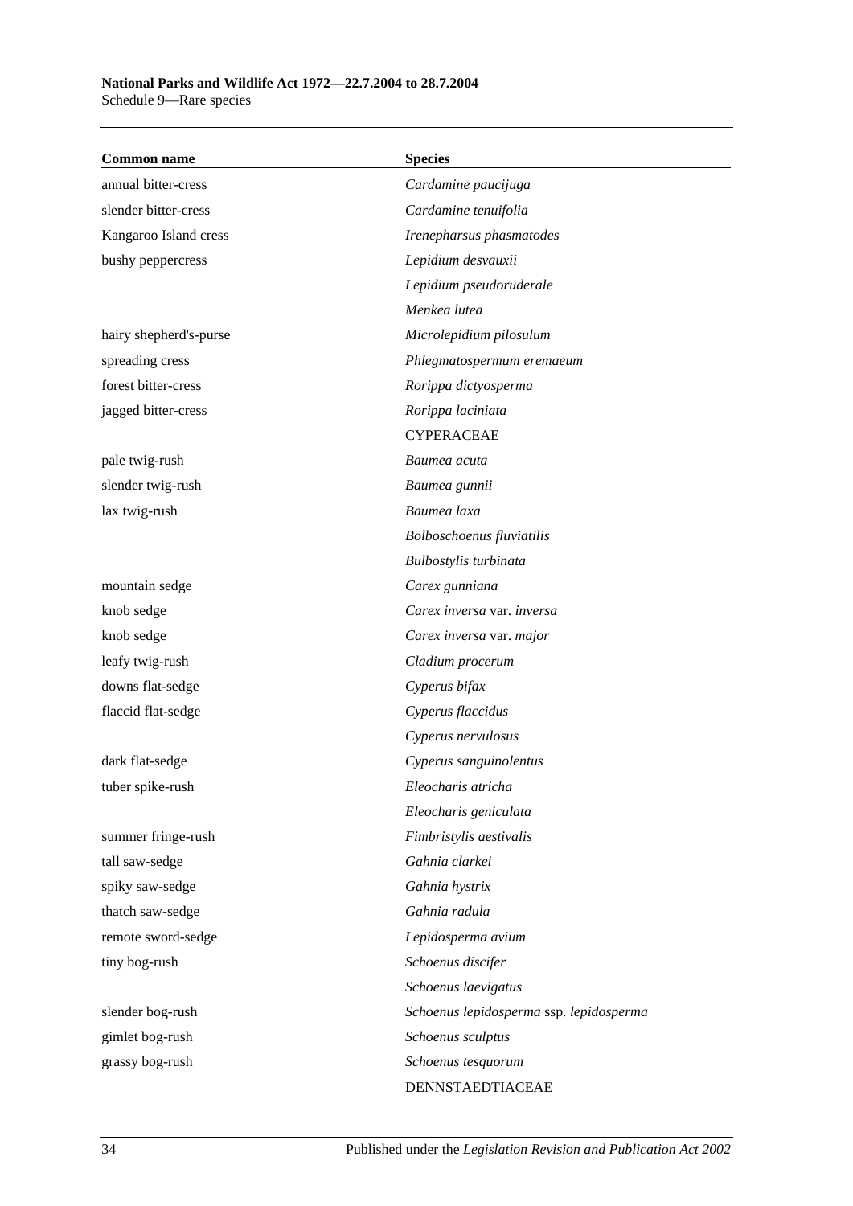| Common name | Species |
|---|---|
| annual bitter-cress | *Cardamine paucijuga* |
| slender bitter-cress | *Cardamine tenuifolia* |
| Kangaroo Island cress | *Irenepharsus phasmatodes* |
| bushy peppercress | *Lepidium desvauxii* |
| | *Lepidium pseudoruderale* |
| | *Menkea lutea* |
| hairy shepherd's-purse | *Microlepidium pilosulum* |
| spreading cress | *Phlegmatospermum eremaeum* |
| forest bitter-cress | *Rorippa dictyosperma* |
| jagged bitter-cress | *Rorippa laciniata* |
| | CYPERACEAE |
| pale twig-rush | *Baumea acuta* |
| slender twig-rush | *Baumea gunnii* |
| lax twig-rush | *Baumea laxa* |
| | *Bolboschoenus fluviatilis* |
| | *Bulbostylis turbinata* |
| mountain sedge | *Carex gunniana* |
| knob sedge | *Carex inversa* var. *inversa* |
| knob sedge | *Carex inversa* var. *major* |
| leafy twig-rush | *Cladium procerum* |
| downs flat-sedge | *Cyperus bifax* |
| flaccid flat-sedge | *Cyperus flaccidus* |
| | *Cyperus nervulosus* |
| dark flat-sedge | *Cyperus sanguinolentus* |
| tuber spike-rush | *Eleocharis atricha* |
| | *Eleocharis geniculata* |
| summer fringe-rush | *Fimbristylis aestivalis* |
| tall saw-sedge | *Gahnia clarkei* |
| spiky saw-sedge | *Gahnia hystrix* |
| thatch saw-sedge | *Gahnia radula* |
| remote sword-sedge | *Lepidosperma avium* |
| tiny bog-rush | *Schoenus discifer* |
| | *Schoenus laevigatus* |
| slender bog-rush | *Schoenus lepidosperma* ssp. *lepidosperma* |
| gimlet bog-rush | *Schoenus sculptus* |
| grassy bog-rush | *Schoenus tesquorum* |
| | DENNSTAEDTIACEAE |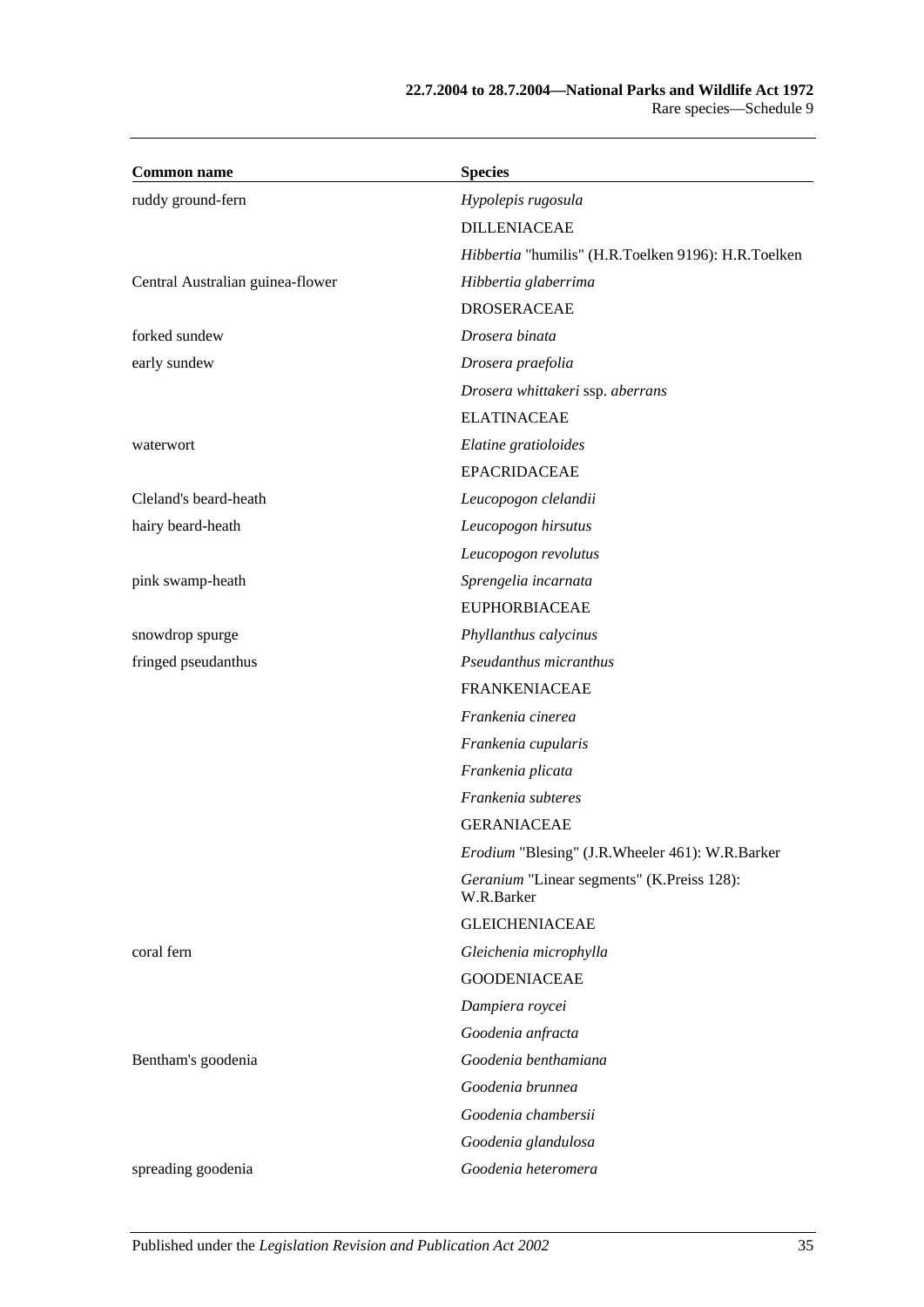| Common name | Species |
|---|---|
| ruddy ground-fern | *Hypolepis rugosula* |
| | DILLENIACEAE |
| | *Hibbertia* "humilis" (H.R.Toelken 9196): H.R.Toelken |
| Central Australian guinea-flower | *Hibbertia glaberrima* |
| | DROSERACEAE |
| forked sundew | *Drosera binata* |
| early sundew | *Drosera praefolia* |
| | *Drosera whittakeri* ssp. *aberrans* |
| | ELATINACEAE |
| waterwort | *Elatine gratioloides* |
| | EPACRIDACEAE |
| Cleland's beard-heath | *Leucopogon clelandii* |
| hairy beard-heath | *Leucopogon hirsutus* |
| | *Leucopogon revolutus* |
| pink swamp-heath | *Sprengelia incarnata* |
| | EUPHORBIACEAE |
| snowdrop spurge | *Phyllanthus calycinus* |
| fringed pseudanthus | *Pseudanthus micranthus* |
| | FRANKENIACEAE |
| | *Frankenia cinerea* |
| | *Frankenia cupularis* |
| | *Frankenia plicata* |
| | *Frankenia subteres* |
| | GERANIACEAE |
| | *Erodium* "Blesing" (J.R.Wheeler 461): W.R.Barker |
| | *Geranium* "Linear segments" (K.Preiss 128): W.R.Barker |
| | GLEICHENIACEAE |
| coral fern | *Gleichenia microphylla* |
| | GOODENIACEAE |
| | *Dampiera roycei* |
| | *Goodenia anfracta* |
| Bentham's goodenia | *Goodenia benthamiana* |
| | *Goodenia brunnea* |
| | *Goodenia chambersii* |
| | *Goodenia glandulosa* |
| spreading goodenia | *Goodenia heteromera* |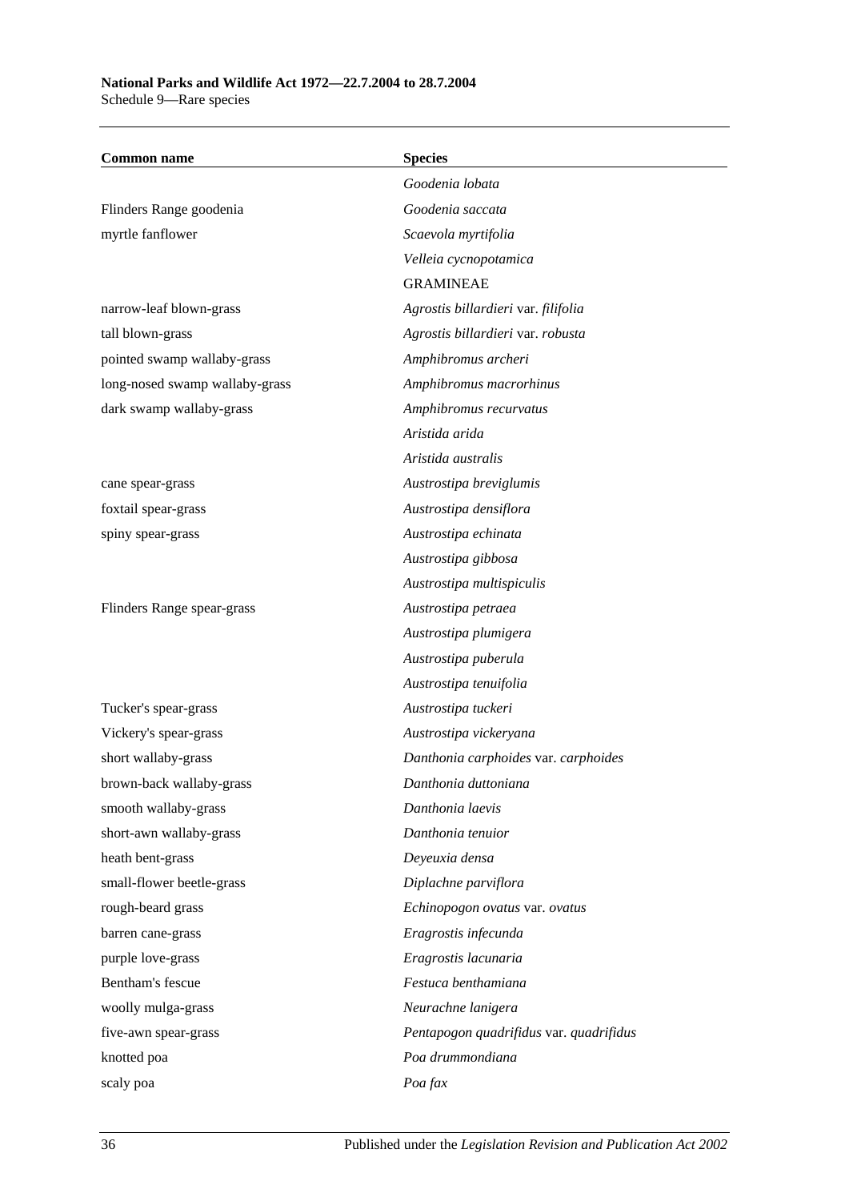| Common name | Species |
|---|---|
| | *Goodenia lobata* |
| Flinders Range goodenia | *Goodenia saccata* |
| myrtle fanflower | *Scaevola myrtifolia* |
| | *Velleia cycnopotamica* |
| | GRAMINEAE |
| narrow-leaf blown-grass | *Agrostis billardieri* var. *filifolia* |
| tall blown-grass | *Agrostis billardieri* var. *robusta* |
| pointed swamp wallaby-grass | *Amphibromus archeri* |
| long-nosed swamp wallaby-grass | *Amphibromus macrorhinus* |
| dark swamp wallaby-grass | *Amphibromus recurvatus* |
| | *Aristida arida* |
| | *Aristida australis* |
| cane spear-grass | *Austrostipa breviglumis* |
| foxtail spear-grass | *Austrostipa densiflora* |
| spiny spear-grass | *Austrostipa echinata* |
| | *Austrostipa gibbosa* |
| | *Austrostipa multispiculis* |
| Flinders Range spear-grass | *Austrostipa petraea* |
| | *Austrostipa plumigera* |
| | *Austrostipa puberula* |
| | *Austrostipa tenuifolia* |
| Tucker's spear-grass | *Austrostipa tuckeri* |
| Vickery's spear-grass | *Austrostipa vickeryana* |
| short wallaby-grass | *Danthonia carphoides* var. *carphoides* |
| brown-back wallaby-grass | *Danthonia duttoniana* |
| smooth wallaby-grass | *Danthonia laevis* |
| short-awn wallaby-grass | *Danthonia tenuior* |
| heath bent-grass | *Deyeuxia densa* |
| small-flower beetle-grass | *Diplachne parviflora* |
| rough-beard grass | *Echinopogon ovatus* var. *ovatus* |
| barren cane-grass | *Eragrostis infecunda* |
| purple love-grass | *Eragrostis lacunaria* |
| Bentham's fescue | *Festuca benthamiana* |
| woolly mulga-grass | *Neurachne lanigera* |
| five-awn spear-grass | *Pentapogon quadrifidus* var. *quadrifidus* |
| knotted poa | *Poa drummondiana* |
| scaly poa | *Poa fax* |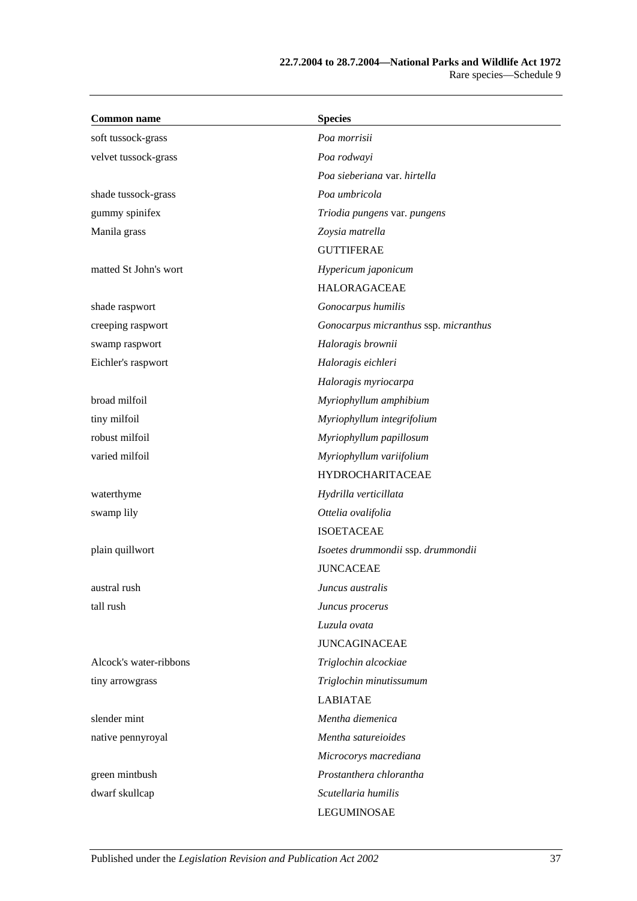| Common name | Species |
|---|---|
| soft tussock-grass | *Poa morrisii* |
| velvet tussock-grass | *Poa rodwayi* |
| | *Poa sieberiana* var. *hirtella* |
| shade tussock-grass | *Poa umbricola* |
| gummy spinifex | *Triodia pungens* var. *pungens* |
| Manila grass | *Zoysia matrella* |
| | GUTTIFERAE |
| matted St John's wort | *Hypericum japonicum* |
| | HALORAGACEAE |
| shade raspwort | *Gonocarpus humilis* |
| creeping raspwort | *Gonocarpus micranthus* ssp. *micranthus* |
| swamp raspwort | *Haloragis brownii* |
| Eichler's raspwort | *Haloragis eichleri* |
| | *Haloragis myriocarpa* |
| broad milfoil | *Myriophyllum amphibium* |
| tiny milfoil | *Myriophyllum integrifolium* |
| robust milfoil | *Myriophyllum papillosum* |
| varied milfoil | *Myriophyllum variifolium* |
| | HYDROCHARITACEAE |
| waterthyme | *Hydrilla verticillata* |
| swamp lily | *Ottelia ovalifolia* |
| | ISOETACEAE |
| plain quillwort | *Isoetes drummondii* ssp. *drummondii* |
| | JUNCACEAE |
| austral rush | *Juncus australis* |
| tall rush | *Juncus procerus* |
| | *Luzula ovata* |
| | JUNCAGINACEAE |
| Alcock's water-ribbons | *Triglochin alcockiae* |
| tiny arrowgrass | *Triglochin minutissumum* |
| | LABIATAE |
| slender mint | *Mentha diemenica* |
| native pennyroyal | *Mentha satureioides* |
| | *Microcorys macrediana* |
| green mintbush | *Prostanthera chlorantha* |
| dwarf skullcap | *Scutellaria humilis* |
| | LEGUMINOSAE |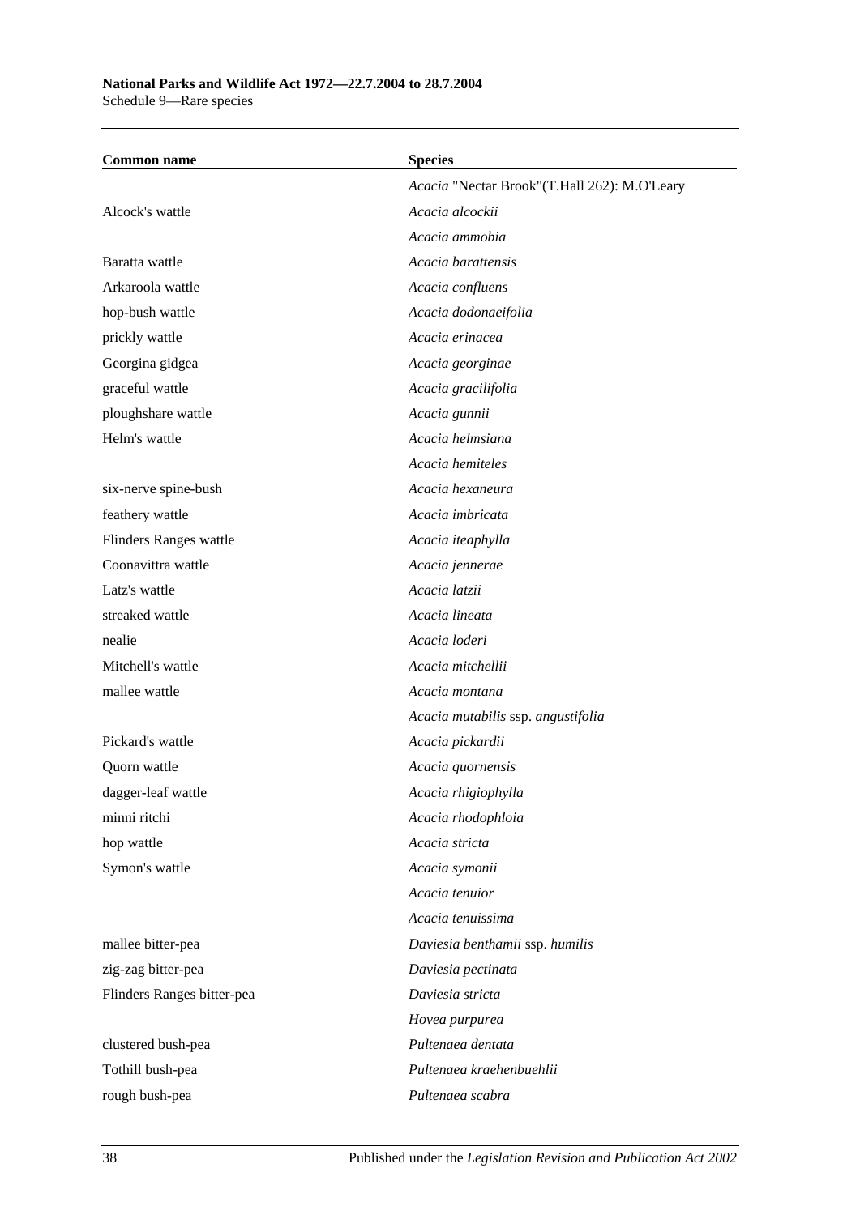| Common name | Species |
|---|---|
| | *Acacia* "Nectar Brook"(T.Hall 262): M.O'Leary |
| Alcock's wattle | *Acacia alcockii* |
| | *Acacia ammobia* |
| Baratta wattle | *Acacia barattensis* |
| Arkaroola wattle | *Acacia confluens* |
| hop-bush wattle | *Acacia dodonaeifolia* |
| prickly wattle | *Acacia erinacea* |
| Georgina gidgea | *Acacia georginae* |
| graceful wattle | *Acacia gracilifolia* |
| ploughshare wattle | *Acacia gunnii* |
| Helm's wattle | *Acacia helmsiana* |
| | *Acacia hemiteles* |
| six-nerve spine-bush | *Acacia hexaneura* |
| feathery wattle | *Acacia imbricata* |
| Flinders Ranges wattle | *Acacia iteaphylla* |
| Coonavittra wattle | *Acacia jennerae* |
| Latz's wattle | *Acacia latzii* |
| streaked wattle | *Acacia lineata* |
| nealie | *Acacia loderi* |
| Mitchell's wattle | *Acacia mitchellii* |
| mallee wattle | *Acacia montana* |
| | *Acacia mutabilis* ssp. *angustifolia* |
| Pickard's wattle | *Acacia pickardii* |
| Quorn wattle | *Acacia quornensis* |
| dagger-leaf wattle | *Acacia rhigiophylla* |
| minni ritchi | *Acacia rhodophloia* |
| hop wattle | *Acacia stricta* |
| Symon's wattle | *Acacia symonii* |
| | *Acacia tenuior* |
| | *Acacia tenuissima* |
| mallee bitter-pea | *Daviesia benthamii* ssp. *humilis* |
| zig-zag bitter-pea | *Daviesia pectinata* |
| Flinders Ranges bitter-pea | *Daviesia stricta* |
| | *Hovea purpurea* |
| clustered bush-pea | *Pultenaea dentata* |
| Tothill bush-pea | *Pultenaea kraehenbuehlii* |
| rough bush-pea | *Pultenaea scabra* |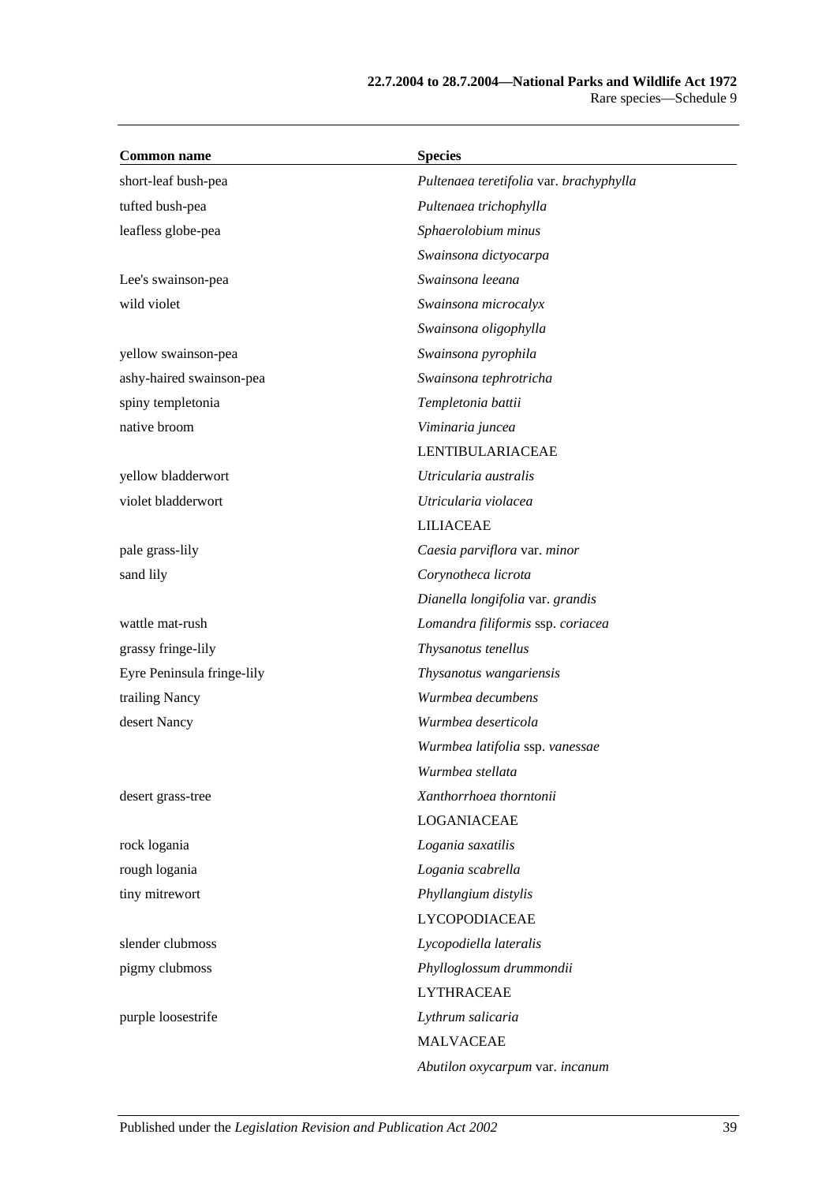| Common name | Species |
|---|---|
| short-leaf bush-pea | *Pultenaea teretifolia* var. *brachyphylla* |
| tufted bush-pea | *Pultenaea trichophylla* |
| leafless globe-pea | *Sphaerolobium minus* |
| | *Swainsona dictyocarpa* |
| Lee's swainson-pea | *Swainsona leeana* |
| wild violet | *Swainsona microcalyx* |
| | *Swainsona oligophylla* |
| yellow swainson-pea | *Swainsona pyrophila* |
| ashy-haired swainson-pea | *Swainsona tephrotricha* |
| spiny templetonia | *Templetonia battii* |
| native broom | *Viminaria juncea* |
| | LENTIBULARIACEAE |
| yellow bladderwort | *Utricularia australis* |
| violet bladderwort | *Utricularia violacea* |
| | LILIACEAE |
| pale grass-lily | *Caesia parviflora* var. *minor* |
| sand lily | *Corynotheca licrota* |
| | *Dianella longifolia* var. *grandis* |
| wattle mat-rush | *Lomandra filiformis* ssp. *coriacea* |
| grassy fringe-lily | *Thysanotus tenellus* |
| Eyre Peninsula fringe-lily | *Thysanotus wangariensis* |
| trailing Nancy | *Wurmbea decumbens* |
| desert Nancy | *Wurmbea deserticola* |
| | *Wurmbea latifolia* ssp. *vanessae* |
| | *Wurmbea stellata* |
| desert grass-tree | *Xanthorrhoea thorntonii* |
| | LOGANIACEAE |
| rock logania | *Logania saxatilis* |
| rough logania | *Logania scabrella* |
| tiny mitrewort | *Phyllangium distylis* |
| | LYCOPODIACEAE |
| slender clubmoss | *Lycopodiella lateralis* |
| pigmy clubmoss | *Phylloglossum drummondii* |
| | LYTHRACEAE |
| purple loosestrife | *Lythrum salicaria* |
| | MALVACEAE |
| | *Abutilon oxycarpum* var. *incanum* |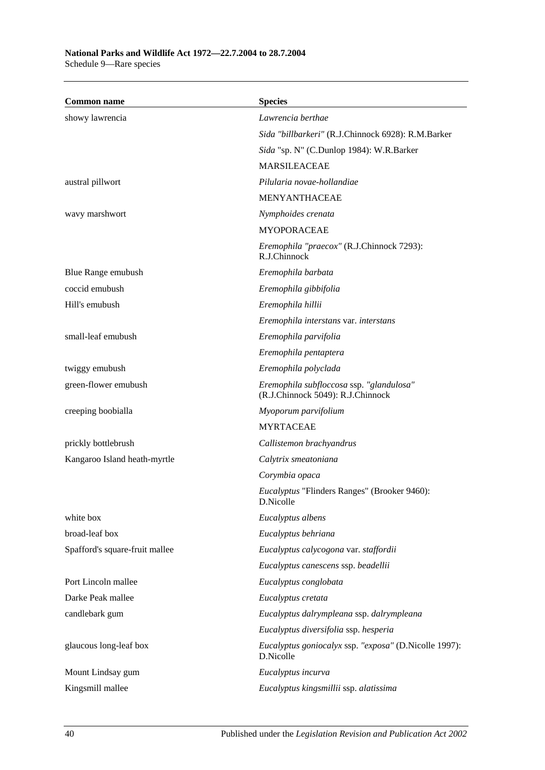| Common name | Species |
|---|---|
| showy lawrencia | *Lawrencia berthae* |
| | *Sida "billbarkeri"* (R.J.Chinnock 6928): R.M.Barker |
| | *Sida* "sp. N" (C.Dunlop 1984): W.R.Barker |
| | MARSILEACEAE |
| austral pillwort | *Pilularia novae-hollandiae* |
| | MENYANTHACEAE |
| wavy marshwort | *Nymphoides crenata* |
| | MYOPORACEAE |
| | *Eremophila "praecox"* (R.J.Chinnock 7293): R.J.Chinnock |
| Blue Range emubush | *Eremophila barbata* |
| coccid emubush | *Eremophila gibbifolia* |
| Hill's emubush | *Eremophila hillii* |
| | *Eremophila interstans* var. *interstans* |
| small-leaf emubush | *Eremophila parvifolia* |
| | *Eremophila pentaptera* |
| twiggy emubush | *Eremophila polyclada* |
| green-flower emubush | *Eremophila subfloccosa* ssp. *"glandulosa"* (R.J.Chinnock 5049): R.J.Chinnock |
| creeping boobialla | *Myoporum parvifolium* |
| | MYRTACEAE |
| prickly bottlebrush | *Callistemon brachyandrus* |
| Kangaroo Island heath-myrtle | *Calytrix smeatoniana* |
| | *Corymbia opaca* |
| | *Eucalyptus* "Flinders Ranges" (Brooker 9460): D.Nicolle |
| white box | *Eucalyptus albens* |
| broad-leaf box | *Eucalyptus behriana* |
| Spafford's square-fruit mallee | *Eucalyptus calycogona* var. *staffordii* |
| | *Eucalyptus canescens* ssp. *beadellii* |
| Port Lincoln mallee | *Eucalyptus conglobata* |
| Darke Peak mallee | *Eucalyptus cretata* |
| candlebark gum | *Eucalyptus dalrympleana* ssp. *dalrympleana* |
| | *Eucalyptus diversifolia* ssp. *hesperia* |
| glaucous long-leaf box | *Eucalyptus goniocalyx* ssp. *"exposa"* (D.Nicolle 1997): D.Nicolle |
| Mount Lindsay gum | *Eucalyptus incurva* |
| Kingsmill mallee | *Eucalyptus kingsmillii* ssp. *alatissima* |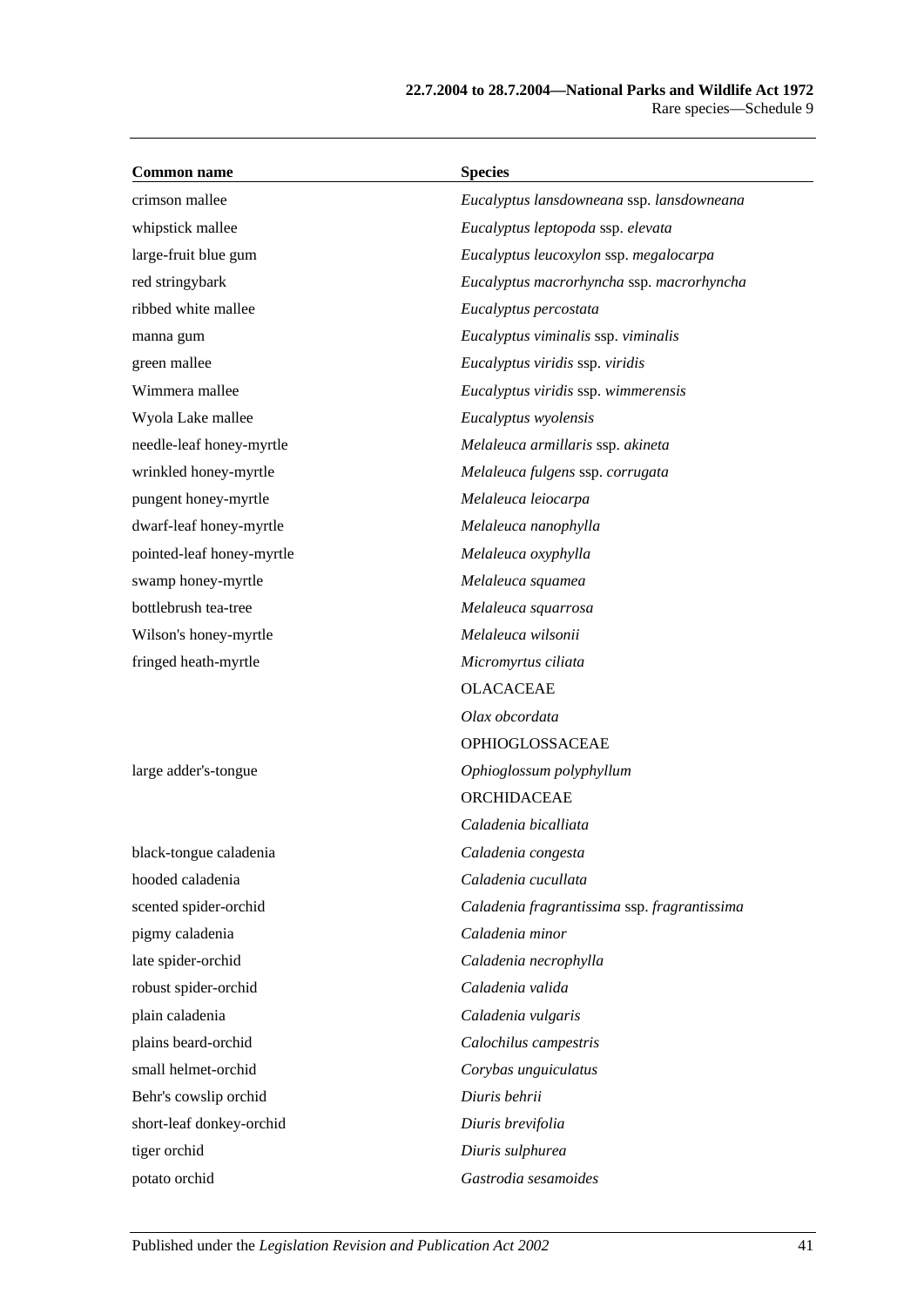| Common name | Species |
|---|---|
| crimson mallee | *Eucalyptus lansdowneana* ssp. *lansdowneana* |
| whipstick mallee | *Eucalyptus leptopoda* ssp. *elevata* |
| large-fruit blue gum | *Eucalyptus leucoxylon* ssp. *megalocarpa* |
| red stringybark | *Eucalyptus macrorhyncha* ssp. *macrorhyncha* |
| ribbed white mallee | *Eucalyptus percostata* |
| manna gum | *Eucalyptus viminalis* ssp. *viminalis* |
| green mallee | *Eucalyptus viridis* ssp. *viridis* |
| Wimmera mallee | *Eucalyptus viridis* ssp. *wimmerensis* |
| Wyola Lake mallee | *Eucalyptus wyolensis* |
| needle-leaf honey-myrtle | *Melaleuca armillaris* ssp. *akineta* |
| wrinkled honey-myrtle | *Melaleuca fulgens* ssp. *corrugata* |
| pungent honey-myrtle | *Melaleuca leiocarpa* |
| dwarf-leaf honey-myrtle | *Melaleuca nanophylla* |
| pointed-leaf honey-myrtle | *Melaleuca oxyphylla* |
| swamp honey-myrtle | *Melaleuca squamea* |
| bottlebrush tea-tree | *Melaleuca squarrosa* |
| Wilson's honey-myrtle | *Melaleuca wilsonii* |
| fringed heath-myrtle | *Micromyrtus ciliata* |
| | OLACACEAE |
| | *Olax obcordata* |
| | OPHIOGLOSSACEAE |
| large adder's-tongue | *Ophioglossum polyphyllum* |
| | ORCHIDACEAE |
| | *Caladenia bicalliata* |
| black-tongue caladenia | *Caladenia congesta* |
| hooded caladenia | *Caladenia cucullata* |
| scented spider-orchid | *Caladenia fragrantissima* ssp. *fragrantissima* |
| pigmy caladenia | *Caladenia minor* |
| late spider-orchid | *Caladenia necrophylla* |
| robust spider-orchid | *Caladenia valida* |
| plain caladenia | *Caladenia vulgaris* |
| plains beard-orchid | *Calochilus campestris* |
| small helmet-orchid | *Corybas unguiculatus* |
| Behr's cowslip orchid | *Diuris behrii* |
| short-leaf donkey-orchid | *Diuris brevifolia* |
| tiger orchid | *Diuris sulphurea* |
| potato orchid | *Gastrodia sesamoides* |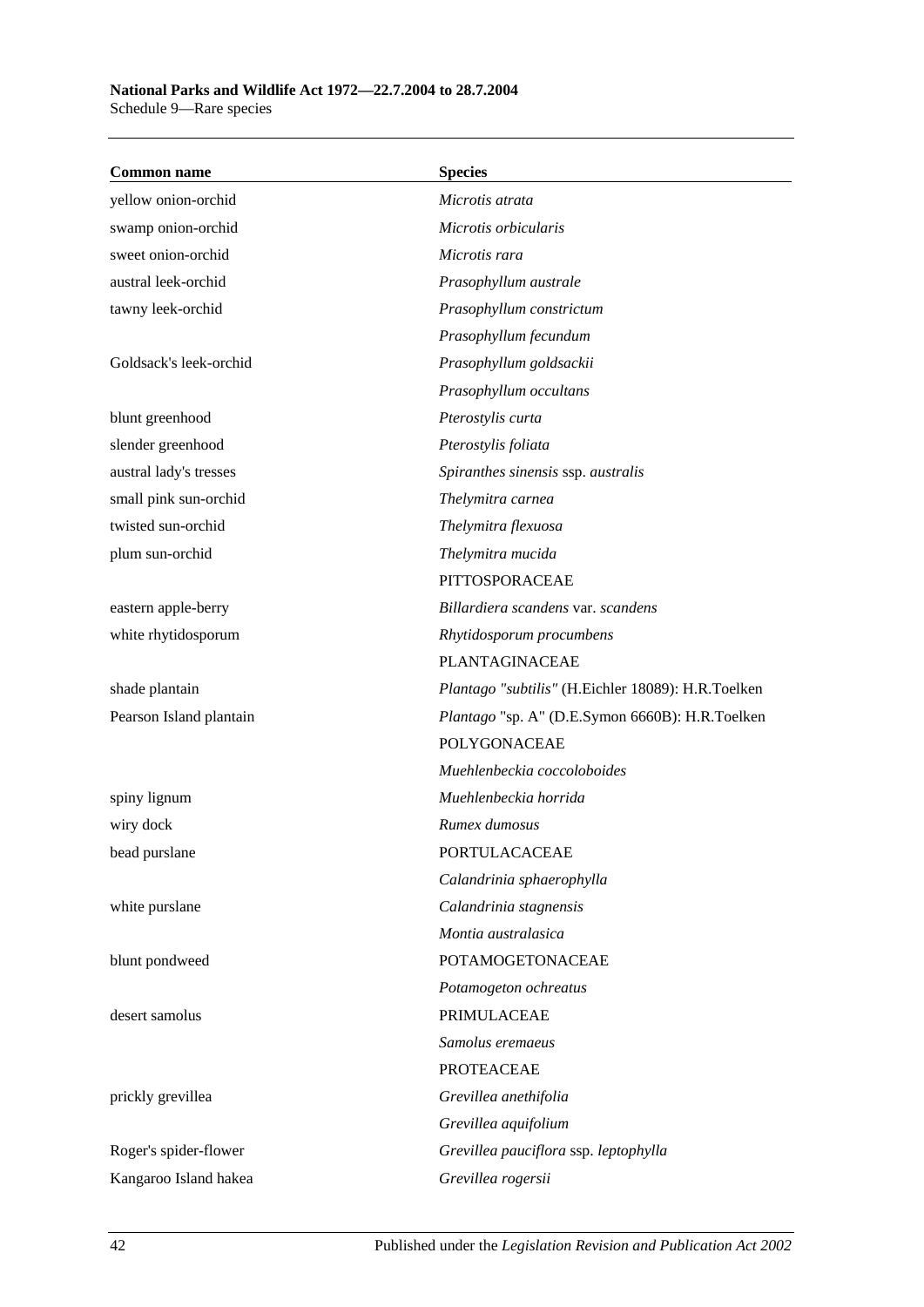| Common name | Species |
|---|---|
| yellow onion-orchid | *Microtis atrata* |
| swamp onion-orchid | *Microtis orbicularis* |
| sweet onion-orchid | *Microtis rara* |
| austral leek-orchid | *Prasophyllum australe* |
| tawny leek-orchid | *Prasophyllum constrictum* |
| | *Prasophyllum fecundum* |
| Goldsack's leek-orchid | *Prasophyllum goldsackii* |
| | *Prasophyllum occultans* |
| blunt greenhood | *Pterostylis curta* |
| slender greenhood | *Pterostylis foliata* |
| austral lady's tresses | *Spiranthes sinensis* ssp. *australis* |
| small pink sun-orchid | *Thelymitra carnea* |
| twisted sun-orchid | *Thelymitra flexuosa* |
| plum sun-orchid | *Thelymitra mucida* |
| | PITTOSPORACEAE |
| eastern apple-berry | *Billardiera scandens* var. *scandens* |
| white rhytidosporum | *Rhytidosporum procumbens* |
| | PLANTAGINACEAE |
| shade plantain | *Plantago "subtilis"* (H.Eichler 18089): H.R.Toelken |
| Pearson Island plantain | *Plantago* "sp. A" (D.E.Symon 6660B): H.R.Toelken |
| | POLYGONACEAE |
| | *Muehlenbeckia coccoloboides* |
| spiny lignum | *Muehlenbeckia horrida* |
| wiry dock | *Rumex dumosus* |
| bead purslane | PORTULACACEAE |
| | *Calandrinia sphaerophylla* |
| white purslane | *Calandrinia stagnensis* |
| | *Montia australasica* |
| blunt pondweed | POTAMOGETONACEAE |
| | *Potamogeton ochreatus* |
| desert samolus | PRIMULACEAE |
| | *Samolus eremaeus* |
| | PROTEACEAE |
| prickly grevillea | *Grevillea anethifolia* |
| | *Grevillea aquifolium* |
| Roger's spider-flower | *Grevillea pauciflora* ssp. *leptophylla* |
| Kangaroo Island hakea | *Grevillea rogersii* |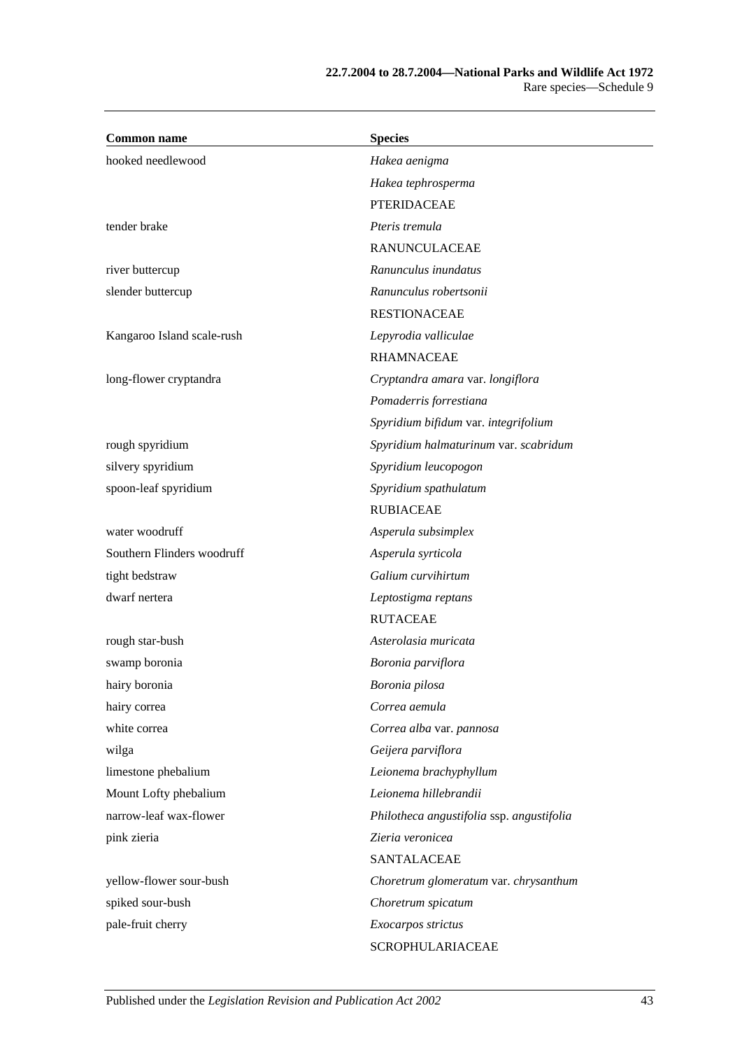| Common name | Species |
|---|---|
| hooked needlewood | *Hakea aenigma* |
| | *Hakea tephrosperma* |
| | PTERIDACEAE |
| tender brake | *Pteris tremula* |
| | RANUNCULACEAE |
| river buttercup | *Ranunculus inundatus* |
| slender buttercup | *Ranunculus robertsonii* |
| | RESTIONACEAE |
| Kangaroo Island scale-rush | *Lepyrodia valliculae* |
| | RHAMNACEAE |
| long-flower cryptandra | *Cryptandra amara* var. *longiflora* |
| | *Pomaderris forrestiana* |
| | *Spyridium bifidum* var. *integrifolium* |
| rough spyridium | *Spyridium halmaturinum* var. *scabridum* |
| silvery spyridium | *Spyridium leucopogon* |
| spoon-leaf spyridium | *Spyridium spathulatum* |
| | RUBIACEAE |
| water woodruff | *Asperula subsimplex* |
| Southern Flinders woodruff | *Asperula syrticola* |
| tight bedstraw | *Galium curvihirtum* |
| dwarf nertera | *Leptostigma reptans* |
| | RUTACEAE |
| rough star-bush | *Asterolasia muricata* |
| swamp boronia | *Boronia parviflora* |
| hairy boronia | *Boronia pilosa* |
| hairy correa | *Correa aemula* |
| white correa | *Correa alba* var. *pannosa* |
| wilga | *Geijera parviflora* |
| limestone phebalium | *Leionema brachyphyllum* |
| Mount Lofty phebalium | *Leionema hillebrandii* |
| narrow-leaf wax-flower | *Philotheca angustifolia* ssp. *angustifolia* |
| pink zieria | *Zieria veronicea* |
| | SANTALACEAE |
| yellow-flower sour-bush | *Choretrum glomeratum* var. *chrysanthum* |
| spiked sour-bush | *Choretrum spicatum* |
| pale-fruit cherry | *Exocarpos strictus* |
| | SCROPHULARIACEAE |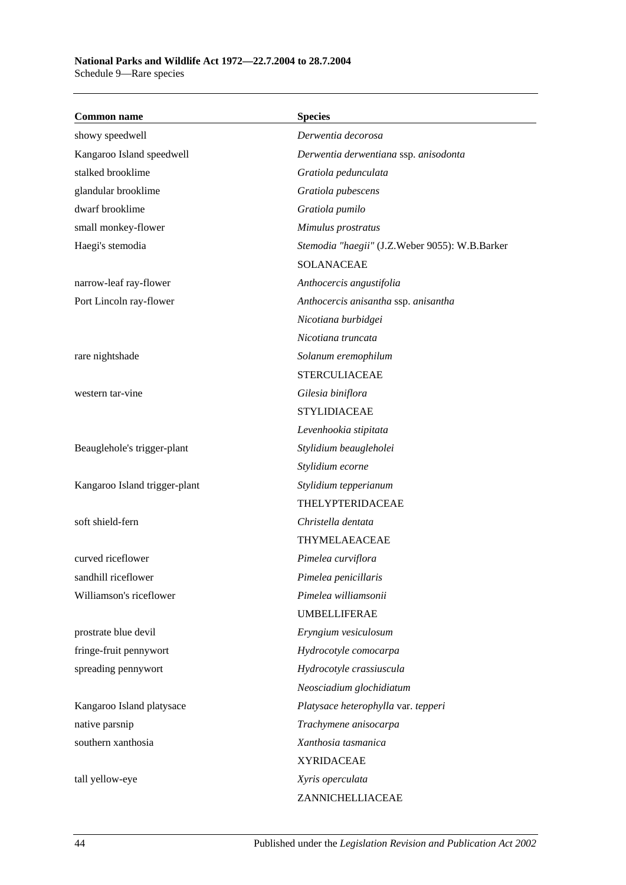| Common name | Species |
|---|---|
| showy speedwell | *Derwentia decorosa* |
| Kangaroo Island speedwell | *Derwentia derwentiana* ssp. *anisodonta* |
| stalked brooklime | *Gratiola pedunculata* |
| glandular brooklime | *Gratiola pubescens* |
| dwarf brooklime | *Gratiola pumilo* |
| small monkey-flower | *Mimulus prostratus* |
| Haegi's stemodia | *Stemodia "haegii"* (J.Z.Weber 9055): W.B.Barker |
| | SOLANACEAE |
| narrow-leaf ray-flower | *Anthocercis angustifolia* |
| Port Lincoln ray-flower | *Anthocercis anisantha* ssp. *anisantha* |
| | *Nicotiana burbidgei* |
| | *Nicotiana truncata* |
| rare nightshade | *Solanum eremophilum* |
| | STERCULIACEAE |
| western tar-vine | *Gilesia biniflora* |
| | STYLIDIACEAE |
| | *Levenhookia stipitata* |
| Beauglehole's trigger-plant | *Stylidium beaugleholei* |
| | *Stylidium ecorne* |
| Kangaroo Island trigger-plant | *Stylidium tepperianum* |
| | THELYPTERIDACEAE |
| soft shield-fern | *Christella dentata* |
| | THYMELAEACEAE |
| curved riceflower | *Pimelea curviflora* |
| sandhill riceflower | *Pimelea penicillaris* |
| Williamson's riceflower | *Pimelea williamsonii* |
| | UMBELLIFERAE |
| prostrate blue devil | *Eryngium vesiculosum* |
| fringe-fruit pennywort | *Hydrocotyle comocarpa* |
| spreading pennywort | *Hydrocotyle crassiuscula* |
| | *Neosciadium glochidiatum* |
| Kangaroo Island platysace | *Platysace heterophylla* var. *tepperi* |
| native parsnip | *Trachymene anisocarpa* |
| southern xanthosia | *Xanthosia tasmanica* |
| | XYRIDACEAE |
| tall yellow-eye | *Xyris operculata* |
| | ZANNICHELLIACEAE |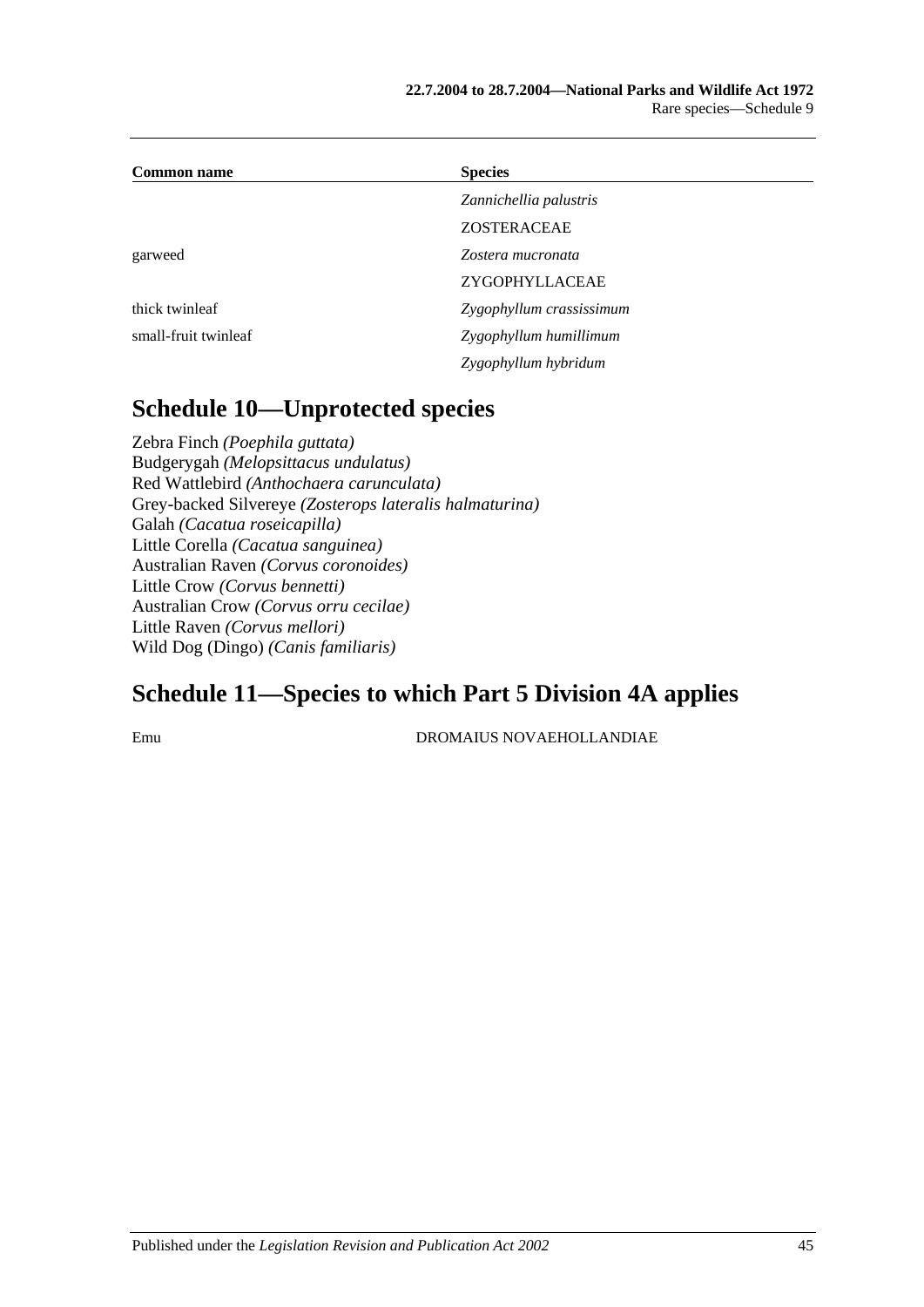| Common name | Species |
| --- | --- |
| | *Zannichellia palustris* |
| | ZOSTERACEAE |
| garweed | *Zostera mucronata* |
| | ZYGOPHYLLACEAE |
| thick twinleaf | *Zygophyllum crassissimum* |
| small-fruit twinleaf | *Zygophyllum humillimum* |
| | *Zygophyllum hybridum* |

## Schedule 10—Unprotected species

Zebra Finch *(Poephila guttata)*
Budgerygah *(Melopsittacus undulatus)*
Red Wattlebird *(Anthochaera carunculata)*
Grey-backed Silvereye *(Zosterops lateralis halmaturina)*
Galah *(Cacatua roseicapilla)*
Little Corella *(Cacatua sanguinea)*
Australian Raven *(Corvus coronoides)*
Little Crow *(Corvus bennetti)*
Australian Crow *(Corvus orru cecilae)*
Little Raven *(Corvus mellori)*
Wild Dog (Dingo) *(Canis familiaris)*

## Schedule 11—Species to which Part 5 Division 4A applies

| | |
| --- | --- |
| Emu | DROMAIUS NOVAEHOLLANDIAE |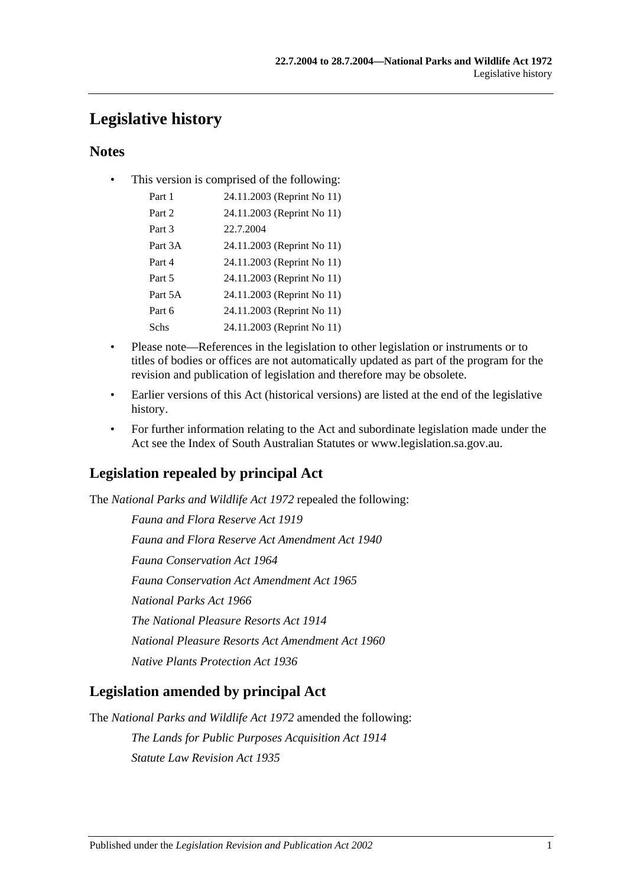# Legislative history

## Notes

- This version is comprised of the following:

| | |
|---|---|
| Part 1 | 24.11.2003 (Reprint No 11) |
| Part 2 | 24.11.2003 (Reprint No 11) |
| Part 3 | 22.7.2004 |
| Part 3A | 24.11.2003 (Reprint No 11) |
| Part 4 | 24.11.2003 (Reprint No 11) |
| Part 5 | 24.11.2003 (Reprint No 11) |
| Part 5A | 24.11.2003 (Reprint No 11) |
| Part 6 | 24.11.2003 (Reprint No 11) |
| Schs | 24.11.2003 (Reprint No 11) |

- Please note—References in the legislation to other legislation or instruments or to titles of bodies or offices are not automatically updated as part of the program for the revision and publication of legislation and therefore may be obsolete.
- Earlier versions of this Act (historical versions) are listed at the end of the legislative history.
- For further information relating to the Act and subordinate legislation made under the Act see the Index of South Australian Statutes or www.legislation.sa.gov.au.

## Legislation repealed by principal Act

The *National Parks and Wildlife Act 1972* repealed the following:

*Fauna and Flora Reserve Act 1919*

*Fauna and Flora Reserve Act Amendment Act 1940*

*Fauna Conservation Act 1964*

*Fauna Conservation Act Amendment Act 1965*

*National Parks Act 1966*

*The National Pleasure Resorts Act 1914*

*National Pleasure Resorts Act Amendment Act 1960*

*Native Plants Protection Act 1936*

## Legislation amended by principal Act

The *National Parks and Wildlife Act 1972* amended the following:

*The Lands for Public Purposes Acquisition Act 1914*

*Statute Law Revision Act 1935*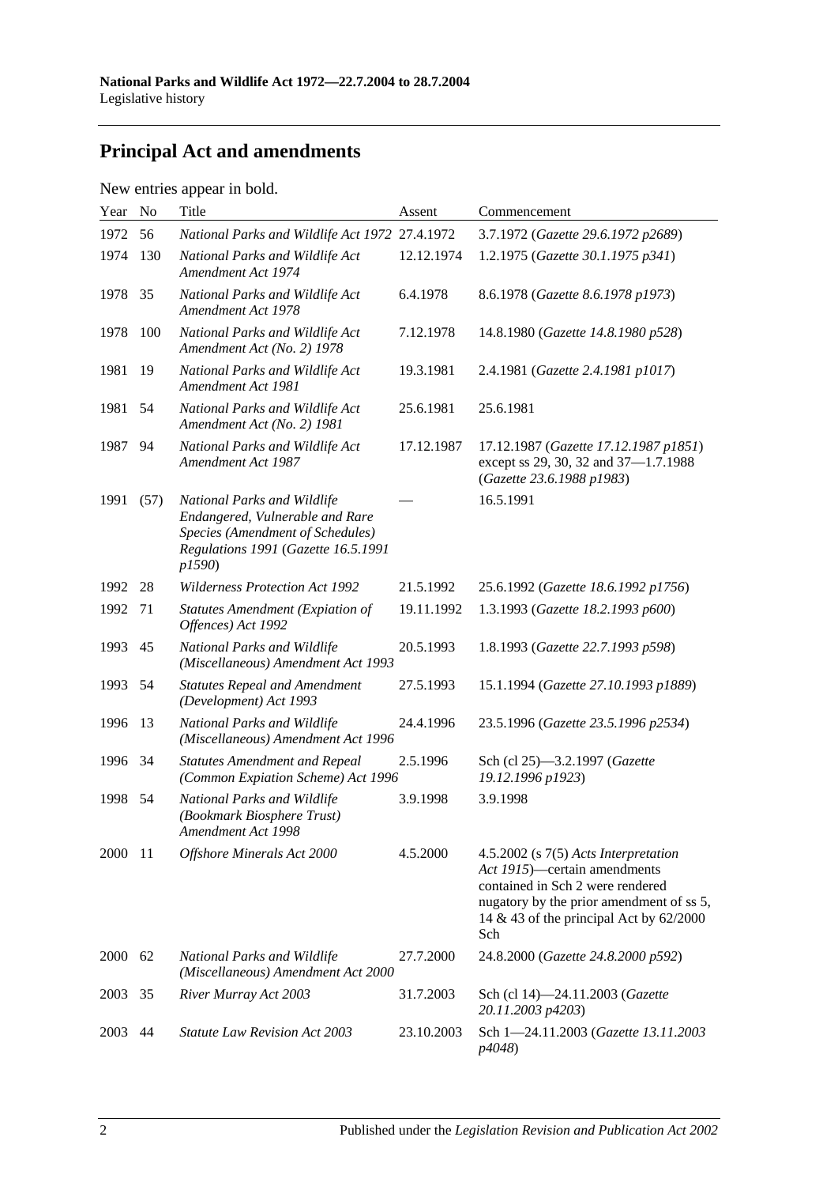## Principal Act and amendments

New entries appear in bold.

| Year | No | Title | Assent | Commencement |
|---|---|---|---|---|
| 1972 | 56 | *National Parks and Wildlife Act 1972* | 27.4.1972 | 3.7.1972 (*Gazette 29.6.1972 p2689*) |
| 1974 | 130 | *National Parks and Wildlife Act Amendment Act 1974* | 12.12.1974 | 1.2.1975 (*Gazette 30.1.1975 p341*) |
| 1978 | 35 | *National Parks and Wildlife Act Amendment Act 1978* | 6.4.1978 | 8.6.1978 (*Gazette 8.6.1978 p1973*) |
| 1978 | 100 | *National Parks and Wildlife Act Amendment Act (No. 2) 1978* | 7.12.1978 | 14.8.1980 (*Gazette 14.8.1980 p528*) |
| 1981 | 19 | *National Parks and Wildlife Act Amendment Act 1981* | 19.3.1981 | 2.4.1981 (*Gazette 2.4.1981 p1017*) |
| 1981 | 54 | *National Parks and Wildlife Act Amendment Act (No. 2) 1981* | 25.6.1981 | 25.6.1981 |
| 1987 | 94 | *National Parks and Wildlife Act Amendment Act 1987* | 17.12.1987 | 17.12.1987 (*Gazette 17.12.1987 p1851*) except ss 29, 30, 32 and 37—1.7.1988 (*Gazette 23.6.1988 p1983*) |
| 1991 | (57) | *National Parks and Wildlife Endangered, Vulnerable and Rare Species (Amendment of Schedules) Regulations 1991* (*Gazette 16.5.1991 p1590*) | — | 16.5.1991 |
| 1992 | 28 | *Wilderness Protection Act 1992* | 21.5.1992 | 25.6.1992 (*Gazette 18.6.1992 p1756*) |
| 1992 | 71 | *Statutes Amendment (Expiation of Offences) Act 1992* | 19.11.1992 | 1.3.1993 (*Gazette 18.2.1993 p600*) |
| 1993 | 45 | *National Parks and Wildlife (Miscellaneous) Amendment Act 1993* | 20.5.1993 | 1.8.1993 (*Gazette 22.7.1993 p598*) |
| 1993 | 54 | *Statutes Repeal and Amendment (Development) Act 1993* | 27.5.1993 | 15.1.1994 (*Gazette 27.10.1993 p1889*) |
| 1996 | 13 | *National Parks and Wildlife (Miscellaneous) Amendment Act 1996* | 24.4.1996 | 23.5.1996 (*Gazette 23.5.1996 p2534*) |
| 1996 | 34 | *Statutes Amendment and Repeal (Common Expiation Scheme) Act 1996* | 2.5.1996 | Sch (cl 25)—3.2.1997 (*Gazette 19.12.1996 p1923*) |
| 1998 | 54 | *National Parks and Wildlife (Bookmark Biosphere Trust) Amendment Act 1998* | 3.9.1998 | 3.9.1998 |
| 2000 | 11 | *Offshore Minerals Act 2000* | 4.5.2000 | 4.5.2002 (s 7(5) *Acts Interpretation Act 1915*)—certain amendments contained in Sch 2 were rendered nugatory by the prior amendment of ss 5, 14 & 43 of the principal Act by 62/2000 Sch |
| 2000 | 62 | *National Parks and Wildlife (Miscellaneous) Amendment Act 2000* | 27.7.2000 | 24.8.2000 (*Gazette 24.8.2000 p592*) |
| 2003 | 35 | *River Murray Act 2003* | 31.7.2003 | Sch (cl 14)—24.11.2003 (*Gazette 20.11.2003 p4203*) |
| 2003 | 44 | *Statute Law Revision Act 2003* | 23.10.2003 | Sch 1—24.11.2003 (*Gazette 13.11.2003 p4048*) |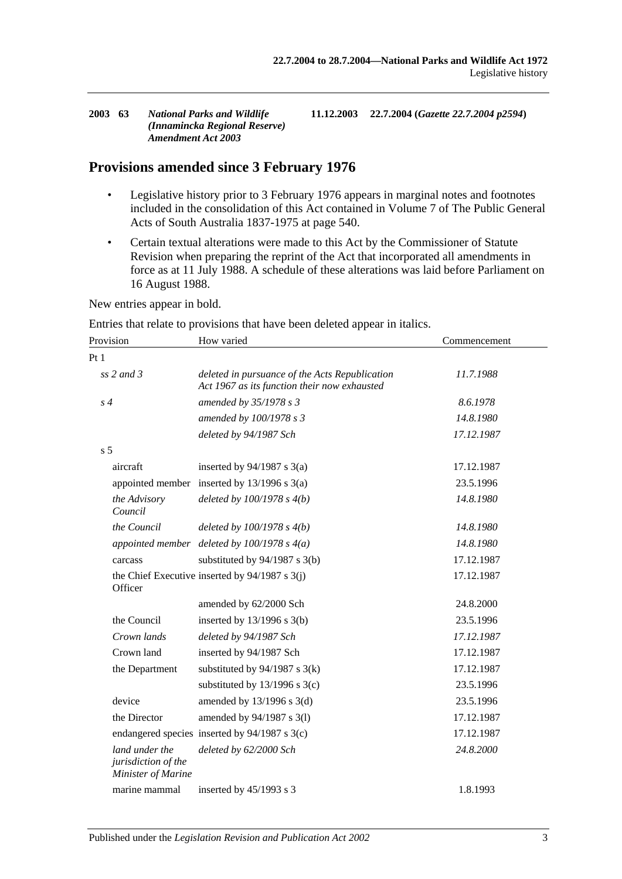| 2003 | 63 | *National Parks and Wildlife (Innamincka Regional Reserve) Amendment Act 2003* | 11.12.2003 | 22.7.2004 (*Gazette 22.7.2004 p2594*) |
|---|---|---|---|---|

## Provisions amended since 3 February 1976

- Legislative history prior to 3 February 1976 appears in marginal notes and footnotes included in the consolidation of this Act contained in Volume 7 of The Public General Acts of South Australia 1837-1975 at page 540.
- Certain textual alterations were made to this Act by the Commissioner of Statute Revision when preparing the reprint of the Act that incorporated all amendments in force as at 11 July 1988. A schedule of these alterations was laid before Parliament on 16 August 1988.

New entries appear in bold.

Entries that relate to provisions that have been deleted appear in italics.

| Provision | How varied | Commencement |
|---|---|---|
| Pt 1 | | |
| *ss 2 and 3* | *deleted in pursuance of the Acts Republication Act 1967 as its function their now exhausted* | *11.7.1988* |
| *s 4* | *amended by 35/1978 s 3* | *8.6.1978* |
| | *amended by 100/1978 s 3* | *14.8.1980* |
| | *deleted by 94/1987 Sch* | *17.12.1987* |
| s 5 | | |
| aircraft | inserted by 94/1987 s 3(a) | 17.12.1987 |
| appointed member | inserted by 13/1996 s 3(a) | 23.5.1996 |
| *the Advisory Council* | *deleted by 100/1978 s 4(b)* | *14.8.1980* |
| *the Council* | *deleted by 100/1978 s 4(b)* | *14.8.1980* |
| *appointed member* | *deleted by 100/1978 s 4(a)* | *14.8.1980* |
| carcass | substituted by 94/1987 s 3(b) | 17.12.1987 |
| the Chief Executive Officer | inserted by 94/1987 s 3(j) | 17.12.1987 |
| | amended by 62/2000 Sch | 24.8.2000 |
| the Council | inserted by 13/1996 s 3(b) | 23.5.1996 |
| *Crown lands* | *deleted by 94/1987 Sch* | *17.12.1987* |
| Crown land | inserted by 94/1987 Sch | 17.12.1987 |
| the Department | substituted by 94/1987 s 3(k) | 17.12.1987 |
| | substituted by 13/1996 s 3(c) | 23.5.1996 |
| device | amended by 13/1996 s 3(d) | 23.5.1996 |
| the Director | amended by 94/1987 s 3(l) | 17.12.1987 |
| endangered species | inserted by 94/1987 s 3(c) | 17.12.1987 |
| *land under the jurisdiction of the Minister of Marine* | *deleted by 62/2000 Sch* | *24.8.2000* |
| marine mammal | inserted by 45/1993 s 3 | 1.8.1993 |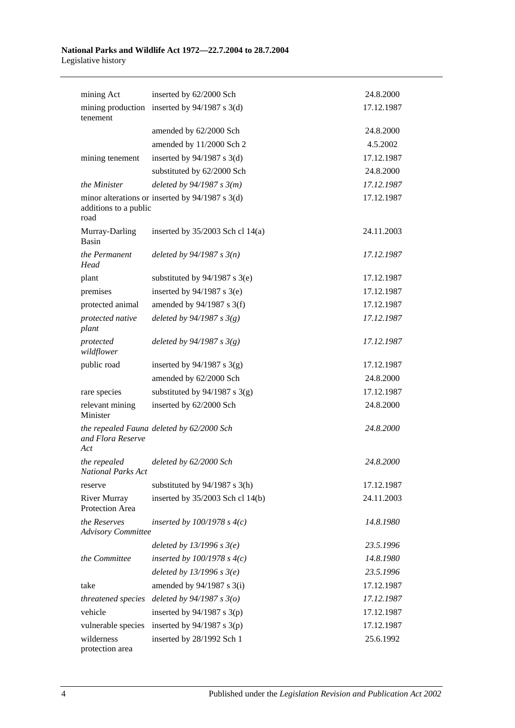| | | |
|---|---|---|
| mining Act | inserted by 62/2000 Sch | 24.8.2000 |
| mining production tenement | inserted by 94/1987 s 3(d) | 17.12.1987 |
| | amended by 62/2000 Sch | 24.8.2000 |
| | amended by 11/2000 Sch 2 | 4.5.2002 |
| mining tenement | inserted by 94/1987 s 3(d) | 17.12.1987 |
| | substituted by 62/2000 Sch | 24.8.2000 |
| *the Minister* | *deleted by 94/1987 s 3(m)* | *17.12.1987* |
| minor alterations or additions to a public road | inserted by 94/1987 s 3(d) | 17.12.1987 |
| Murray-Darling Basin | inserted by 35/2003 Sch cl 14(a) | 24.11.2003 |
| *the Permanent Head* | *deleted by 94/1987 s 3(n)* | *17.12.1987* |
| plant | substituted by 94/1987 s 3(e) | 17.12.1987 |
| premises | inserted by 94/1987 s 3(e) | 17.12.1987 |
| protected animal | amended by 94/1987 s 3(f) | 17.12.1987 |
| *protected native plant* | *deleted by 94/1987 s 3(g)* | *17.12.1987* |
| *protected wildflower* | *deleted by 94/1987 s 3(g)* | *17.12.1987* |
| public road | inserted by 94/1987 s 3(g) | 17.12.1987 |
| | amended by 62/2000 Sch | 24.8.2000 |
| rare species | substituted by 94/1987 s 3(g) | 17.12.1987 |
| relevant mining Minister | inserted by 62/2000 Sch | 24.8.2000 |
| *the repealed Fauna and Flora Reserve Act* | *deleted by 62/2000 Sch* | *24.8.2000* |
| *the repealed National Parks Act* | *deleted by 62/2000 Sch* | *24.8.2000* |
| reserve | substituted by 94/1987 s 3(h) | 17.12.1987 |
| River Murray Protection Area | inserted by 35/2003 Sch cl 14(b) | 24.11.2003 |
| *the Reserves Advisory Committee* | *inserted by 100/1978 s 4(c)* | *14.8.1980* |
| | *deleted by 13/1996 s 3(e)* | *23.5.1996* |
| *the Committee* | *inserted by 100/1978 s 4(c)* | *14.8.1980* |
| | *deleted by 13/1996 s 3(e)* | *23.5.1996* |
| take | amended by 94/1987 s 3(i) | 17.12.1987 |
| *threatened species* | *deleted by 94/1987 s 3(o)* | *17.12.1987* |
| vehicle | inserted by 94/1987 s 3(p) | 17.12.1987 |
| vulnerable species | inserted by 94/1987 s 3(p) | 17.12.1987 |
| wilderness protection area | inserted by 28/1992 Sch 1 | 25.6.1992 |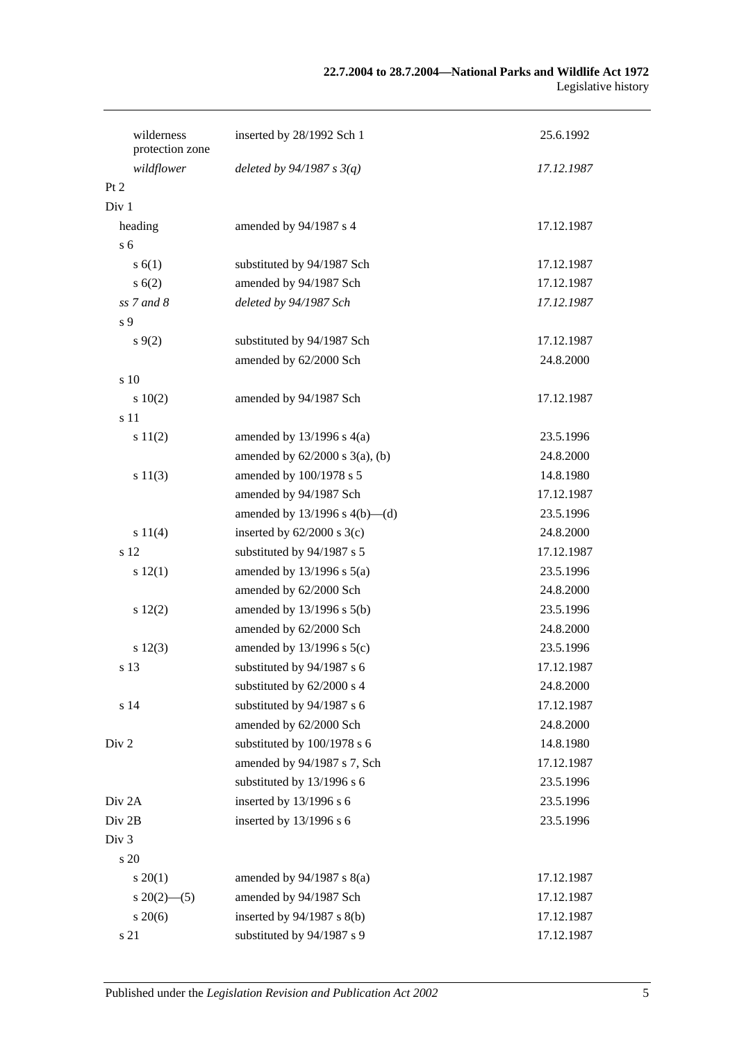| | | |
|---|---|---|
| wilderness protection zone | inserted by 28/1992 Sch 1 | 25.6.1992 |
| *wildflower* | *deleted by 94/1987 s 3(q)* | *17.12.1987* |
| Pt 2 | | |
| Div 1 | | |
| heading | amended by 94/1987 s 4 | 17.12.1987 |
| s 6 | | |
| s 6(1) | substituted by 94/1987 Sch | 17.12.1987 |
| s 6(2) | amended by 94/1987 Sch | 17.12.1987 |
| *ss 7 and 8* | *deleted by 94/1987 Sch* | *17.12.1987* |
| s 9 | | |
| s 9(2) | substituted by 94/1987 Sch | 17.12.1987 |
| | amended by 62/2000 Sch | 24.8.2000 |
| s 10 | | |
| s 10(2) | amended by 94/1987 Sch | 17.12.1987 |
| s 11 | | |
| s 11(2) | amended by 13/1996 s 4(a) | 23.5.1996 |
| | amended by 62/2000 s 3(a), (b) | 24.8.2000 |
| s 11(3) | amended by 100/1978 s 5 | 14.8.1980 |
| | amended by 94/1987 Sch | 17.12.1987 |
| | amended by 13/1996 s 4(b)—(d) | 23.5.1996 |
| s 11(4) | inserted by 62/2000 s 3(c) | 24.8.2000 |
| s 12 | substituted by 94/1987 s 5 | 17.12.1987 |
| s 12(1) | amended by 13/1996 s 5(a) | 23.5.1996 |
| | amended by 62/2000 Sch | 24.8.2000 |
| s 12(2) | amended by 13/1996 s 5(b) | 23.5.1996 |
| | amended by 62/2000 Sch | 24.8.2000 |
| s 12(3) | amended by 13/1996 s 5(c) | 23.5.1996 |
| s 13 | substituted by 94/1987 s 6 | 17.12.1987 |
| | substituted by 62/2000 s 4 | 24.8.2000 |
| s 14 | substituted by 94/1987 s 6 | 17.12.1987 |
| | amended by 62/2000 Sch | 24.8.2000 |
| Div 2 | substituted by 100/1978 s 6 | 14.8.1980 |
| | amended by 94/1987 s 7, Sch | 17.12.1987 |
| | substituted by 13/1996 s 6 | 23.5.1996 |
| Div 2A | inserted by 13/1996 s 6 | 23.5.1996 |
| Div 2B | inserted by 13/1996 s 6 | 23.5.1996 |
| Div 3 | | |
| s 20 | | |
| s 20(1) | amended by 94/1987 s 8(a) | 17.12.1987 |
| s 20(2)—(5) | amended by 94/1987 Sch | 17.12.1987 |
| s 20(6) | inserted by 94/1987 s 8(b) | 17.12.1987 |
| s 21 | substituted by 94/1987 s 9 | 17.12.1987 |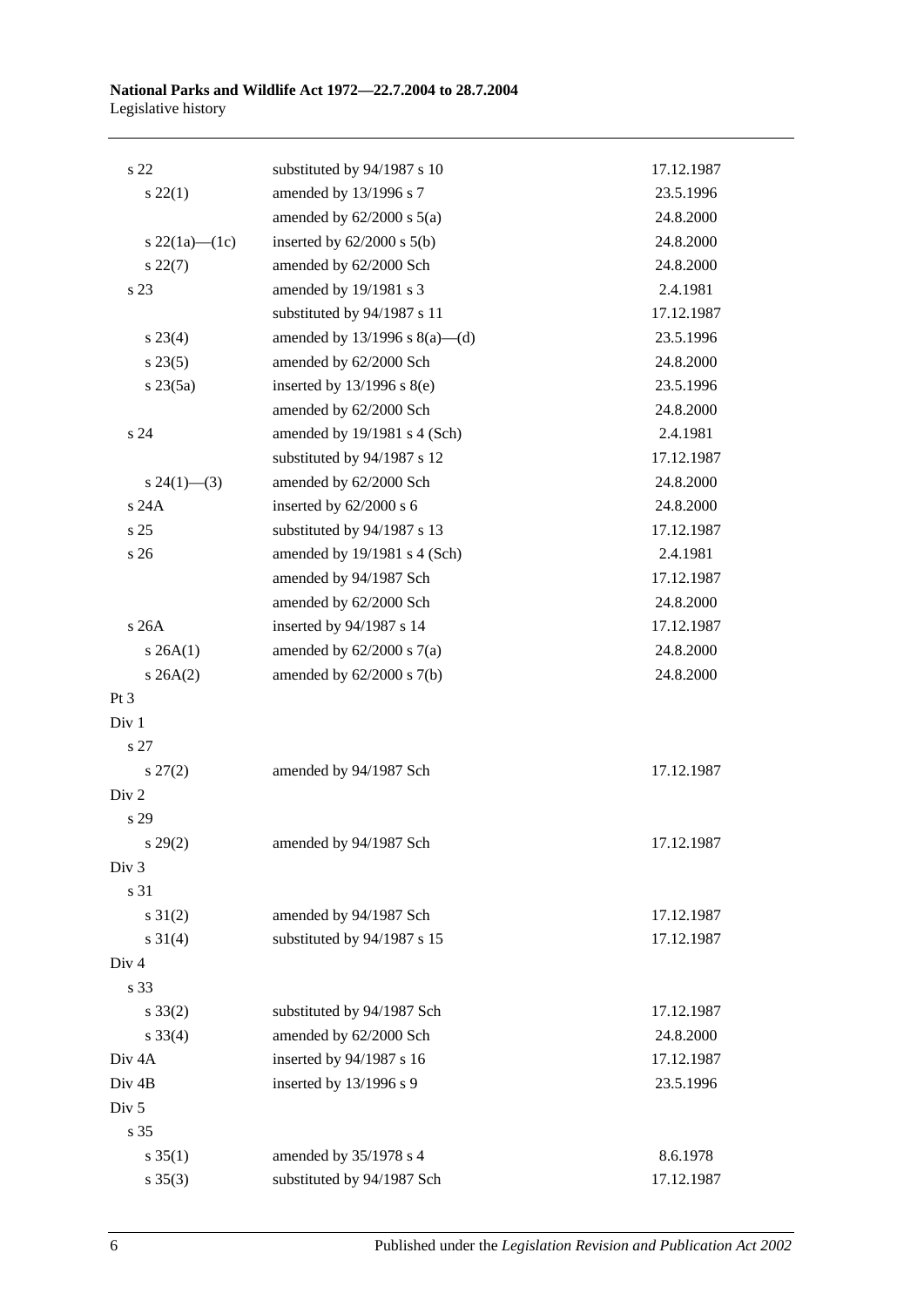| | | |
|---|---|---|
| s 22 | substituted by 94/1987 s 10 | 17.12.1987 |
| s 22(1) | amended by 13/1996 s 7 | 23.5.1996 |
| | amended by 62/2000 s 5(a) | 24.8.2000 |
| s 22(1a)—(1c) | inserted by 62/2000 s 5(b) | 24.8.2000 |
| s 22(7) | amended by 62/2000 Sch | 24.8.2000 |
| s 23 | amended by 19/1981 s 3 | 2.4.1981 |
| | substituted by 94/1987 s 11 | 17.12.1987 |
| s 23(4) | amended by 13/1996 s 8(a)—(d) | 23.5.1996 |
| s 23(5) | amended by 62/2000 Sch | 24.8.2000 |
| s 23(5a) | inserted by 13/1996 s 8(e) | 23.5.1996 |
| | amended by 62/2000 Sch | 24.8.2000 |
| s 24 | amended by 19/1981 s 4 (Sch) | 2.4.1981 |
| | substituted by 94/1987 s 12 | 17.12.1987 |
| s 24(1)—(3) | amended by 62/2000 Sch | 24.8.2000 |
| s 24A | inserted by 62/2000 s 6 | 24.8.2000 |
| s 25 | substituted by 94/1987 s 13 | 17.12.1987 |
| s 26 | amended by 19/1981 s 4 (Sch) | 2.4.1981 |
| | amended by 94/1987 Sch | 17.12.1987 |
| | amended by 62/2000 Sch | 24.8.2000 |
| s 26A | inserted by 94/1987 s 14 | 17.12.1987 |
| s 26A(1) | amended by 62/2000 s 7(a) | 24.8.2000 |
| s 26A(2) | amended by 62/2000 s 7(b) | 24.8.2000 |
| Pt 3 | | |
| Div 1 | | |
| s 27 | | |
| s 27(2) | amended by 94/1987 Sch | 17.12.1987 |
| Div 2 | | |
| s 29 | | |
| s 29(2) | amended by 94/1987 Sch | 17.12.1987 |
| Div 3 | | |
| s 31 | | |
| s 31(2) | amended by 94/1987 Sch | 17.12.1987 |
| s 31(4) | substituted by 94/1987 s 15 | 17.12.1987 |
| Div 4 | | |
| s 33 | | |
| s 33(2) | substituted by 94/1987 Sch | 17.12.1987 |
| s 33(4) | amended by 62/2000 Sch | 24.8.2000 |
| Div 4A | inserted by 94/1987 s 16 | 17.12.1987 |
| Div 4B | inserted by 13/1996 s 9 | 23.5.1996 |
| Div 5 | | |
| s 35 | | |
| s 35(1) | amended by 35/1978 s 4 | 8.6.1978 |
| s 35(3) | substituted by 94/1987 Sch | 17.12.1987 |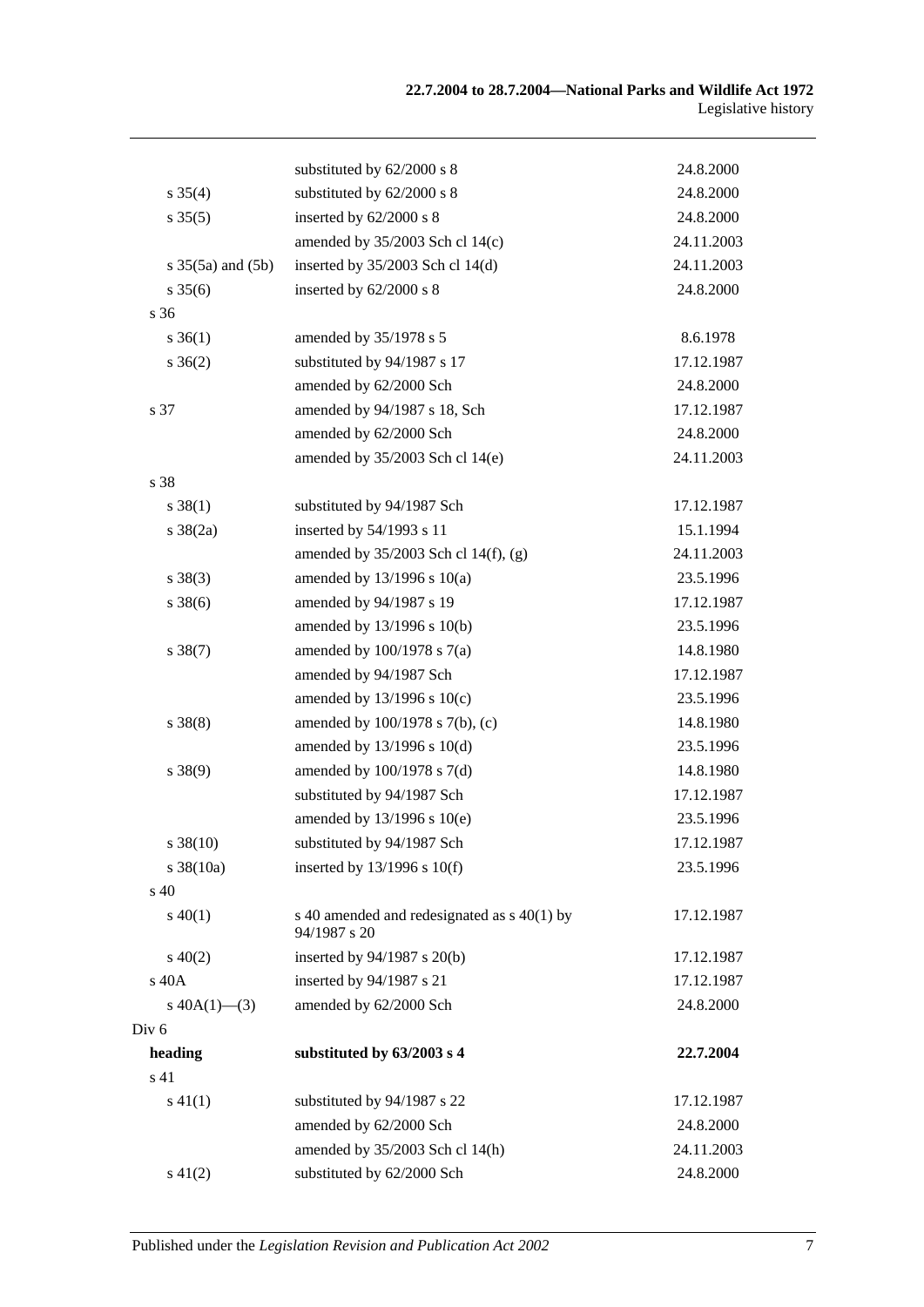| | | |
|---|---|---|
| | substituted by 62/2000 s 8 | 24.8.2000 |
| s 35(4) | substituted by 62/2000 s 8 | 24.8.2000 |
| s 35(5) | inserted by 62/2000 s 8 | 24.8.2000 |
| | amended by 35/2003 Sch cl 14(c) | 24.11.2003 |
| s 35(5a) and (5b) | inserted by 35/2003 Sch cl 14(d) | 24.11.2003 |
| s 35(6) | inserted by 62/2000 s 8 | 24.8.2000 |
| s 36 | | |
| s 36(1) | amended by 35/1978 s 5 | 8.6.1978 |
| s 36(2) | substituted by 94/1987 s 17 | 17.12.1987 |
| | amended by 62/2000 Sch | 24.8.2000 |
| s 37 | amended by 94/1987 s 18, Sch | 17.12.1987 |
| | amended by 62/2000 Sch | 24.8.2000 |
| | amended by 35/2003 Sch cl 14(e) | 24.11.2003 |
| s 38 | | |
| s 38(1) | substituted by 94/1987 Sch | 17.12.1987 |
| s 38(2a) | inserted by 54/1993 s 11 | 15.1.1994 |
| | amended by 35/2003 Sch cl 14(f), (g) | 24.11.2003 |
| s 38(3) | amended by 13/1996 s 10(a) | 23.5.1996 |
| s 38(6) | amended by 94/1987 s 19 | 17.12.1987 |
| | amended by 13/1996 s 10(b) | 23.5.1996 |
| s 38(7) | amended by 100/1978 s 7(a) | 14.8.1980 |
| | amended by 94/1987 Sch | 17.12.1987 |
| | amended by 13/1996 s 10(c) | 23.5.1996 |
| s 38(8) | amended by 100/1978 s 7(b), (c) | 14.8.1980 |
| | amended by 13/1996 s 10(d) | 23.5.1996 |
| s 38(9) | amended by 100/1978 s 7(d) | 14.8.1980 |
| | substituted by 94/1987 Sch | 17.12.1987 |
| | amended by 13/1996 s 10(e) | 23.5.1996 |
| s 38(10) | substituted by 94/1987 Sch | 17.12.1987 |
| s 38(10a) | inserted by 13/1996 s 10(f) | 23.5.1996 |
| s 40 | | |
| s 40(1) | s 40 amended and redesignated as s 40(1) by 94/1987 s 20 | 17.12.1987 |
| s 40(2) | inserted by 94/1987 s 20(b) | 17.12.1987 |
| s 40A | inserted by 94/1987 s 21 | 17.12.1987 |
| s 40A(1)—(3) | amended by 62/2000 Sch | 24.8.2000 |
| Div 6 | | |
| **heading** | **substituted by 63/2003 s 4** | **22.7.2004** |
| s 41 | | |
| s 41(1) | substituted by 94/1987 s 22 | 17.12.1987 |
| | amended by 62/2000 Sch | 24.8.2000 |
| | amended by 35/2003 Sch cl 14(h) | 24.11.2003 |
| s 41(2) | substituted by 62/2000 Sch | 24.8.2000 |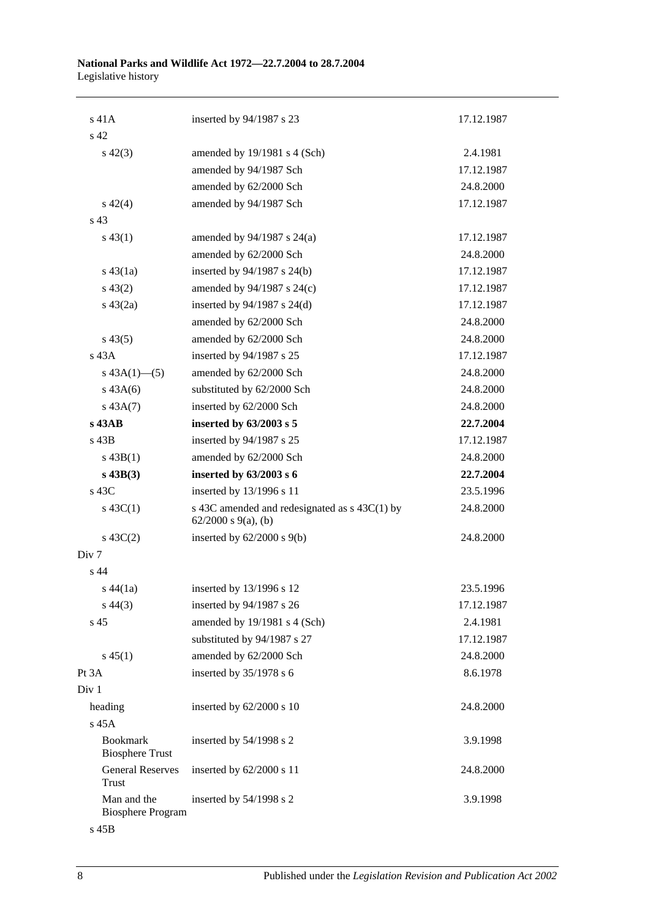| | | |
|---|---|---|
| s 41A | inserted by 94/1987 s 23 | 17.12.1987 |
| s 42 | | |
| s 42(3) | amended by 19/1981 s 4 (Sch) | 2.4.1981 |
| | amended by 94/1987 Sch | 17.12.1987 |
| | amended by 62/2000 Sch | 24.8.2000 |
| s 42(4) | amended by 94/1987 Sch | 17.12.1987 |
| s 43 | | |
| s 43(1) | amended by 94/1987 s 24(a) | 17.12.1987 |
| | amended by 62/2000 Sch | 24.8.2000 |
| s 43(1a) | inserted by 94/1987 s 24(b) | 17.12.1987 |
| s 43(2) | amended by 94/1987 s 24(c) | 17.12.1987 |
| s 43(2a) | inserted by 94/1987 s 24(d) | 17.12.1987 |
| | amended by 62/2000 Sch | 24.8.2000 |
| s 43(5) | amended by 62/2000 Sch | 24.8.2000 |
| s 43A | inserted by 94/1987 s 25 | 17.12.1987 |
| s 43A(1)—(5) | amended by 62/2000 Sch | 24.8.2000 |
| s 43A(6) | substituted by 62/2000 Sch | 24.8.2000 |
| s 43A(7) | inserted by 62/2000 Sch | 24.8.2000 |
| **s 43AB** | **inserted by 63/2003 s 5** | **22.7.2004** |
| s 43B | inserted by 94/1987 s 25 | 17.12.1987 |
| s 43B(1) | amended by 62/2000 Sch | 24.8.2000 |
| **s 43B(3)** | **inserted by 63/2003 s 6** | **22.7.2004** |
| s 43C | inserted by 13/1996 s 11 | 23.5.1996 |
| s 43C(1) | s 43C amended and redesignated as s 43C(1) by 62/2000 s 9(a), (b) | 24.8.2000 |
| s 43C(2) | inserted by 62/2000 s 9(b) | 24.8.2000 |
| Div 7 | | |
| s 44 | | |
| s 44(1a) | inserted by 13/1996 s 12 | 23.5.1996 |
| s 44(3) | inserted by 94/1987 s 26 | 17.12.1987 |
| s 45 | amended by 19/1981 s 4 (Sch) | 2.4.1981 |
| | substituted by 94/1987 s 27 | 17.12.1987 |
| s 45(1) | amended by 62/2000 Sch | 24.8.2000 |
| Pt 3A | inserted by 35/1978 s 6 | 8.6.1978 |
| Div 1 | | |
| heading | inserted by 62/2000 s 10 | 24.8.2000 |
| s 45A | | |
| Bookmark Biosphere Trust | inserted by 54/1998 s 2 | 3.9.1998 |
| General Reserves Trust | inserted by 62/2000 s 11 | 24.8.2000 |
| Man and the Biosphere Program | inserted by 54/1998 s 2 | 3.9.1998 |
| s 45B | | |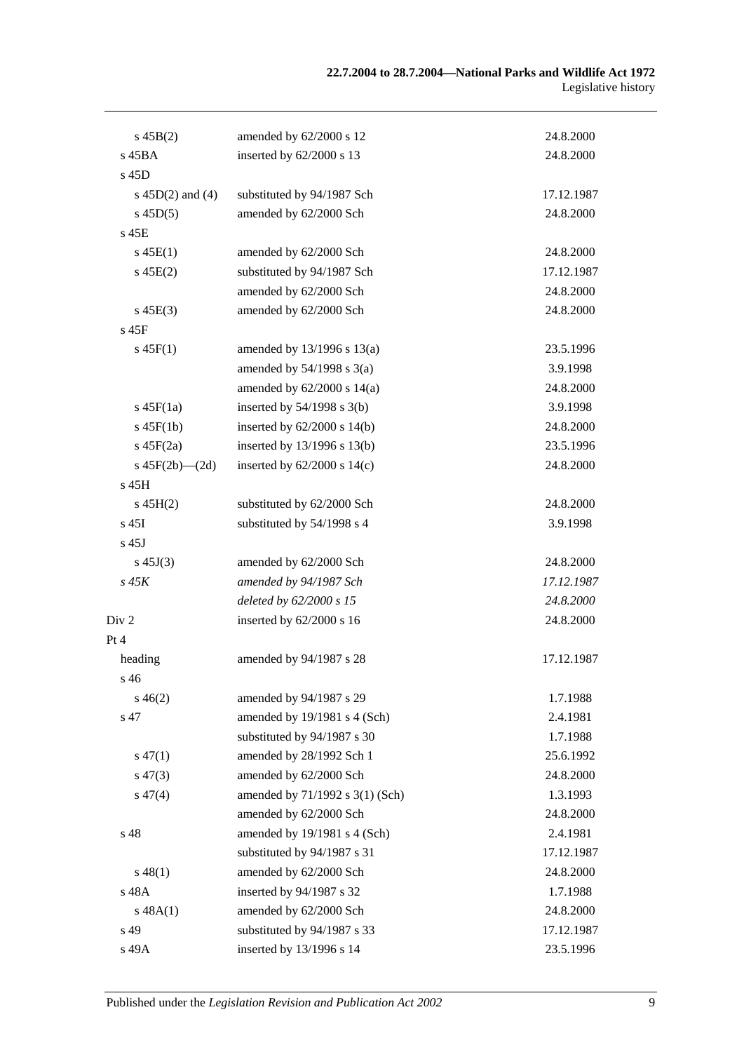| | | |
|---|---|---|
| s 45B(2) | amended by 62/2000 s 12 | 24.8.2000 |
| s 45BA | inserted by 62/2000 s 13 | 24.8.2000 |
| s 45D | | |
| s 45D(2) and (4) | substituted by 94/1987 Sch | 17.12.1987 |
| s 45D(5) | amended by 62/2000 Sch | 24.8.2000 |
| s 45E | | |
| s 45E(1) | amended by 62/2000 Sch | 24.8.2000 |
| s 45E(2) | substituted by 94/1987 Sch | 17.12.1987 |
| | amended by 62/2000 Sch | 24.8.2000 |
| s 45E(3) | amended by 62/2000 Sch | 24.8.2000 |
| s 45F | | |
| s 45F(1) | amended by 13/1996 s 13(a) | 23.5.1996 |
| | amended by 54/1998 s 3(a) | 3.9.1998 |
| | amended by 62/2000 s 14(a) | 24.8.2000 |
| s 45F(1a) | inserted by 54/1998 s 3(b) | 3.9.1998 |
| s 45F(1b) | inserted by 62/2000 s 14(b) | 24.8.2000 |
| s 45F(2a) | inserted by 13/1996 s 13(b) | 23.5.1996 |
| s 45F(2b)—(2d) | inserted by 62/2000 s 14(c) | 24.8.2000 |
| s 45H | | |
| s 45H(2) | substituted by 62/2000 Sch | 24.8.2000 |
| s 45I | substituted by 54/1998 s 4 | 3.9.1998 |
| s 45J | | |
| s 45J(3) | amended by 62/2000 Sch | 24.8.2000 |
| *s 45K* | *amended by 94/1987 Sch* | *17.12.1987* |
| | *deleted by 62/2000 s 15* | *24.8.2000* |
| Div 2 | inserted by 62/2000 s 16 | 24.8.2000 |
| Pt 4 | | |
| heading | amended by 94/1987 s 28 | 17.12.1987 |
| s 46 | | |
| s 46(2) | amended by 94/1987 s 29 | 1.7.1988 |
| s 47 | amended by 19/1981 s 4 (Sch) | 2.4.1981 |
| | substituted by 94/1987 s 30 | 1.7.1988 |
| s 47(1) | amended by 28/1992 Sch 1 | 25.6.1992 |
| s 47(3) | amended by 62/2000 Sch | 24.8.2000 |
| s 47(4) | amended by 71/1992 s 3(1) (Sch) | 1.3.1993 |
| | amended by 62/2000 Sch | 24.8.2000 |
| s 48 | amended by 19/1981 s 4 (Sch) | 2.4.1981 |
| | substituted by 94/1987 s 31 | 17.12.1987 |
| s 48(1) | amended by 62/2000 Sch | 24.8.2000 |
| s 48A | inserted by 94/1987 s 32 | 1.7.1988 |
| s 48A(1) | amended by 62/2000 Sch | 24.8.2000 |
| s 49 | substituted by 94/1987 s 33 | 17.12.1987 |
| s 49A | inserted by 13/1996 s 14 | 23.5.1996 |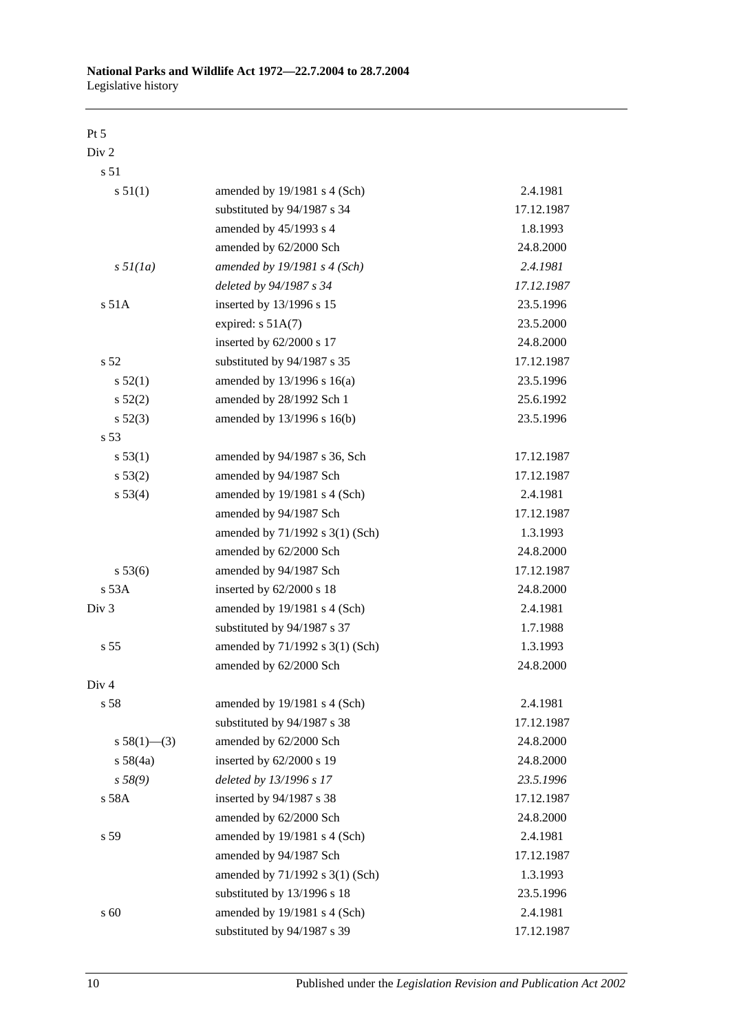Pt 5

| | | |
|---|---|---|
| Div 2 | | |
| s 51 | | |
| s 51(1) | amended by 19/1981 s 4 (Sch) | 2.4.1981 |
| | substituted by 94/1987 s 34 | 17.12.1987 |
| | amended by 45/1993 s 4 | 1.8.1993 |
| | amended by 62/2000 Sch | 24.8.2000 |
| *s 51(1a)* | *amended by 19/1981 s 4 (Sch)* | *2.4.1981* |
| | *deleted by 94/1987 s 34* | *17.12.1987* |
| s 51A | inserted by 13/1996 s 15 | 23.5.1996 |
| | expired: s 51A(7) | 23.5.2000 |
| | inserted by 62/2000 s 17 | 24.8.2000 |
| s 52 | substituted by 94/1987 s 35 | 17.12.1987 |
| s 52(1) | amended by 13/1996 s 16(a) | 23.5.1996 |
| s 52(2) | amended by 28/1992 Sch 1 | 25.6.1992 |
| s 52(3) | amended by 13/1996 s 16(b) | 23.5.1996 |
| s 53 | | |
| s 53(1) | amended by 94/1987 s 36, Sch | 17.12.1987 |
| s 53(2) | amended by 94/1987 Sch | 17.12.1987 |
| s 53(4) | amended by 19/1981 s 4 (Sch) | 2.4.1981 |
| | amended by 94/1987 Sch | 17.12.1987 |
| | amended by 71/1992 s 3(1) (Sch) | 1.3.1993 |
| | amended by 62/2000 Sch | 24.8.2000 |
| s 53(6) | amended by 94/1987 Sch | 17.12.1987 |
| s 53A | inserted by 62/2000 s 18 | 24.8.2000 |
| Div 3 | amended by 19/1981 s 4 (Sch) | 2.4.1981 |
| | substituted by 94/1987 s 37 | 1.7.1988 |
| s 55 | amended by 71/1992 s 3(1) (Sch) | 1.3.1993 |
| | amended by 62/2000 Sch | 24.8.2000 |
| Div 4 | | |
| s 58 | amended by 19/1981 s 4 (Sch) | 2.4.1981 |
| | substituted by 94/1987 s 38 | 17.12.1987 |
| s 58(1)—(3) | amended by 62/2000 Sch | 24.8.2000 |
| s 58(4a) | inserted by 62/2000 s 19 | 24.8.2000 |
| *s 58(9)* | *deleted by 13/1996 s 17* | *23.5.1996* |
| s 58A | inserted by 94/1987 s 38 | 17.12.1987 |
| | amended by 62/2000 Sch | 24.8.2000 |
| s 59 | amended by 19/1981 s 4 (Sch) | 2.4.1981 |
| | amended by 94/1987 Sch | 17.12.1987 |
| | amended by 71/1992 s 3(1) (Sch) | 1.3.1993 |
| | substituted by 13/1996 s 18 | 23.5.1996 |
| s 60 | amended by 19/1981 s 4 (Sch) | 2.4.1981 |
| | substituted by 94/1987 s 39 | 17.12.1987 |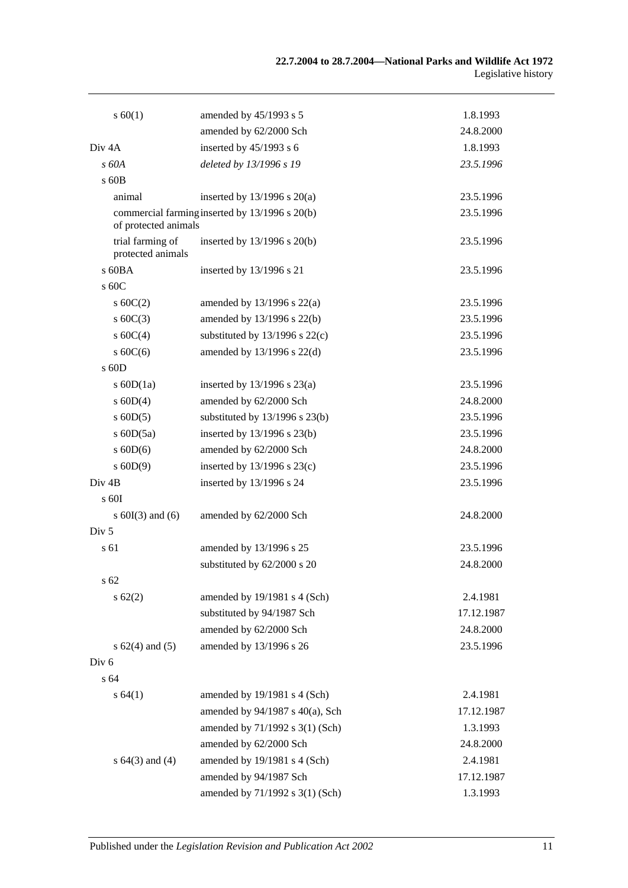| | | |
|---|---|---|
| s 60(1) | amended by 45/1993 s 5 | 1.8.1993 |
| | amended by 62/2000 Sch | 24.8.2000 |
| Div 4A | inserted by 45/1993 s 6 | 1.8.1993 |
| *s 60A* | *deleted by 13/1996 s 19* | *23.5.1996* |
| s 60B | | |
| animal | inserted by 13/1996 s 20(a) | 23.5.1996 |
| commercial farming of protected animals | inserted by 13/1996 s 20(b) | 23.5.1996 |
| trial farming of protected animals | inserted by 13/1996 s 20(b) | 23.5.1996 |
| s 60BA | inserted by 13/1996 s 21 | 23.5.1996 |
| s 60C | | |
| s 60C(2) | amended by 13/1996 s 22(a) | 23.5.1996 |
| s 60C(3) | amended by 13/1996 s 22(b) | 23.5.1996 |
| s 60C(4) | substituted by 13/1996 s 22(c) | 23.5.1996 |
| s 60C(6) | amended by 13/1996 s 22(d) | 23.5.1996 |
| s 60D | | |
| s 60D(1a) | inserted by 13/1996 s 23(a) | 23.5.1996 |
| s 60D(4) | amended by 62/2000 Sch | 24.8.2000 |
| s 60D(5) | substituted by 13/1996 s 23(b) | 23.5.1996 |
| s 60D(5a) | inserted by 13/1996 s 23(b) | 23.5.1996 |
| s 60D(6) | amended by 62/2000 Sch | 24.8.2000 |
| s 60D(9) | inserted by 13/1996 s 23(c) | 23.5.1996 |
| Div 4B | inserted by 13/1996 s 24 | 23.5.1996 |
| s 60I | | |
| s 60I(3) and (6) | amended by 62/2000 Sch | 24.8.2000 |
| Div 5 | | |
| s 61 | amended by 13/1996 s 25 | 23.5.1996 |
| | substituted by 62/2000 s 20 | 24.8.2000 |
| s 62 | | |
| s 62(2) | amended by 19/1981 s 4 (Sch) | 2.4.1981 |
| | substituted by 94/1987 Sch | 17.12.1987 |
| | amended by 62/2000 Sch | 24.8.2000 |
| s 62(4) and (5) | amended by 13/1996 s 26 | 23.5.1996 |
| Div 6 | | |
| s 64 | | |
| s 64(1) | amended by 19/1981 s 4 (Sch) | 2.4.1981 |
| | amended by 94/1987 s 40(a), Sch | 17.12.1987 |
| | amended by 71/1992 s 3(1) (Sch) | 1.3.1993 |
| | amended by 62/2000 Sch | 24.8.2000 |
| s 64(3) and (4) | amended by 19/1981 s 4 (Sch) | 2.4.1981 |
| | amended by 94/1987 Sch | 17.12.1987 |
| | amended by 71/1992 s 3(1) (Sch) | 1.3.1993 |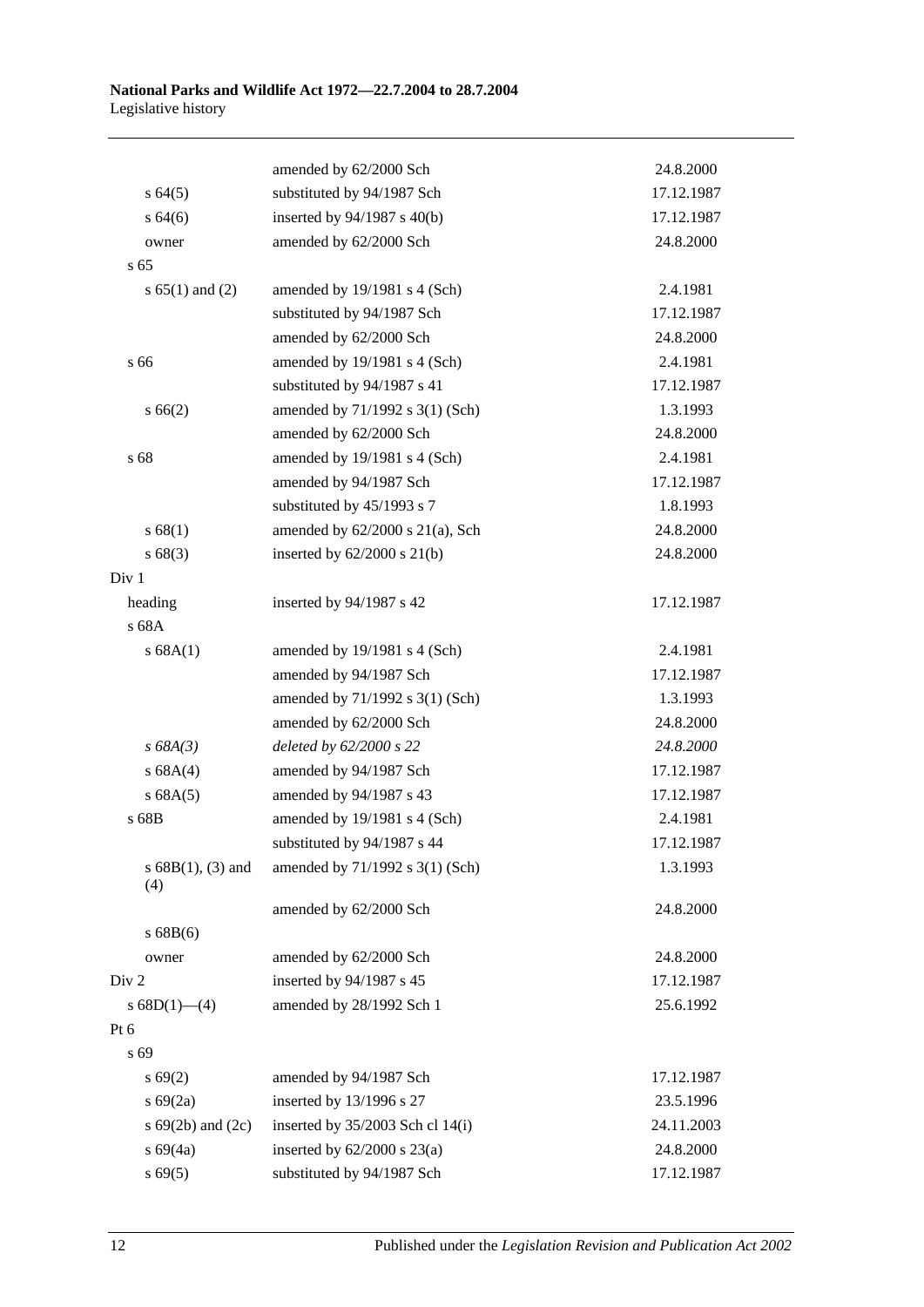| | | |
|---|---|---|
| | amended by 62/2000 Sch | 24.8.2000 |
| s 64(5) | substituted by 94/1987 Sch | 17.12.1987 |
| s 64(6) | inserted by 94/1987 s 40(b) | 17.12.1987 |
| owner | amended by 62/2000 Sch | 24.8.2000 |
| s 65 | | |
| s 65(1) and (2) | amended by 19/1981 s 4 (Sch) | 2.4.1981 |
| | substituted by 94/1987 Sch | 17.12.1987 |
| | amended by 62/2000 Sch | 24.8.2000 |
| s 66 | amended by 19/1981 s 4 (Sch) | 2.4.1981 |
| | substituted by 94/1987 s 41 | 17.12.1987 |
| s 66(2) | amended by 71/1992 s 3(1) (Sch) | 1.3.1993 |
| | amended by 62/2000 Sch | 24.8.2000 |
| s 68 | amended by 19/1981 s 4 (Sch) | 2.4.1981 |
| | amended by 94/1987 Sch | 17.12.1987 |
| | substituted by 45/1993 s 7 | 1.8.1993 |
| s 68(1) | amended by 62/2000 s 21(a), Sch | 24.8.2000 |
| s 68(3) | inserted by 62/2000 s 21(b) | 24.8.2000 |
| Div 1 | | |
| heading | inserted by 94/1987 s 42 | 17.12.1987 |
| s 68A | | |
| s 68A(1) | amended by 19/1981 s 4 (Sch) | 2.4.1981 |
| | amended by 94/1987 Sch | 17.12.1987 |
| | amended by 71/1992 s 3(1) (Sch) | 1.3.1993 |
| | amended by 62/2000 Sch | 24.8.2000 |
| *s 68A(3)* | *deleted by 62/2000 s 22* | *24.8.2000* |
| s 68A(4) | amended by 94/1987 Sch | 17.12.1987 |
| s 68A(5) | amended by 94/1987 s 43 | 17.12.1987 |
| s 68B | amended by 19/1981 s 4 (Sch) | 2.4.1981 |
| | substituted by 94/1987 s 44 | 17.12.1987 |
| s 68B(1), (3) and (4) | amended by 71/1992 s 3(1) (Sch) | 1.3.1993 |
| | amended by 62/2000 Sch | 24.8.2000 |
| s 68B(6) | | |
| owner | amended by 62/2000 Sch | 24.8.2000 |
| Div 2 | inserted by 94/1987 s 45 | 17.12.1987 |
| s 68D(1)—(4) | amended by 28/1992 Sch 1 | 25.6.1992 |
| Pt 6 | | |
| s 69 | | |
| s 69(2) | amended by 94/1987 Sch | 17.12.1987 |
| s 69(2a) | inserted by 13/1996 s 27 | 23.5.1996 |
| s 69(2b) and (2c) | inserted by 35/2003 Sch cl 14(i) | 24.11.2003 |
| s 69(4a) | inserted by 62/2000 s 23(a) | 24.8.2000 |
| s 69(5) | substituted by 94/1987 Sch | 17.12.1987 |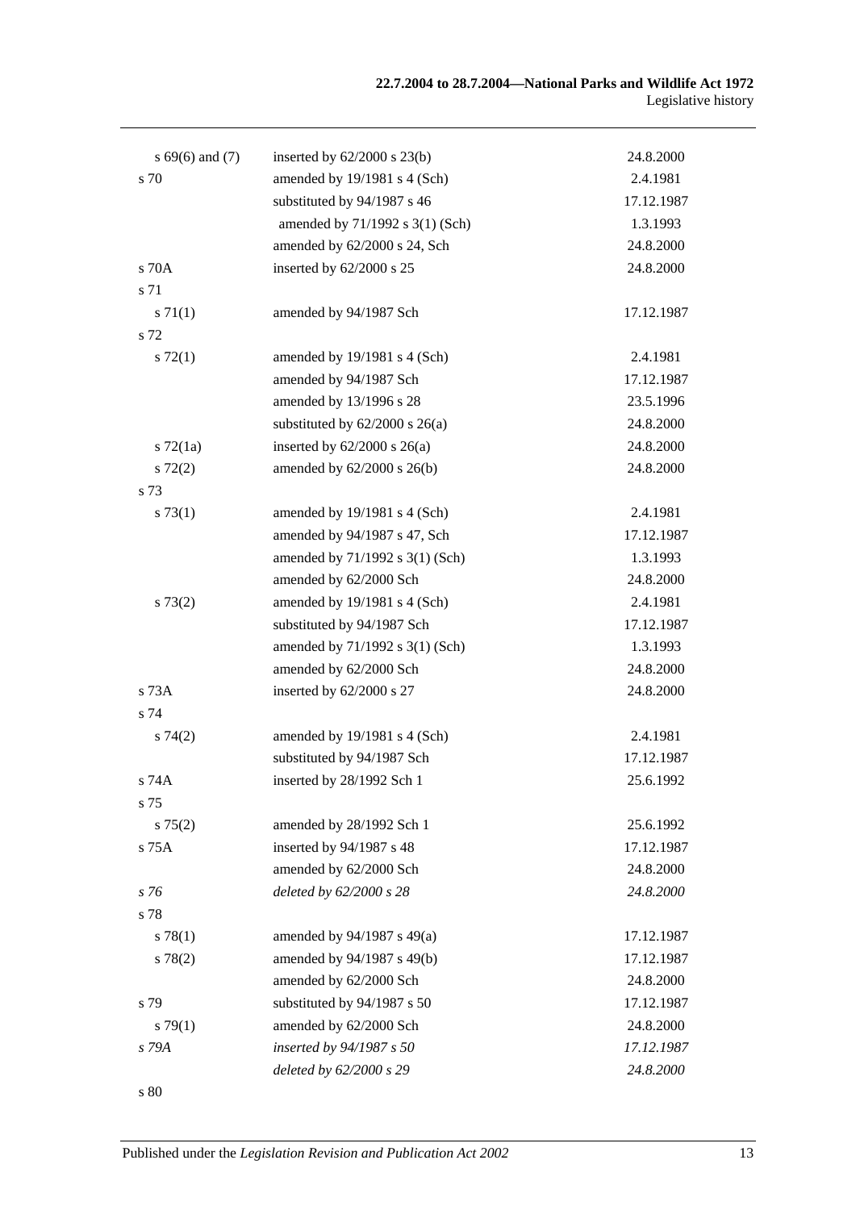| | | |
|---|---|---|
| s 69(6) and (7) | inserted by 62/2000 s 23(b) | 24.8.2000 |
| s 70 | amended by 19/1981 s 4 (Sch) | 2.4.1981 |
| | substituted by 94/1987 s 46 | 17.12.1987 |
| | amended by 71/1992 s 3(1) (Sch) | 1.3.1993 |
| | amended by 62/2000 s 24, Sch | 24.8.2000 |
| s 70A | inserted by 62/2000 s 25 | 24.8.2000 |
| s 71 | | |
| s 71(1) | amended by 94/1987 Sch | 17.12.1987 |
| s 72 | | |
| s 72(1) | amended by 19/1981 s 4 (Sch) | 2.4.1981 |
| | amended by 94/1987 Sch | 17.12.1987 |
| | amended by 13/1996 s 28 | 23.5.1996 |
| | substituted by 62/2000 s 26(a) | 24.8.2000 |
| s 72(1a) | inserted by 62/2000 s 26(a) | 24.8.2000 |
| s 72(2) | amended by 62/2000 s 26(b) | 24.8.2000 |
| s 73 | | |
| s 73(1) | amended by 19/1981 s 4 (Sch) | 2.4.1981 |
| | amended by 94/1987 s 47, Sch | 17.12.1987 |
| | amended by 71/1992 s 3(1) (Sch) | 1.3.1993 |
| | amended by 62/2000 Sch | 24.8.2000 |
| s 73(2) | amended by 19/1981 s 4 (Sch) | 2.4.1981 |
| | substituted by 94/1987 Sch | 17.12.1987 |
| | amended by 71/1992 s 3(1) (Sch) | 1.3.1993 |
| | amended by 62/2000 Sch | 24.8.2000 |
| s 73A | inserted by 62/2000 s 27 | 24.8.2000 |
| s 74 | | |
| s 74(2) | amended by 19/1981 s 4 (Sch) | 2.4.1981 |
| | substituted by 94/1987 Sch | 17.12.1987 |
| s 74A | inserted by 28/1992 Sch 1 | 25.6.1992 |
| s 75 | | |
| s 75(2) | amended by 28/1992 Sch 1 | 25.6.1992 |
| s 75A | inserted by 94/1987 s 48 | 17.12.1987 |
| | amended by 62/2000 Sch | 24.8.2000 |
| *s 76* | *deleted by 62/2000 s 28* | *24.8.2000* |
| s 78 | | |
| s 78(1) | amended by 94/1987 s 49(a) | 17.12.1987 |
| s 78(2) | amended by 94/1987 s 49(b) | 17.12.1987 |
| | amended by 62/2000 Sch | 24.8.2000 |
| s 79 | substituted by 94/1987 s 50 | 17.12.1987 |
| s 79(1) | amended by 62/2000 Sch | 24.8.2000 |
| *s 79A* | *inserted by 94/1987 s 50* | *17.12.1987* |
| | *deleted by 62/2000 s 29* | *24.8.2000* |
| s 80 | | |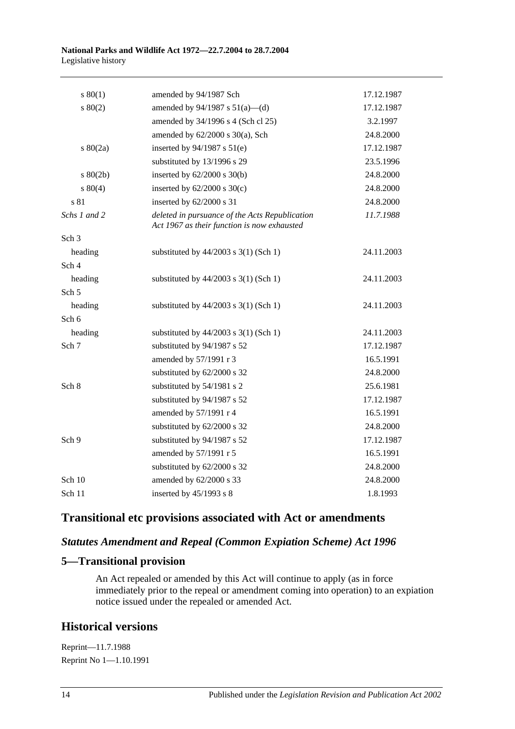| | | |
|---|---|---|
| s 80(1) | amended by 94/1987 Sch | 17.12.1987 |
| s 80(2) | amended by 94/1987 s 51(a)—(d) | 17.12.1987 |
| | amended by 34/1996 s 4 (Sch cl 25) | 3.2.1997 |
| | amended by 62/2000 s 30(a), Sch | 24.8.2000 |
| s 80(2a) | inserted by 94/1987 s 51(e) | 17.12.1987 |
| | substituted by 13/1996 s 29 | 23.5.1996 |
| s 80(2b) | inserted by 62/2000 s 30(b) | 24.8.2000 |
| s 80(4) | inserted by 62/2000 s 30(c) | 24.8.2000 |
| s 81 | inserted by 62/2000 s 31 | 24.8.2000 |
| *Schs 1 and 2* | *deleted in pursuance of the Acts Republication Act 1967 as their function is now exhausted* | *11.7.1988* |
| Sch 3 | | |
| heading | substituted by 44/2003 s 3(1) (Sch 1) | 24.11.2003 |
| Sch 4 | | |
| heading | substituted by 44/2003 s 3(1) (Sch 1) | 24.11.2003 |
| Sch 5 | | |
| heading | substituted by 44/2003 s 3(1) (Sch 1) | 24.11.2003 |
| Sch 6 | | |
| heading | substituted by 44/2003 s 3(1) (Sch 1) | 24.11.2003 |
| Sch 7 | substituted by 94/1987 s 52 | 17.12.1987 |
| | amended by 57/1991 r 3 | 16.5.1991 |
| | substituted by 62/2000 s 32 | 24.8.2000 |
| Sch 8 | substituted by 54/1981 s 2 | 25.6.1981 |
| | substituted by 94/1987 s 52 | 17.12.1987 |
| | amended by 57/1991 r 4 | 16.5.1991 |
| | substituted by 62/2000 s 32 | 24.8.2000 |
| Sch 9 | substituted by 94/1987 s 52 | 17.12.1987 |
| | amended by 57/1991 r 5 | 16.5.1991 |
| | substituted by 62/2000 s 32 | 24.8.2000 |
| Sch 10 | amended by 62/2000 s 33 | 24.8.2000 |
| Sch 11 | inserted by 45/1993 s 8 | 1.8.1993 |

## Transitional etc provisions associated with Act or amendments

### *Statutes Amendment and Repeal (Common Expiation Scheme) Act 1996*

### 5—Transitional provision

An Act repealed or amended by this Act will continue to apply (as in force immediately prior to the repeal or amendment coming into operation) to an expiation notice issued under the repealed or amended Act.

## Historical versions

Reprint—11.7.1988

Reprint No 1—1.10.1991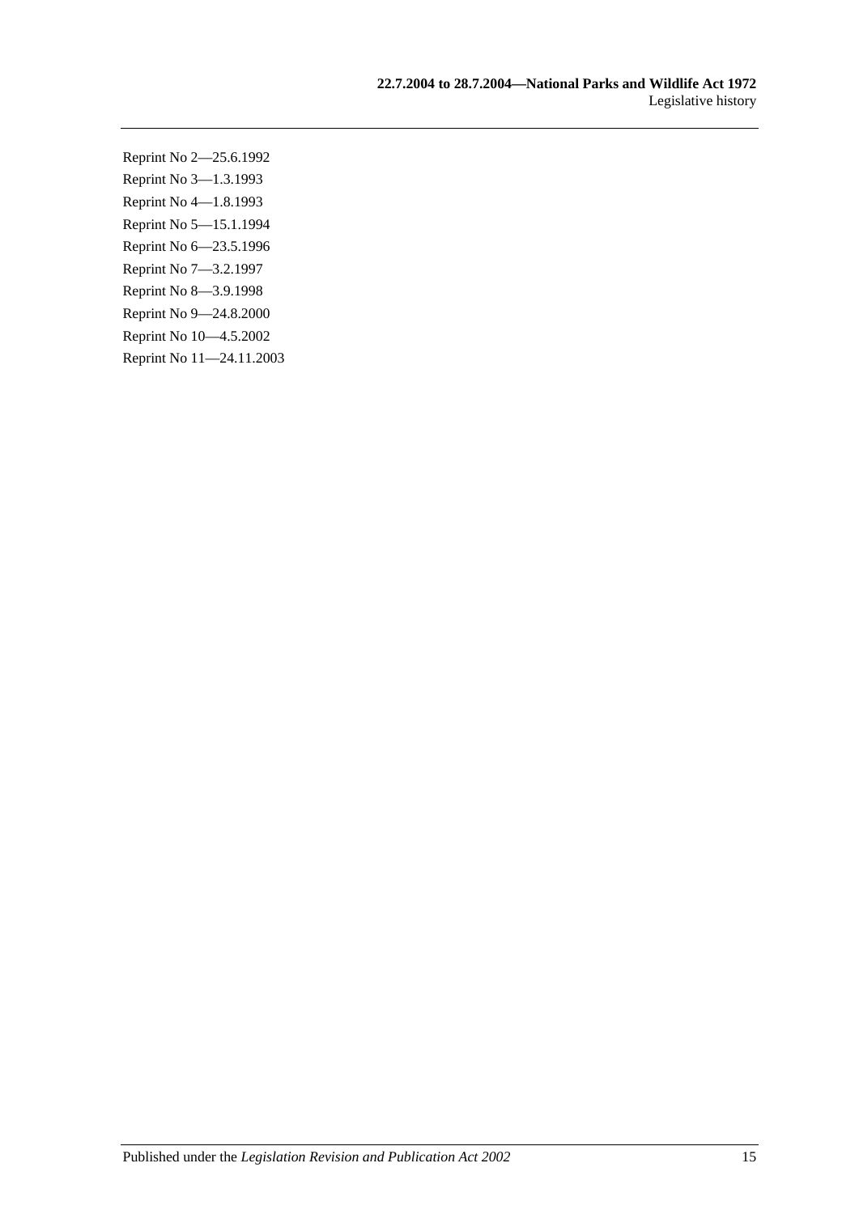Reprint No 2—25.6.1992

Reprint No 3—1.3.1993

Reprint No 4—1.8.1993

Reprint No 5—15.1.1994

Reprint No 6—23.5.1996

Reprint No 7—3.2.1997

Reprint No 8—3.9.1998

Reprint No 9—24.8.2000

Reprint No 10—4.5.2002

Reprint No 11—24.11.2003